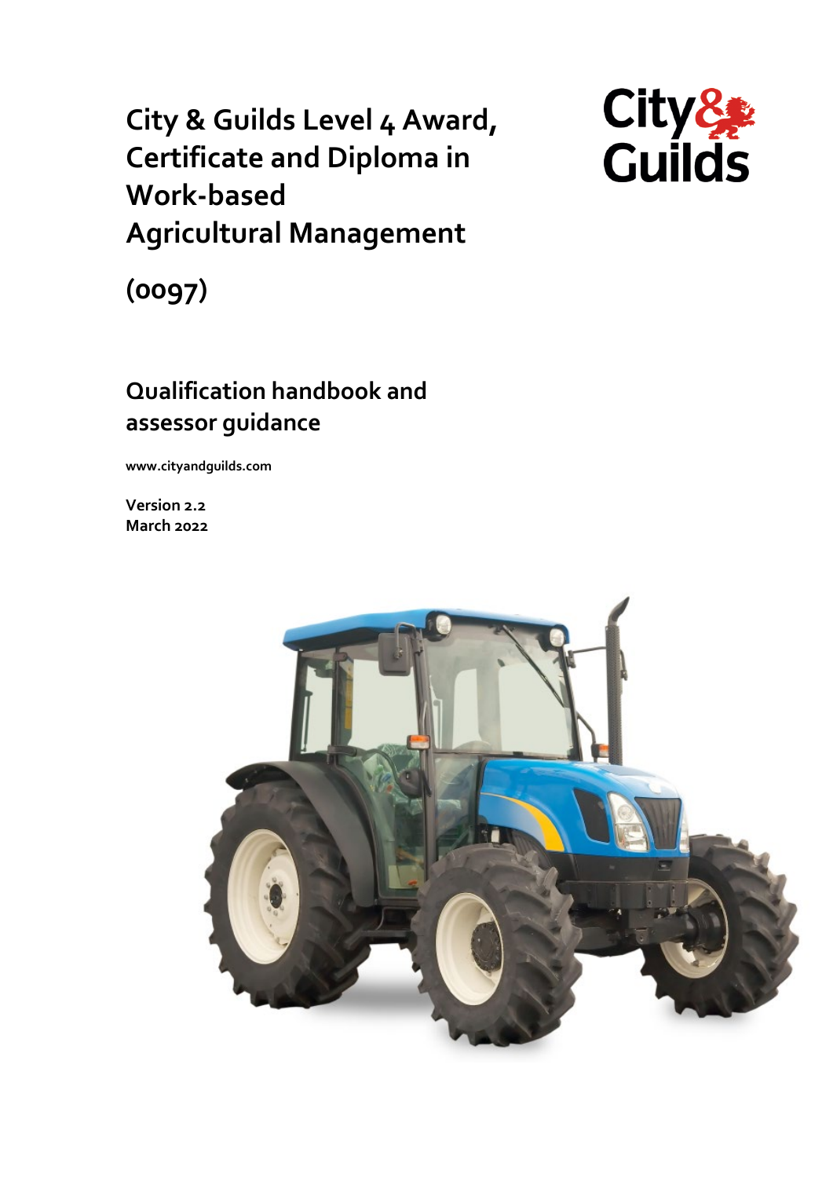# City & Guilds Level 4 Award, Certificate and Diploma in Work-based Agricultural Management

# (0097)

## Qualification handbook and assessor guidance

www.cityandguilds.com

Version 2.2
March 2022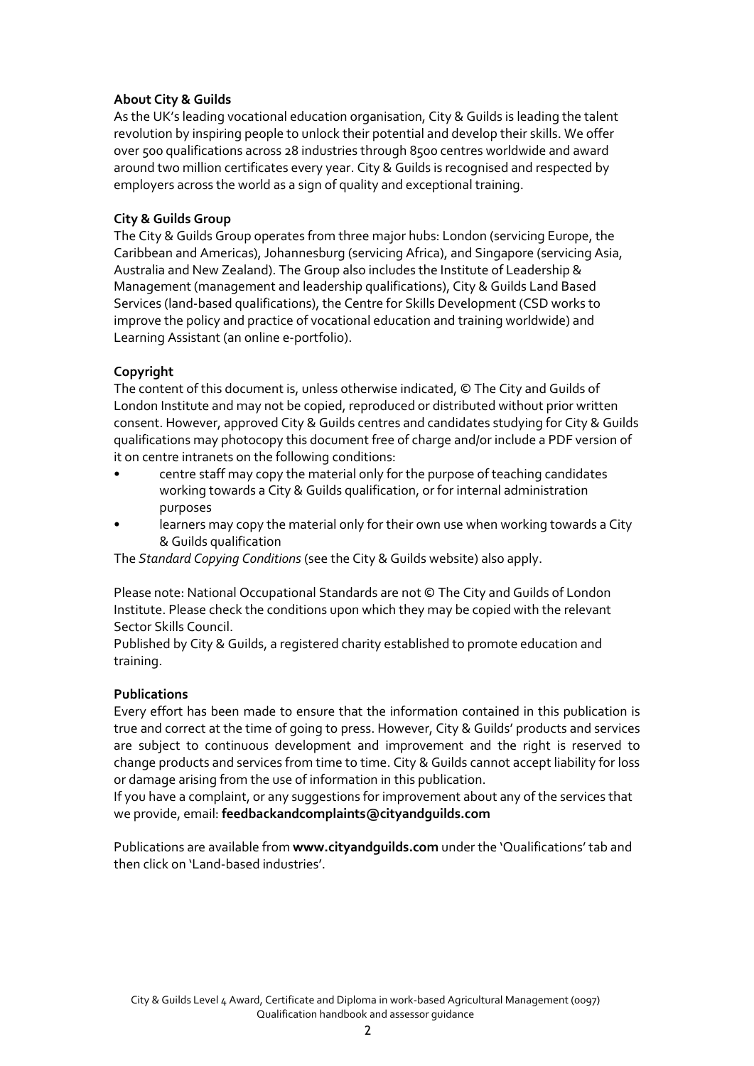**About City & Guilds**

As the UK's leading vocational education organisation, City & Guilds is leading the talent revolution by inspiring people to unlock their potential and develop their skills. We offer over 500 qualifications across 28 industries through 8500 centres worldwide and award around two million certificates every year. City & Guilds is recognised and respected by employers across the world as a sign of quality and exceptional training.

**City & Guilds Group**

The City & Guilds Group operates from three major hubs: London (servicing Europe, the Caribbean and Americas), Johannesburg (servicing Africa), and Singapore (servicing Asia, Australia and New Zealand). The Group also includes the Institute of Leadership & Management (management and leadership qualifications), City & Guilds Land Based Services (land-based qualifications), the Centre for Skills Development (CSD works to improve the policy and practice of vocational education and training worldwide) and Learning Assistant (an online e-portfolio).

**Copyright**

The content of this document is, unless otherwise indicated, © The City and Guilds of London Institute and may not be copied, reproduced or distributed without prior written consent. However, approved City & Guilds centres and candidates studying for City & Guilds qualifications may photocopy this document free of charge and/or include a PDF version of it on centre intranets on the following conditions:

- centre staff may copy the material only for the purpose of teaching candidates working towards a City & Guilds qualification, or for internal administration purposes
- learners may copy the material only for their own use when working towards a City & Guilds qualification

The *Standard Copying Conditions* (see the City & Guilds website) also apply.

Please note: National Occupational Standards are not © The City and Guilds of London Institute. Please check the conditions upon which they may be copied with the relevant Sector Skills Council.

Published by City & Guilds, a registered charity established to promote education and training.

**Publications**

Every effort has been made to ensure that the information contained in this publication is true and correct at the time of going to press. However, City & Guilds' products and services are subject to continuous development and improvement and the right is reserved to change products and services from time to time. City & Guilds cannot accept liability for loss or damage arising from the use of information in this publication.

If you have a complaint, or any suggestions for improvement about any of the services that we provide, email: **feedbackandcomplaints@cityandguilds.com**

Publications are available from **www.cityandguilds.com** under the 'Qualifications' tab and then click on 'Land-based industries'.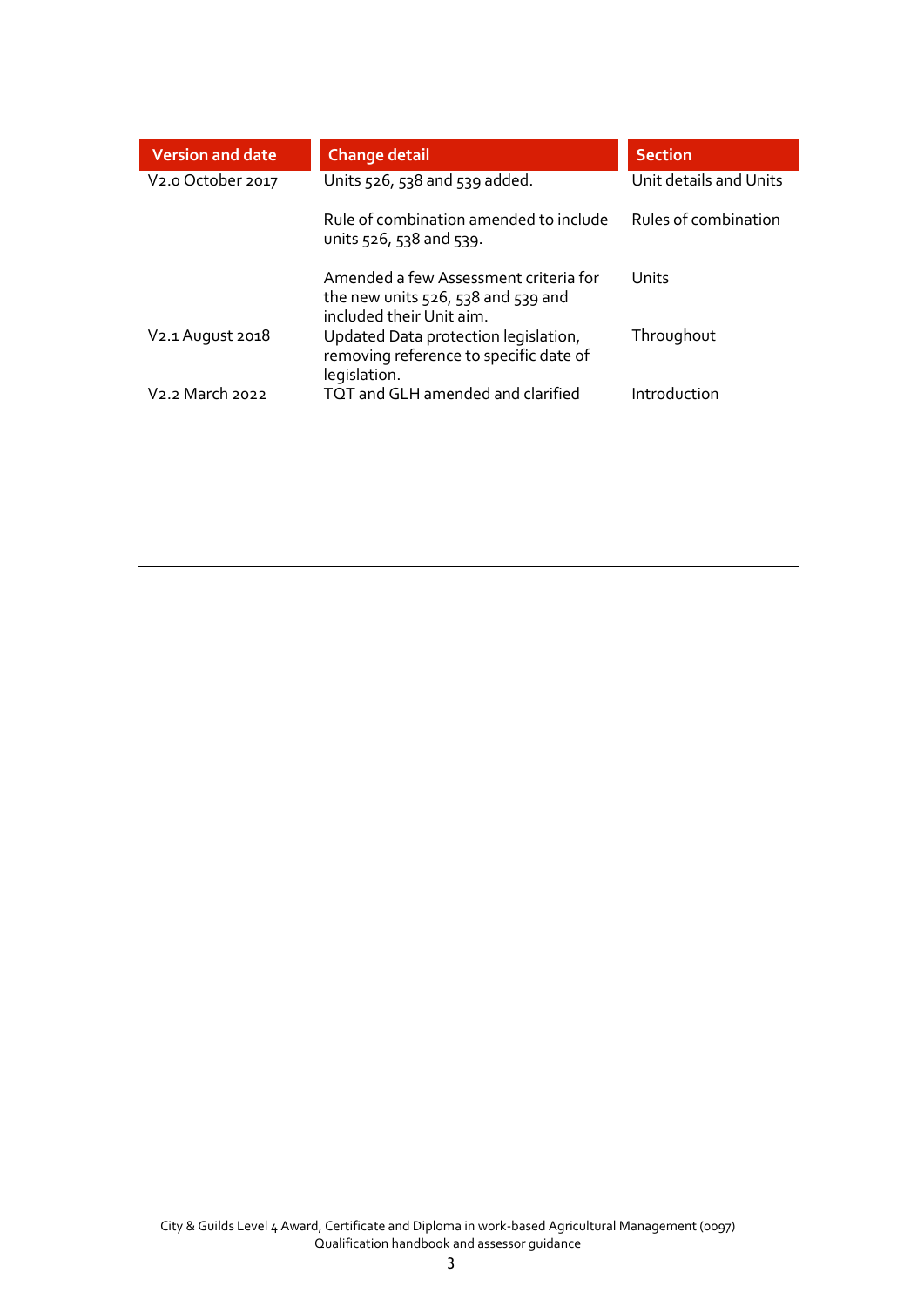| Version and date | Change detail | Section |
| --- | --- | --- |
| V2.0 October 2017 | Units 526, 538 and 539 added. | Unit details and Units |
| | Rule of combination amended to include units 526, 538 and 539. | Rules of combination |
| | Amended a few Assessment criteria for the new units 526, 538 and 539 and included their Unit aim. | Units |
| V2.1 August 2018 | Updated Data protection legislation, removing reference to specific date of legislation. | Throughout |
| V2.2 March 2022 | TQT and GLH amended and clarified | Introduction |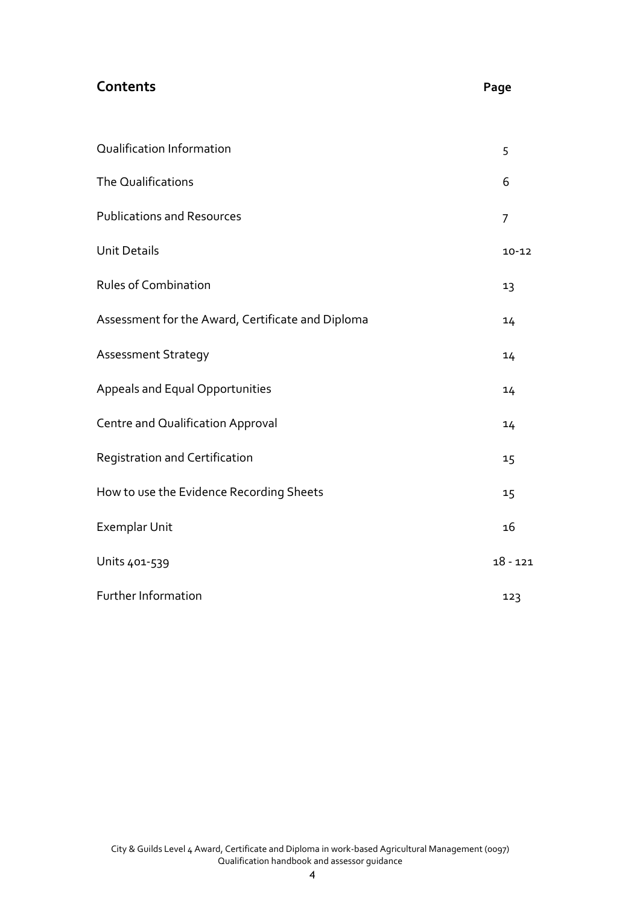## Contents

| | Page |
|---|---|
| Qualification Information | 5 |
| The Qualifications | 6 |
| Publications and Resources | 7 |
| Unit Details | 10-12 |
| Rules of Combination | 13 |
| Assessment for the Award, Certificate and Diploma | 14 |
| Assessment Strategy | 14 |
| Appeals and Equal Opportunities | 14 |
| Centre and Qualification Approval | 14 |
| Registration and Certification | 15 |
| How to use the Evidence Recording Sheets | 15 |
| Exemplar Unit | 16 |
| Units 401-539 | 18 - 121 |
| Further Information | 123 |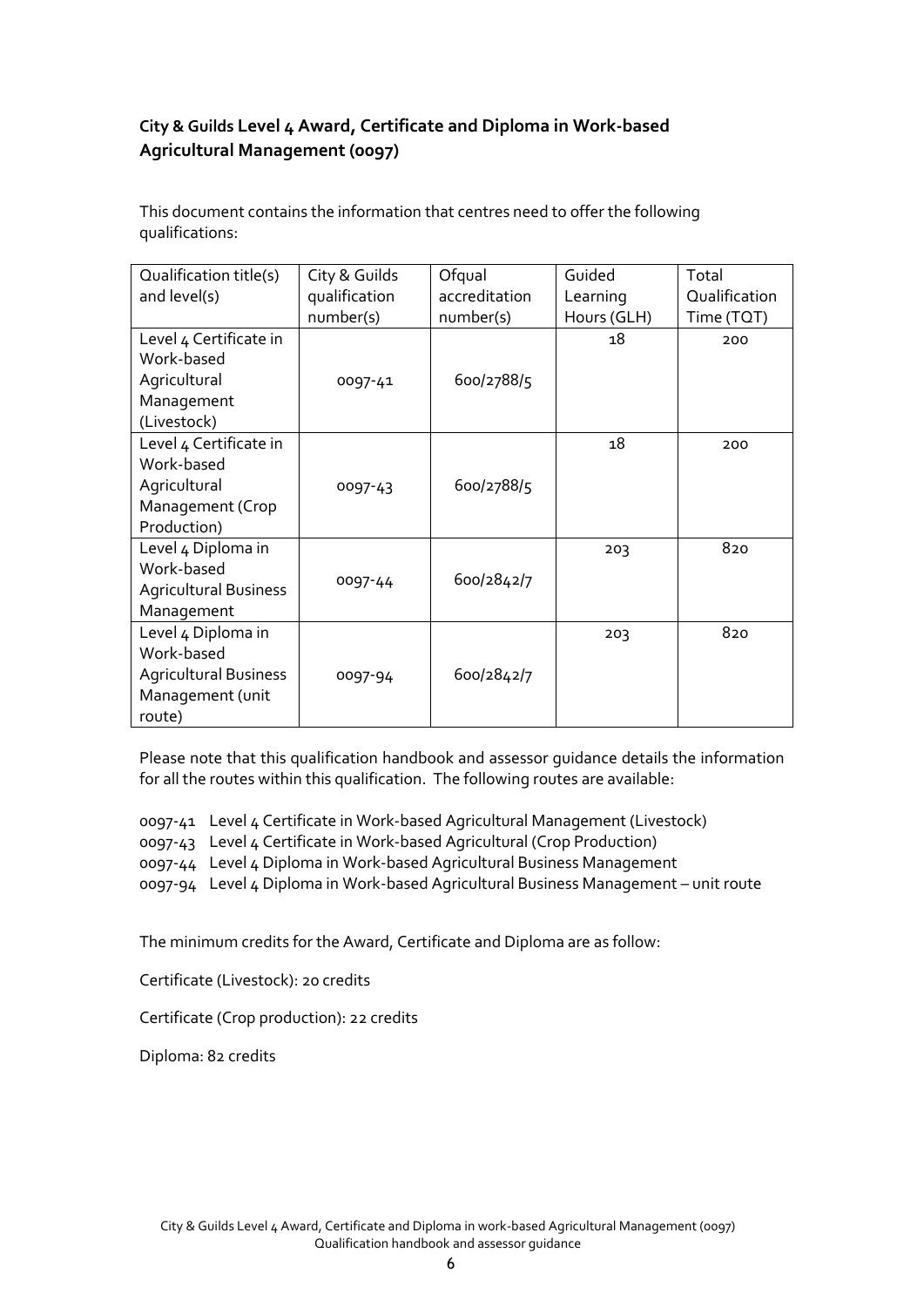**City & Guilds Level 4 Award, Certificate and Diploma in Work-based Agricultural Management (0097)**

This document contains the information that centres need to offer the following qualifications:

| Qualification title(s) and level(s) | City & Guilds qualification number(s) | Ofqual accreditation number(s) | Guided Learning Hours (GLH) | Total Qualification Time (TQT) |
|---|---|---|---|---|
| Level 4 Certificate in Work-based Agricultural Management (Livestock) | 0097-41 | 600/2788/5 | 18 | 200 |
| Level 4 Certificate in Work-based Agricultural Management (Crop Production) | 0097-43 | 600/2788/5 | 18 | 200 |
| Level 4 Diploma in Work-based Agricultural Business Management | 0097-44 | 600/2842/7 | 203 | 820 |
| Level 4 Diploma in Work-based Agricultural Business Management (unit route) | 0097-94 | 600/2842/7 | 203 | 820 |

Please note that this qualification handbook and assessor guidance details the information for all the routes within this qualification. The following routes are available:

0097-41 Level 4 Certificate in Work-based Agricultural Management (Livestock)
0097-43 Level 4 Certificate in Work-based Agricultural (Crop Production)
0097-44 Level 4 Diploma in Work-based Agricultural Business Management
0097-94 Level 4 Diploma in Work-based Agricultural Business Management – unit route

The minimum credits for the Award, Certificate and Diploma are as follow:

Certificate (Livestock): 20 credits

Certificate (Crop production): 22 credits

Diploma: 82 credits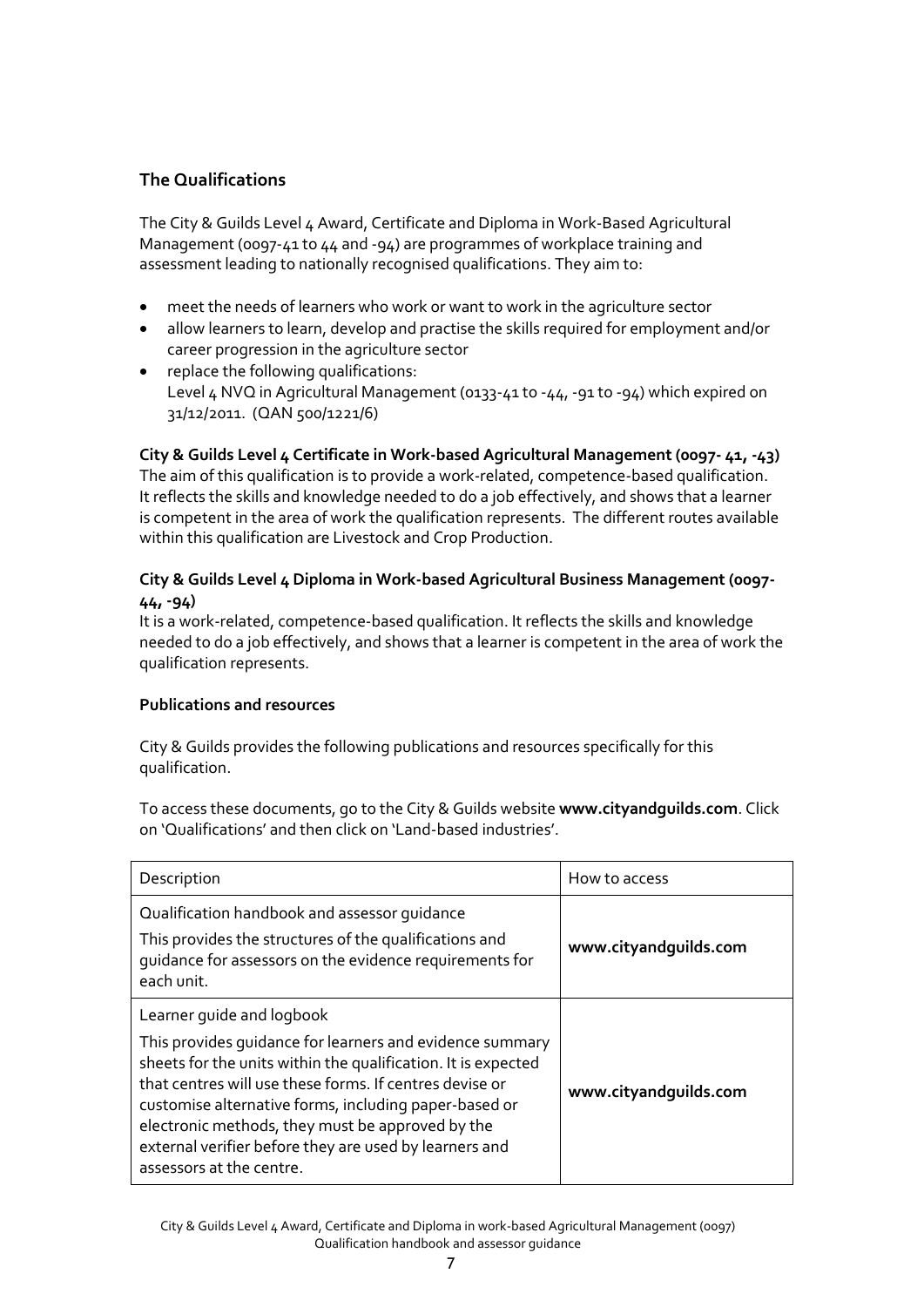## The Qualifications

The City & Guilds Level 4 Award, Certificate and Diploma in Work-Based Agricultural Management (0097-41 to 44 and -94) are programmes of workplace training and assessment leading to nationally recognised qualifications. They aim to:

- meet the needs of learners who work or want to work in the agriculture sector
- allow learners to learn, develop and practise the skills required for employment and/or career progression in the agriculture sector
- replace the following qualifications:
  Level 4 NVQ in Agricultural Management (0133-41 to -44, -91 to -94) which expired on 31/12/2011. (QAN 500/1221/6)

**City & Guilds Level 4 Certificate in Work-based Agricultural Management (0097- 41, -43)**
The aim of this qualification is to provide a work-related, competence-based qualification. It reflects the skills and knowledge needed to do a job effectively, and shows that a learner is competent in the area of work the qualification represents. The different routes available within this qualification are Livestock and Crop Production.

**City & Guilds Level 4 Diploma in Work-based Agricultural Business Management (0097-44, -94)**
It is a work-related, competence-based qualification. It reflects the skills and knowledge needed to do a job effectively, and shows that a learner is competent in the area of work the qualification represents.

**Publications and resources**

City & Guilds provides the following publications and resources specifically for this qualification.

To access these documents, go to the City & Guilds website **www.cityandguilds.com**. Click on 'Qualifications' and then click on 'Land-based industries'.

| Description | How to access |
|---|---|
| Qualification handbook and assessor guidance<br>This provides the structures of the qualifications and guidance for assessors on the evidence requirements for each unit. | **www.cityandguilds.com** |
| Learner guide and logbook<br>This provides guidance for learners and evidence summary sheets for the units within the qualification. It is expected that centres will use these forms. If centres devise or customise alternative forms, including paper-based or electronic methods, they must be approved by the external verifier before they are used by learners and assessors at the centre. | **www.cityandguilds.com** |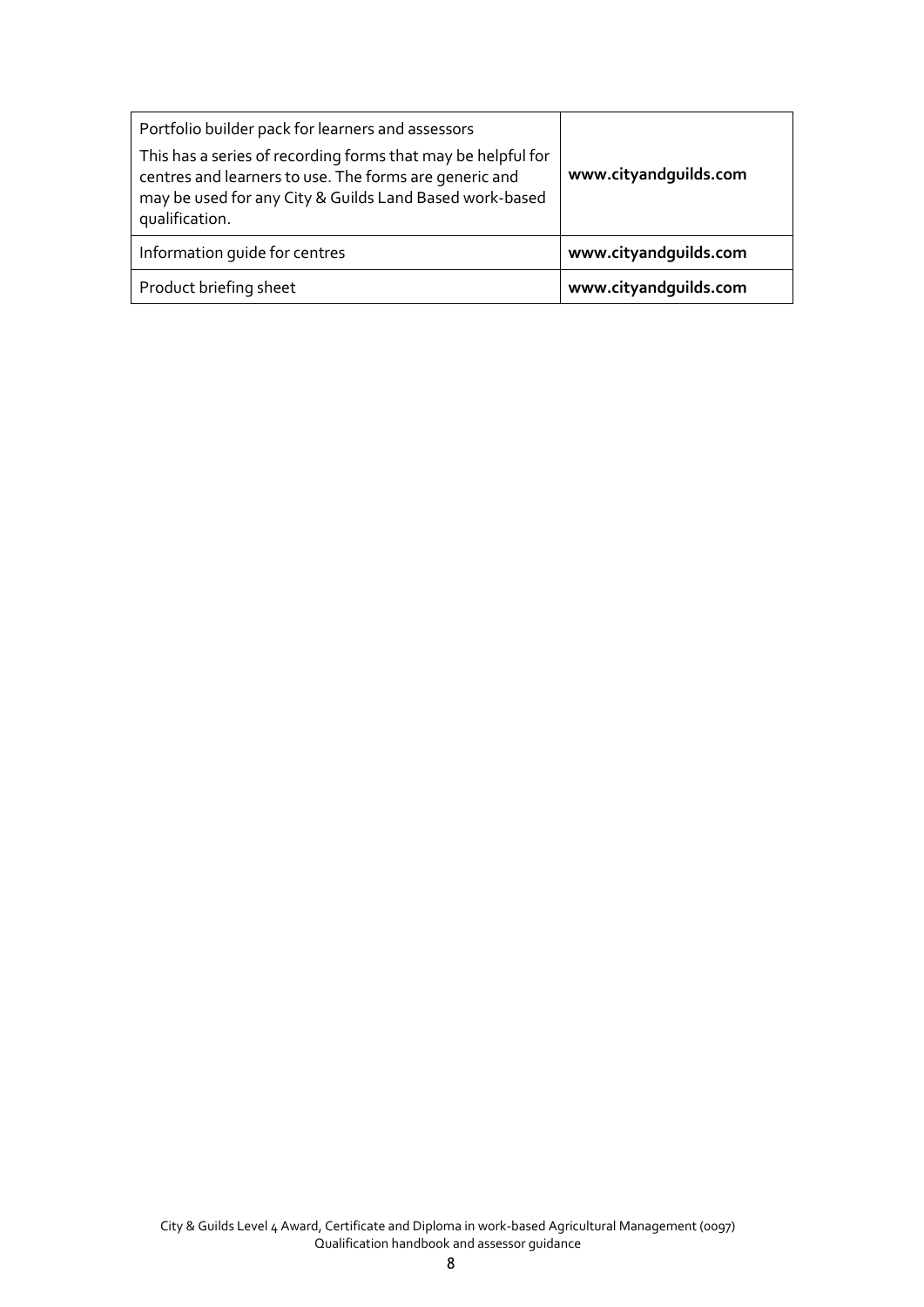| | |
|---|---|
| Portfolio builder pack for learners and assessors<br>This has a series of recording forms that may be helpful for centres and learners to use. The forms are generic and may be used for any City & Guilds Land Based work-based qualification. | **www.cityandguilds.com** |
| Information guide for centres | **www.cityandguilds.com** |
| Product briefing sheet | **www.cityandguilds.com** |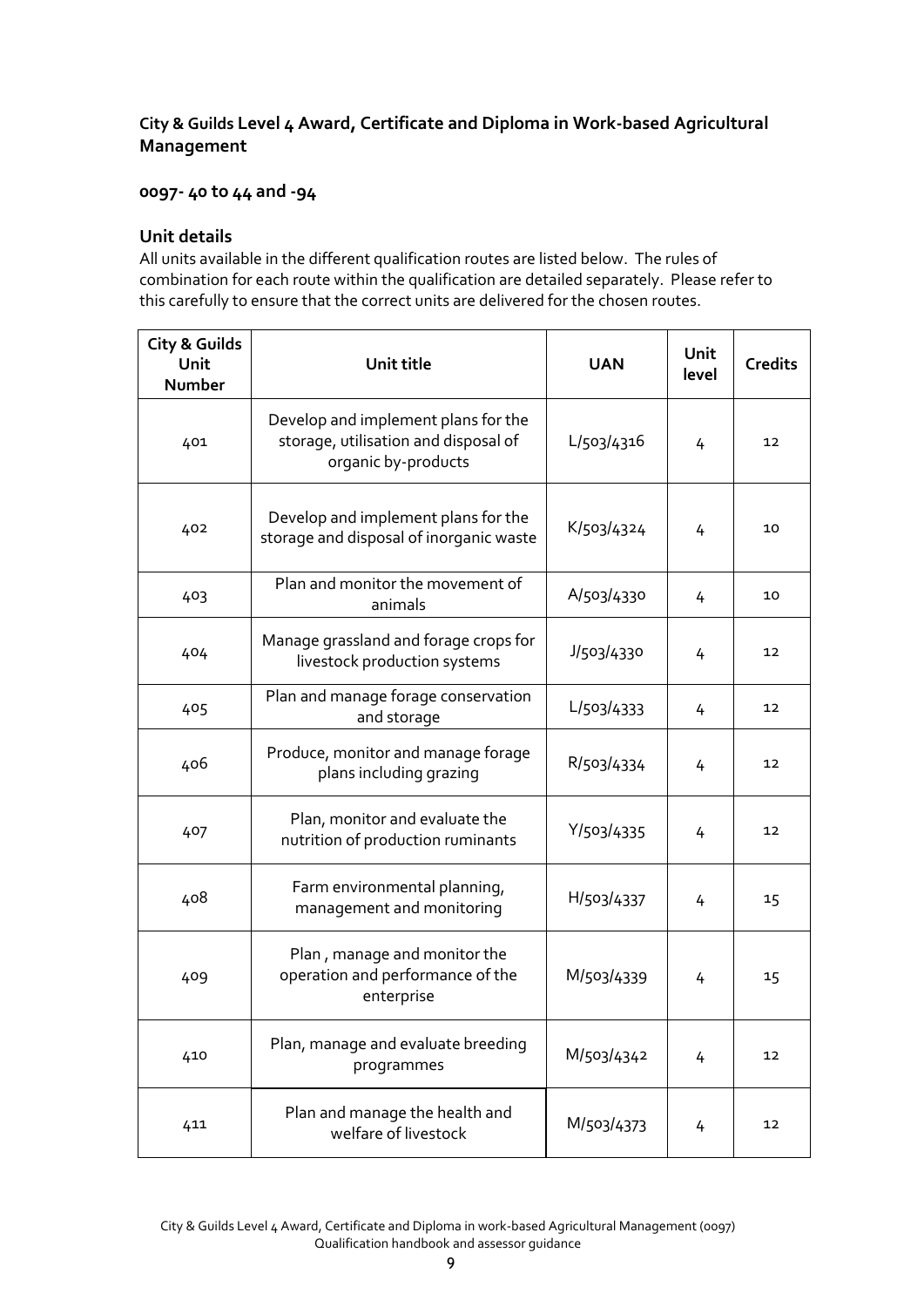## City & Guilds Level 4 Award, Certificate and Diploma in Work-based Agricultural Management

### 0097- 40 to 44 and -94

### Unit details

All units available in the different qualification routes are listed below. The rules of combination for each route within the qualification are detailed separately. Please refer to this carefully to ensure that the correct units are delivered for the chosen routes.

| City & Guilds Unit Number | Unit title | UAN | Unit level | Credits |
|---|---|---|---|---|
| 401 | Develop and implement plans for the storage, utilisation and disposal of organic by-products | L/503/4316 | 4 | 12 |
| 402 | Develop and implement plans for the storage and disposal of inorganic waste | K/503/4324 | 4 | 10 |
| 403 | Plan and monitor the movement of animals | A/503/4330 | 4 | 10 |
| 404 | Manage grassland and forage crops for livestock production systems | J/503/4330 | 4 | 12 |
| 405 | Plan and manage forage conservation and storage | L/503/4333 | 4 | 12 |
| 406 | Produce, monitor and manage forage plans including grazing | R/503/4334 | 4 | 12 |
| 407 | Plan, monitor and evaluate the nutrition of production ruminants | Y/503/4335 | 4 | 12 |
| 408 | Farm environmental planning, management and monitoring | H/503/4337 | 4 | 15 |
| 409 | Plan , manage and monitor the operation and performance of the enterprise | M/503/4339 | 4 | 15 |
| 410 | Plan, manage and evaluate breeding programmes | M/503/4342 | 4 | 12 |
| 411 | Plan and manage the health and welfare of livestock | M/503/4373 | 4 | 12 |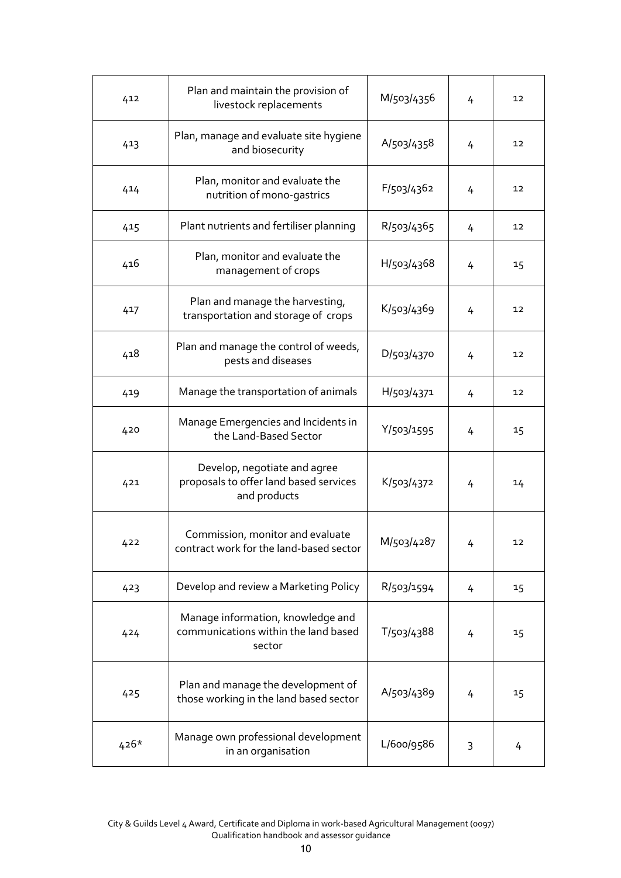| 412 | Plan and maintain the provision of livestock replacements | M/503/4356 | 4 | 12 |
|---|---|---|---|---|
| 413 | Plan, manage and evaluate site hygiene and biosecurity | A/503/4358 | 4 | 12 |
| 414 | Plan, monitor and evaluate the nutrition of mono-gastrics | F/503/4362 | 4 | 12 |
| 415 | Plant nutrients and fertiliser planning | R/503/4365 | 4 | 12 |
| 416 | Plan, monitor and evaluate the management of crops | H/503/4368 | 4 | 15 |
| 417 | Plan and manage the harvesting, transportation and storage of crops | K/503/4369 | 4 | 12 |
| 418 | Plan and manage the control of weeds, pests and diseases | D/503/4370 | 4 | 12 |
| 419 | Manage the transportation of animals | H/503/4371 | 4 | 12 |
| 420 | Manage Emergencies and Incidents in the Land-Based Sector | Y/503/1595 | 4 | 15 |
| 421 | Develop, negotiate and agree proposals to offer land based services and products | K/503/4372 | 4 | 14 |
| 422 | Commission, monitor and evaluate contract work for the land-based sector | M/503/4287 | 4 | 12 |
| 423 | Develop and review a Marketing Policy | R/503/1594 | 4 | 15 |
| 424 | Manage information, knowledge and communications within the land based sector | T/503/4388 | 4 | 15 |
| 425 | Plan and manage the development of those working in the land based sector | A/503/4389 | 4 | 15 |
| 426* | Manage own professional development in an organisation | L/600/9586 | 3 | 4 |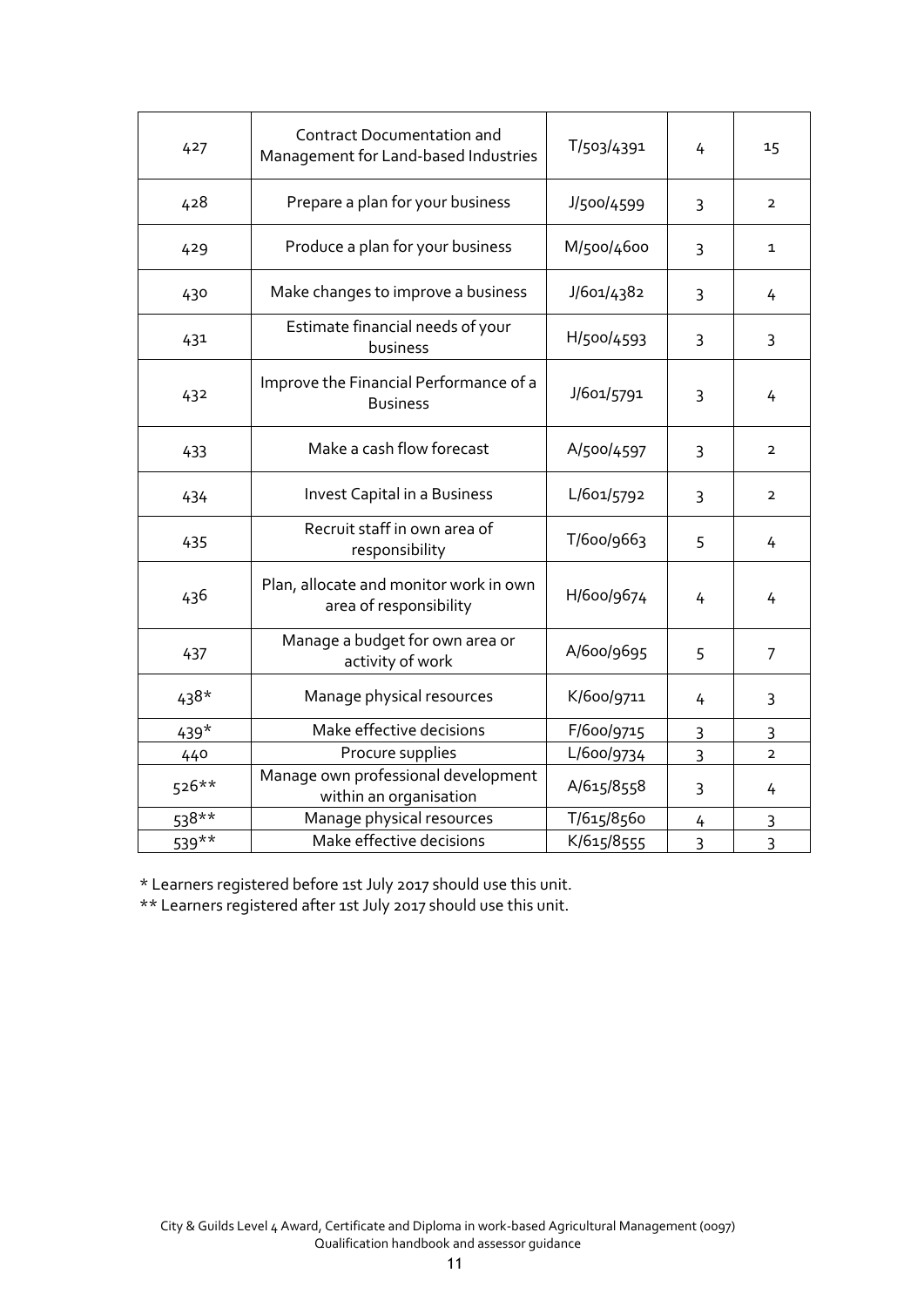| 427 | Contract Documentation and Management for Land-based Industries | T/503/4391 | 4 | 15 |
|---|---|---|---|---|
| 428 | Prepare a plan for your business | J/500/4599 | 3 | 2 |
| 429 | Produce a plan for your business | M/500/4600 | 3 | 1 |
| 430 | Make changes to improve a business | J/601/4382 | 3 | 4 |
| 431 | Estimate financial needs of your business | H/500/4593 | 3 | 3 |
| 432 | Improve the Financial Performance of a Business | J/601/5791 | 3 | 4 |
| 433 | Make a cash flow forecast | A/500/4597 | 3 | 2 |
| 434 | Invest Capital in a Business | L/601/5792 | 3 | 2 |
| 435 | Recruit staff in own area of responsibility | T/600/9663 | 5 | 4 |
| 436 | Plan, allocate and monitor work in own area of responsibility | H/600/9674 | 4 | 4 |
| 437 | Manage a budget for own area or activity of work | A/600/9695 | 5 | 7 |
| 438* | Manage physical resources | K/600/9711 | 4 | 3 |
| 439* | Make effective decisions | F/600/9715 | 3 | 3 |
| 440 | Procure supplies | L/600/9734 | 3 | 2 |
| 526** | Manage own professional development within an organisation | A/615/8558 | 3 | 4 |
| 538** | Manage physical resources | T/615/8560 | 4 | 3 |
| 539** | Make effective decisions | K/615/8555 | 3 | 3 |

* Learners registered before 1st July 2017 should use this unit.

** Learners registered after 1st July 2017 should use this unit.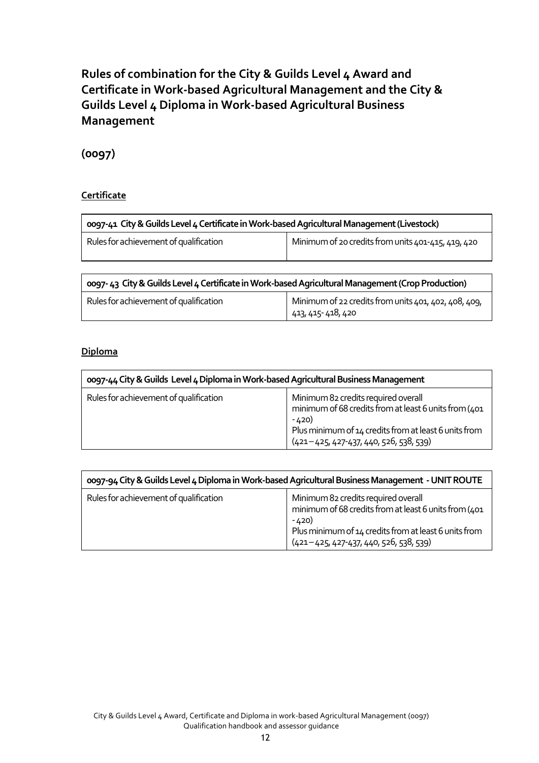## Rules of combination for the City & Guilds Level 4 Award and Certificate in Work-based Agricultural Management and the City & Guilds Level 4 Diploma in Work-based Agricultural Business Management

## (0097)

### Certificate

| 0097-41 City & Guilds Level 4 Certificate in Work-based Agricultural Management (Livestock) | |
|---|---|
| Rules for achievement of qualification | Minimum of 20 credits from units 401-415, 419, 420 |

| 0097- 43 City & Guilds Level 4 Certificate in Work-based Agricultural Management (Crop Production) | |
|---|---|
| Rules for achievement of qualification | Minimum of 22 credits from units 401, 402, 408, 409, 413, 415- 418, 420 |

### Diploma

| 0097-44 City & Guilds Level 4 Diploma in Work-based Agricultural Business Management | |
|---|---|
| Rules for achievement of qualification | Minimum 82 credits required overall<br>minimum of 68 credits from at least 6 units from (401 - 420)<br>Plus minimum of 14 credits from at least 6 units from (421 – 425, 427-437, 440, 526, 538, 539) |

| 0097-94 City & Guilds Level 4 Diploma in Work-based Agricultural Business Management - UNIT ROUTE | |
|---|---|
| Rules for achievement of qualification | Minimum 82 credits required overall<br>minimum of 68 credits from at least 6 units from (401 - 420)<br>Plus minimum of 14 credits from at least 6 units from (421 – 425, 427-437, 440, 526, 538, 539) |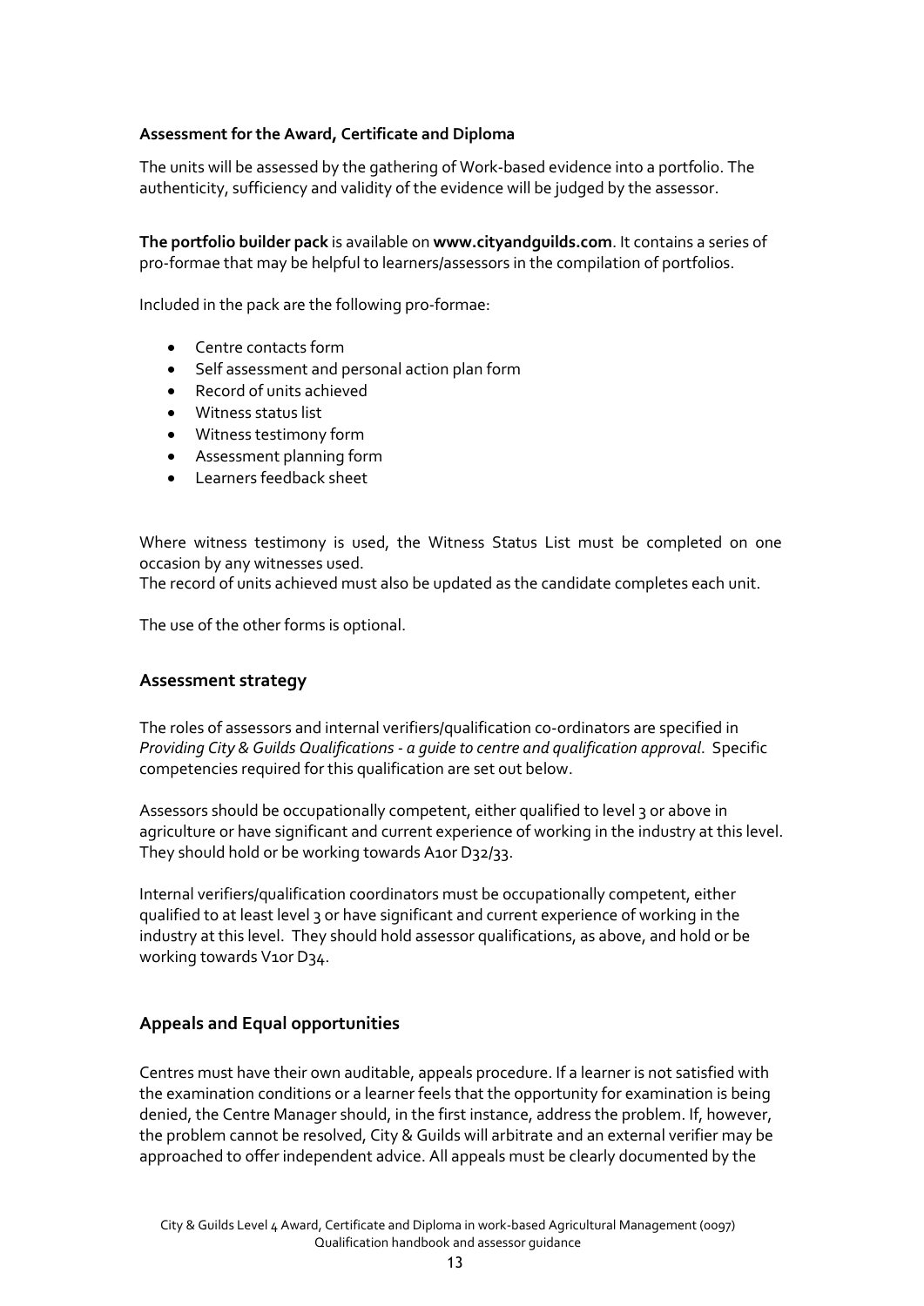**Assessment for the Award, Certificate and Diploma**

The units will be assessed by the gathering of Work-based evidence into a portfolio. The authenticity, sufficiency and validity of the evidence will be judged by the assessor.

**The portfolio builder pack** is available on **www.cityandguilds.com**. It contains a series of pro-formae that may be helpful to learners/assessors in the compilation of portfolios.

Included in the pack are the following pro-formae:

- Centre contacts form
- Self assessment and personal action plan form
- Record of units achieved
- Witness status list
- Witness testimony form
- Assessment planning form
- Learners feedback sheet

Where witness testimony is used, the Witness Status List must be completed on one occasion by any witnesses used.
The record of units achieved must also be updated as the candidate completes each unit.

The use of the other forms is optional.

## Assessment strategy

The roles of assessors and internal verifiers/qualification co-ordinators are specified in *Providing City & Guilds Qualifications - a guide to centre and qualification approval*. Specific competencies required for this qualification are set out below.

Assessors should be occupationally competent, either qualified to level 3 or above in agriculture or have significant and current experience of working in the industry at this level. They should hold or be working towards A1or D32/33.

Internal verifiers/qualification coordinators must be occupationally competent, either qualified to at least level 3 or have significant and current experience of working in the industry at this level. They should hold assessor qualifications, as above, and hold or be working towards V1or D34.

## Appeals and Equal opportunities

Centres must have their own auditable, appeals procedure. If a learner is not satisfied with the examination conditions or a learner feels that the opportunity for examination is being denied, the Centre Manager should, in the first instance, address the problem. If, however, the problem cannot be resolved, City & Guilds will arbitrate and an external verifier may be approached to offer independent advice. All appeals must be clearly documented by the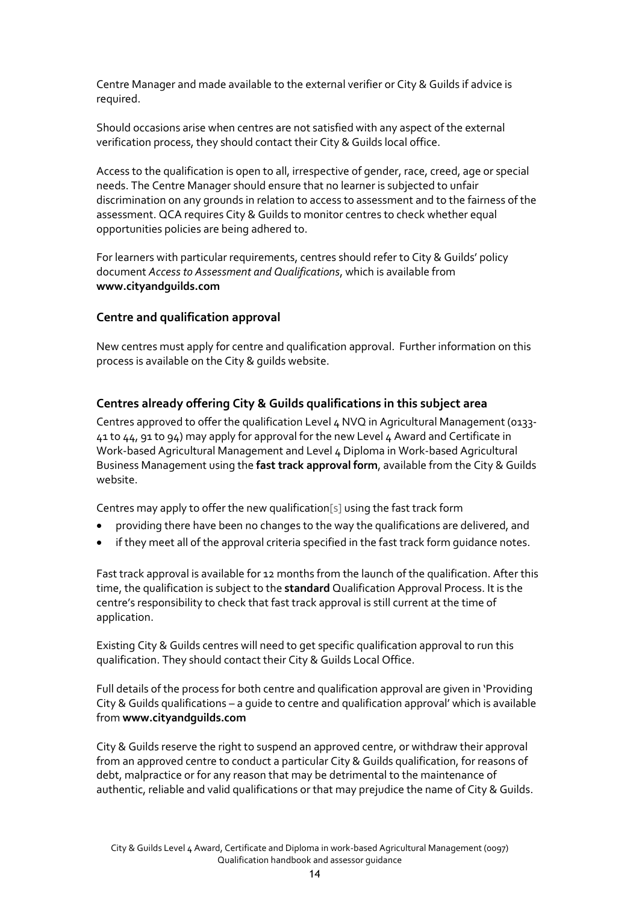Centre Manager and made available to the external verifier or City & Guilds if advice is required.

Should occasions arise when centres are not satisfied with any aspect of the external verification process, they should contact their City & Guilds local office.

Access to the qualification is open to all, irrespective of gender, race, creed, age or special needs. The Centre Manager should ensure that no learner is subjected to unfair discrimination on any grounds in relation to access to assessment and to the fairness of the assessment. QCA requires City & Guilds to monitor centres to check whether equal opportunities policies are being adhered to.

For learners with particular requirements, centres should refer to City & Guilds' policy document *Access to Assessment and Qualifications*, which is available from **www.cityandguilds.com**

### Centre and qualification approval

New centres must apply for centre and qualification approval. Further information on this process is available on the City & guilds website.

### Centres already offering City & Guilds qualifications in this subject area

Centres approved to offer the qualification Level 4 NVQ in Agricultural Management (0133-41 to 44, 91 to 94) may apply for approval for the new Level 4 Award and Certificate in Work-based Agricultural Management and Level 4 Diploma in Work-based Agricultural Business Management using the **fast track approval form**, available from the City & Guilds website.

Centres may apply to offer the new qualification[s] using the fast track form

- providing there have been no changes to the way the qualifications are delivered, and
- if they meet all of the approval criteria specified in the fast track form guidance notes.

Fast track approval is available for 12 months from the launch of the qualification. After this time, the qualification is subject to the **standard** Qualification Approval Process. It is the centre's responsibility to check that fast track approval is still current at the time of application.

Existing City & Guilds centres will need to get specific qualification approval to run this qualification. They should contact their City & Guilds Local Office.

Full details of the process for both centre and qualification approval are given in 'Providing City & Guilds qualifications – a guide to centre and qualification approval' which is available from **www.cityandguilds.com**

City & Guilds reserve the right to suspend an approved centre, or withdraw their approval from an approved centre to conduct a particular City & Guilds qualification, for reasons of debt, malpractice or for any reason that may be detrimental to the maintenance of authentic, reliable and valid qualifications or that may prejudice the name of City & Guilds.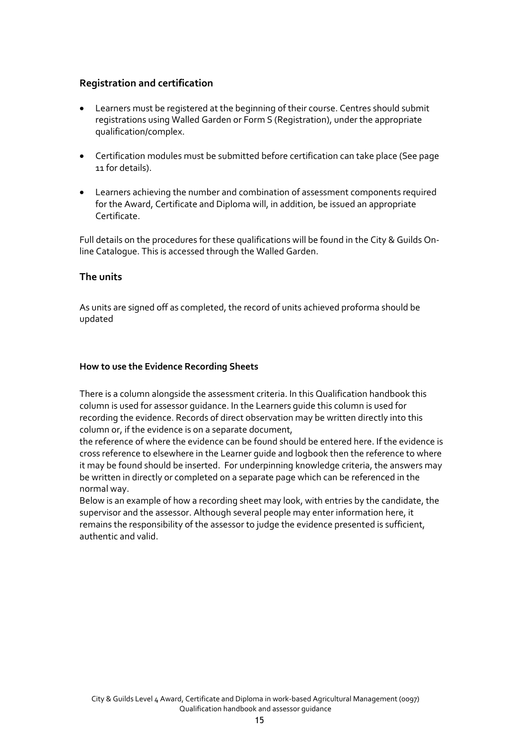## Registration and certification

- Learners must be registered at the beginning of their course. Centres should submit registrations using Walled Garden or Form S (Registration), under the appropriate qualification/complex.
- Certification modules must be submitted before certification can take place (See page 11 for details).
- Learners achieving the number and combination of assessment components required for the Award, Certificate and Diploma will, in addition, be issued an appropriate Certificate.

Full details on the procedures for these qualifications will be found in the City & Guilds On-line Catalogue. This is accessed through the Walled Garden.

## The units

As units are signed off as completed, the record of units achieved proforma should be updated

#### How to use the Evidence Recording Sheets

There is a column alongside the assessment criteria. In this Qualification handbook this column is used for assessor guidance. In the Learners guide this column is used for recording the evidence. Records of direct observation may be written directly into this column or, if the evidence is on a separate document,
the reference of where the evidence can be found should be entered here. If the evidence is cross reference to elsewhere in the Learner guide and logbook then the reference to where it may be found should be inserted. For underpinning knowledge criteria, the answers may be written in directly or completed on a separate page which can be referenced in the normal way.
Below is an example of how a recording sheet may look, with entries by the candidate, the supervisor and the assessor. Although several people may enter information here, it remains the responsibility of the assessor to judge the evidence presented is sufficient, authentic and valid.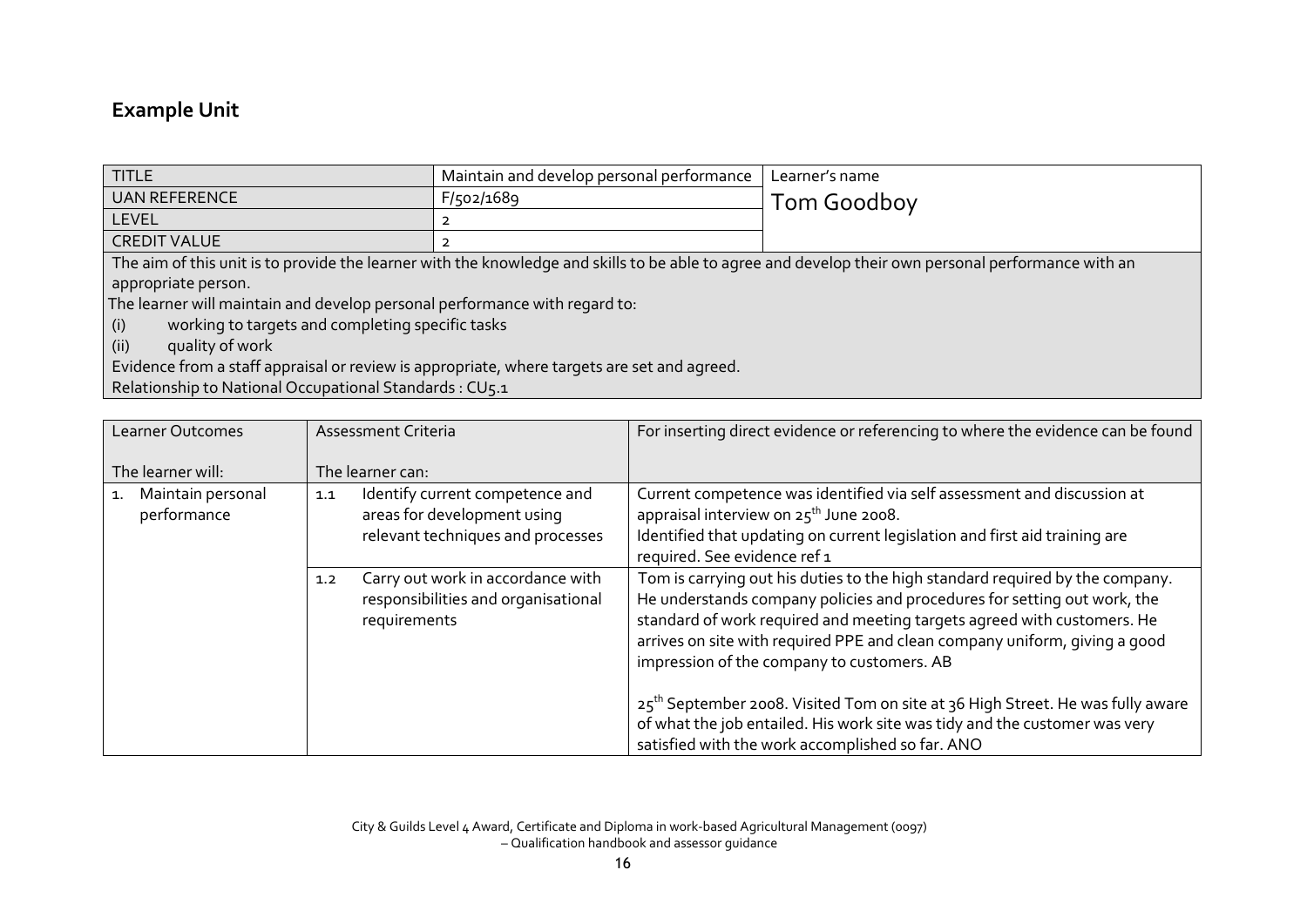## Example Unit

| TITLE | Maintain and develop personal performance | Learner's name |
|---|---|---|
| UAN REFERENCE | F/502/1689 | Tom Goodboy |
| LEVEL | 2 | |
| CREDIT VALUE | 2 | |

The aim of this unit is to provide the learner with the knowledge and skills to be able to agree and develop their own personal performance with an appropriate person.

The learner will maintain and develop personal performance with regard to:

(i) working to targets and completing specific tasks

(ii) quality of work

Evidence from a staff appraisal or review is appropriate, where targets are set and agreed.

Relationship to National Occupational Standards : CU5.1

| Learner Outcomes<br><br>The learner will: | Assessment Criteria<br><br>The learner can: | For inserting direct evidence or referencing to where the evidence can be found |
|---|---|---|
| 1. Maintain personal performance | 1.1 Identify current competence and areas for development using relevant techniques and processes | Current competence was identified via self assessment and discussion at appraisal interview on 25th June 2008.<br>Identified that updating on current legislation and first aid training are required. See evidence ref 1 |
| | 1.2 Carry out work in accordance with responsibilities and organisational requirements | Tom is carrying out his duties to the high standard required by the company. He understands company policies and procedures for setting out work, the standard of work required and meeting targets agreed with customers. He arrives on site with required PPE and clean company uniform, giving a good impression of the company to customers. AB<br><br>25th September 2008. Visited Tom on site at 36 High Street. He was fully aware of what the job entailed. His work site was tidy and the customer was very satisfied with the work accomplished so far. ANO |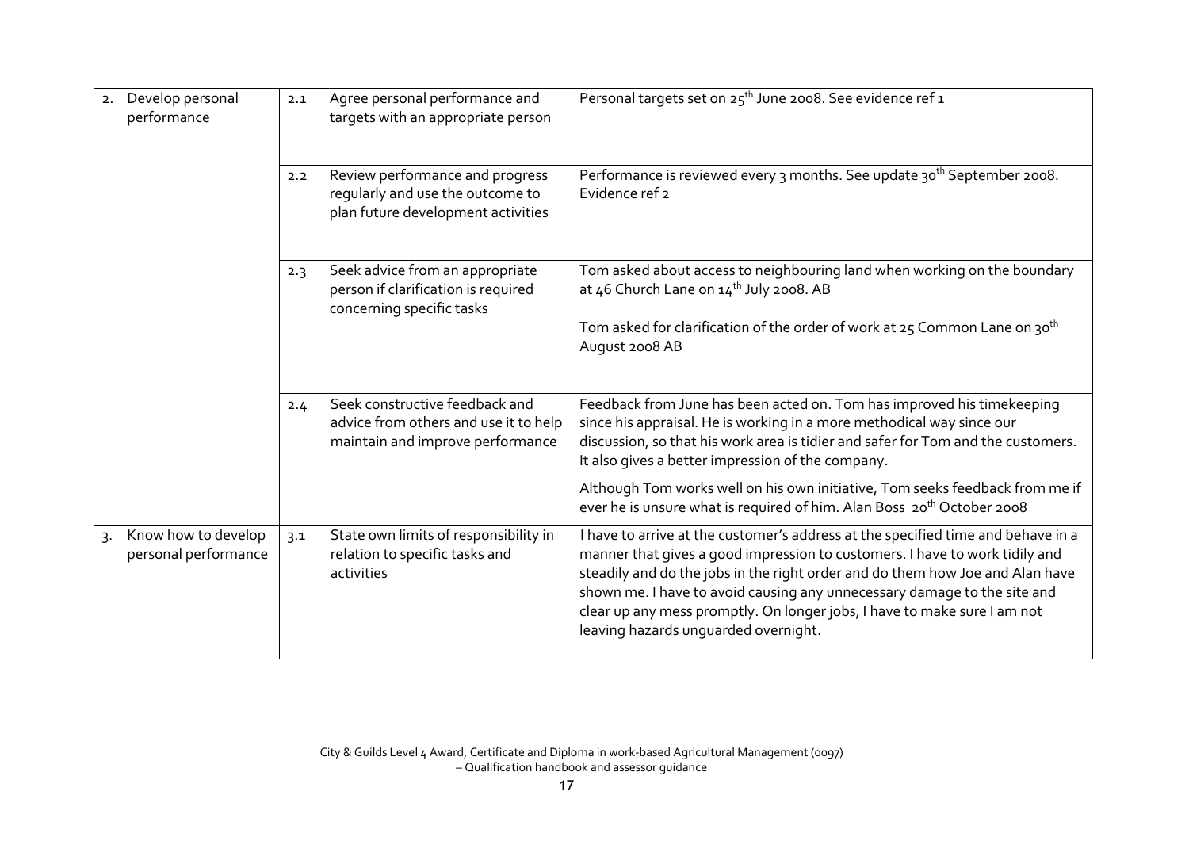| | | | |
|---|---|---|---|
| 2. Develop personal performance | 2.1 | Agree personal performance and targets with an appropriate person | Personal targets set on 25th June 2008. See evidence ref 1 |
| | 2.2 | Review performance and progress regularly and use the outcome to plan future development activities | Performance is reviewed every 3 months. See update 30th September 2008. Evidence ref 2 |
| | 2.3 | Seek advice from an appropriate person if clarification is required concerning specific tasks | Tom asked about access to neighbouring land when working on the boundary at 46 Church Lane on 14th July 2008. AB<br><br>Tom asked for clarification of the order of work at 25 Common Lane on 30th August 2008 AB |
| | 2.4 | Seek constructive feedback and advice from others and use it to help maintain and improve performance | Feedback from June has been acted on. Tom has improved his timekeeping since his appraisal. He is working in a more methodical way since our discussion, so that his work area is tidier and safer for Tom and the customers. It also gives a better impression of the company.<br><br>Although Tom works well on his own initiative, Tom seeks feedback from me if ever he is unsure what is required of him. Alan Boss 20th October 2008 |
| 3. Know how to develop personal performance | 3.1 | State own limits of responsibility in relation to specific tasks and activities | I have to arrive at the customer's address at the specified time and behave in a manner that gives a good impression to customers. I have to work tidily and steadily and do the jobs in the right order and do them how Joe and Alan have shown me. I have to avoid causing any unnecessary damage to the site and clear up any mess promptly. On longer jobs, I have to make sure I am not leaving hazards unguarded overnight. |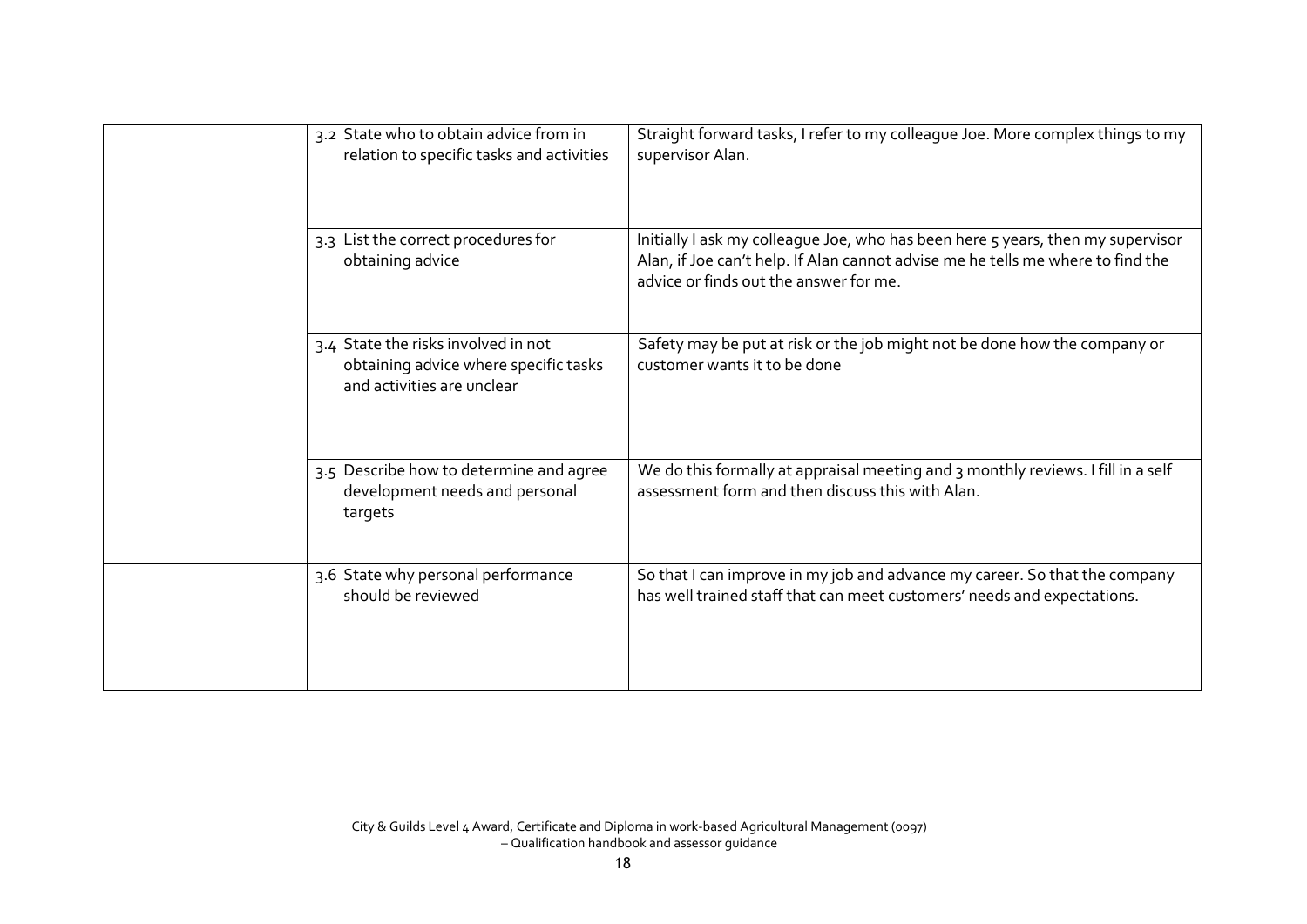| | | |
|---|---|---|
| | 3.2 State who to obtain advice from in relation to specific tasks and activities | Straight forward tasks, I refer to my colleague Joe. More complex things to my supervisor Alan. |
| | 3.3 List the correct procedures for obtaining advice | Initially I ask my colleague Joe, who has been here 5 years, then my supervisor Alan, if Joe can't help. If Alan cannot advise me he tells me where to find the advice or finds out the answer for me. |
| | 3.4 State the risks involved in not obtaining advice where specific tasks and activities are unclear | Safety may be put at risk or the job might not be done how the company or customer wants it to be done |
| | 3.5 Describe how to determine and agree development needs and personal targets | We do this formally at appraisal meeting and 3 monthly reviews. I fill in a self assessment form and then discuss this with Alan. |
| | 3.6 State why personal performance should be reviewed | So that I can improve in my job and advance my career. So that the company has well trained staff that can meet customers' needs and expectations. |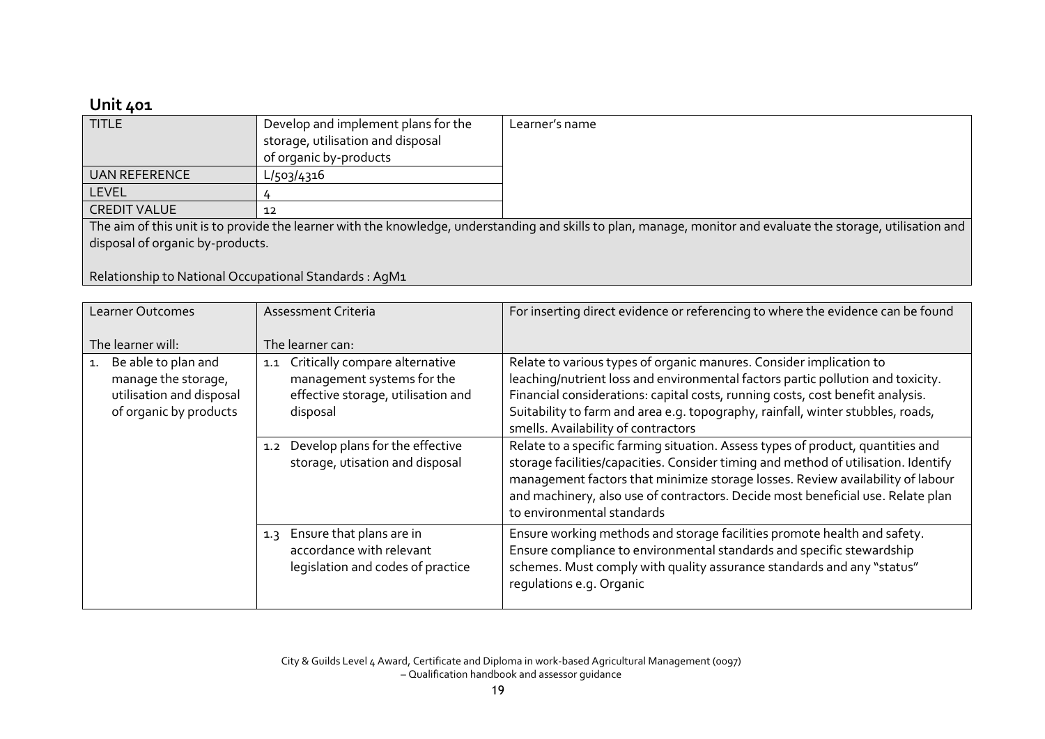## Unit 401

| TITLE | Develop and implement plans for the storage, utilisation and disposal of organic by-products | Learner's name |
|---|---|---|
| UAN REFERENCE | L/503/4316 | |
| LEVEL | 4 | |
| CREDIT VALUE | 12 | |

The aim of this unit is to provide the learner with the knowledge, understanding and skills to plan, manage, monitor and evaluate the storage, utilisation and disposal of organic by-products.

Relationship to National Occupational Standards : AgM1

| Learner Outcomes<br><br>The learner will: | Assessment Criteria<br><br>The learner can: | For inserting direct evidence or referencing to where the evidence can be found |
|---|---|---|
| 1. Be able to plan and manage the storage, utilisation and disposal of organic by products | 1.1 Critically compare alternative management systems for the effective storage, utilisation and disposal | Relate to various types of organic manures. Consider implication to leaching/nutrient loss and environmental factors partic pollution and toxicity. Financial considerations: capital costs, running costs, cost benefit analysis. Suitability to farm and area e.g. topography, rainfall, winter stubbles, roads, smells. Availability of contractors |
| | 1.2 Develop plans for the effective storage, utisation and disposal | Relate to a specific farming situation. Assess types of product, quantities and storage facilities/capacities. Consider timing and method of utilisation. Identify management factors that minimize storage losses. Review availability of labour and machinery, also use of contractors. Decide most beneficial use. Relate plan to environmental standards |
| | 1.3 Ensure that plans are in accordance with relevant legislation and codes of practice | Ensure working methods and storage facilities promote health and safety. Ensure compliance to environmental standards and specific stewardship schemes. Must comply with quality assurance standards and any "status" regulations e.g. Organic |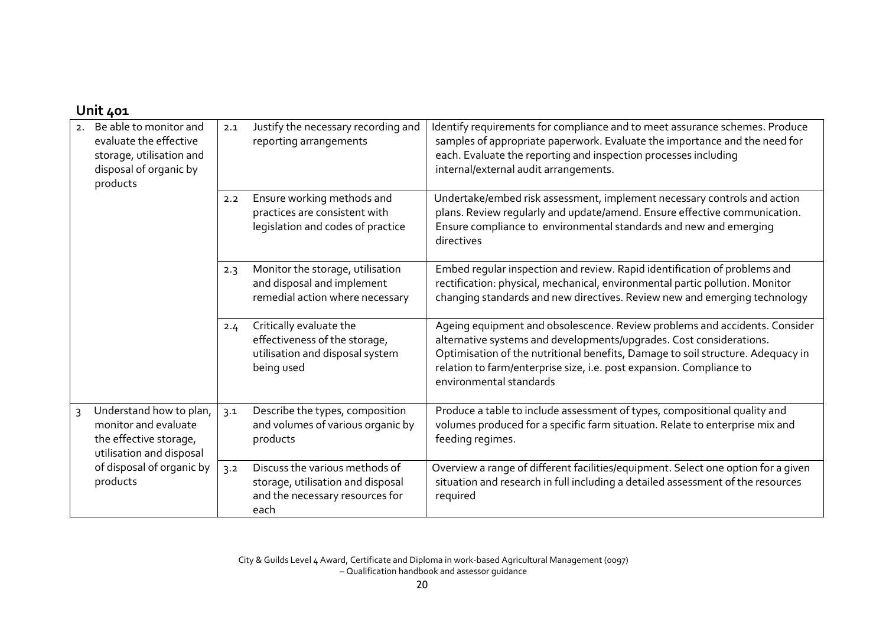## Unit 401

| | | |
|---|---|---|
| 2. Be able to monitor and evaluate the effective storage, utilisation and disposal of organic by products | 2.1 Justify the necessary recording and reporting arrangements | Identify requirements for compliance and to meet assurance schemes. Produce samples of appropriate paperwork. Evaluate the importance and the need for each. Evaluate the reporting and inspection processes including internal/external audit arrangements. |
| | 2.2 Ensure working methods and practices are consistent with legislation and codes of practice | Undertake/embed risk assessment, implement necessary controls and action plans. Review regularly and update/amend. Ensure effective communication. Ensure compliance to environmental standards and new and emerging directives |
| | 2.3 Monitor the storage, utilisation and disposal and implement remedial action where necessary | Embed regular inspection and review. Rapid identification of problems and rectification: physical, mechanical, environmental partic pollution. Monitor changing standards and new directives. Review new and emerging technology |
| | 2.4 Critically evaluate the effectiveness of the storage, utilisation and disposal system being used | Ageing equipment and obsolescence. Review problems and accidents. Consider alternative systems and developments/upgrades. Cost considerations. Optimisation of the nutritional benefits, Damage to soil structure. Adequacy in relation to farm/enterprise size, i.e. post expansion. Compliance to environmental standards |
| 3 Understand how to plan, monitor and evaluate the effective storage, utilisation and disposal of disposal of organic by products | 3.1 Describe the types, composition and volumes of various organic by products | Produce a table to include assessment of types, compositional quality and volumes produced for a specific farm situation. Relate to enterprise mix and feeding regimes. |
| | 3.2 Discuss the various methods of storage, utilisation and disposal and the necessary resources for each | Overview a range of different facilities/equipment. Select one option for a given situation and research in full including a detailed assessment of the resources required |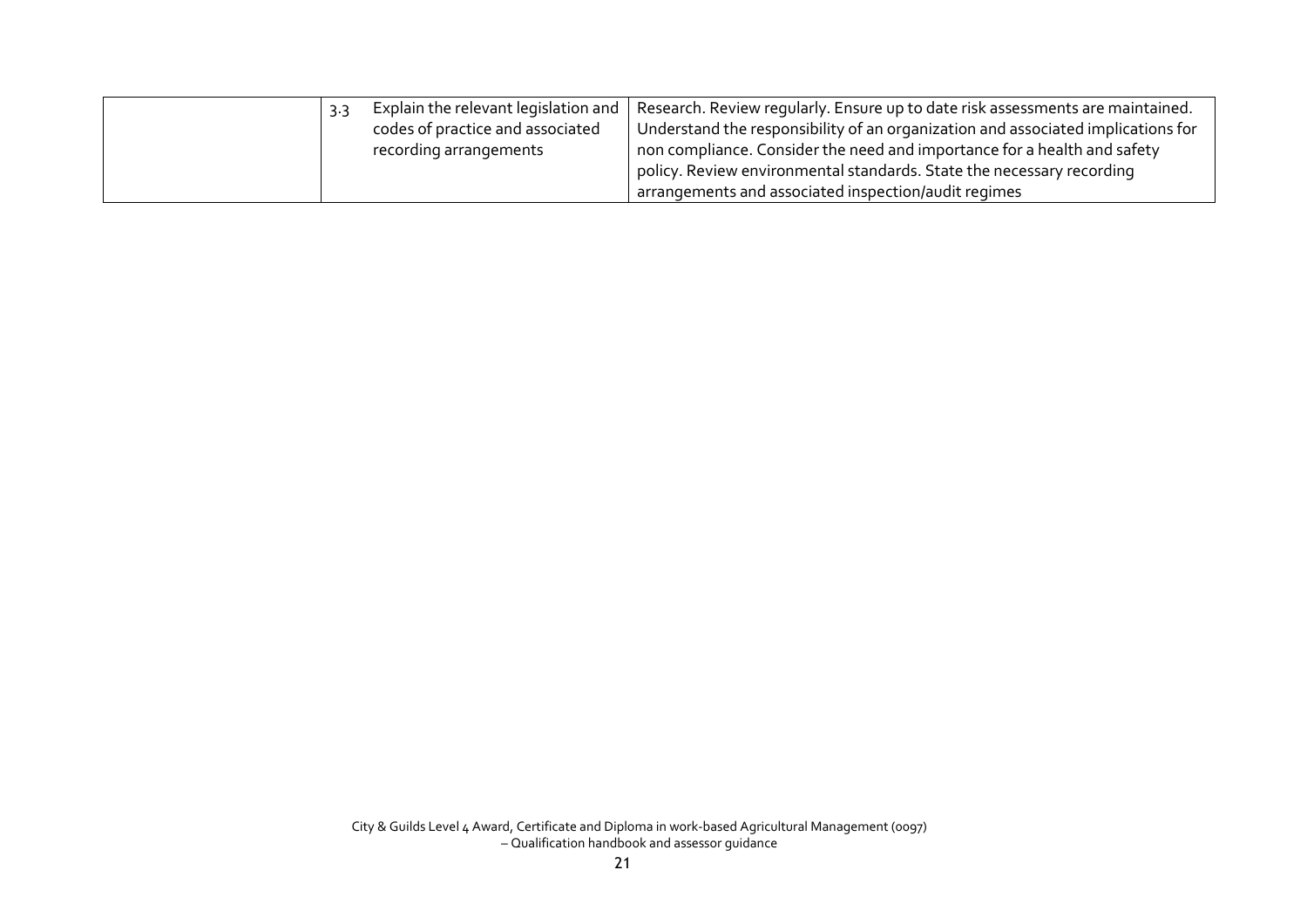| | | | |
|---|---|---|---|
| | 3.3 | Explain the relevant legislation and codes of practice and associated recording arrangements | Research. Review regularly. Ensure up to date risk assessments are maintained. Understand the responsibility of an organization and associated implications for non compliance. Consider the need and importance for a health and safety policy. Review environmental standards. State the necessary recording arrangements and associated inspection/audit regimes |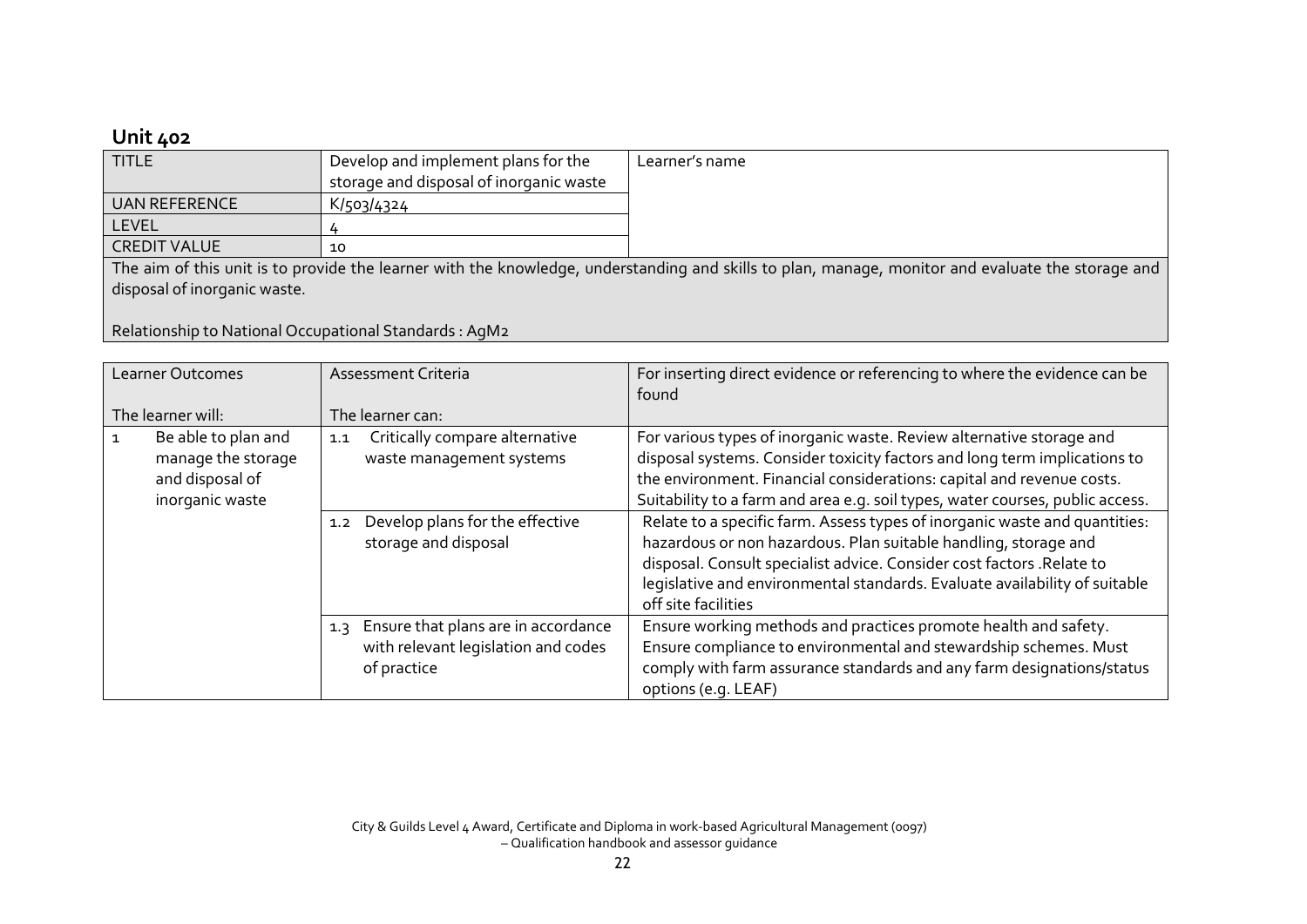## Unit 402

| TITLE | Develop and implement plans for the storage and disposal of inorganic waste | Learner's name |
|---|---|---|
| UAN REFERENCE | K/503/4324 | |
| LEVEL | 4 | |
| CREDIT VALUE | 10 | |

The aim of this unit is to provide the learner with the knowledge, understanding and skills to plan, manage, monitor and evaluate the storage and disposal of inorganic waste.

Relationship to National Occupational Standards : AgM2

| Learner Outcomes<br><br>The learner will: | Assessment Criteria<br><br>The learner can: | For inserting direct evidence or referencing to where the evidence can be found |
|---|---|---|
| 1 Be able to plan and manage the storage and disposal of inorganic waste | 1.1 Critically compare alternative waste management systems | For various types of inorganic waste. Review alternative storage and disposal systems. Consider toxicity factors and long term implications to the environment. Financial considerations: capital and revenue costs. Suitability to a farm and area e.g. soil types, water courses, public access. |
| | 1.2 Develop plans for the effective storage and disposal | Relate to a specific farm. Assess types of inorganic waste and quantities: hazardous or non hazardous. Plan suitable handling, storage and disposal. Consult specialist advice. Consider cost factors .Relate to legislative and environmental standards. Evaluate availability of suitable off site facilities |
| | 1.3 Ensure that plans are in accordance with relevant legislation and codes of practice | Ensure working methods and practices promote health and safety. Ensure compliance to environmental and stewardship schemes. Must comply with farm assurance standards and any farm designations/status options (e.g. LEAF) |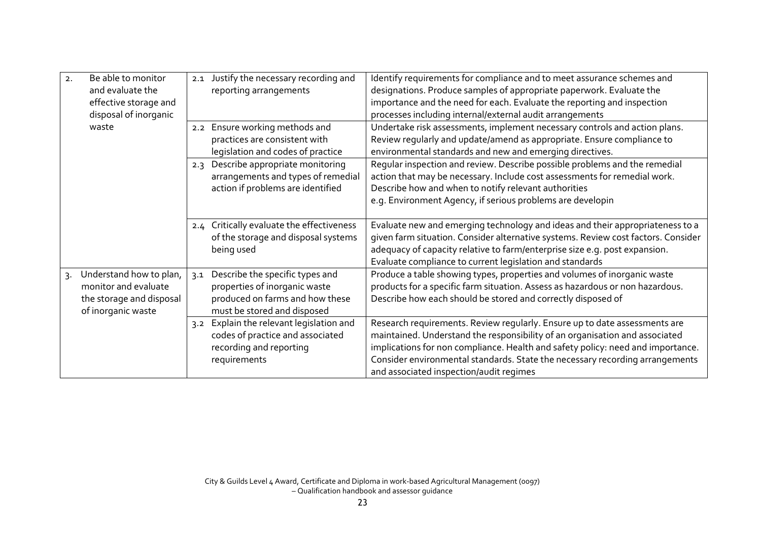| | | |
|---|---|---|
| 2. Be able to monitor and evaluate the effective storage and disposal of inorganic waste | 2.1 Justify the necessary recording and reporting arrangements | Identify requirements for compliance and to meet assurance schemes and designations. Produce samples of appropriate paperwork. Evaluate the importance and the need for each. Evaluate the reporting and inspection processes including internal/external audit arrangements |
| | 2.2 Ensure working methods and practices are consistent with legislation and codes of practice | Undertake risk assessments, implement necessary controls and action plans. Review regularly and update/amend as appropriate. Ensure compliance to environmental standards and new and emerging directives. |
| | 2.3 Describe appropriate monitoring arrangements and types of remedial action if problems are identified | Regular inspection and review. Describe possible problems and the remedial action that may be necessary. Include cost assessments for remedial work. Describe how and when to notify relevant authorities e.g. Environment Agency, if serious problems are developin |
| | 2.4 Critically evaluate the effectiveness of the storage and disposal systems being used | Evaluate new and emerging technology and ideas and their appropriateness to a given farm situation. Consider alternative systems. Review cost factors. Consider adequacy of capacity relative to farm/enterprise size e.g. post expansion. Evaluate compliance to current legislation and standards |
| 3. Understand how to plan, monitor and evaluate the storage and disposal of inorganic waste | 3.1 Describe the specific types and properties of inorganic waste produced on farms and how these must be stored and disposed | Produce a table showing types, properties and volumes of inorganic waste products for a specific farm situation. Assess as hazardous or non hazardous. Describe how each should be stored and correctly disposed of |
| | 3.2 Explain the relevant legislation and codes of practice and associated recording and reporting requirements | Research requirements. Review regularly. Ensure up to date assessments are maintained. Understand the responsibility of an organisation and associated implications for non compliance. Health and safety policy: need and importance. Consider environmental standards. State the necessary recording arrangements and associated inspection/audit regimes |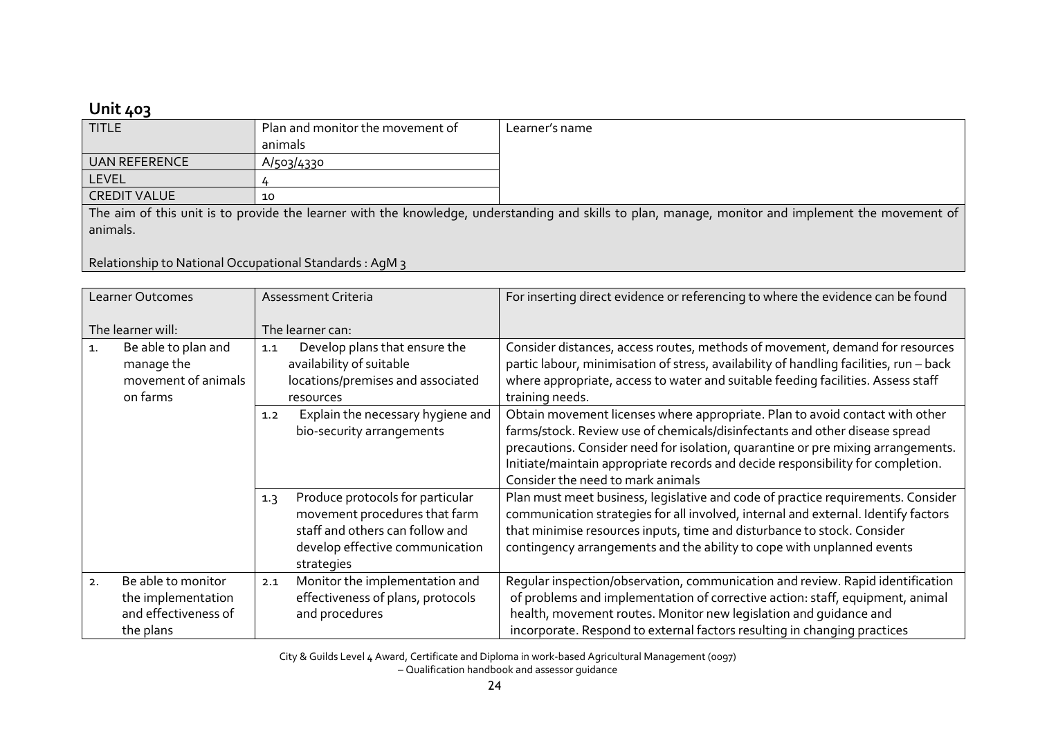## Unit 403

| TITLE | Plan and monitor the movement of animals | Learner's name |
|---|---|---|
| UAN REFERENCE | A/503/4330 | |
| LEVEL | 4 | |
| CREDIT VALUE | 10 | |

The aim of this unit is to provide the learner with the knowledge, understanding and skills to plan, manage, monitor and implement the movement of animals.

Relationship to National Occupational Standards : AgM 3

| Learner Outcomes<br><br>The learner will: | Assessment Criteria<br><br>The learner can: | For inserting direct evidence or referencing to where the evidence can be found |
|---|---|---|
| 1. Be able to plan and manage the movement of animals on farms | 1.1 Develop plans that ensure the availability of suitable locations/premises and associated resources | Consider distances, access routes, methods of movement, demand for resources partic labour, minimisation of stress, availability of handling facilities, run – back where appropriate, access to water and suitable feeding facilities. Assess staff training needs. |
| | 1.2 Explain the necessary hygiene and bio-security arrangements | Obtain movement licenses where appropriate. Plan to avoid contact with other farms/stock. Review use of chemicals/disinfectants and other disease spread precautions. Consider need for isolation, quarantine or pre mixing arrangements. Initiate/maintain appropriate records and decide responsibility for completion. Consider the need to mark animals |
| | 1.3 Produce protocols for particular movement procedures that farm staff and others can follow and develop effective communication strategies | Plan must meet business, legislative and code of practice requirements. Consider communication strategies for all involved, internal and external. Identify factors that minimise resources inputs, time and disturbance to stock. Consider contingency arrangements and the ability to cope with unplanned events |
| 2. Be able to monitor the implementation and effectiveness of the plans | 2.1 Monitor the implementation and effectiveness of plans, protocols and procedures | Regular inspection/observation, communication and review. Rapid identification of problems and implementation of corrective action: staff, equipment, animal health, movement routes. Monitor new legislation and guidance and incorporate. Respond to external factors resulting in changing practices |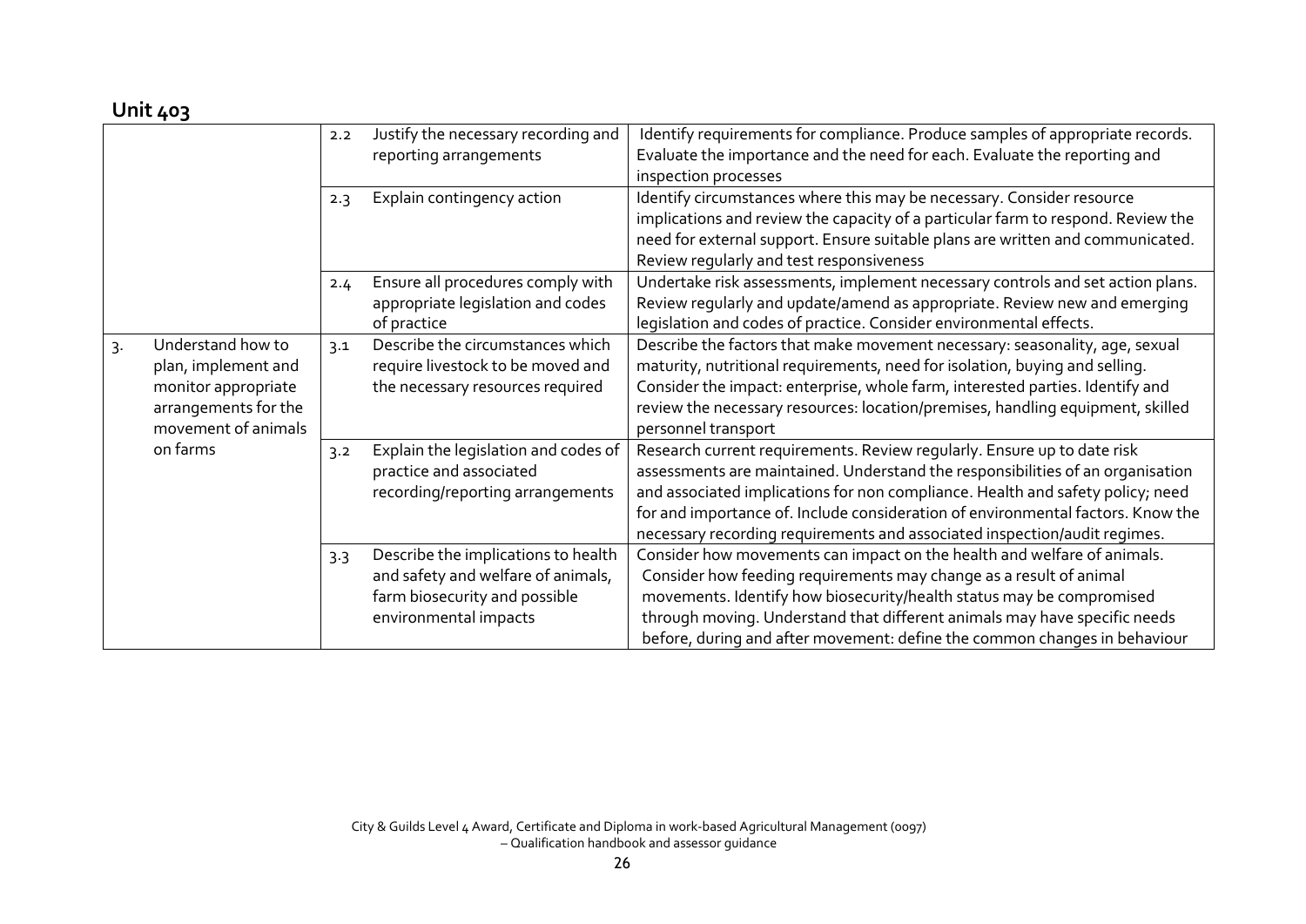## Unit 403

| | | | |
|---|---|---|---|
| | 2.2 | Justify the necessary recording and reporting arrangements | Identify requirements for compliance. Produce samples of appropriate records. Evaluate the importance and the need for each. Evaluate the reporting and inspection processes |
| | 2.3 | Explain contingency action | Identify circumstances where this may be necessary. Consider resource implications and review the capacity of a particular farm to respond. Review the need for external support. Ensure suitable plans are written and communicated. Review regularly and test responsiveness |
| | 2.4 | Ensure all procedures comply with appropriate legislation and codes of practice | Undertake risk assessments, implement necessary controls and set action plans. Review regularly and update/amend as appropriate. Review new and emerging legislation and codes of practice. Consider environmental effects. |
| 3. Understand how to plan, implement and monitor appropriate arrangements for the movement of animals on farms | 3.1 | Describe the circumstances which require livestock to be moved and the necessary resources required | Describe the factors that make movement necessary: seasonality, age, sexual maturity, nutritional requirements, need for isolation, buying and selling. Consider the impact: enterprise, whole farm, interested parties. Identify and review the necessary resources: location/premises, handling equipment, skilled personnel transport |
| | 3.2 | Explain the legislation and codes of practice and associated recording/reporting arrangements | Research current requirements. Review regularly. Ensure up to date risk assessments are maintained. Understand the responsibilities of an organisation and associated implications for non compliance. Health and safety policy; need for and importance of. Include consideration of environmental factors. Know the necessary recording requirements and associated inspection/audit regimes. |
| | 3.3 | Describe the implications to health and safety and welfare of animals, farm biosecurity and possible environmental impacts | Consider how movements can impact on the health and welfare of animals. Consider how feeding requirements may change as a result of animal movements. Identify how biosecurity/health status may be compromised through moving. Understand that different animals may have specific needs before, during and after movement: define the common changes in behaviour |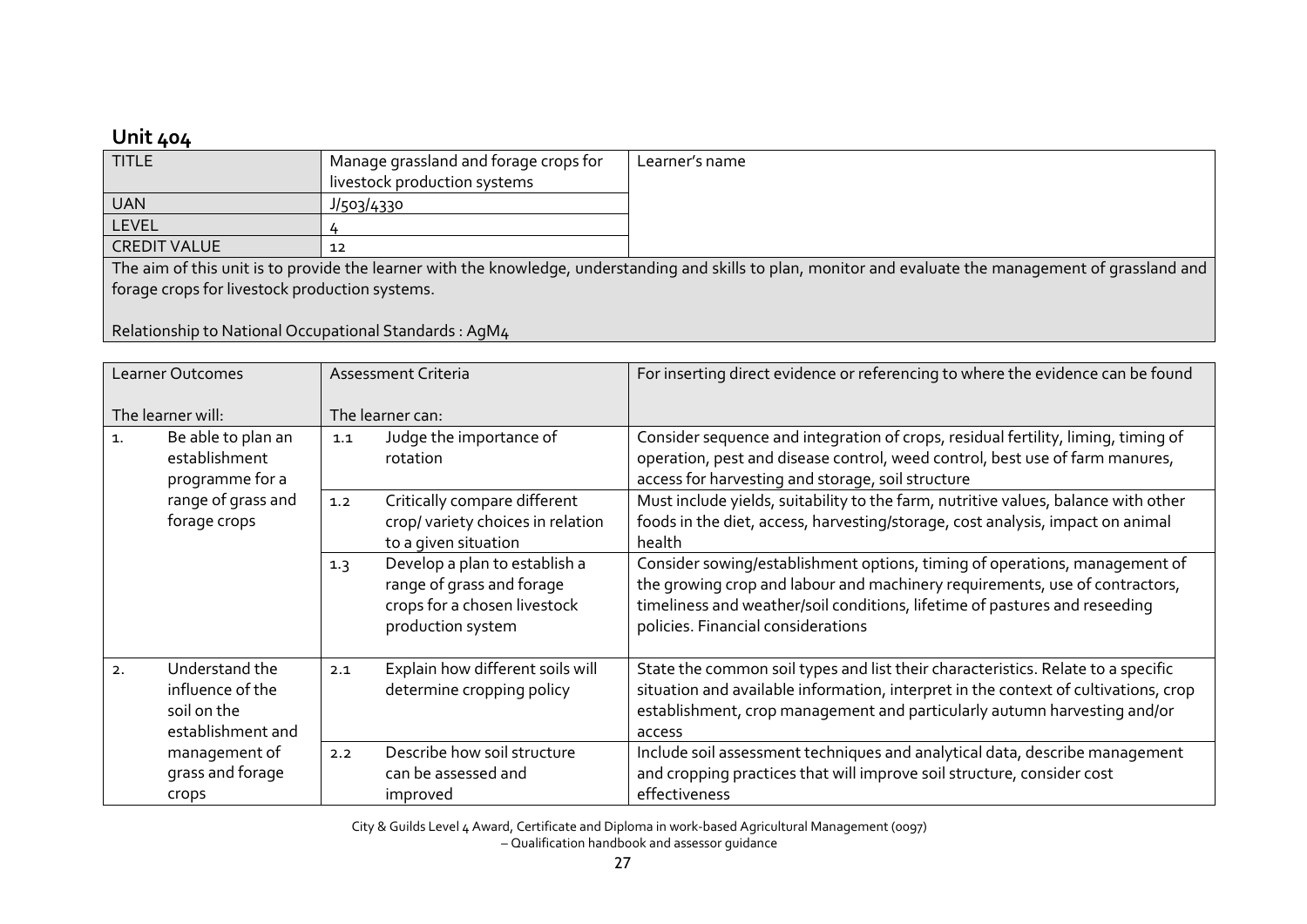## Unit 404

| TITLE | Manage grassland and forage crops for livestock production systems | Learner's name |
|---|---|---|
| UAN | J/503/4330 | |
| LEVEL | 4 | |
| CREDIT VALUE | 12 | |

The aim of this unit is to provide the learner with the knowledge, understanding and skills to plan, monitor and evaluate the management of grassland and forage crops for livestock production systems.

Relationship to National Occupational Standards : AgM4

| Learner Outcomes<br><br>The learner will: | Assessment Criteria<br><br>The learner can: | For inserting direct evidence or referencing to where the evidence can be found |
|---|---|---|
| 1. Be able to plan an establishment programme for a range of grass and forage crops | 1.1 Judge the importance of rotation | Consider sequence and integration of crops, residual fertility, liming, timing of operation, pest and disease control, weed control, best use of farm manures, access for harvesting and storage, soil structure |
| | 1.2 Critically compare different crop/ variety choices in relation to a given situation | Must include yields, suitability to the farm, nutritive values, balance with other foods in the diet, access, harvesting/storage, cost analysis, impact on animal health |
| | 1.3 Develop a plan to establish a range of grass and forage crops for a chosen livestock production system | Consider sowing/establishment options, timing of operations, management of the growing crop and labour and machinery requirements, use of contractors, timeliness and weather/soil conditions, lifetime of pastures and reseeding policies. Financial considerations |
| 2. Understand the influence of the soil on the establishment and management of grass and forage crops | 2.1 Explain how different soils will determine cropping policy | State the common soil types and list their characteristics. Relate to a specific situation and available information, interpret in the context of cultivations, crop establishment, crop management and particularly autumn harvesting and/or access |
| | 2.2 Describe how soil structure can be assessed and improved | Include soil assessment techniques and analytical data, describe management and cropping practices that will improve soil structure, consider cost effectiveness |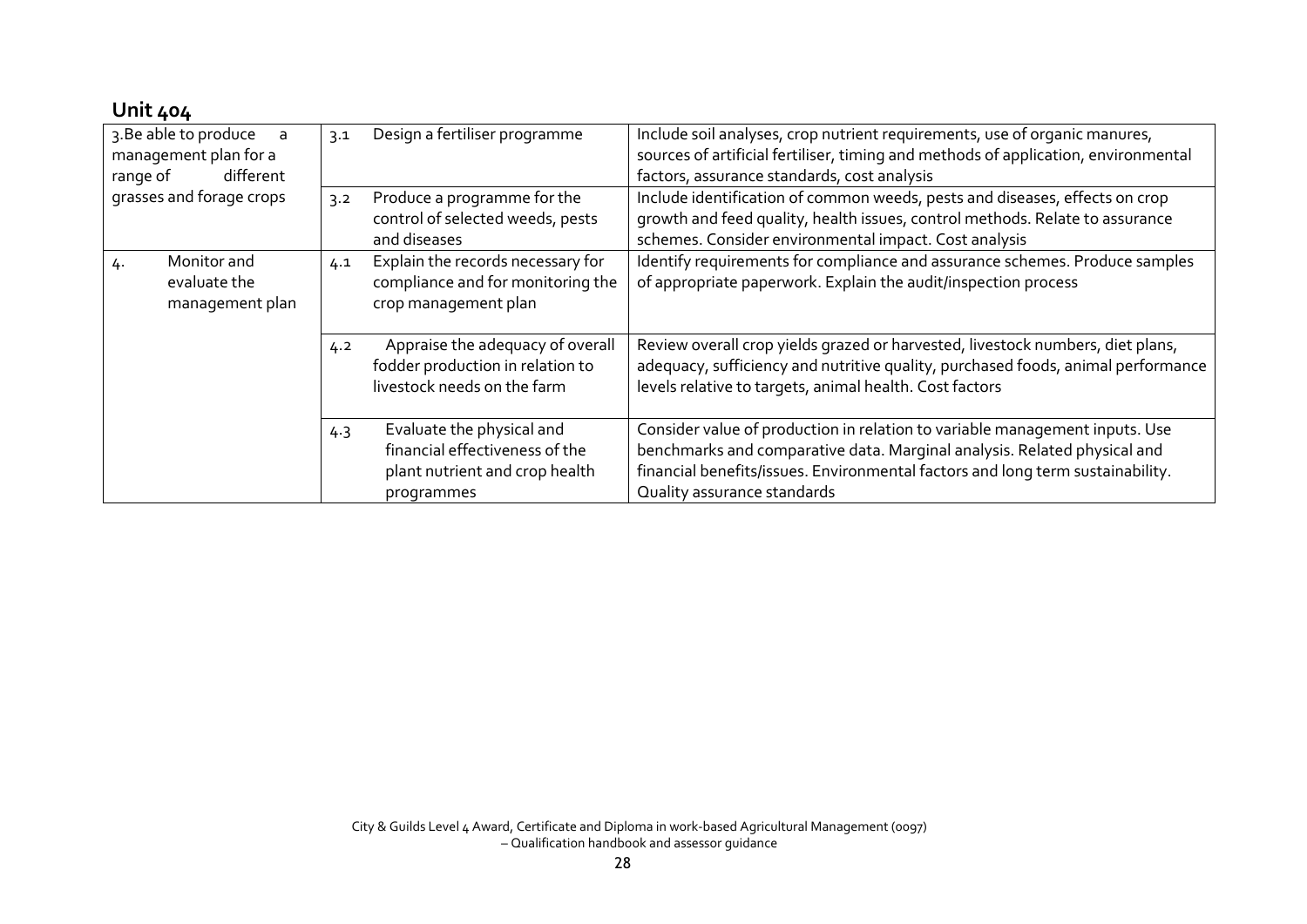## Unit 404

| | | |
|---|---|---|
| 3. Be able to produce a management plan for a range of different grasses and forage crops | 3.1 Design a fertiliser programme | Include soil analyses, crop nutrient requirements, use of organic manures, sources of artificial fertiliser, timing and methods of application, environmental factors, assurance standards, cost analysis |
| | 3.2 Produce a programme for the control of selected weeds, pests and diseases | Include identification of common weeds, pests and diseases, effects on crop growth and feed quality, health issues, control methods. Relate to assurance schemes. Consider environmental impact. Cost analysis |
| 4. Monitor and evaluate the management plan | 4.1 Explain the records necessary for compliance and for monitoring the crop management plan | Identify requirements for compliance and assurance schemes. Produce samples of appropriate paperwork. Explain the audit/inspection process |
| | 4.2 Appraise the adequacy of overall fodder production in relation to livestock needs on the farm | Review overall crop yields grazed or harvested, livestock numbers, diet plans, adequacy, sufficiency and nutritive quality, purchased foods, animal performance levels relative to targets, animal health. Cost factors |
| | 4.3 Evaluate the physical and financial effectiveness of the plant nutrient and crop health programmes | Consider value of production in relation to variable management inputs. Use benchmarks and comparative data. Marginal analysis. Related physical and financial benefits/issues. Environmental factors and long term sustainability. Quality assurance standards |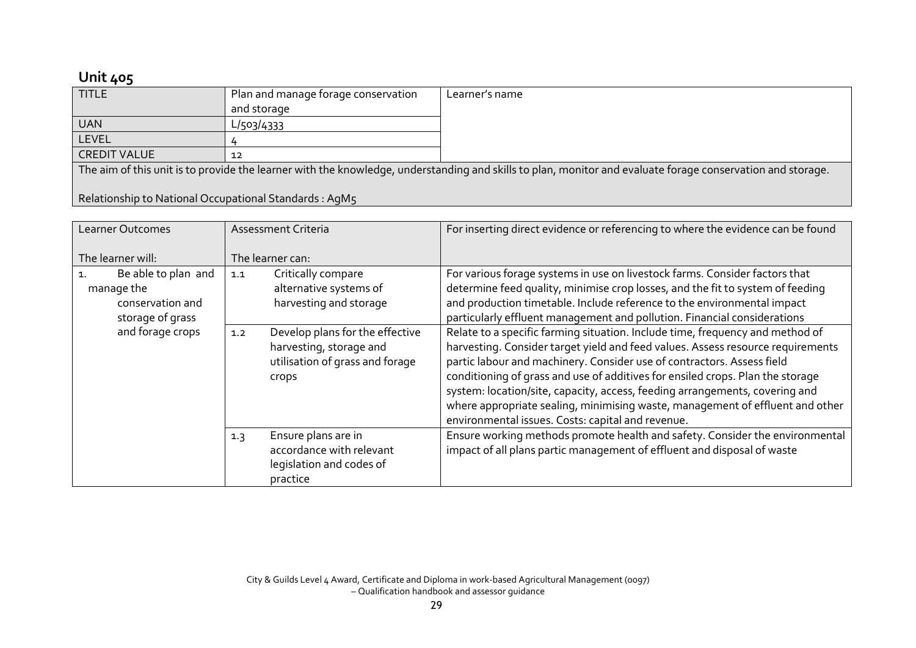## Unit 405

| TITLE | Plan and manage forage conservation and storage | Learner's name |
|---|---|---|
| UAN | L/503/4333 | |
| LEVEL | 4 | |
| CREDIT VALUE | 12 | |

The aim of this unit is to provide the learner with the knowledge, understanding and skills to plan, monitor and evaluate forage conservation and storage.

Relationship to National Occupational Standards : AgM5

| Learner Outcomes<br><br>The learner will: | Assessment Criteria<br><br>The learner can: | For inserting direct evidence or referencing to where the evidence can be found |
|---|---|---|
| 1. Be able to plan and manage the conservation and storage of grass and forage crops | 1.1 Critically compare alternative systems of harvesting and storage | For various forage systems in use on livestock farms. Consider factors that determine feed quality, minimise crop losses, and the fit to system of feeding and production timetable. Include reference to the environmental impact particularly effluent management and pollution. Financial considerations |
| | 1.2 Develop plans for the effective harvesting, storage and utilisation of grass and forage crops | Relate to a specific farming situation. Include time, frequency and method of harvesting. Consider target yield and feed values. Assess resource requirements partic labour and machinery. Consider use of contractors. Assess field conditioning of grass and use of additives for ensiled crops. Plan the storage system: location/site, capacity, access, feeding arrangements, covering and where appropriate sealing, minimising waste, management of effluent and other environmental issues. Costs: capital and revenue. |
| | 1.3 Ensure plans are in accordance with relevant legislation and codes of practice | Ensure working methods promote health and safety. Consider the environmental impact of all plans partic management of effluent and disposal of waste |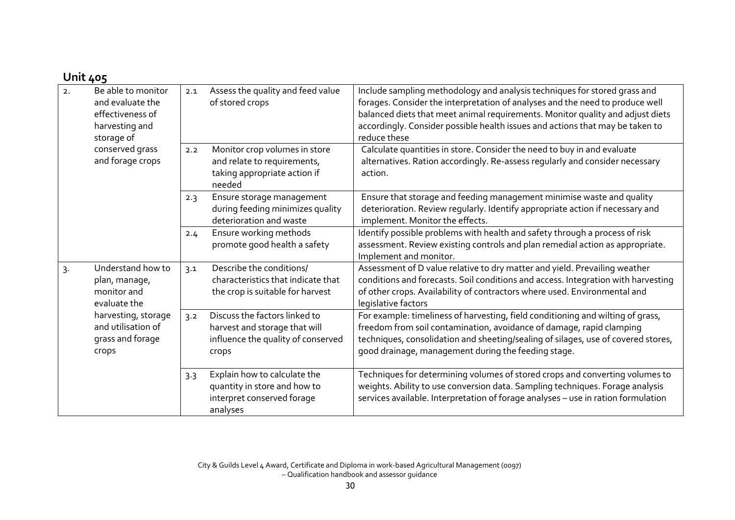## Unit 405

| | | | | |
|---|---|---|---|---|
| 2. | Be able to monitor and evaluate the effectiveness of harvesting and storage of conserved grass and forage crops | 2.1 | Assess the quality and feed value of stored crops | Include sampling methodology and analysis techniques for stored grass and forages. Consider the interpretation of analyses and the need to produce well balanced diets that meet animal requirements. Monitor quality and adjust diets accordingly. Consider possible health issues and actions that may be taken to reduce these |
| | | 2.2 | Monitor crop volumes in store and relate to requirements, taking appropriate action if needed | Calculate quantities in store. Consider the need to buy in and evaluate alternatives. Ration accordingly. Re-assess regularly and consider necessary action. |
| | | 2.3 | Ensure storage management during feeding minimizes quality deterioration and waste | Ensure that storage and feeding management minimise waste and quality deterioration. Review regularly. Identify appropriate action if necessary and implement. Monitor the effects. |
| | | 2.4 | Ensure working methods promote good health a safety | Identify possible problems with health and safety through a process of risk assessment. Review existing controls and plan remedial action as appropriate. Implement and monitor. |
| 3. | Understand how to plan, manage, monitor and evaluate the harvesting, storage and utilisation of grass and forage crops | 3.1 | Describe the conditions/ characteristics that indicate that the crop is suitable for harvest | Assessment of D value relative to dry matter and yield. Prevailing weather conditions and forecasts. Soil conditions and access. Integration with harvesting of other crops. Availability of contractors where used. Environmental and legislative factors |
| | | 3.2 | Discuss the factors linked to harvest and storage that will influence the quality of conserved crops | For example: timeliness of harvesting, field conditioning and wilting of grass, freedom from soil contamination, avoidance of damage, rapid clamping techniques, consolidation and sheeting/sealing of silages, use of covered stores, good drainage, management during the feeding stage. |
| | | 3.3 | Explain how to calculate the quantity in store and how to interpret conserved forage analyses | Techniques for determining volumes of stored crops and converting volumes to weights. Ability to use conversion data. Sampling techniques. Forage analysis services available. Interpretation of forage analyses – use in ration formulation |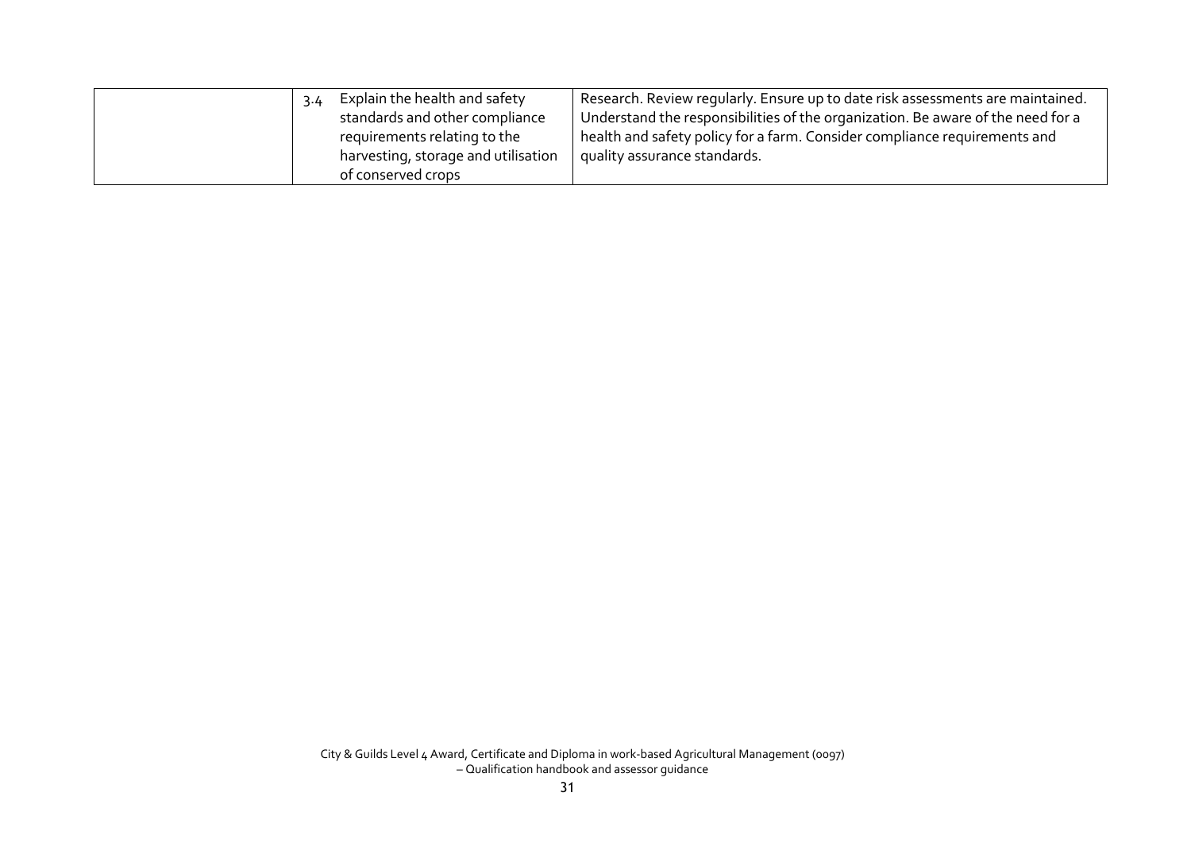| | | | |
|---|---|---|---|
| | 3.4 | Explain the health and safety standards and other compliance requirements relating to the harvesting, storage and utilisation of conserved crops | Research. Review regularly. Ensure up to date risk assessments are maintained. Understand the responsibilities of the organization. Be aware of the need for a health and safety policy for a farm. Consider compliance requirements and quality assurance standards. |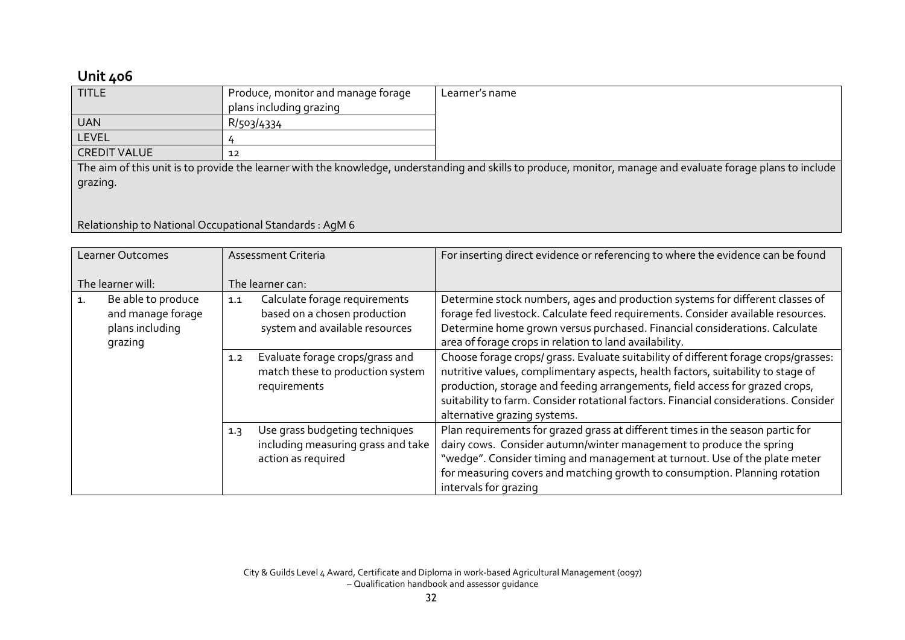## Unit 406

| TITLE | Produce, monitor and manage forage plans including grazing | Learner's name |
|---|---|---|
| UAN | R/503/4334 | |
| LEVEL | 4 | |
| CREDIT VALUE | 12 | |

The aim of this unit is to provide the learner with the knowledge, understanding and skills to produce, monitor, manage and evaluate forage plans to include grazing.

Relationship to National Occupational Standards : AgM 6

| Learner Outcomes<br><br>The learner will: | Assessment Criteria<br><br>The learner can: | For inserting direct evidence or referencing to where the evidence can be found |
|---|---|---|
| 1. Be able to produce and manage forage plans including grazing | 1.1 Calculate forage requirements based on a chosen production system and available resources | Determine stock numbers, ages and production systems for different classes of forage fed livestock. Calculate feed requirements. Consider available resources. Determine home grown versus purchased. Financial considerations. Calculate area of forage crops in relation to land availability. |
| | 1.2 Evaluate forage crops/grass and match these to production system requirements | Choose forage crops/ grass. Evaluate suitability of different forage crops/grasses: nutritive values, complimentary aspects, health factors, suitability to stage of production, storage and feeding arrangements, field access for grazed crops, suitability to farm. Consider rotational factors. Financial considerations. Consider alternative grazing systems. |
| | 1.3 Use grass budgeting techniques including measuring grass and take action as required | Plan requirements for grazed grass at different times in the season partic for dairy cows. Consider autumn/winter management to produce the spring "wedge". Consider timing and management at turnout. Use of the plate meter for measuring covers and matching growth to consumption. Planning rotation intervals for grazing |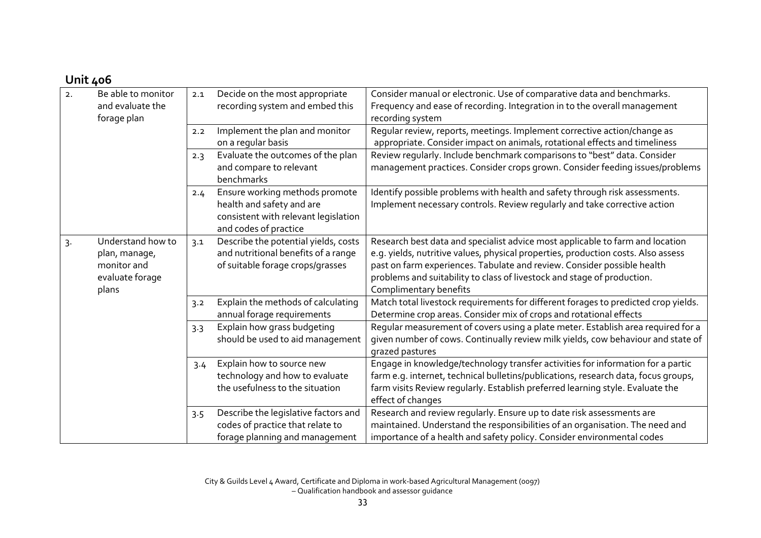## Unit 406

| | | | | |
|---|---|---|---|---|
| 2. | Be able to monitor and evaluate the forage plan | 2.1 | Decide on the most appropriate recording system and embed this | Consider manual or electronic. Use of comparative data and benchmarks. Frequency and ease of recording. Integration in to the overall management recording system |
| | | 2.2 | Implement the plan and monitor on a regular basis | Regular review, reports, meetings. Implement corrective action/change as appropriate. Consider impact on animals, rotational effects and timeliness |
| | | 2.3 | Evaluate the outcomes of the plan and compare to relevant benchmarks | Review regularly. Include benchmark comparisons to "best" data. Consider management practices. Consider crops grown. Consider feeding issues/problems |
| | | 2.4 | Ensure working methods promote health and safety and are consistent with relevant legislation and codes of practice | Identify possible problems with health and safety through risk assessments. Implement necessary controls. Review regularly and take corrective action |
| 3. | Understand how to plan, manage, monitor and evaluate forage plans | 3.1 | Describe the potential yields, costs and nutritional benefits of a range of suitable forage crops/grasses | Research best data and specialist advice most applicable to farm and location e.g. yields, nutritive values, physical properties, production costs. Also assess past on farm experiences. Tabulate and review. Consider possible health problems and suitability to class of livestock and stage of production. Complimentary benefits |
| | | 3.2 | Explain the methods of calculating annual forage requirements | Match total livestock requirements for different forages to predicted crop yields. Determine crop areas. Consider mix of crops and rotational effects |
| | | 3.3 | Explain how grass budgeting should be used to aid management | Regular measurement of covers using a plate meter. Establish area required for a given number of cows. Continually review milk yields, cow behaviour and state of grazed pastures |
| | | 3.4 | Explain how to source new technology and how to evaluate the usefulness to the situation | Engage in knowledge/technology transfer activities for information for a partic farm e.g. internet, technical bulletins/publications, research data, focus groups, farm visits Review regularly. Establish preferred learning style. Evaluate the effect of changes |
| | | 3.5 | Describe the legislative factors and codes of practice that relate to forage planning and management | Research and review regularly. Ensure up to date risk assessments are maintained. Understand the responsibilities of an organisation. The need and importance of a health and safety policy. Consider environmental codes |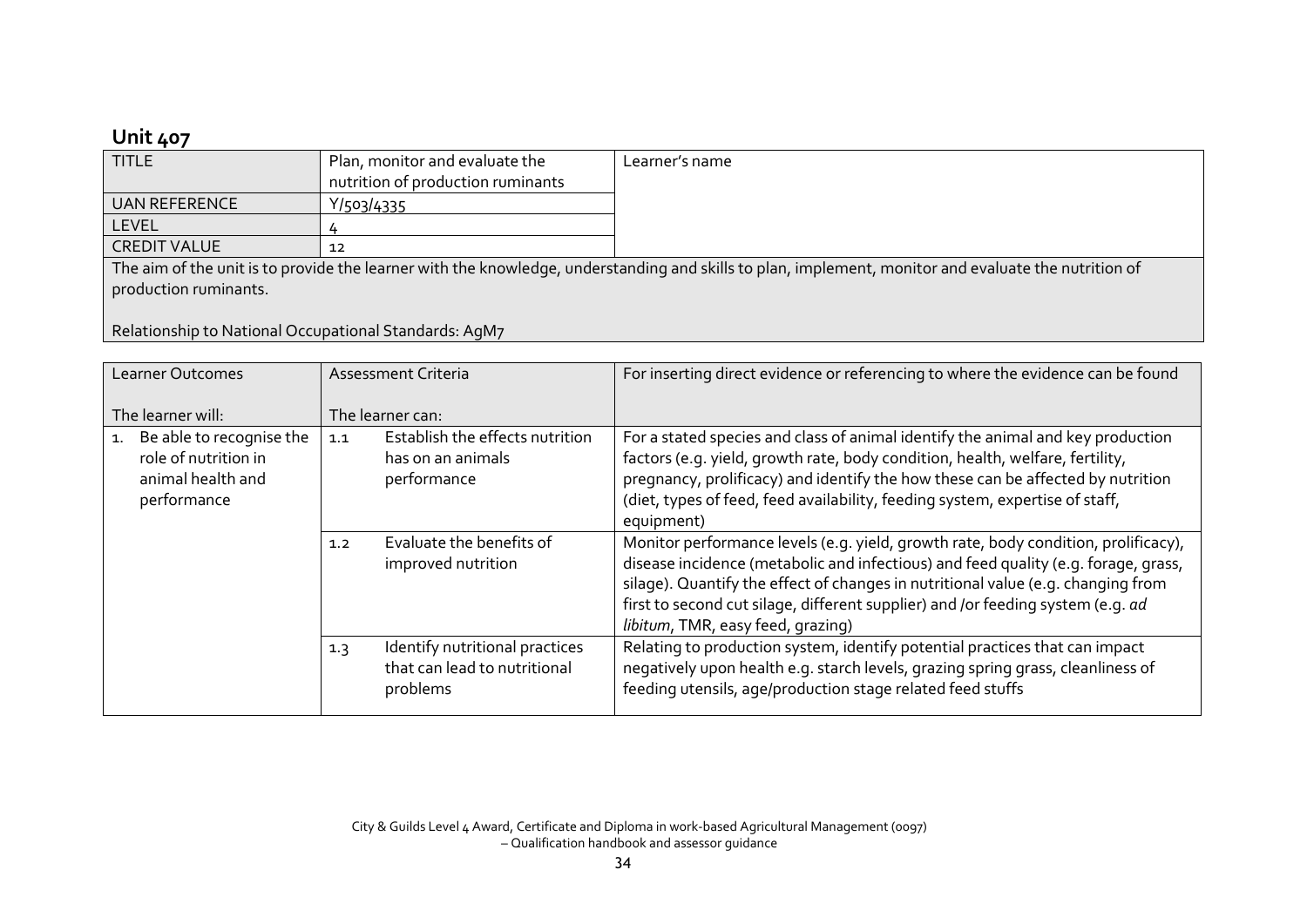## Unit 407

| TITLE | Plan, monitor and evaluate the nutrition of production ruminants | Learner's name |
|---|---|---|
| UAN REFERENCE | Y/503/4335 | |
| LEVEL | 4 | |
| CREDIT VALUE | 12 | |

The aim of the unit is to provide the learner with the knowledge, understanding and skills to plan, implement, monitor and evaluate the nutrition of production ruminants.

Relationship to National Occupational Standards: AgM7

| Learner Outcomes<br><br>The learner will: | Assessment Criteria<br><br>The learner can: | For inserting direct evidence or referencing to where the evidence can be found |
|---|---|---|
| 1. Be able to recognise the role of nutrition in animal health and performance | 1.1 Establish the effects nutrition has on an animals performance | For a stated species and class of animal identify the animal and key production factors (e.g. yield, growth rate, body condition, health, welfare, fertility, pregnancy, prolificacy) and identify the how these can be affected by nutrition (diet, types of feed, feed availability, feeding system, expertise of staff, equipment) |
| | 1.2 Evaluate the benefits of improved nutrition | Monitor performance levels (e.g. yield, growth rate, body condition, prolificacy), disease incidence (metabolic and infectious) and feed quality (e.g. forage, grass, silage). Quantify the effect of changes in nutritional value (e.g. changing from first to second cut silage, different supplier) and /or feeding system (e.g. *ad libitum*, TMR, easy feed, grazing) |
| | 1.3 Identify nutritional practices that can lead to nutritional problems | Relating to production system, identify potential practices that can impact negatively upon health e.g. starch levels, grazing spring grass, cleanliness of feeding utensils, age/production stage related feed stuffs |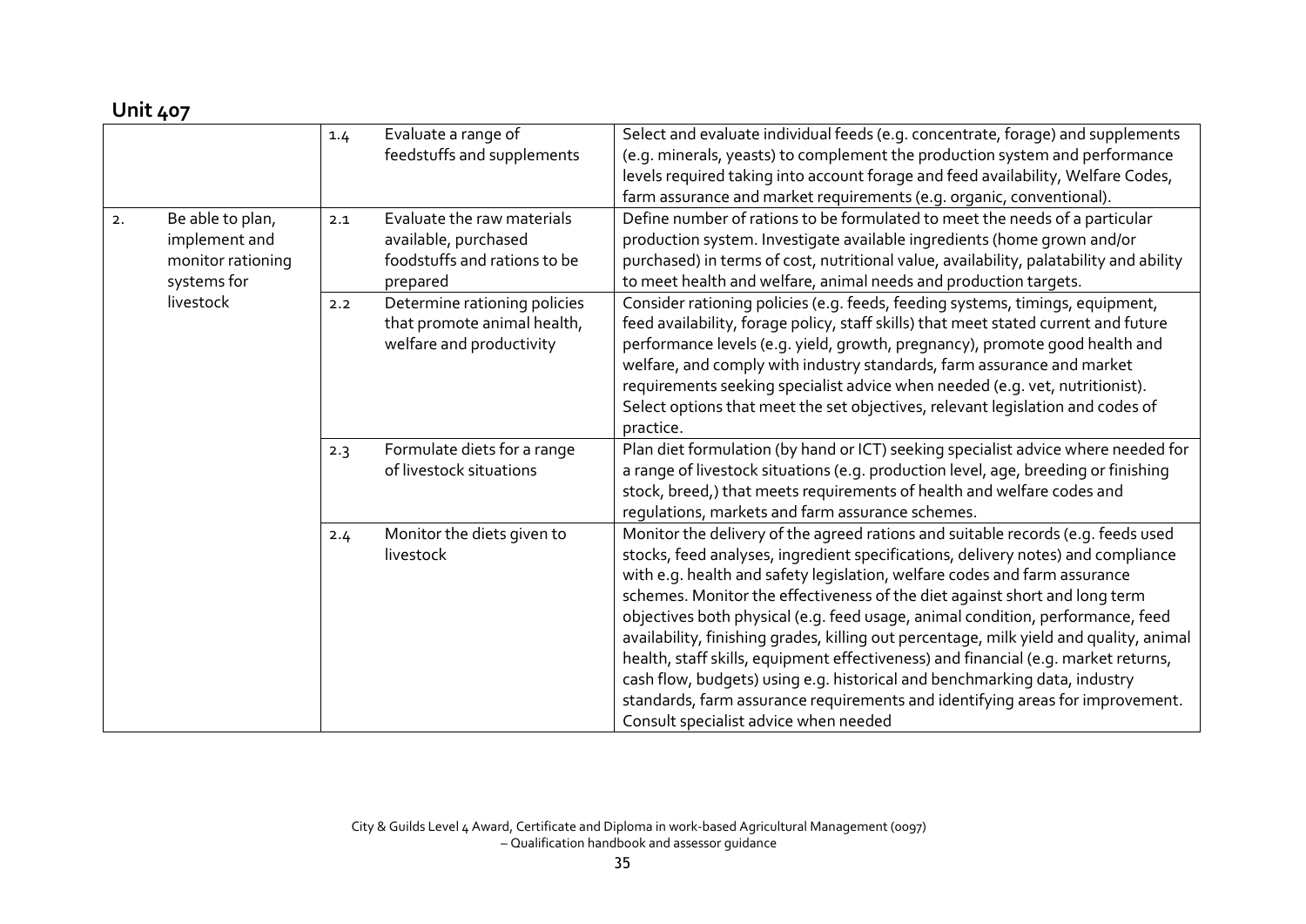## Unit 407

| | | | |
|---|---|---|---|
| | 1.4 | Evaluate a range of feedstuffs and supplements | Select and evaluate individual feeds (e.g. concentrate, forage) and supplements (e.g. minerals, yeasts) to complement the production system and performance levels required taking into account forage and feed availability, Welfare Codes, farm assurance and market requirements (e.g. organic, conventional). |
| 2. Be able to plan, implement and monitor rationing systems for livestock | 2.1 | Evaluate the raw materials available, purchased foodstuffs and rations to be prepared | Define number of rations to be formulated to meet the needs of a particular production system. Investigate available ingredients (home grown and/or purchased) in terms of cost, nutritional value, availability, palatability and ability to meet health and welfare, animal needs and production targets. |
| | 2.2 | Determine rationing policies that promote animal health, welfare and productivity | Consider rationing policies (e.g. feeds, feeding systems, timings, equipment, feed availability, forage policy, staff skills) that meet stated current and future performance levels (e.g. yield, growth, pregnancy), promote good health and welfare, and comply with industry standards, farm assurance and market requirements seeking specialist advice when needed (e.g. vet, nutritionist). Select options that meet the set objectives, relevant legislation and codes of practice. |
| | 2.3 | Formulate diets for a range of livestock situations | Plan diet formulation (by hand or ICT) seeking specialist advice where needed for a range of livestock situations (e.g. production level, age, breeding or finishing stock, breed,) that meets requirements of health and welfare codes and regulations, markets and farm assurance schemes. |
| | 2.4 | Monitor the diets given to livestock | Monitor the delivery of the agreed rations and suitable records (e.g. feeds used stocks, feed analyses, ingredient specifications, delivery notes) and compliance with e.g. health and safety legislation, welfare codes and farm assurance schemes. Monitor the effectiveness of the diet against short and long term objectives both physical (e.g. feed usage, animal condition, performance, feed availability, finishing grades, killing out percentage, milk yield and quality, animal health, staff skills, equipment effectiveness) and financial (e.g. market returns, cash flow, budgets) using e.g. historical and benchmarking data, industry standards, farm assurance requirements and identifying areas for improvement. Consult specialist advice when needed |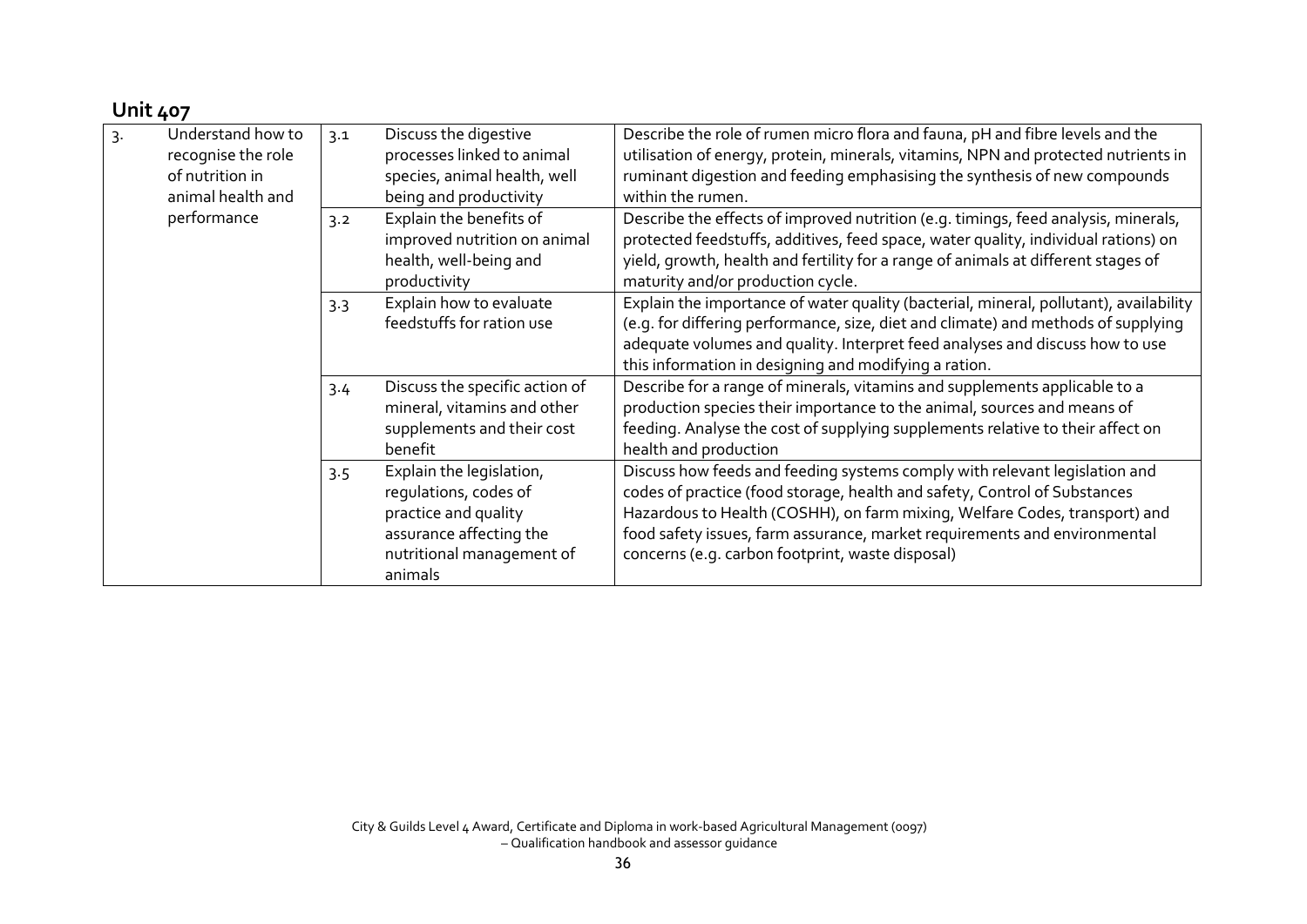## Unit 407

| | | | | |
|---|---|---|---|---|
| 3. | Understand how to recognise the role of nutrition in animal health and performance | 3.1 | Discuss the digestive processes linked to animal species, animal health, well being and productivity | Describe the role of rumen micro flora and fauna, pH and fibre levels and the utilisation of energy, protein, minerals, vitamins, NPN and protected nutrients in ruminant digestion and feeding emphasising the synthesis of new compounds within the rumen. |
| | | 3.2 | Explain the benefits of improved nutrition on animal health, well-being and productivity | Describe the effects of improved nutrition (e.g. timings, feed analysis, minerals, protected feedstuffs, additives, feed space, water quality, individual rations) on yield, growth, health and fertility for a range of animals at different stages of maturity and/or production cycle. |
| | | 3.3 | Explain how to evaluate feedstuffs for ration use | Explain the importance of water quality (bacterial, mineral, pollutant), availability (e.g. for differing performance, size, diet and climate) and methods of supplying adequate volumes and quality. Interpret feed analyses and discuss how to use this information in designing and modifying a ration. |
| | | 3.4 | Discuss the specific action of mineral, vitamins and other supplements and their cost benefit | Describe for a range of minerals, vitamins and supplements applicable to a production species their importance to the animal, sources and means of feeding. Analyse the cost of supplying supplements relative to their affect on health and production |
| | | 3.5 | Explain the legislation, regulations, codes of practice and quality assurance affecting the nutritional management of animals | Discuss how feeds and feeding systems comply with relevant legislation and codes of practice (food storage, health and safety, Control of Substances Hazardous to Health (COSHH), on farm mixing, Welfare Codes, transport) and food safety issues, farm assurance, market requirements and environmental concerns (e.g. carbon footprint, waste disposal) |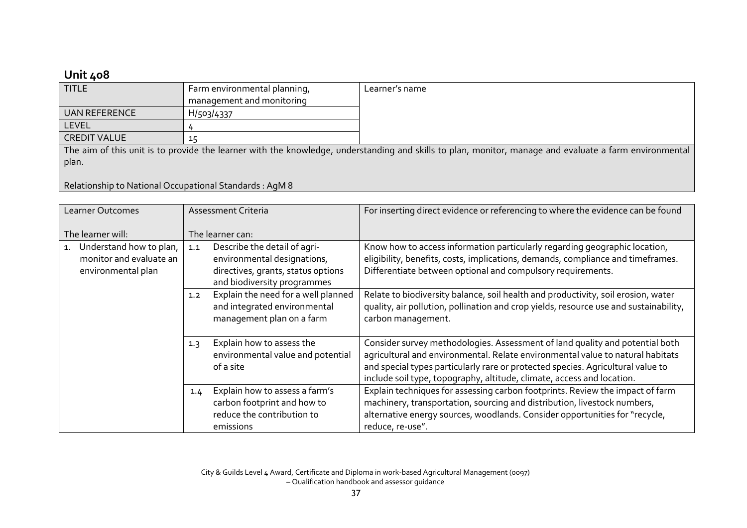## Unit 408

| TITLE | Farm environmental planning, management and monitoring | Learner's name |
| --- | --- | --- |
| UAN REFERENCE | H/503/4337 | |
| LEVEL | 4 | |
| CREDIT VALUE | 15 | |

The aim of this unit is to provide the learner with the knowledge, understanding and skills to plan, monitor, manage and evaluate a farm environmental plan.

Relationship to National Occupational Standards : AgM 8

| Learner Outcomes<br><br>The learner will: | Assessment Criteria<br><br>The learner can: | For inserting direct evidence or referencing to where the evidence can be found |
| --- | --- | --- |
| 1. Understand how to plan, monitor and evaluate an environmental plan | 1.1 Describe the detail of agri-environmental designations, directives, grants, status options and biodiversity programmes | Know how to access information particularly regarding geographic location, eligibility, benefits, costs, implications, demands, compliance and timeframes. Differentiate between optional and compulsory requirements. |
| | 1.2 Explain the need for a well planned and integrated environmental management plan on a farm | Relate to biodiversity balance, soil health and productivity, soil erosion, water quality, air pollution, pollination and crop yields, resource use and sustainability, carbon management. |
| | 1.3 Explain how to assess the environmental value and potential of a site | Consider survey methodologies. Assessment of land quality and potential both agricultural and environmental. Relate environmental value to natural habitats and special types particularly rare or protected species. Agricultural value to include soil type, topography, altitude, climate, access and location. |
| | 1.4 Explain how to assess a farm's carbon footprint and how to reduce the contribution to emissions | Explain techniques for assessing carbon footprints. Review the impact of farm machinery, transportation, sourcing and distribution, livestock numbers, alternative energy sources, woodlands. Consider opportunities for "recycle, reduce, re-use". |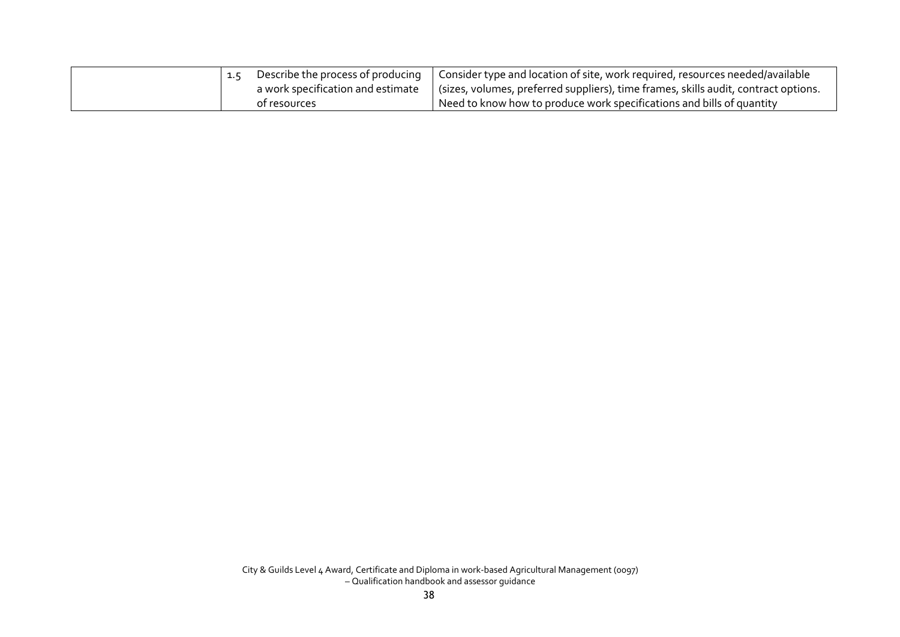| | | | |
|---|---|---|---|
| | 1.5 | Describe the process of producing a work specification and estimate of resources | Consider type and location of site, work required, resources needed/available (sizes, volumes, preferred suppliers), time frames, skills audit, contract options. Need to know how to produce work specifications and bills of quantity |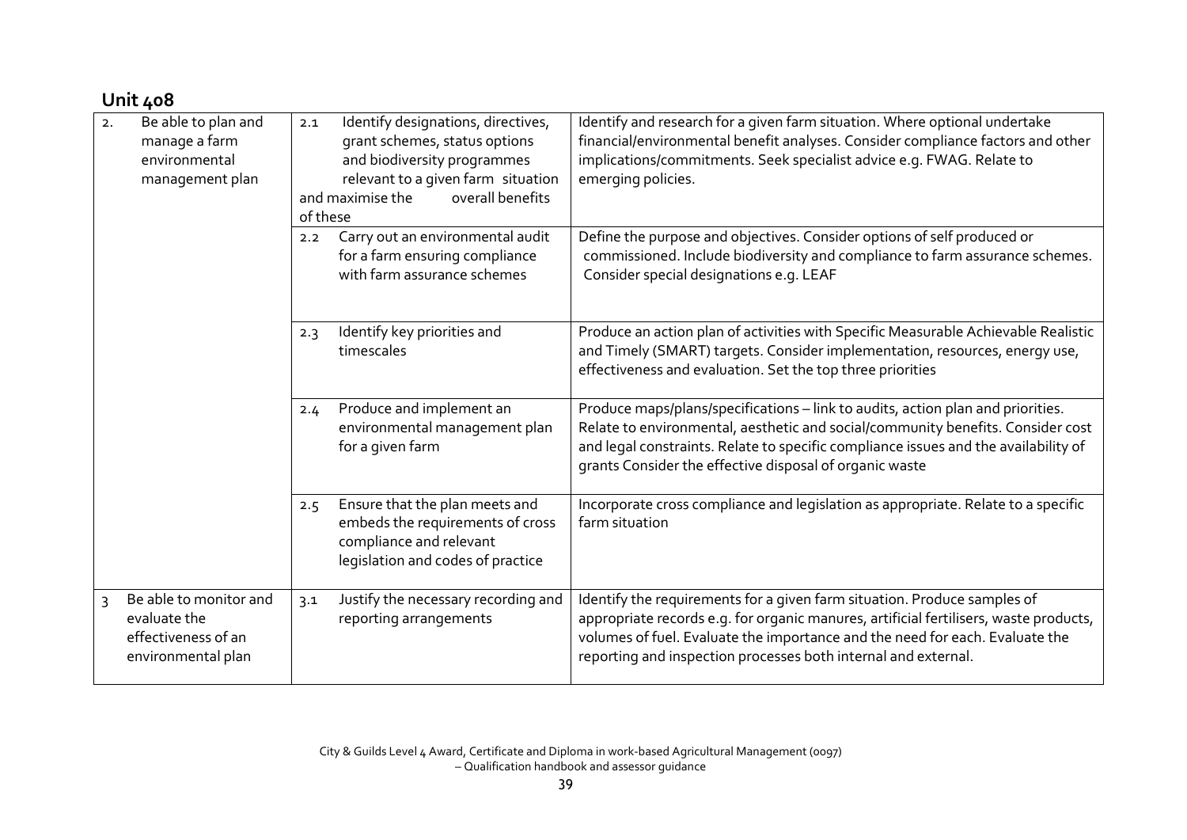## Unit 408

| | | |
|---|---|---|
| 2. Be able to plan and manage a farm environmental management plan | 2.1 Identify designations, directives, grant schemes, status options and biodiversity programmes relevant to a given farm situation and maximise the overall benefits of these | Identify and research for a given farm situation. Where optional undertake financial/environmental benefit analyses. Consider compliance factors and other implications/commitments. Seek specialist advice e.g. FWAG. Relate to emerging policies. |
| | 2.2 Carry out an environmental audit for a farm ensuring compliance with farm assurance schemes | Define the purpose and objectives. Consider options of self produced or commissioned. Include biodiversity and compliance to farm assurance schemes. Consider special designations e.g. LEAF |
| | 2.3 Identify key priorities and timescales | Produce an action plan of activities with Specific Measurable Achievable Realistic and Timely (SMART) targets. Consider implementation, resources, energy use, effectiveness and evaluation. Set the top three priorities |
| | 2.4 Produce and implement an environmental management plan for a given farm | Produce maps/plans/specifications – link to audits, action plan and priorities. Relate to environmental, aesthetic and social/community benefits. Consider cost and legal constraints. Relate to specific compliance issues and the availability of grants Consider the effective disposal of organic waste |
| | 2.5 Ensure that the plan meets and embeds the requirements of cross compliance and relevant legislation and codes of practice | Incorporate cross compliance and legislation as appropriate. Relate to a specific farm situation |
| 3 Be able to monitor and evaluate the effectiveness of an environmental plan | 3.1 Justify the necessary recording and reporting arrangements | Identify the requirements for a given farm situation. Produce samples of appropriate records e.g. for organic manures, artificial fertilisers, waste products, volumes of fuel. Evaluate the importance and the need for each. Evaluate the reporting and inspection processes both internal and external. |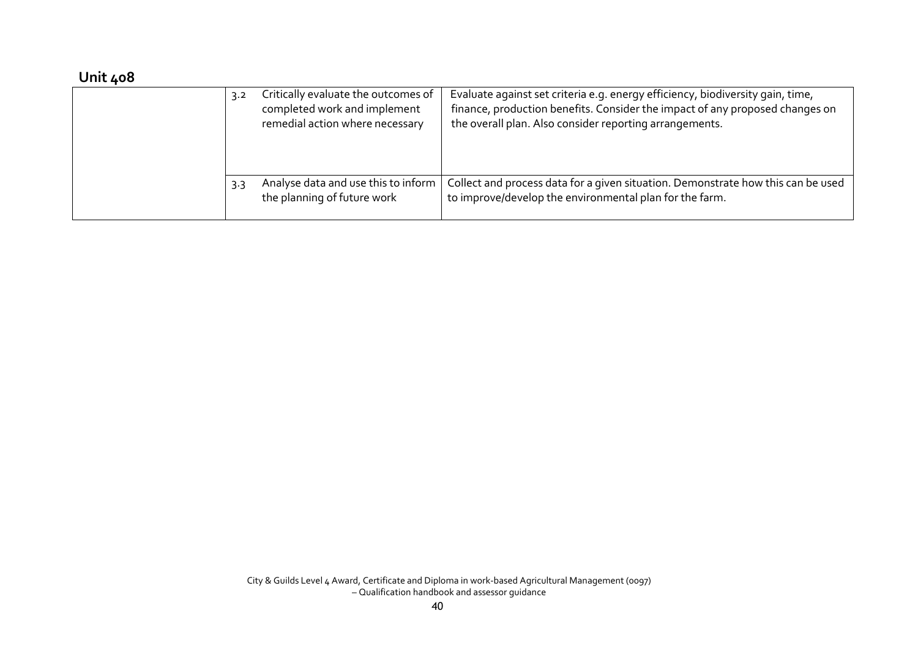## Unit 408

| | | | |
|---|---|---|---|
| | 3.2 | Critically evaluate the outcomes of completed work and implement remedial action where necessary | Evaluate against set criteria e.g. energy efficiency, biodiversity gain, time, finance, production benefits. Consider the impact of any proposed changes on the overall plan. Also consider reporting arrangements. |
| | 3.3 | Analyse data and use this to inform the planning of future work | Collect and process data for a given situation. Demonstrate how this can be used to improve/develop the environmental plan for the farm. |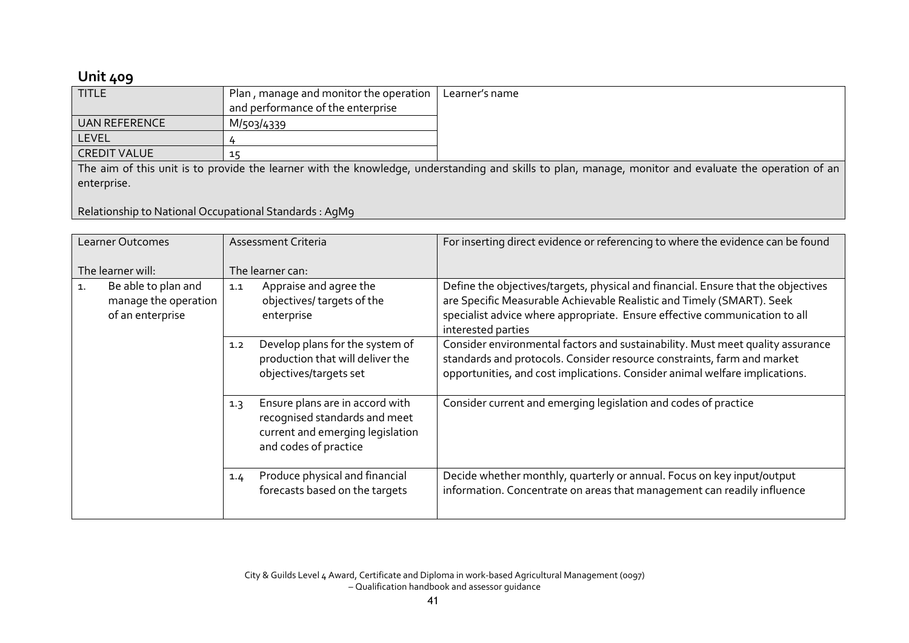## Unit 409

| TITLE | Plan , manage and monitor the operation and performance of the enterprise | Learner's name |
|---|---|---|
| UAN REFERENCE | M/503/4339 | |
| LEVEL | 4 | |
| CREDIT VALUE | 15 | |

The aim of this unit is to provide the learner with the knowledge, understanding and skills to plan, manage, monitor and evaluate the operation of an enterprise.

Relationship to National Occupational Standards : AgM9

| Learner Outcomes<br><br>The learner will: | Assessment Criteria<br><br>The learner can: | For inserting direct evidence or referencing to where the evidence can be found |
|---|---|---|
| 1. Be able to plan and manage the operation of an enterprise | 1.1 Appraise and agree the objectives/ targets of the enterprise | Define the objectives/targets, physical and financial. Ensure that the objectives are Specific Measurable Achievable Realistic and Timely (SMART). Seek specialist advice where appropriate. Ensure effective communication to all interested parties |
| | 1.2 Develop plans for the system of production that will deliver the objectives/targets set | Consider environmental factors and sustainability. Must meet quality assurance standards and protocols. Consider resource constraints, farm and market opportunities, and cost implications. Consider animal welfare implications. |
| | 1.3 Ensure plans are in accord with recognised standards and meet current and emerging legislation and codes of practice | Consider current and emerging legislation and codes of practice |
| | 1.4 Produce physical and financial forecasts based on the targets | Decide whether monthly, quarterly or annual. Focus on key input/output information. Concentrate on areas that management can readily influence |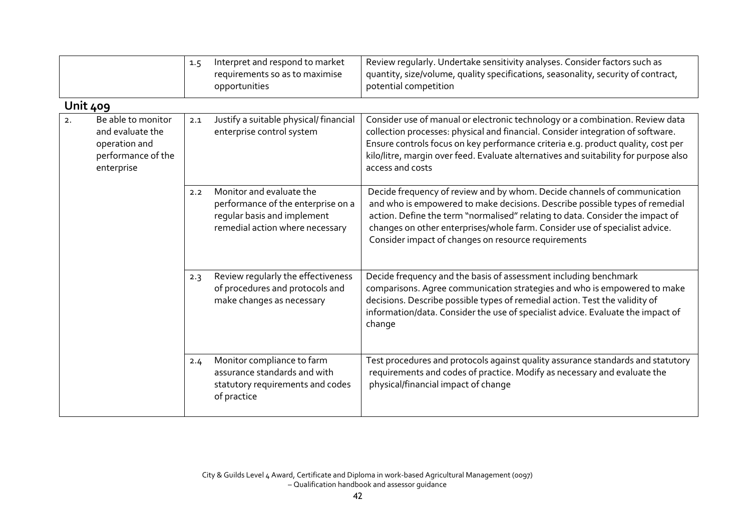| | | |
|---|---|---|
| | 1.5 Interpret and respond to market requirements so as to maximise opportunities | Review regularly. Undertake sensitivity analyses. Consider factors such as quantity, size/volume, quality specifications, seasonality, security of contract, potential competition |

**Unit 409**

| | | |
|---|---|---|
| 2. Be able to monitor and evaluate the operation and performance of the enterprise | 2.1 Justify a suitable physical/ financial enterprise control system | Consider use of manual or electronic technology or a combination. Review data collection processes: physical and financial. Consider integration of software. Ensure controls focus on key performance criteria e.g. product quality, cost per kilo/litre, margin over feed. Evaluate alternatives and suitability for purpose also access and costs |
| | 2.2 Monitor and evaluate the performance of the enterprise on a regular basis and implement remedial action where necessary | Decide frequency of review and by whom. Decide channels of communication and who is empowered to make decisions. Describe possible types of remedial action. Define the term "normalised" relating to data. Consider the impact of changes on other enterprises/whole farm. Consider use of specialist advice. Consider impact of changes on resource requirements |
| | 2.3 Review regularly the effectiveness of procedures and protocols and make changes as necessary | Decide frequency and the basis of assessment including benchmark comparisons. Agree communication strategies and who is empowered to make decisions. Describe possible types of remedial action. Test the validity of information/data. Consider the use of specialist advice. Evaluate the impact of change |
| | 2.4 Monitor compliance to farm assurance standards and with statutory requirements and codes of practice | Test procedures and protocols against quality assurance standards and statutory requirements and codes of practice. Modify as necessary and evaluate the physical/financial impact of change |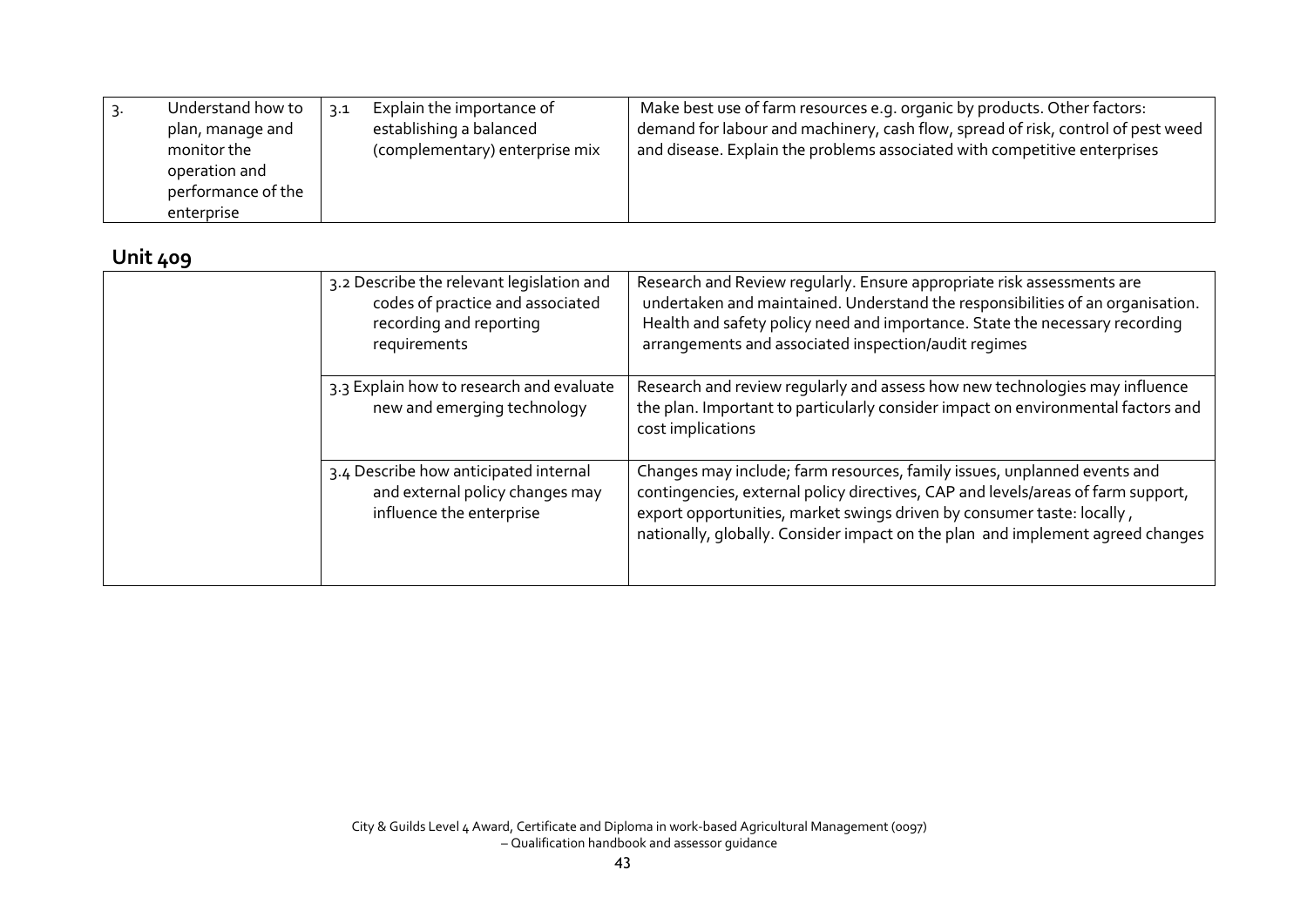| | | |
|---|---|---|
| 3. Understand how to plan, manage and monitor the operation and performance of the enterprise | 3.1 Explain the importance of establishing a balanced (complementary) enterprise mix | Make best use of farm resources e.g. organic by products. Other factors: demand for labour and machinery, cash flow, spread of risk, control of pest weed and disease. Explain the problems associated with competitive enterprises |

## Unit 409

| | | |
|---|---|---|
| | 3.2 Describe the relevant legislation and codes of practice and associated recording and reporting requirements | Research and Review regularly. Ensure appropriate risk assessments are undertaken and maintained. Understand the responsibilities of an organisation. Health and safety policy need and importance. State the necessary recording arrangements and associated inspection/audit regimes |
| | 3.3 Explain how to research and evaluate new and emerging technology | Research and review regularly and assess how new technologies may influence the plan. Important to particularly consider impact on environmental factors and cost implications |
| | 3.4 Describe how anticipated internal and external policy changes may influence the enterprise | Changes may include; farm resources, family issues, unplanned events and contingencies, external policy directives, CAP and levels/areas of farm support, export opportunities, market swings driven by consumer taste: locally , nationally, globally. Consider impact on the plan and implement agreed changes |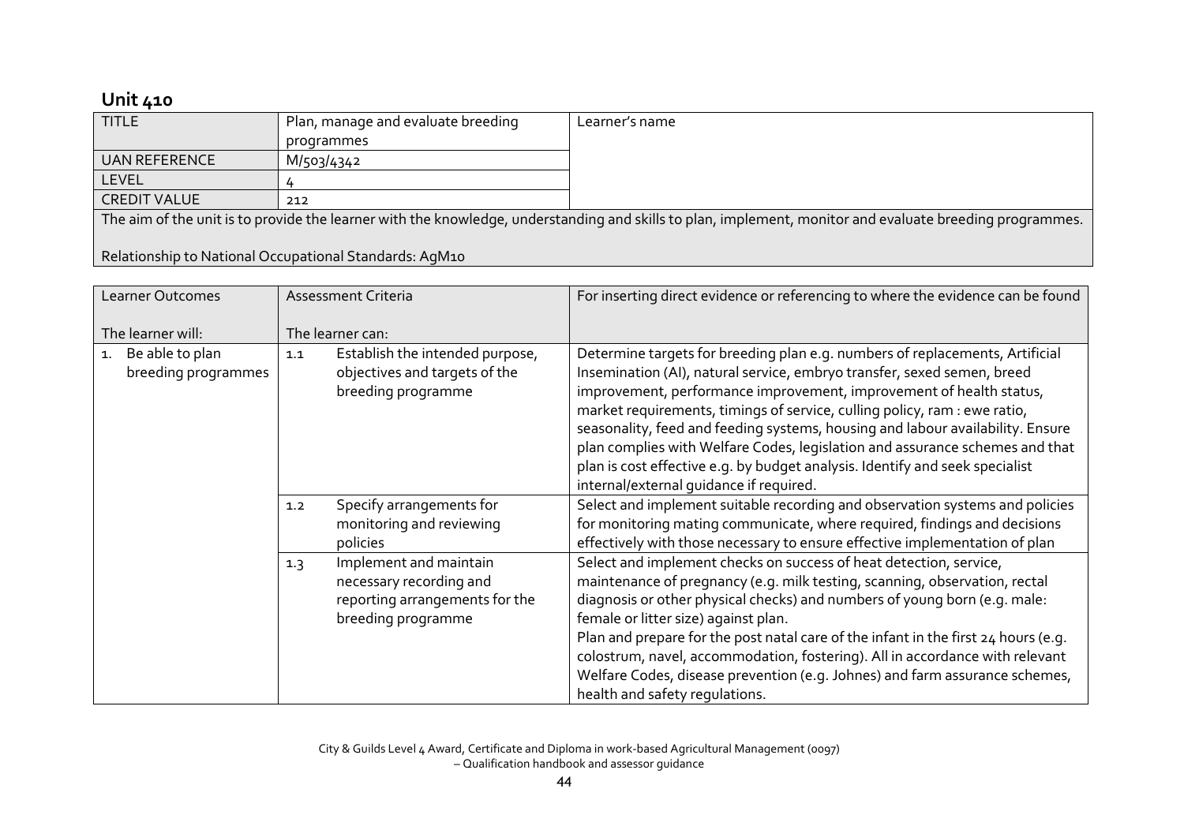## Unit 410

| TITLE | Plan, manage and evaluate breeding programmes | Learner's name |
|---|---|---|
| UAN REFERENCE | M/503/4342 | |
| LEVEL | 4 | |
| CREDIT VALUE | 212 | |

The aim of the unit is to provide the learner with the knowledge, understanding and skills to plan, implement, monitor and evaluate breeding programmes.

Relationship to National Occupational Standards: AgM10

| Learner Outcomes<br><br>The learner will: | Assessment Criteria<br><br>The learner can: | For inserting direct evidence or referencing to where the evidence can be found |
|---|---|---|
| 1. Be able to plan breeding programmes | 1.1 Establish the intended purpose, objectives and targets of the breeding programme | Determine targets for breeding plan e.g. numbers of replacements, Artificial Insemination (AI), natural service, embryo transfer, sexed semen, breed improvement, performance improvement, improvement of health status, market requirements, timings of service, culling policy, ram : ewe ratio, seasonality, feed and feeding systems, housing and labour availability. Ensure plan complies with Welfare Codes, legislation and assurance schemes and that plan is cost effective e.g. by budget analysis. Identify and seek specialist internal/external guidance if required. |
| | 1.2 Specify arrangements for monitoring and reviewing policies | Select and implement suitable recording and observation systems and policies for monitoring mating communicate, where required, findings and decisions effectively with those necessary to ensure effective implementation of plan |
| | 1.3 Implement and maintain necessary recording and reporting arrangements for the breeding programme | Select and implement checks on success of heat detection, service, maintenance of pregnancy (e.g. milk testing, scanning, observation, rectal diagnosis or other physical checks) and numbers of young born (e.g. male: female or litter size) against plan.<br>Plan and prepare for the post natal care of the infant in the first 24 hours (e.g. colostrum, navel, accommodation, fostering). All in accordance with relevant Welfare Codes, disease prevention (e.g. Johnes) and farm assurance schemes, health and safety regulations. |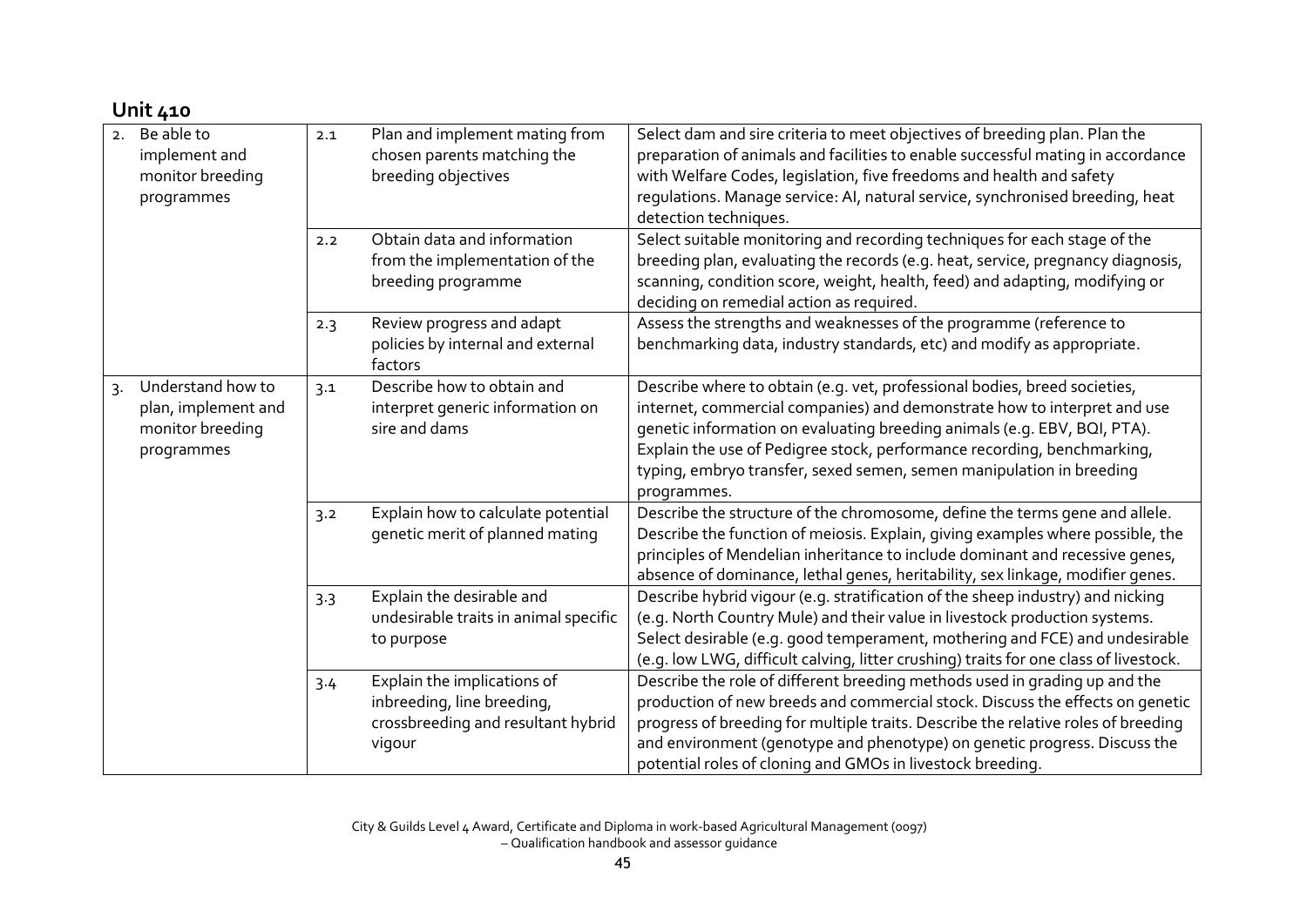## Unit 410

| | | | |
|---|---|---|---|
| 2. Be able to implement and monitor breeding programmes | 2.1 | Plan and implement mating from chosen parents matching the breeding objectives | Select dam and sire criteria to meet objectives of breeding plan. Plan the preparation of animals and facilities to enable successful mating in accordance with Welfare Codes, legislation, five freedoms and health and safety regulations. Manage service: AI, natural service, synchronised breeding, heat detection techniques. |
| | 2.2 | Obtain data and information from the implementation of the breeding programme | Select suitable monitoring and recording techniques for each stage of the breeding plan, evaluating the records (e.g. heat, service, pregnancy diagnosis, scanning, condition score, weight, health, feed) and adapting, modifying or deciding on remedial action as required. |
| | 2.3 | Review progress and adapt policies by internal and external factors | Assess the strengths and weaknesses of the programme (reference to benchmarking data, industry standards, etc) and modify as appropriate. |
| 3. Understand how to plan, implement and monitor breeding programmes | 3.1 | Describe how to obtain and interpret generic information on sire and dams | Describe where to obtain (e.g. vet, professional bodies, breed societies, internet, commercial companies) and demonstrate how to interpret and use genetic information on evaluating breeding animals (e.g. EBV, BQI, PTA). Explain the use of Pedigree stock, performance recording, benchmarking, typing, embryo transfer, sexed semen, semen manipulation in breeding programmes. |
| | 3.2 | Explain how to calculate potential genetic merit of planned mating | Describe the structure of the chromosome, define the terms gene and allele. Describe the function of meiosis. Explain, giving examples where possible, the principles of Mendelian inheritance to include dominant and recessive genes, absence of dominance, lethal genes, heritability, sex linkage, modifier genes. |
| | 3.3 | Explain the desirable and undesirable traits in animal specific to purpose | Describe hybrid vigour (e.g. stratification of the sheep industry) and nicking (e.g. North Country Mule) and their value in livestock production systems. Select desirable (e.g. good temperament, mothering and FCE) and undesirable (e.g. low LWG, difficult calving, litter crushing) traits for one class of livestock. |
| | 3.4 | Explain the implications of inbreeding, line breeding, crossbreeding and resultant hybrid vigour | Describe the role of different breeding methods used in grading up and the production of new breeds and commercial stock. Discuss the effects on genetic progress of breeding for multiple traits. Describe the relative roles of breeding and environment (genotype and phenotype) on genetic progress. Discuss the potential roles of cloning and GMOs in livestock breeding. |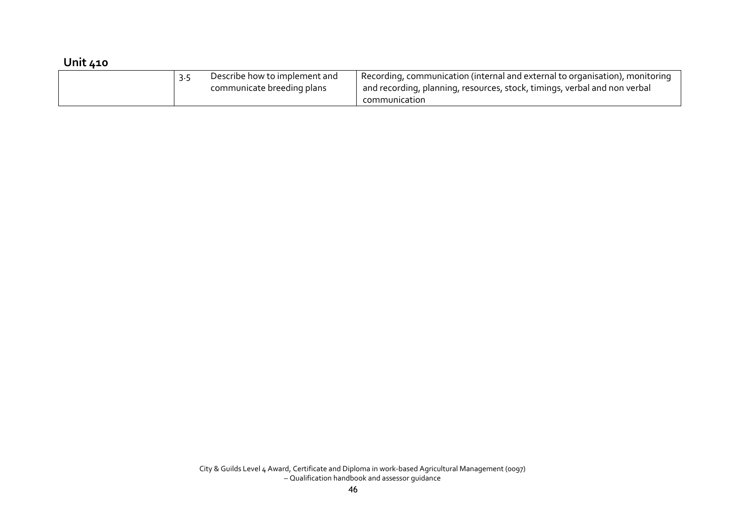## Unit 410

| | | | |
|---|---|---|---|
| | 3.5 | Describe how to implement and communicate breeding plans | Recording, communication (internal and external to organisation), monitoring and recording, planning, resources, stock, timings, verbal and non verbal communication |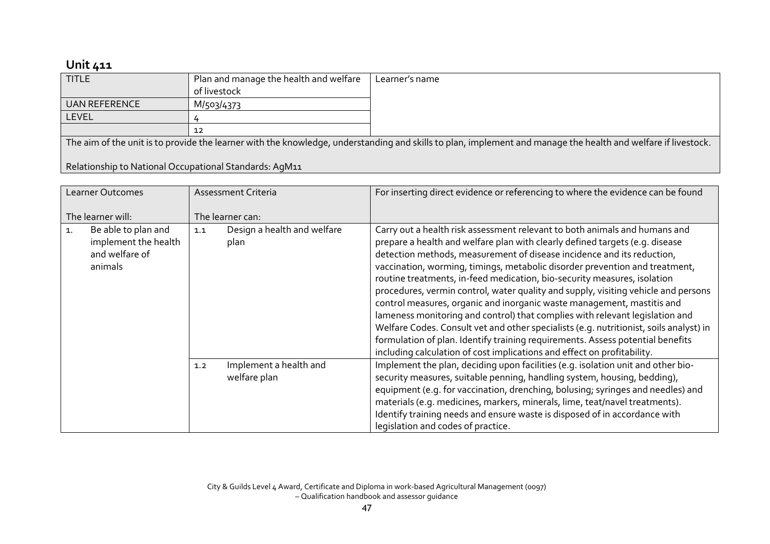## Unit 411

| TITLE | Plan and manage the health and welfare of livestock | Learner's name |
| --- | --- | --- |
| UAN REFERENCE | M/503/4373 | |
| LEVEL | 4 | |
| | 12 | |

The aim of the unit is to provide the learner with the knowledge, understanding and skills to plan, implement and manage the health and welfare if livestock.

Relationship to National Occupational Standards: AgM11

| Learner Outcomes<br><br>The learner will: | Assessment Criteria<br><br>The learner can: | For inserting direct evidence or referencing to where the evidence can be found |
| --- | --- | --- |
| 1. Be able to plan and implement the health and welfare of animals | 1.1 Design a health and welfare plan | Carry out a health risk assessment relevant to both animals and humans and prepare a health and welfare plan with clearly defined targets (e.g. disease detection methods, measurement of disease incidence and its reduction, vaccination, worming, timings, metabolic disorder prevention and treatment, routine treatments, in-feed medication, bio-security measures, isolation procedures, vermin control, water quality and supply, visiting vehicle and persons control measures, organic and inorganic waste management, mastitis and lameness monitoring and control) that complies with relevant legislation and Welfare Codes. Consult vet and other specialists (e.g. nutritionist, soils analyst) in formulation of plan. Identify training requirements. Assess potential benefits including calculation of cost implications and effect on profitability. |
| | 1.2 Implement a health and welfare plan | Implement the plan, deciding upon facilities (e.g. isolation unit and other bio-security measures, suitable penning, handling system, housing, bedding), equipment (e.g. for vaccination, drenching, bolusing; syringes and needles) and materials (e.g. medicines, markers, minerals, lime, teat/navel treatments). Identify training needs and ensure waste is disposed of in accordance with legislation and codes of practice. |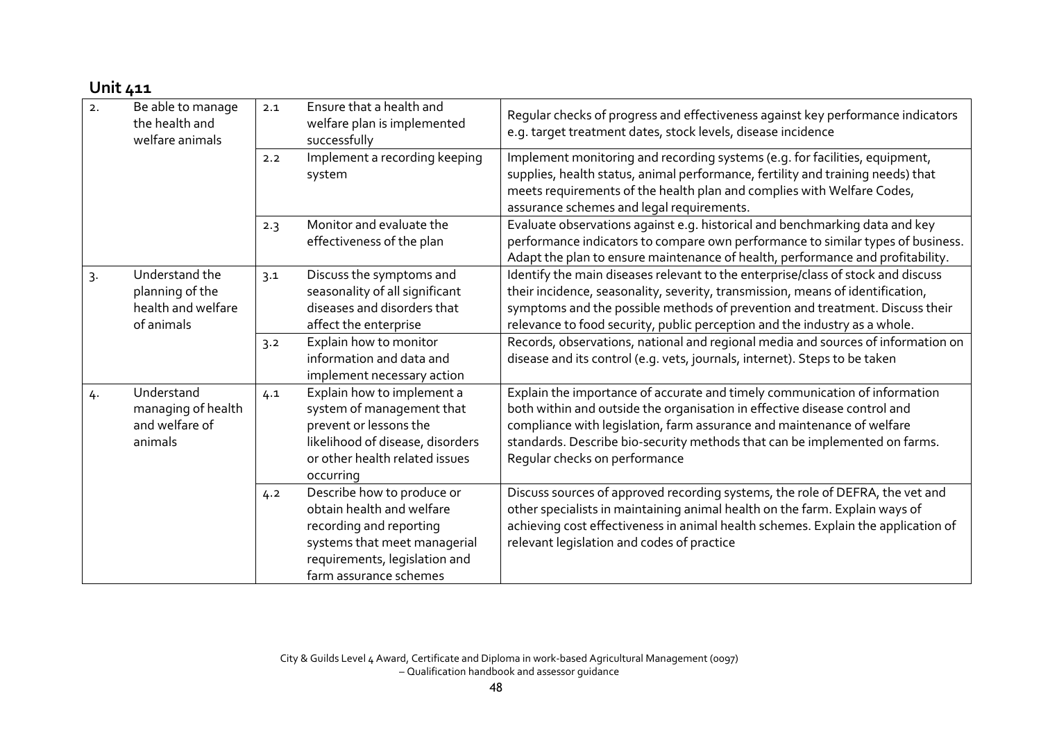## Unit 411

| | | | | |
|---|---|---|---|---|
| 2. | Be able to manage the health and welfare animals | 2.1 | Ensure that a health and welfare plan is implemented successfully | Regular checks of progress and effectiveness against key performance indicators e.g. target treatment dates, stock levels, disease incidence |
| | | 2.2 | Implement a recording keeping system | Implement monitoring and recording systems (e.g. for facilities, equipment, supplies, health status, animal performance, fertility and training needs) that meets requirements of the health plan and complies with Welfare Codes, assurance schemes and legal requirements. |
| | | 2.3 | Monitor and evaluate the effectiveness of the plan | Evaluate observations against e.g. historical and benchmarking data and key performance indicators to compare own performance to similar types of business. Adapt the plan to ensure maintenance of health, performance and profitability. |
| 3. | Understand the planning of the health and welfare of animals | 3.1 | Discuss the symptoms and seasonality of all significant diseases and disorders that affect the enterprise | Identify the main diseases relevant to the enterprise/class of stock and discuss their incidence, seasonality, severity, transmission, means of identification, symptoms and the possible methods of prevention and treatment. Discuss their relevance to food security, public perception and the industry as a whole. |
| | | 3.2 | Explain how to monitor information and data and implement necessary action | Records, observations, national and regional media and sources of information on disease and its control (e.g. vets, journals, internet). Steps to be taken |
| 4. | Understand managing of health and welfare of animals | 4.1 | Explain how to implement a system of management that prevent or lessons the likelihood of disease, disorders or other health related issues occurring | Explain the importance of accurate and timely communication of information both within and outside the organisation in effective disease control and compliance with legislation, farm assurance and maintenance of welfare standards. Describe bio-security methods that can be implemented on farms. Regular checks on performance |
| | | 4.2 | Describe how to produce or obtain health and welfare recording and reporting systems that meet managerial requirements, legislation and farm assurance schemes | Discuss sources of approved recording systems, the role of DEFRA, the vet and other specialists in maintaining animal health on the farm. Explain ways of achieving cost effectiveness in animal health schemes. Explain the application of relevant legislation and codes of practice |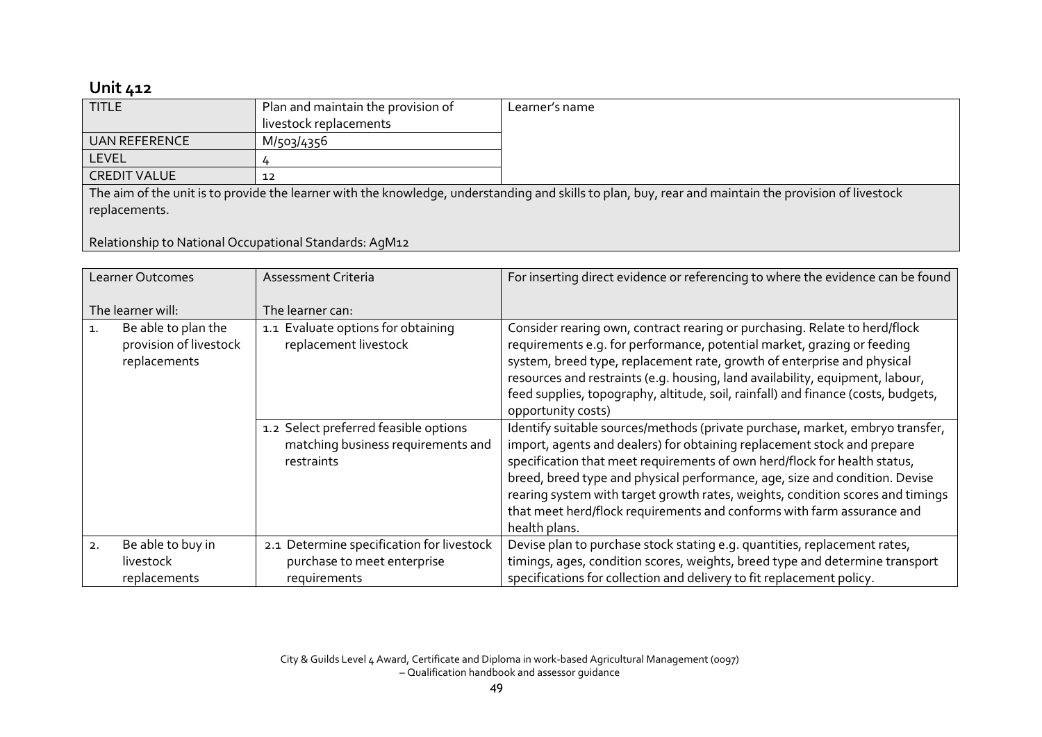## Unit 412

| TITLE | Plan and maintain the provision of livestock replacements | Learner's name |
|---|---|---|
| UAN REFERENCE | M/503/4356 | |
| LEVEL | 4 | |
| CREDIT VALUE | 12 | |

The aim of the unit is to provide the learner with the knowledge, understanding and skills to plan, buy, rear and maintain the provision of livestock replacements.

Relationship to National Occupational Standards: AgM12

| Learner Outcomes<br><br>The learner will: | Assessment Criteria<br><br>The learner can: | For inserting direct evidence or referencing to where the evidence can be found |
|---|---|---|
| 1. Be able to plan the provision of livestock replacements | 1.1 Evaluate options for obtaining replacement livestock | Consider rearing own, contract rearing or purchasing. Relate to herd/flock requirements e.g. for performance, potential market, grazing or feeding system, breed type, replacement rate, growth of enterprise and physical resources and restraints (e.g. housing, land availability, equipment, labour, feed supplies, topography, altitude, soil, rainfall) and finance (costs, budgets, opportunity costs) |
| | 1.2 Select preferred feasible options matching business requirements and restraints | Identify suitable sources/methods (private purchase, market, embryo transfer, import, agents and dealers) for obtaining replacement stock and prepare specification that meet requirements of own herd/flock for health status, breed, breed type and physical performance, age, size and condition. Devise rearing system with target growth rates, weights, condition scores and timings that meet herd/flock requirements and conforms with farm assurance and health plans. |
| 2. Be able to buy in livestock replacements | 2.1 Determine specification for livestock purchase to meet enterprise requirements | Devise plan to purchase stock stating e.g. quantities, replacement rates, timings, ages, condition scores, weights, breed type and determine transport specifications for collection and delivery to fit replacement policy. |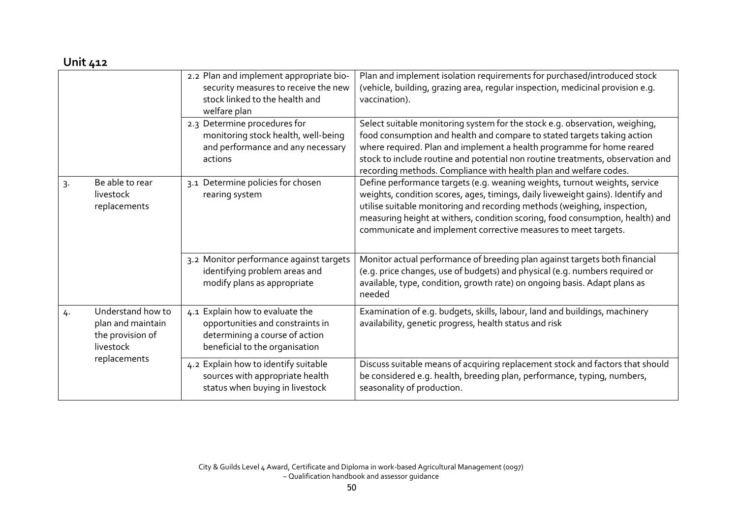## Unit 412

| | | |
|---|---|---|
| | 2.2 Plan and implement appropriate bio-security measures to receive the new stock linked to the health and welfare plan | Plan and implement isolation requirements for purchased/introduced stock (vehicle, building, grazing area, regular inspection, medicinal provision e.g. vaccination). |
| | 2.3 Determine procedures for monitoring stock health, well-being and performance and any necessary actions | Select suitable monitoring system for the stock e.g. observation, weighing, food consumption and health and compare to stated targets taking action where required. Plan and implement a health programme for home reared stock to include routine and potential non routine treatments, observation and recording methods. Compliance with health plan and welfare codes. |
| 3. Be able to rear livestock replacements | 3.1 Determine policies for chosen rearing system | Define performance targets (e.g. weaning weights, turnout weights, service weights, condition scores, ages, timings, daily liveweight gains). Identify and utilise suitable monitoring and recording methods (weighing, inspection, measuring height at withers, condition scoring, food consumption, health) and communicate and implement corrective measures to meet targets. |
| | 3.2 Monitor performance against targets identifying problem areas and modify plans as appropriate | Monitor actual performance of breeding plan against targets both financial (e.g. price changes, use of budgets) and physical (e.g. numbers required or available, type, condition, growth rate) on ongoing basis. Adapt plans as needed |
| 4. Understand how to plan and maintain the provision of livestock replacements | 4.1 Explain how to evaluate the opportunities and constraints in determining a course of action beneficial to the organisation | Examination of e.g. budgets, skills, labour, land and buildings, machinery availability, genetic progress, health status and risk |
| | 4.2 Explain how to identify suitable sources with appropriate health status when buying in livestock | Discuss suitable means of acquiring replacement stock and factors that should be considered e.g. health, breeding plan, performance, typing, numbers, seasonality of production. |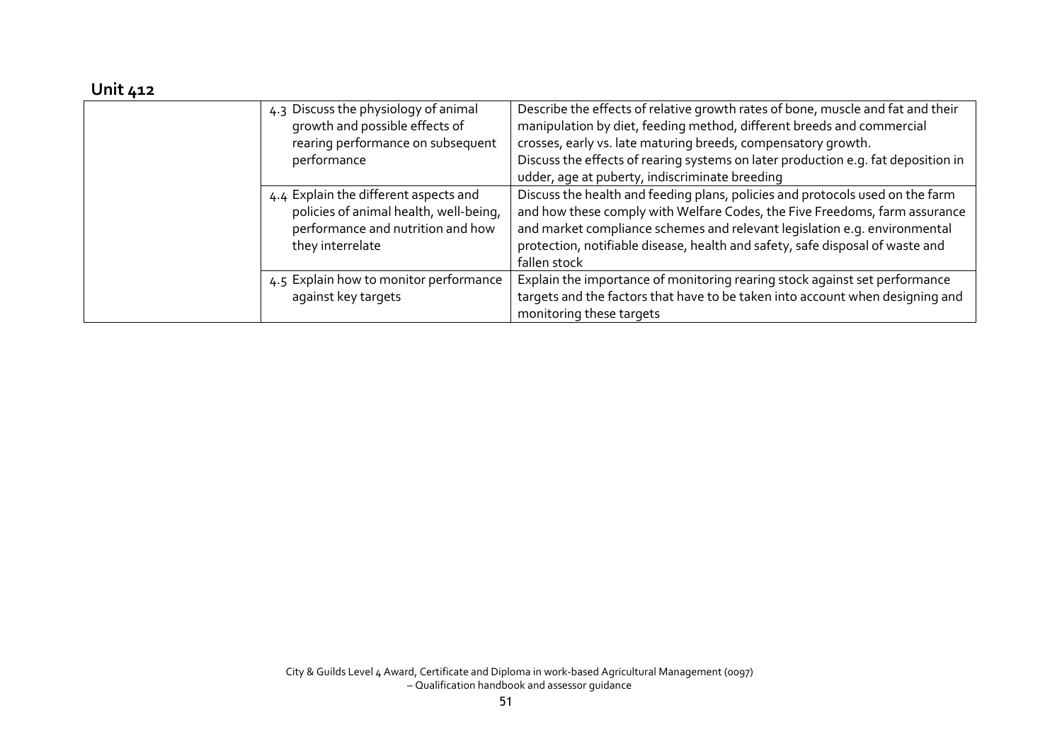## Unit 412

| | | |
|---|---|---|
| | 4.3 Discuss the physiology of animal growth and possible effects of rearing performance on subsequent performance | Describe the effects of relative growth rates of bone, muscle and fat and their manipulation by diet, feeding method, different breeds and commercial crosses, early vs. late maturing breeds, compensatory growth.<br>Discuss the effects of rearing systems on later production e.g. fat deposition in udder, age at puberty, indiscriminate breeding |
| | 4.4 Explain the different aspects and policies of animal health, well-being, performance and nutrition and how they interrelate | Discuss the health and feeding plans, policies and protocols used on the farm and how these comply with Welfare Codes, the Five Freedoms, farm assurance and market compliance schemes and relevant legislation e.g. environmental protection, notifiable disease, health and safety, safe disposal of waste and fallen stock |
| | 4.5 Explain how to monitor performance against key targets | Explain the importance of monitoring rearing stock against set performance targets and the factors that have to be taken into account when designing and monitoring these targets |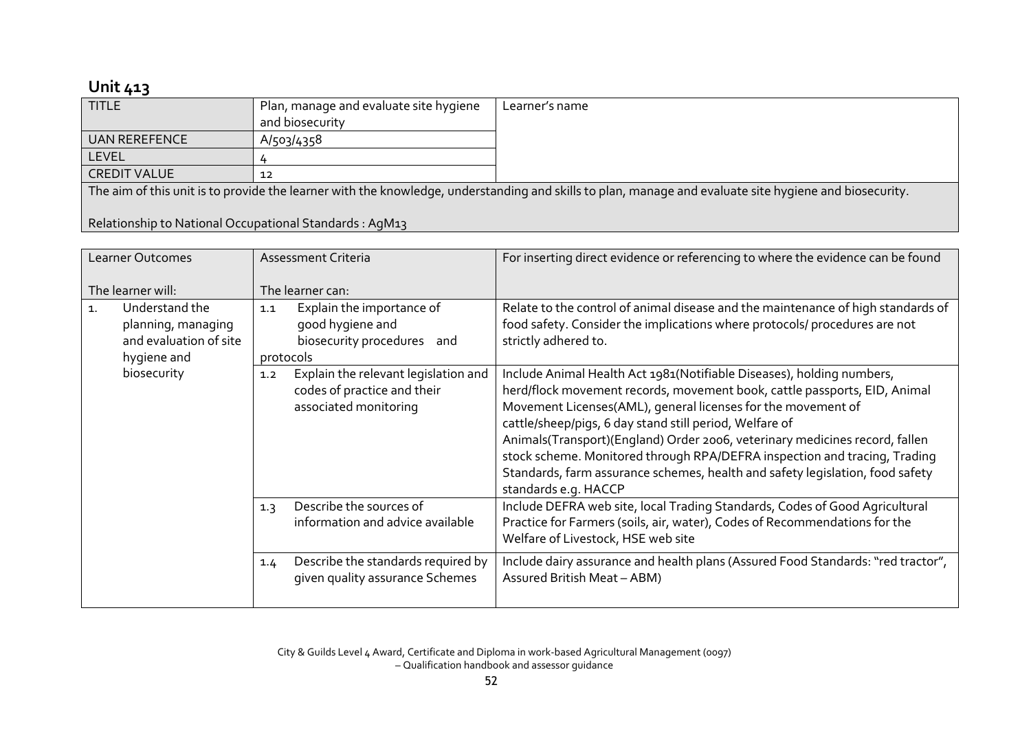## Unit 413

| TITLE | Plan, manage and evaluate site hygiene and biosecurity | Learner's name |
|---|---|---|
| UAN REREFENCE | A/503/4358 | |
| LEVEL | 4 | |
| CREDIT VALUE | 12 | |

The aim of this unit is to provide the learner with the knowledge, understanding and skills to plan, manage and evaluate site hygiene and biosecurity.

Relationship to National Occupational Standards : AgM13

| Learner Outcomes<br><br>The learner will: | Assessment Criteria<br><br>The learner can: | For inserting direct evidence or referencing to where the evidence can be found |
|---|---|---|
| 1. Understand the planning, managing and evaluation of site hygiene and biosecurity | 1.1 Explain the importance of good hygiene and biosecurity procedures and protocols | Relate to the control of animal disease and the maintenance of high standards of food safety. Consider the implications where protocols/ procedures are not strictly adhered to. |
| | 1.2 Explain the relevant legislation and codes of practice and their associated monitoring | Include Animal Health Act 1981(Notifiable Diseases), holding numbers, herd/flock movement records, movement book, cattle passports, EID, Animal Movement Licenses(AML), general licenses for the movement of cattle/sheep/pigs, 6 day stand still period, Welfare of Animals(Transport)(England) Order 2006, veterinary medicines record, fallen stock scheme. Monitored through RPA/DEFRA inspection and tracing, Trading Standards, farm assurance schemes, health and safety legislation, food safety standards e.g. HACCP |
| | 1.3 Describe the sources of information and advice available | Include DEFRA web site, local Trading Standards, Codes of Good Agricultural Practice for Farmers (soils, air, water), Codes of Recommendations for the Welfare of Livestock, HSE web site |
| | 1.4 Describe the standards required by given quality assurance Schemes | Include dairy assurance and health plans (Assured Food Standards: "red tractor", Assured British Meat – ABM) |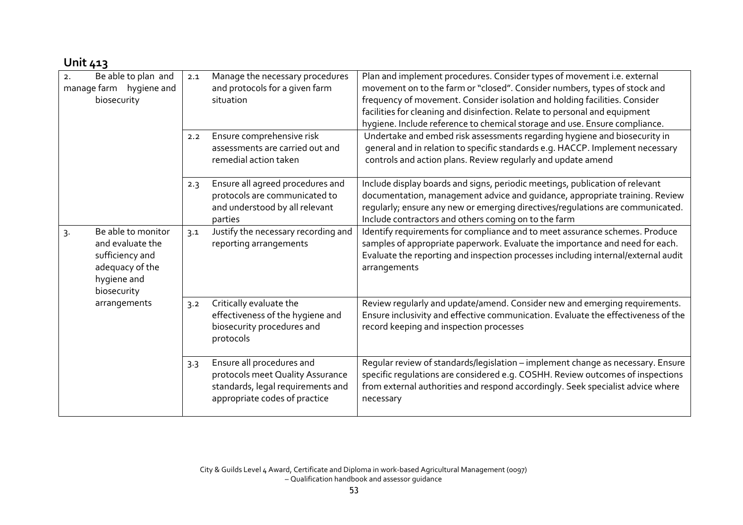## Unit 413

| | | | |
|---|---|---|---|
| 2. Be able to plan and manage farm hygiene and biosecurity | 2.1 | Manage the necessary procedures and protocols for a given farm situation | Plan and implement procedures. Consider types of movement i.e. external movement on to the farm or "closed". Consider numbers, types of stock and frequency of movement. Consider isolation and holding facilities. Consider facilities for cleaning and disinfection. Relate to personal and equipment hygiene. Include reference to chemical storage and use. Ensure compliance. |
| | 2.2 | Ensure comprehensive risk assessments are carried out and remedial action taken | Undertake and embed risk assessments regarding hygiene and biosecurity in general and in relation to specific standards e.g. HACCP. Implement necessary controls and action plans. Review regularly and update amend |
| | 2.3 | Ensure all agreed procedures and protocols are communicated to and understood by all relevant parties | Include display boards and signs, periodic meetings, publication of relevant documentation, management advice and guidance, appropriate training. Review regularly; ensure any new or emerging directives/regulations are communicated. Include contractors and others coming on to the farm |
| 3. Be able to monitor and evaluate the sufficiency and adequacy of the hygiene and biosecurity arrangements | 3.1 | Justify the necessary recording and reporting arrangements | Identify requirements for compliance and to meet assurance schemes. Produce samples of appropriate paperwork. Evaluate the importance and need for each. Evaluate the reporting and inspection processes including internal/external audit arrangements |
| | 3.2 | Critically evaluate the effectiveness of the hygiene and biosecurity procedures and protocols | Review regularly and update/amend. Consider new and emerging requirements. Ensure inclusivity and effective communication. Evaluate the effectiveness of the record keeping and inspection processes |
| | 3.3 | Ensure all procedures and protocols meet Quality Assurance standards, legal requirements and appropriate codes of practice | Regular review of standards/legislation – implement change as necessary. Ensure specific regulations are considered e.g. COSHH. Review outcomes of inspections from external authorities and respond accordingly. Seek specialist advice where necessary |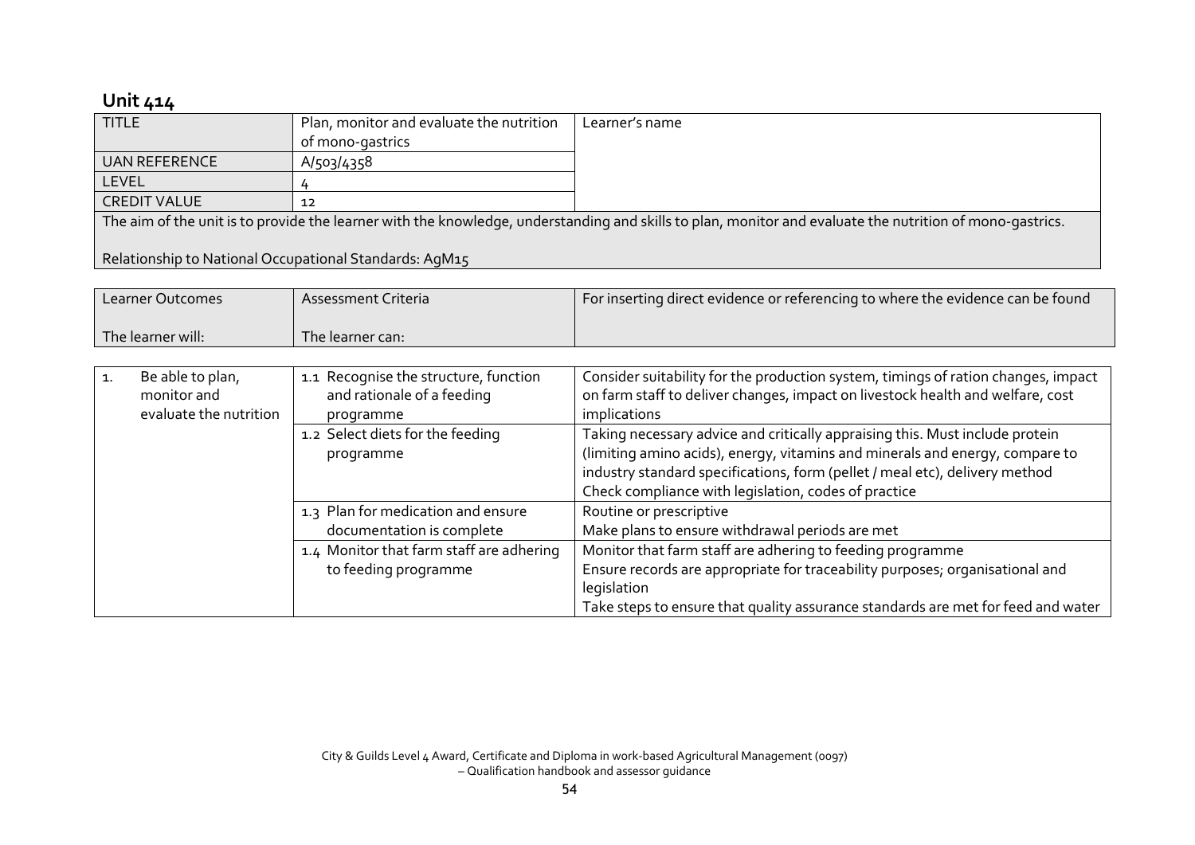## Unit 414

| TITLE | Plan, monitor and evaluate the nutrition of mono-gastrics | Learner's name |
|---|---|---|
| UAN REFERENCE | A/503/4358 | |
| LEVEL | 4 | |
| CREDIT VALUE | 12 | |

The aim of the unit is to provide the learner with the knowledge, understanding and skills to plan, monitor and evaluate the nutrition of mono-gastrics.

Relationship to National Occupational Standards: AgM15

| Learner Outcomes<br><br>The learner will: | Assessment Criteria<br><br>The learner can: | For inserting direct evidence or referencing to where the evidence can be found |
|---|---|---|
| 1. Be able to plan, monitor and evaluate the nutrition | 1.1 Recognise the structure, function and rationale of a feeding programme | Consider suitability for the production system, timings of ration changes, impact on farm staff to deliver changes, impact on livestock health and welfare, cost implications |
| | 1.2 Select diets for the feeding programme | Taking necessary advice and critically appraising this. Must include protein (limiting amino acids), energy, vitamins and minerals and energy, compare to industry standard specifications, form (pellet / meal etc), delivery method<br>Check compliance with legislation, codes of practice |
| | 1.3 Plan for medication and ensure documentation is complete | Routine or prescriptive<br>Make plans to ensure withdrawal periods are met |
| | 1.4 Monitor that farm staff are adhering to feeding programme | Monitor that farm staff are adhering to feeding programme<br>Ensure records are appropriate for traceability purposes; organisational and legislation<br>Take steps to ensure that quality assurance standards are met for feed and water |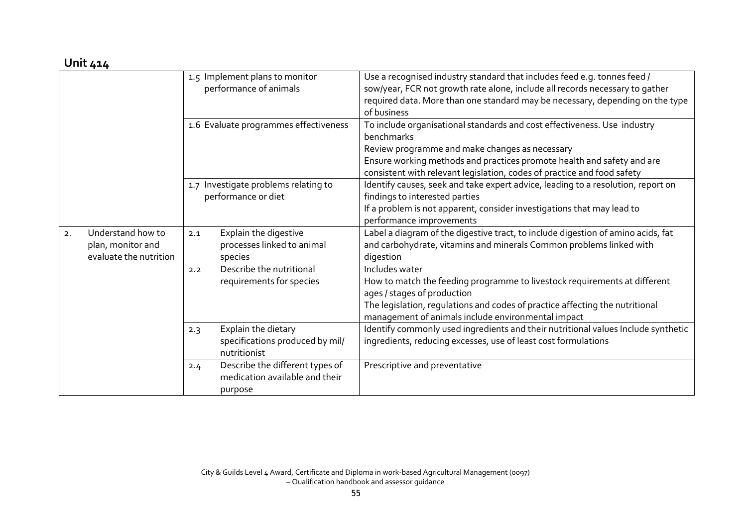## Unit 414

| | | |
|---|---|---|
| | 1.5 Implement plans to monitor performance of animals | Use a recognised industry standard that includes feed e.g. tonnes feed / sow/year, FCR not growth rate alone, include all records necessary to gather required data. More than one standard may be necessary, depending on the type of business |
| | 1.6 Evaluate programmes effectiveness | To include organisational standards and cost effectiveness. Use industry benchmarks<br>Review programme and make changes as necessary<br>Ensure working methods and practices promote health and safety and are consistent with relevant legislation, codes of practice and food safety |
| | 1.7 Investigate problems relating to performance or diet | Identify causes, seek and take expert advice, leading to a resolution, report on findings to interested parties<br>If a problem is not apparent, consider investigations that may lead to performance improvements |
| 2. Understand how to plan, monitor and evaluate the nutrition | 2.1 Explain the digestive processes linked to animal species | Label a diagram of the digestive tract, to include digestion of amino acids, fat and carbohydrate, vitamins and minerals Common problems linked with digestion |
| | 2.2 Describe the nutritional requirements for species | Includes water<br>How to match the feeding programme to livestock requirements at different ages / stages of production<br>The legislation, regulations and codes of practice affecting the nutritional management of animals include environmental impact |
| | 2.3 Explain the dietary specifications produced by mil/ nutritionist | Identify commonly used ingredients and their nutritional values Include synthetic ingredients, reducing excesses, use of least cost formulations |
| | 2.4 Describe the different types of medication available and their purpose | Prescriptive and preventative |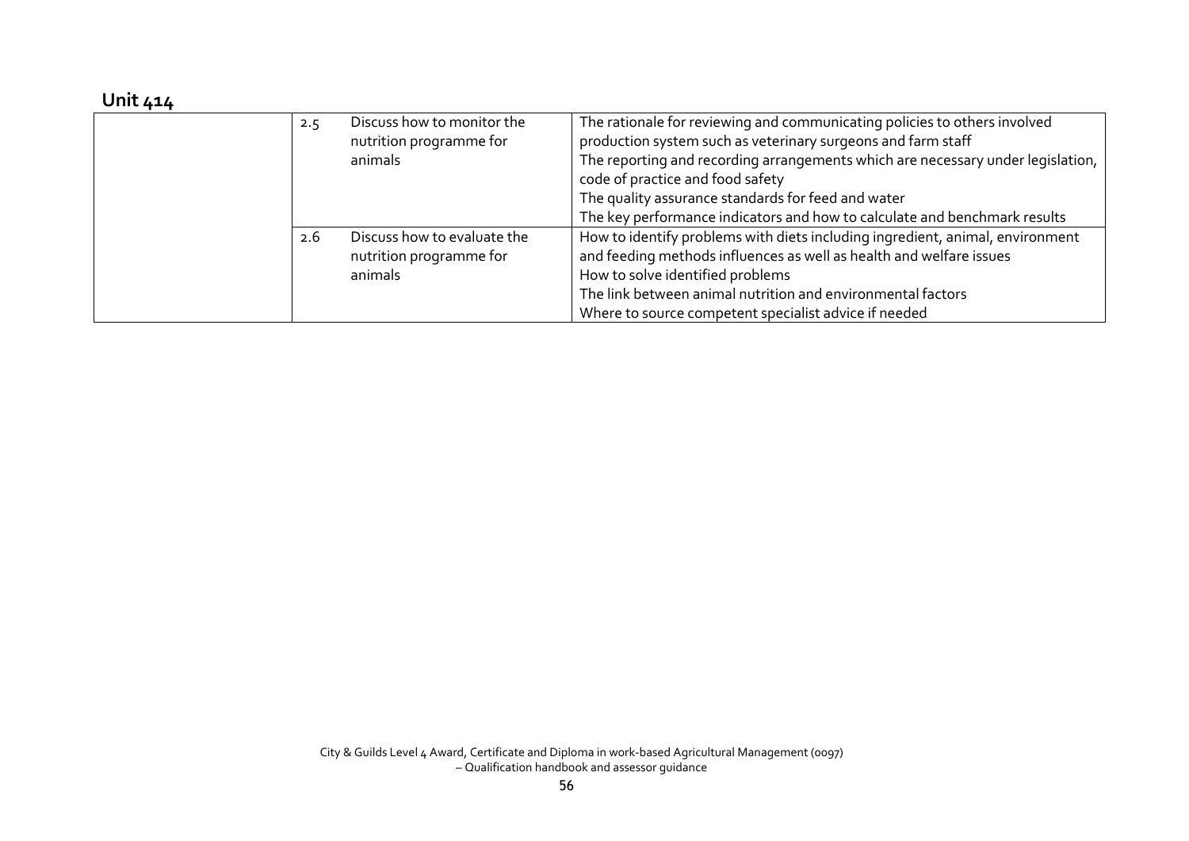## Unit 414

| | | | |
|---|---|---|---|
| | 2.5 | Discuss how to monitor the nutrition programme for animals | The rationale for reviewing and communicating policies to others involved production system such as veterinary surgeons and farm staff<br>The reporting and recording arrangements which are necessary under legislation, code of practice and food safety<br>The quality assurance standards for feed and water<br>The key performance indicators and how to calculate and benchmark results |
| | 2.6 | Discuss how to evaluate the nutrition programme for animals | How to identify problems with diets including ingredient, animal, environment and feeding methods influences as well as health and welfare issues<br>How to solve identified problems<br>The link between animal nutrition and environmental factors<br>Where to source competent specialist advice if needed |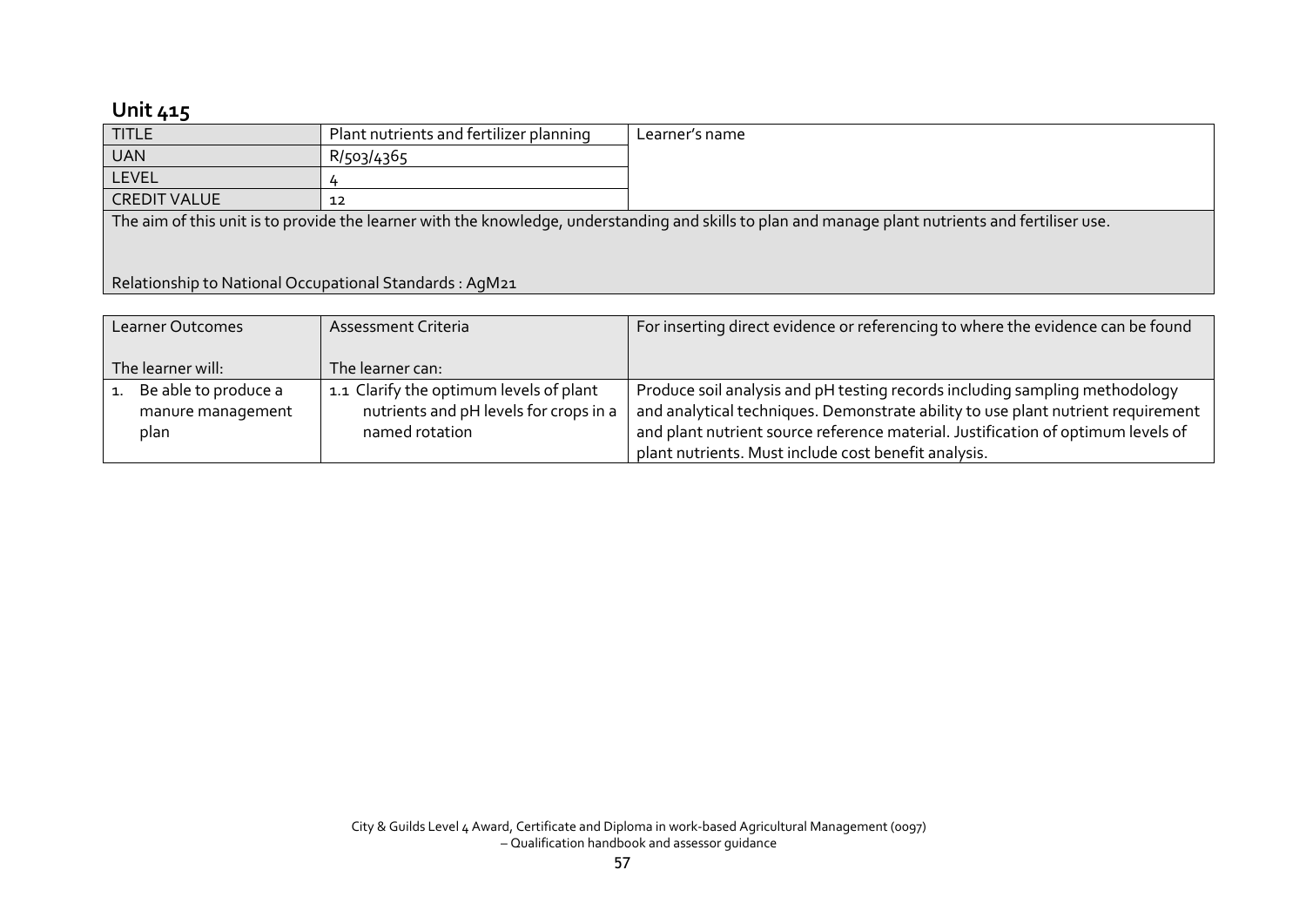## Unit 415

| TITLE | Plant nutrients and fertilizer planning | Learner's name |
|---|---|---|
| UAN | R/503/4365 | |
| LEVEL | 4 | |
| CREDIT VALUE | 12 | |

The aim of this unit is to provide the learner with the knowledge, understanding and skills to plan and manage plant nutrients and fertiliser use.

Relationship to National Occupational Standards : AgM21

| Learner Outcomes<br><br>The learner will: | Assessment Criteria<br><br>The learner can: | For inserting direct evidence or referencing to where the evidence can be found |
|---|---|---|
| 1. Be able to produce a manure management plan | 1.1 Clarify the optimum levels of plant nutrients and pH levels for crops in a named rotation | Produce soil analysis and pH testing records including sampling methodology and analytical techniques. Demonstrate ability to use plant nutrient requirement and plant nutrient source reference material. Justification of optimum levels of plant nutrients. Must include cost benefit analysis. |

City & Guilds Level 4 Award, Certificate and Diploma in work-based Agricultural Management (0097) – Qualification handbook and assessor guidance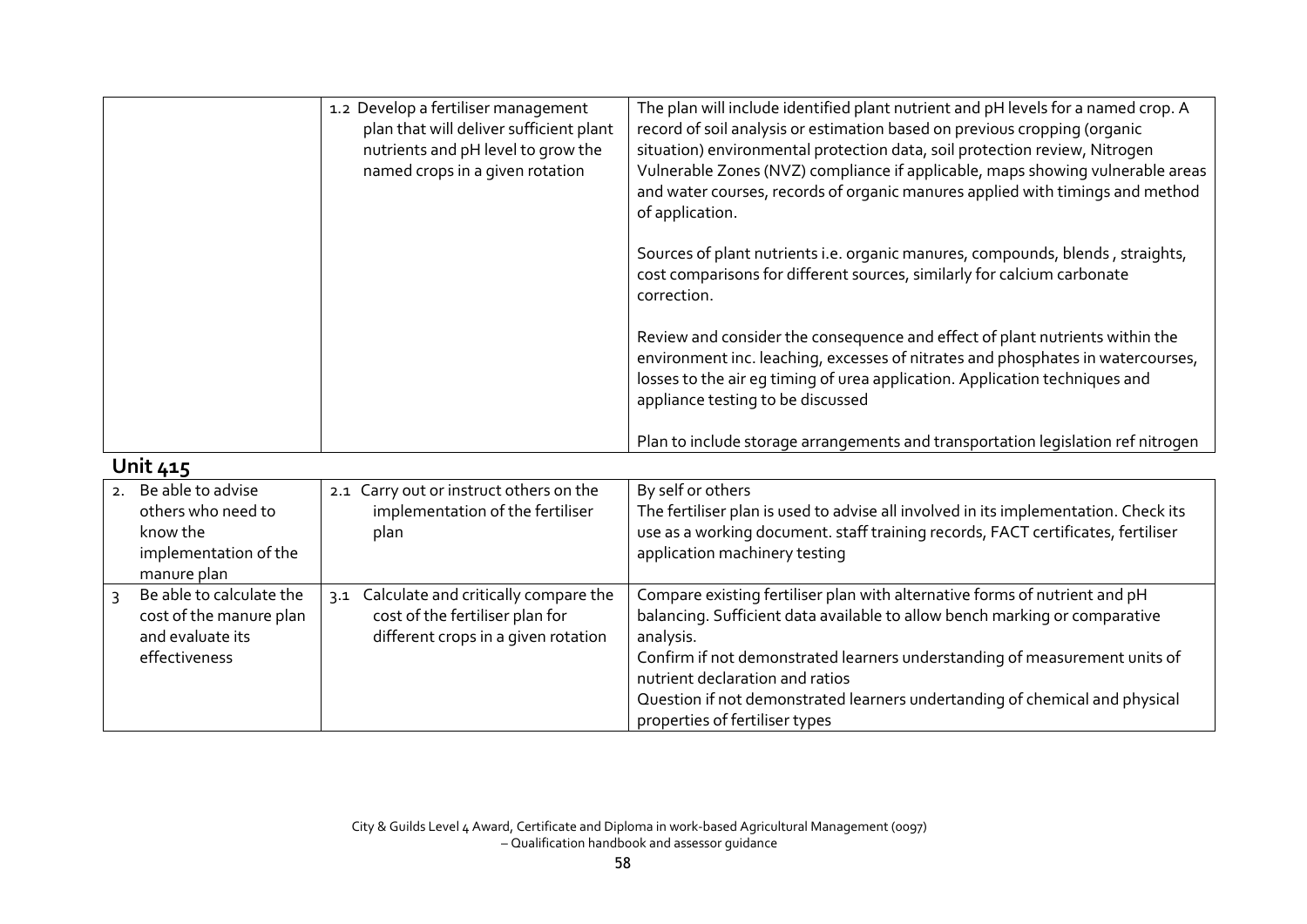| | 1.2 Develop a fertiliser management plan that will deliver sufficient plant nutrients and pH level to grow the named crops in a given rotation | The plan will include identified plant nutrient and pH levels for a named crop. A record of soil analysis or estimation based on previous cropping (organic situation) environmental protection data, soil protection review, Nitrogen Vulnerable Zones (NVZ) compliance if applicable, maps showing vulnerable areas and water courses, records of organic manures applied with timings and method of application.<br><br>Sources of plant nutrients i.e. organic manures, compounds, blends , straights, cost comparisons for different sources, similarly for calcium carbonate correction.<br><br>Review and consider the consequence and effect of plant nutrients within the environment inc. leaching, excesses of nitrates and phosphates in watercourses, losses to the air eg timing of urea application. Application techniques and appliance testing to be discussed<br><br>Plan to include storage arrangements and transportation legislation ref nitrogen |
|---|---|---|

## Unit 415

| | | |
|---|---|---|
| 2. Be able to advise others who need to know the implementation of the manure plan | 2.1 Carry out or instruct others on the implementation of the fertiliser plan | By self or others<br>The fertiliser plan is used to advise all involved in its implementation. Check its use as a working document. staff training records, FACT certificates, fertiliser application machinery testing |
| 3 Be able to calculate the cost of the manure plan and evaluate its effectiveness | 3.1 Calculate and critically compare the cost of the fertiliser plan for different crops in a given rotation | Compare existing fertiliser plan with alternative forms of nutrient and pH balancing. Sufficient data available to allow bench marking or comparative analysis.<br>Confirm if not demonstrated learners understanding of measurement units of nutrient declaration and ratios<br>Question if not demonstrated learners undertanding of chemical and physical properties of fertiliser types |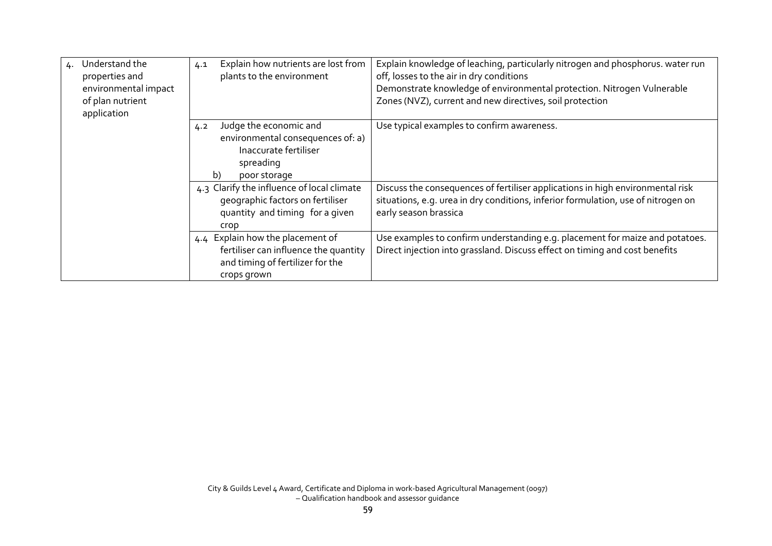| | | |
|---|---|---|
| 4. Understand the properties and environmental impact of plan nutrient application | 4.1 Explain how nutrients are lost from plants to the environment | Explain knowledge of leaching, particularly nitrogen and phosphorus. water run off, losses to the air in dry conditions<br>Demonstrate knowledge of environmental protection. Nitrogen Vulnerable Zones (NVZ), current and new directives, soil protection |
| | 4.2 Judge the economic and environmental consequences of: a) Inaccurate fertiliser spreading<br>b) poor storage | Use typical examples to confirm awareness. |
| | 4.3 Clarify the influence of local climate geographic factors on fertiliser quantity and timing for a given crop | Discuss the consequences of fertiliser applications in high environmental risk situations, e.g. urea in dry conditions, inferior formulation, use of nitrogen on early season brassica |
| | 4.4 Explain how the placement of fertiliser can influence the quantity and timing of fertilizer for the crops grown | Use examples to confirm understanding e.g. placement for maize and potatoes. Direct injection into grassland. Discuss effect on timing and cost benefits |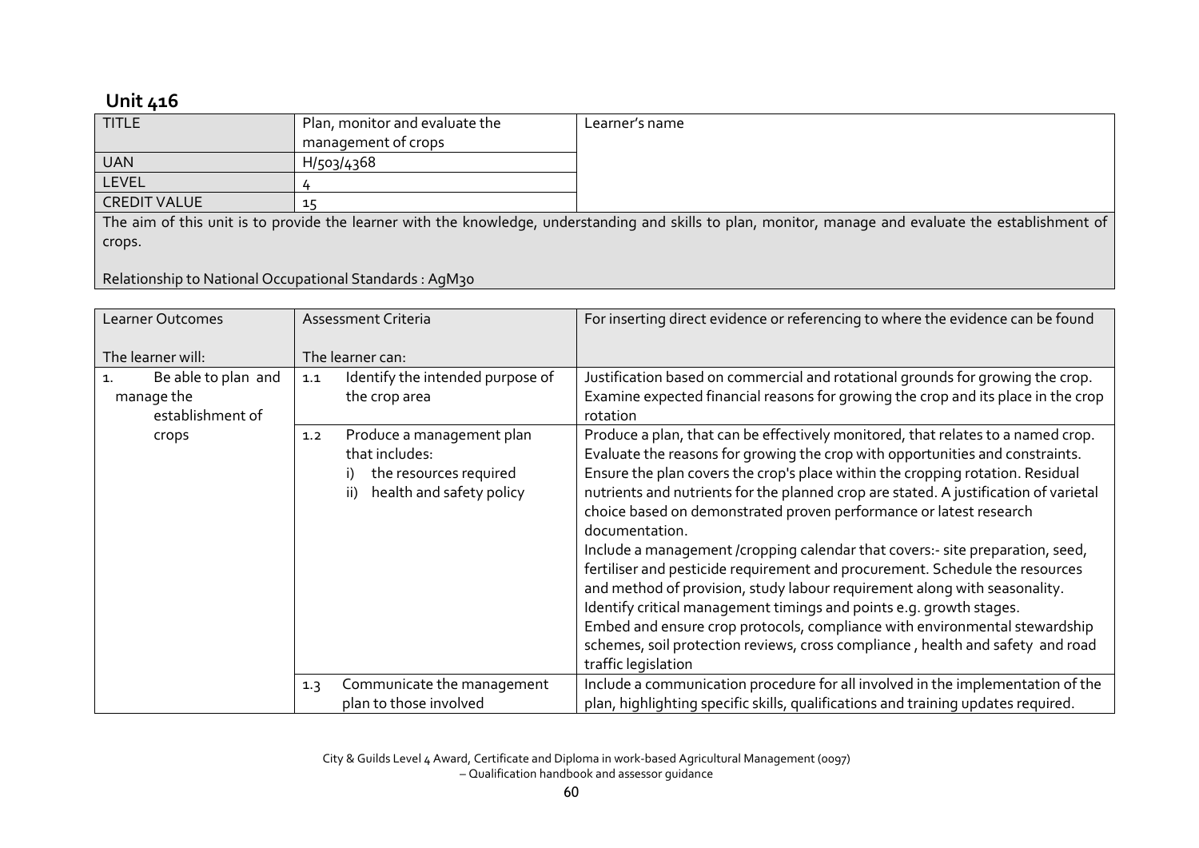## Unit 416

| TITLE | Plan, monitor and evaluate the management of crops | Learner's name |
|---|---|---|
| UAN | H/503/4368 | |
| LEVEL | 4 | |
| CREDIT VALUE | 15 | |

The aim of this unit is to provide the learner with the knowledge, understanding and skills to plan, monitor, manage and evaluate the establishment of crops.

Relationship to National Occupational Standards : AgM30

| Learner Outcomes<br><br>The learner will: | Assessment Criteria<br><br>The learner can: | For inserting direct evidence or referencing to where the evidence can be found |
|---|---|---|
| 1. Be able to plan and manage the establishment of crops | 1.1 Identify the intended purpose of the crop area | Justification based on commercial and rotational grounds for growing the crop. Examine expected financial reasons for growing the crop and its place in the crop rotation |
| | 1.2 Produce a management plan that includes:<br>i) the resources required<br>ii) health and safety policy | Produce a plan, that can be effectively monitored, that relates to a named crop. Evaluate the reasons for growing the crop with opportunities and constraints. Ensure the plan covers the crop's place within the cropping rotation. Residual nutrients and nutrients for the planned crop are stated. A justification of varietal choice based on demonstrated proven performance or latest research documentation.<br>Include a management /cropping calendar that covers:- site preparation, seed, fertiliser and pesticide requirement and procurement. Schedule the resources and method of provision, study labour requirement along with seasonality. Identify critical management timings and points e.g. growth stages.<br>Embed and ensure crop protocols, compliance with environmental stewardship schemes, soil protection reviews, cross compliance , health and safety and road traffic legislation |
| | 1.3 Communicate the management plan to those involved | Include a communication procedure for all involved in the implementation of the plan, highlighting specific skills, qualifications and training updates required. |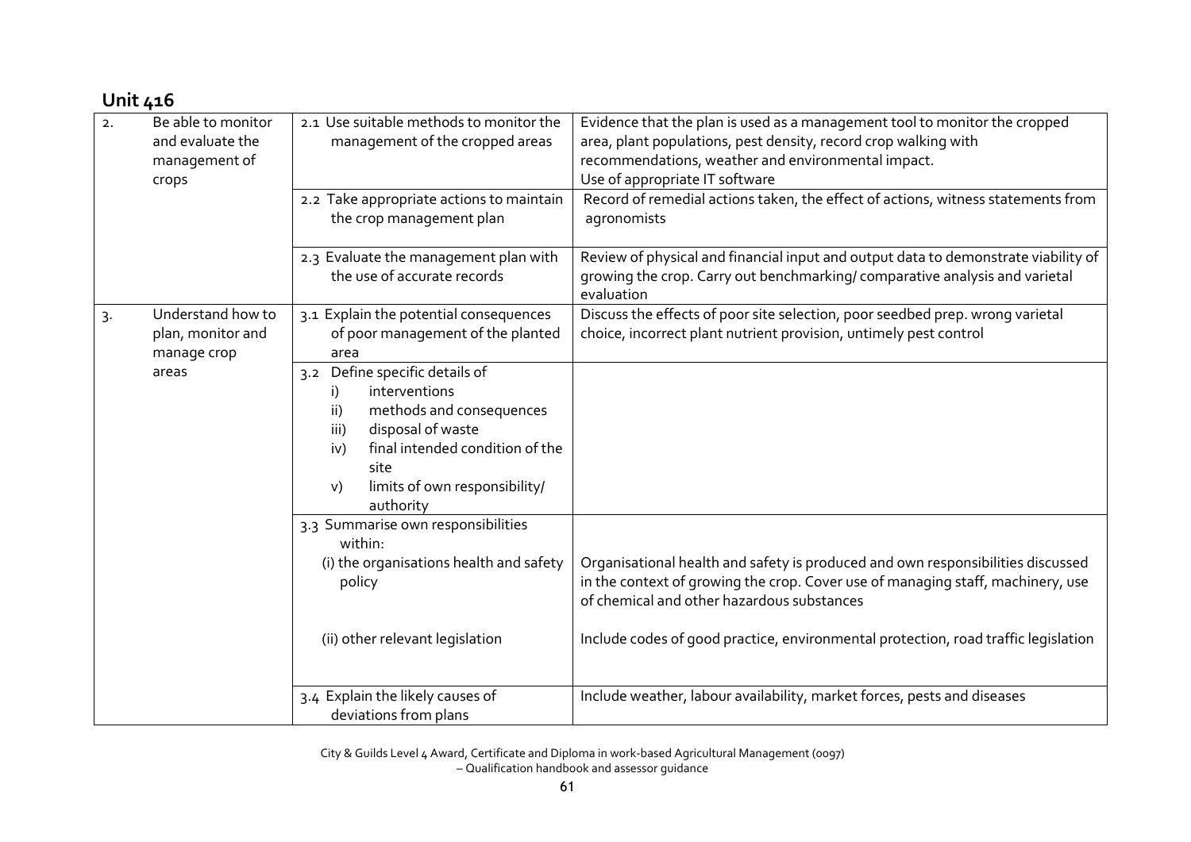## Unit 416

| | | | |
|---|---|---|---|
| 2. | Be able to monitor and evaluate the management of crops | 2.1 Use suitable methods to monitor the management of the cropped areas | Evidence that the plan is used as a management tool to monitor the cropped area, plant populations, pest density, record crop walking with recommendations, weather and environmental impact.<br>Use of appropriate IT software |
| | | 2.2 Take appropriate actions to maintain the crop management plan | Record of remedial actions taken, the effect of actions, witness statements from agronomists |
| | | 2.3 Evaluate the management plan with the use of accurate records | Review of physical and financial input and output data to demonstrate viability of growing the crop. Carry out benchmarking/ comparative analysis and varietal evaluation |
| 3. | Understand how to plan, monitor and manage crop areas | 3.1 Explain the potential consequences of poor management of the planted area | Discuss the effects of poor site selection, poor seedbed prep. wrong varietal choice, incorrect plant nutrient provision, untimely pest control |
| | | 3.2 Define specific details of<br>i) interventions<br>ii) methods and consequences<br>iii) disposal of waste<br>iv) final intended condition of the site<br>v) limits of own responsibility/ authority | |
| | | 3.3 Summarise own responsibilities within:<br>(i) the organisations health and safety policy | Organisational health and safety is produced and own responsibilities discussed in the context of growing the crop. Cover use of managing staff, machinery, use of chemical and other hazardous substances |
| | | (ii) other relevant legislation | Include codes of good practice, environmental protection, road traffic legislation |
| | | 3.4 Explain the likely causes of deviations from plans | Include weather, labour availability, market forces, pests and diseases |

City & Guilds Level 4 Award, Certificate and Diploma in work-based Agricultural Management (0097) – Qualification handbook and assessor guidance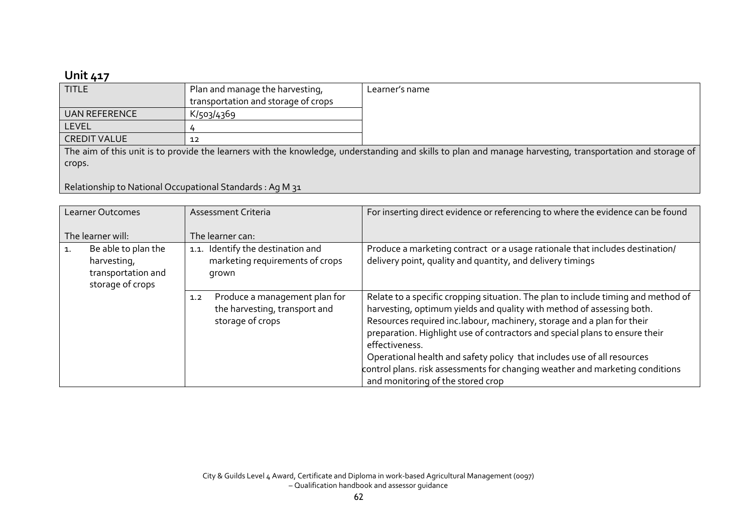## Unit 417

| TITLE | Plan and manage the harvesting, transportation and storage of crops | Learner's name |
|---|---|---|
| UAN REFERENCE | K/503/4369 | |
| LEVEL | 4 | |
| CREDIT VALUE | 12 | |
| The aim of this unit is to provide the learners with the knowledge, understanding and skills to plan and manage harvesting, transportation and storage of crops.<br><br>Relationship to National Occupational Standards : Ag M 31 | | |

| Learner Outcomes<br><br>The learner will: | Assessment Criteria<br><br>The learner can: | For inserting direct evidence or referencing to where the evidence can be found |
|---|---|---|
| 1. Be able to plan the harvesting, transportation and storage of crops | 1.1. Identify the destination and marketing requirements of crops grown | Produce a marketing contract or a usage rationale that includes destination/ delivery point, quality and quantity, and delivery timings |
| | 1.2 Produce a management plan for the harvesting, transport and storage of crops | Relate to a specific cropping situation. The plan to include timing and method of harvesting, optimum yields and quality with method of assessing both. Resources required inc.labour, machinery, storage and a plan for their preparation. Highlight use of contractors and special plans to ensure their effectiveness.<br>Operational health and safety policy that includes use of all resources control plans. risk assessments for changing weather and marketing conditions and monitoring of the stored crop |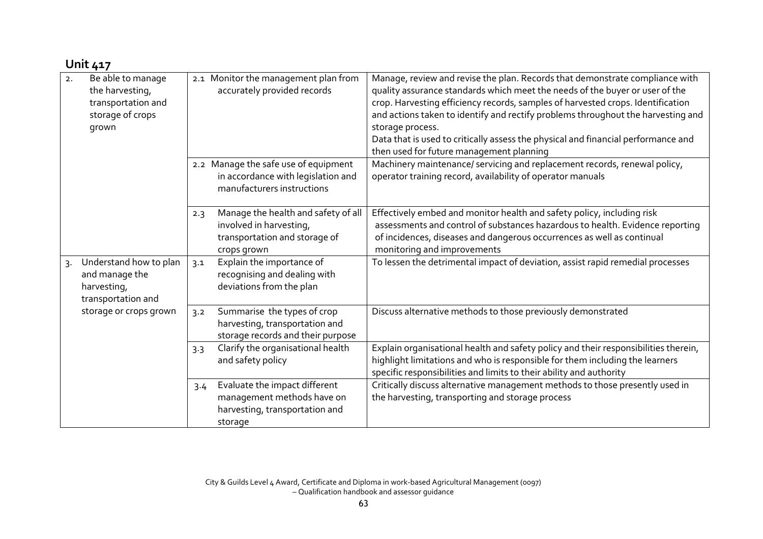## Unit 417

| | | |
|---|---|---|
| 2. Be able to manage the harvesting, transportation and storage of crops grown | 2.1 Monitor the management plan from accurately provided records | Manage, review and revise the plan. Records that demonstrate compliance with quality assurance standards which meet the needs of the buyer or user of the crop. Harvesting efficiency records, samples of harvested crops. Identification and actions taken to identify and rectify problems throughout the harvesting and storage process.<br>Data that is used to critically assess the physical and financial performance and then used for future management planning |
| | 2.2 Manage the safe use of equipment in accordance with legislation and manufacturers instructions | Machinery maintenance/ servicing and replacement records, renewal policy, operator training record, availability of operator manuals |
| | 2.3 Manage the health and safety of all involved in harvesting, transportation and storage of crops grown | Effectively embed and monitor health and safety policy, including risk assessments and control of substances hazardous to health. Evidence reporting of incidences, diseases and dangerous occurrences as well as continual monitoring and improvements |
| 3. Understand how to plan and manage the harvesting, transportation and storage or crops grown | 3.1 Explain the importance of recognising and dealing with deviations from the plan | To lessen the detrimental impact of deviation, assist rapid remedial processes |
| | 3.2 Summarise the types of crop harvesting, transportation and storage records and their purpose | Discuss alternative methods to those previously demonstrated |
| | 3.3 Clarify the organisational health and safety policy | Explain organisational health and safety policy and their responsibilities therein, highlight limitations and who is responsible for them including the learners specific responsibilities and limits to their ability and authority |
| | 3.4 Evaluate the impact different management methods have on harvesting, transportation and storage | Critically discuss alternative management methods to those presently used in the harvesting, transporting and storage process |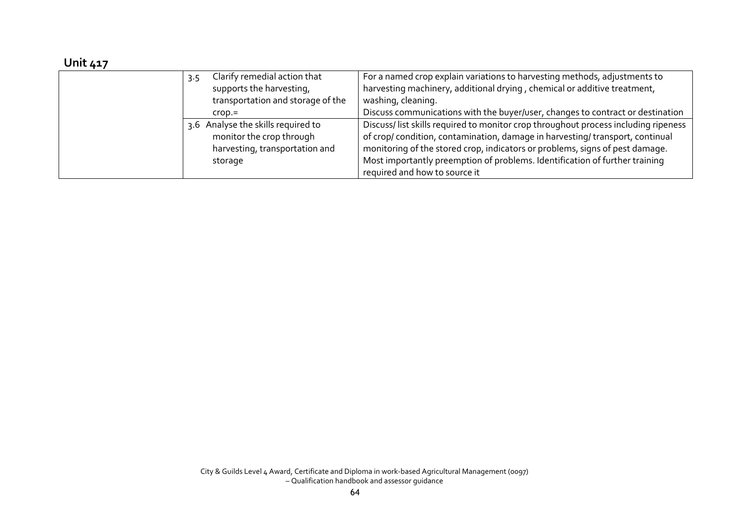## Unit 417

| | | |
|---|---|---|
| | 3.5 Clarify remedial action that supports the harvesting, transportation and storage of the crop.= | For a named crop explain variations to harvesting methods, adjustments to harvesting machinery, additional drying , chemical or additive treatment, washing, cleaning.<br>Discuss communications with the buyer/user, changes to contract or destination |
| | 3.6 Analyse the skills required to monitor the crop through harvesting, transportation and storage | Discuss/ list skills required to monitor crop throughout process including ripeness of crop/ condition, contamination, damage in harvesting/ transport, continual monitoring of the stored crop, indicators or problems, signs of pest damage. Most importantly preemption of problems. Identification of further training required and how to source it |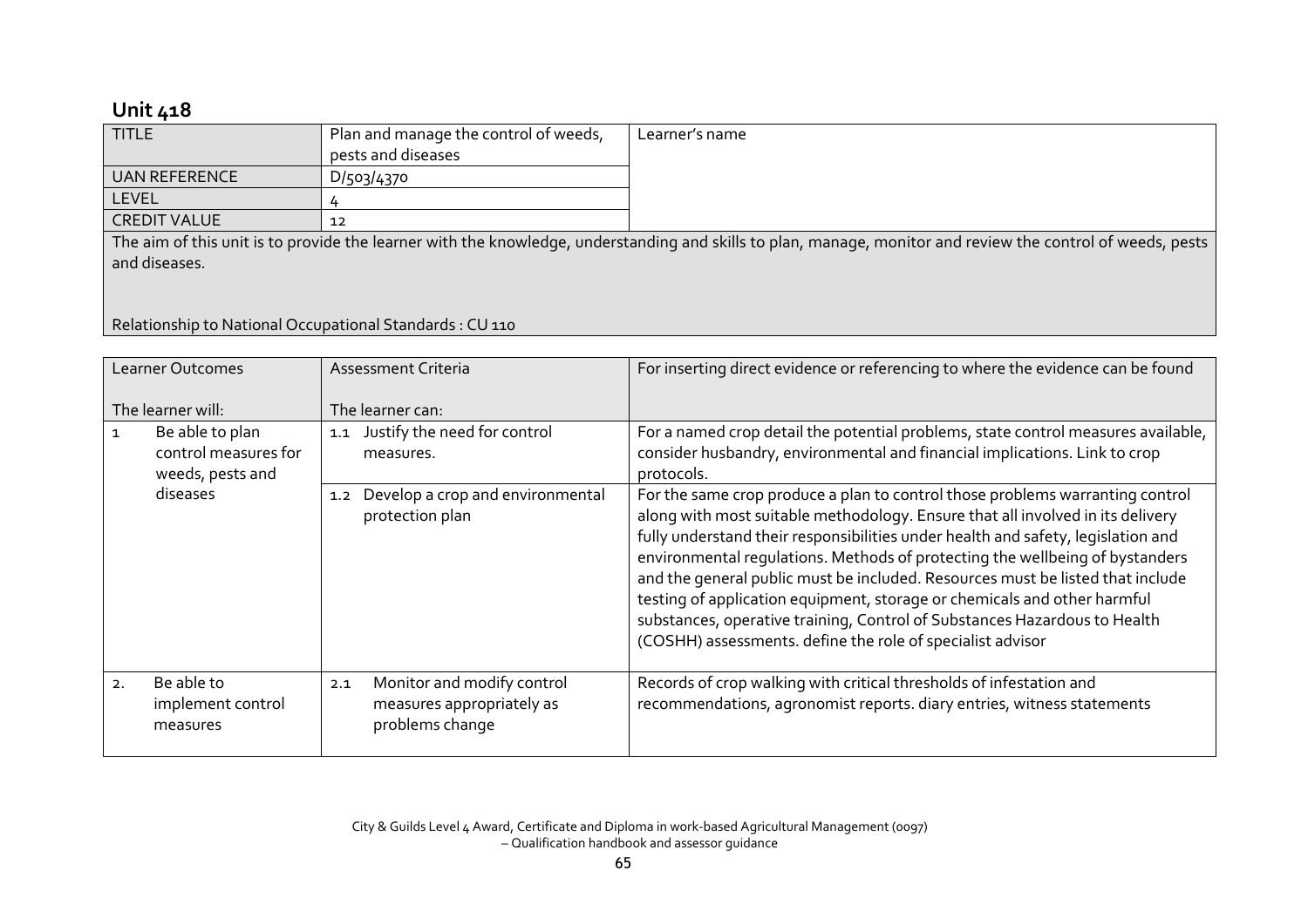# Unit 418

| TITLE | Plan and manage the control of weeds, pests and diseases | Learner's name |
|---|---|---|
| UAN REFERENCE | D/503/4370 | |
| LEVEL | 4 | |
| CREDIT VALUE | 12 | |

The aim of this unit is to provide the learner with the knowledge, understanding and skills to plan, manage, monitor and review the control of weeds, pests and diseases.

Relationship to National Occupational Standards : CU 110

| Learner Outcomes<br><br>The learner will: | Assessment Criteria<br><br>The learner can: | For inserting direct evidence or referencing to where the evidence can be found |
|---|---|---|
| 1 Be able to plan control measures for weeds, pests and diseases | 1.1 Justify the need for control measures. | For a named crop detail the potential problems, state control measures available, consider husbandry, environmental and financial implications. Link to crop protocols. |
| | 1.2 Develop a crop and environmental protection plan | For the same crop produce a plan to control those problems warranting control along with most suitable methodology. Ensure that all involved in its delivery fully understand their responsibilities under health and safety, legislation and environmental regulations. Methods of protecting the wellbeing of bystanders and the general public must be included. Resources must be listed that include testing of application equipment, storage or chemicals and other harmful substances, operative training, Control of Substances Hazardous to Health (COSHH) assessments. define the role of specialist advisor |
| 2. Be able to implement control measures | 2.1 Monitor and modify control measures appropriately as problems change | Records of crop walking with critical thresholds of infestation and recommendations, agronomist reports. diary entries, witness statements |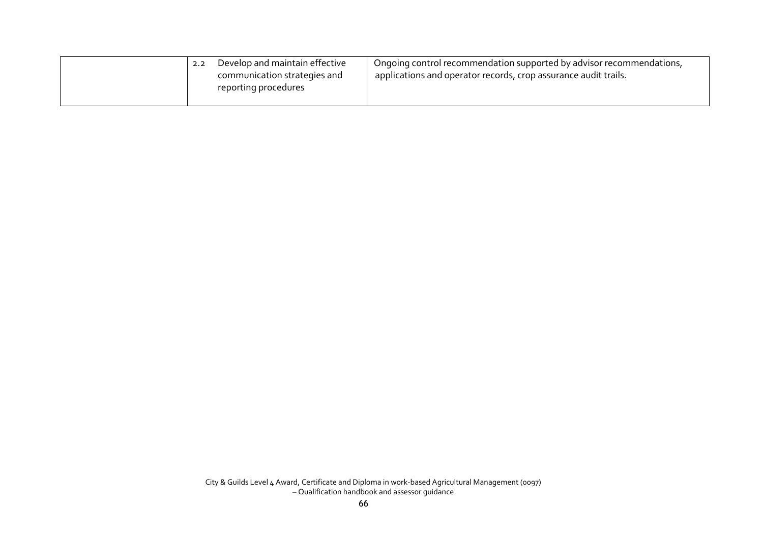| | | |
|---|---|---|
| | 2.2 Develop and maintain effective communication strategies and reporting procedures | Ongoing control recommendation supported by advisor recommendations, applications and operator records, crop assurance audit trails. |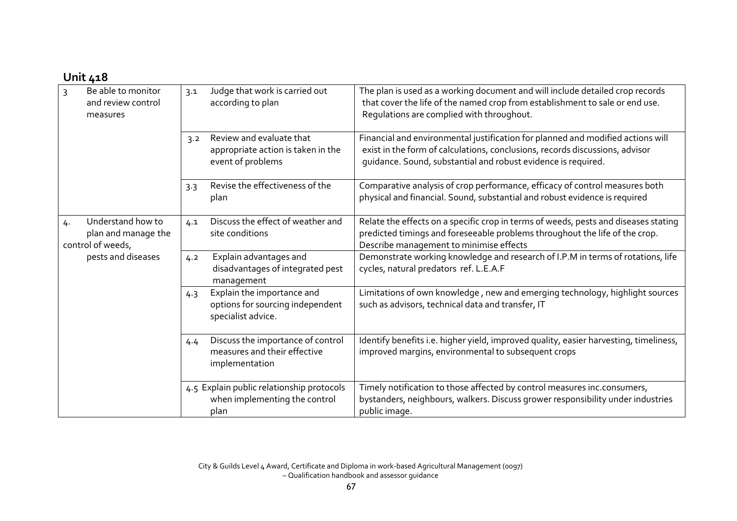## Unit 418

| | | |
|---|---|---|
| 3 Be able to monitor and review control measures | 3.1 Judge that work is carried out according to plan | The plan is used as a working document and will include detailed crop records that cover the life of the named crop from establishment to sale or end use. Regulations are complied with throughout. |
| | 3.2 Review and evaluate that appropriate action is taken in the event of problems | Financial and environmental justification for planned and modified actions will exist in the form of calculations, conclusions, records discussions, advisor guidance. Sound, substantial and robust evidence is required. |
| | 3.3 Revise the effectiveness of the plan | Comparative analysis of crop performance, efficacy of control measures both physical and financial. Sound, substantial and robust evidence is required |
| 4. Understand how to plan and manage the control of weeds, pests and diseases | 4.1 Discuss the effect of weather and site conditions | Relate the effects on a specific crop in terms of weeds, pests and diseases stating predicted timings and foreseeable problems throughout the life of the crop. Describe management to minimise effects |
| | 4.2 Explain advantages and disadvantages of integrated pest management | Demonstrate working knowledge and research of I.P.M in terms of rotations, life cycles, natural predators ref. L.E.A.F |
| | 4.3 Explain the importance and options for sourcing independent specialist advice. | Limitations of own knowledge , new and emerging technology, highlight sources such as advisors, technical data and transfer, IT |
| | 4.4 Discuss the importance of control measures and their effective implementation | Identify benefits i.e. higher yield, improved quality, easier harvesting, timeliness, improved margins, environmental to subsequent crops |
| | 4.5 Explain public relationship protocols when implementing the control plan | Timely notification to those affected by control measures inc.consumers, bystanders, neighbours, walkers. Discuss grower responsibility under industries public image. |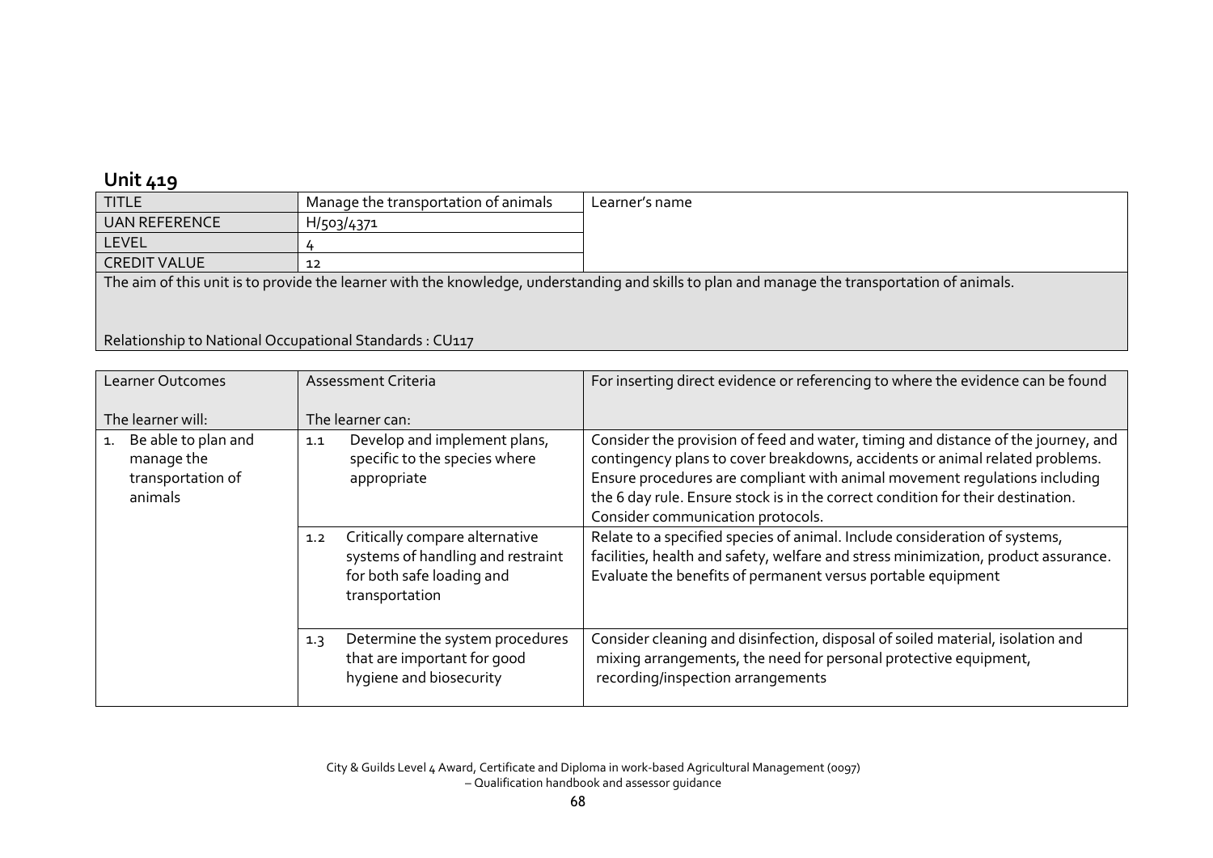## Unit 419

| TITLE | Manage the transportation of animals | Learner's name |
|---|---|---|
| UAN REFERENCE | H/503/4371 | |
| LEVEL | 4 | |
| CREDIT VALUE | 12 | |

The aim of this unit is to provide the learner with the knowledge, understanding and skills to plan and manage the transportation of animals.

Relationship to National Occupational Standards : CU117

| Learner Outcomes<br><br>The learner will: | Assessment Criteria<br><br>The learner can: | For inserting direct evidence or referencing to where the evidence can be found |
|---|---|---|
| 1. Be able to plan and manage the transportation of animals | 1.1 Develop and implement plans, specific to the species where appropriate | Consider the provision of feed and water, timing and distance of the journey, and contingency plans to cover breakdowns, accidents or animal related problems. Ensure procedures are compliant with animal movement regulations including the 6 day rule. Ensure stock is in the correct condition for their destination. Consider communication protocols. |
| | 1.2 Critically compare alternative systems of handling and restraint for both safe loading and transportation | Relate to a specified species of animal. Include consideration of systems, facilities, health and safety, welfare and stress minimization, product assurance. Evaluate the benefits of permanent versus portable equipment |
| | 1.3 Determine the system procedures that are important for good hygiene and biosecurity | Consider cleaning and disinfection, disposal of soiled material, isolation and mixing arrangements, the need for personal protective equipment, recording/inspection arrangements |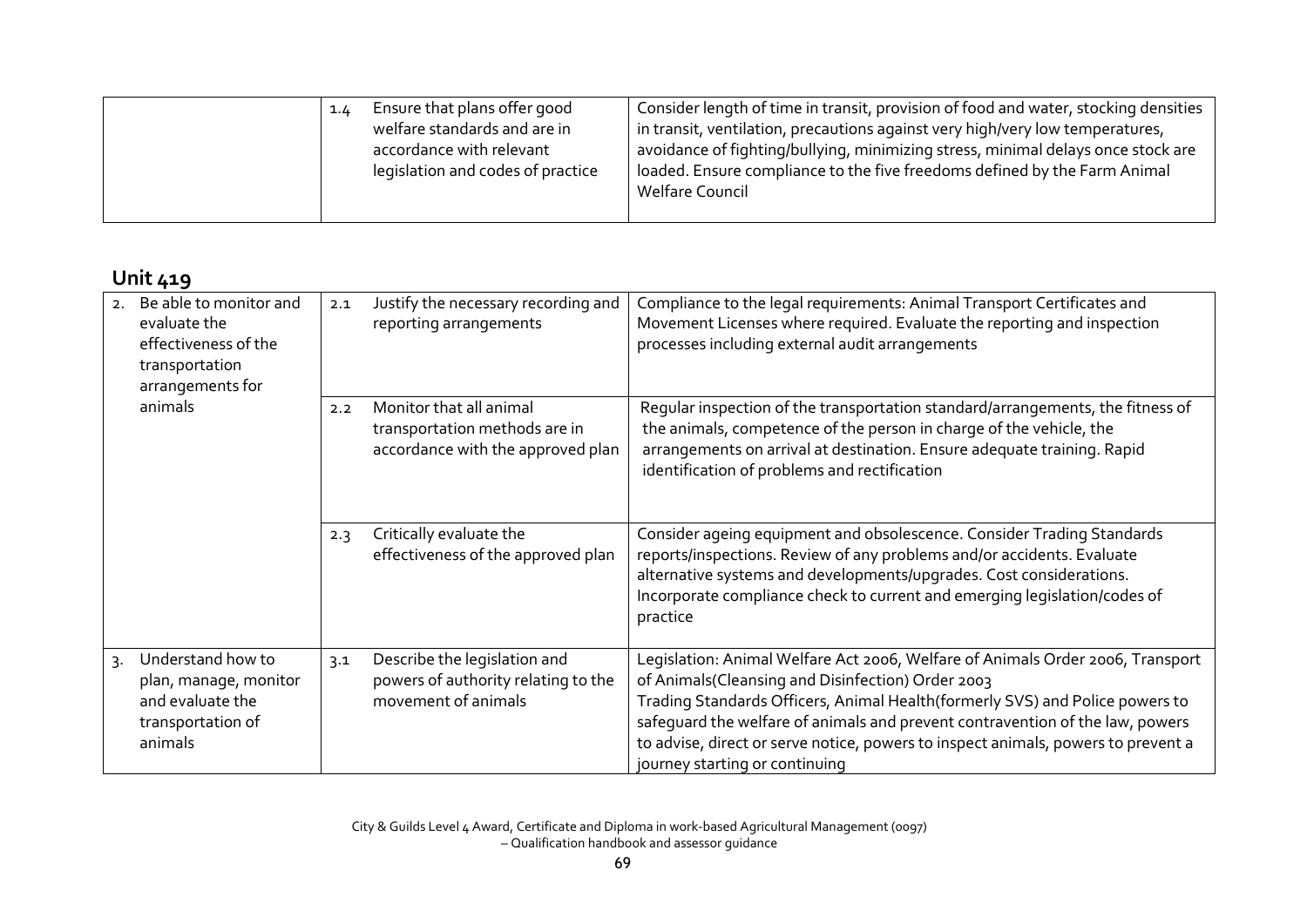| | | |
|---|---|---|
| | 1.4 Ensure that plans offer good welfare standards and are in accordance with relevant legislation and codes of practice | Consider length of time in transit, provision of food and water, stocking densities in transit, ventilation, precautions against very high/very low temperatures, avoidance of fighting/bullying, minimizing stress, minimal delays once stock are loaded. Ensure compliance to the five freedoms defined by the Farm Animal Welfare Council |

## Unit 419

| | | |
|---|---|---|
| 2. Be able to monitor and evaluate the effectiveness of the transportation arrangements for animals | 2.1 Justify the necessary recording and reporting arrangements | Compliance to the legal requirements: Animal Transport Certificates and Movement Licenses where required. Evaluate the reporting and inspection processes including external audit arrangements |
| | 2.2 Monitor that all animal transportation methods are in accordance with the approved plan | Regular inspection of the transportation standard/arrangements, the fitness of the animals, competence of the person in charge of the vehicle, the arrangements on arrival at destination. Ensure adequate training. Rapid identification of problems and rectification |
| | 2.3 Critically evaluate the effectiveness of the approved plan | Consider ageing equipment and obsolescence. Consider Trading Standards reports/inspections. Review of any problems and/or accidents. Evaluate alternative systems and developments/upgrades. Cost considerations. Incorporate compliance check to current and emerging legislation/codes of practice |
| 3. Understand how to plan, manage, monitor and evaluate the transportation of animals | 3.1 Describe the legislation and powers of authority relating to the movement of animals | Legislation: Animal Welfare Act 2006, Welfare of Animals Order 2006, Transport of Animals(Cleansing and Disinfection) Order 2003<br>Trading Standards Officers, Animal Health(formerly SVS) and Police powers to safeguard the welfare of animals and prevent contravention of the law, powers to advise, direct or serve notice, powers to inspect animals, powers to prevent a journey starting or continuing |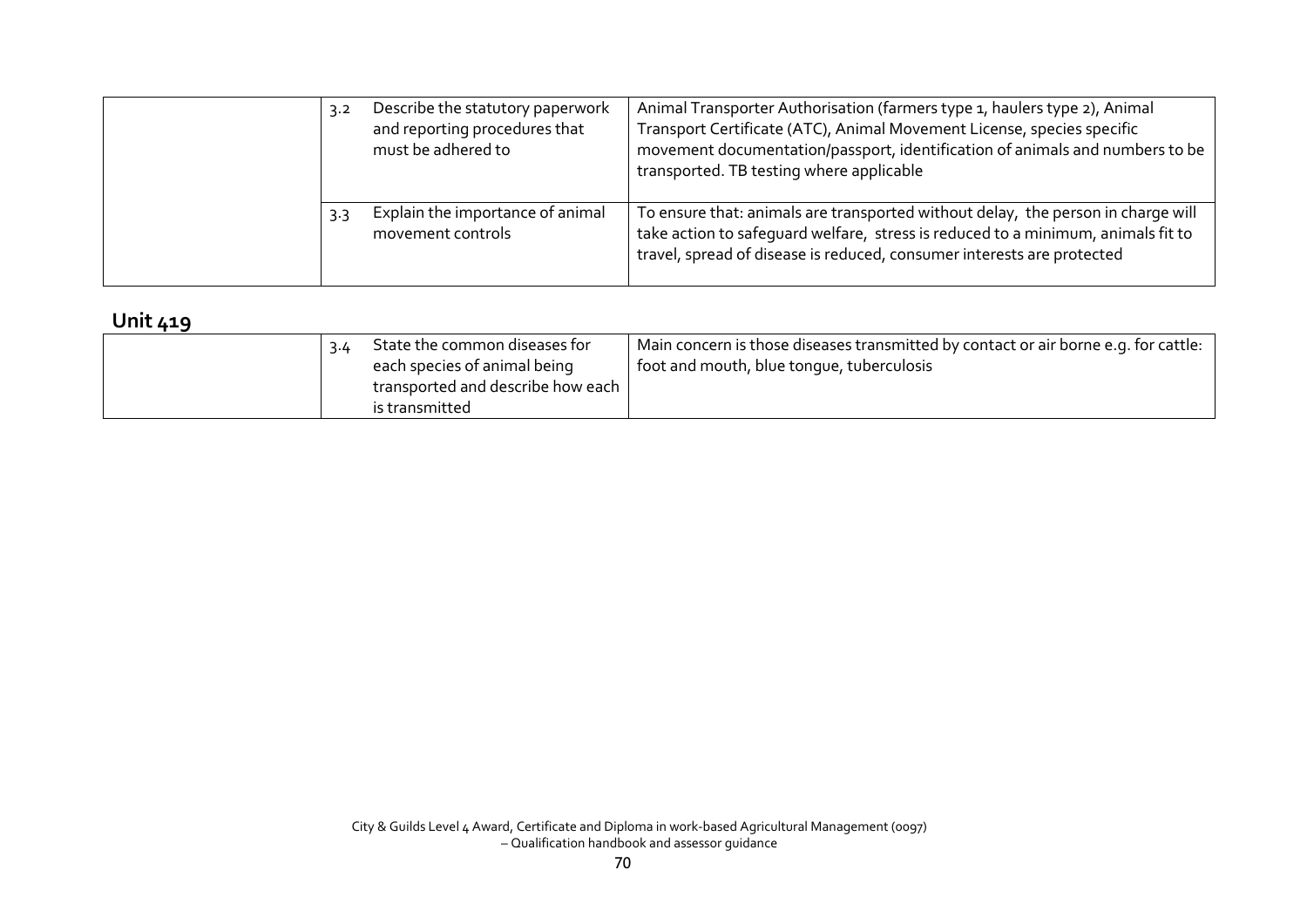| | | | |
|---|---|---|---|
| | 3.2 | Describe the statutory paperwork and reporting procedures that must be adhered to | Animal Transporter Authorisation (farmers type 1, haulers type 2), Animal Transport Certificate (ATC), Animal Movement License, species specific movement documentation/passport, identification of animals and numbers to be transported. TB testing where applicable |
| | 3.3 | Explain the importance of animal movement controls | To ensure that: animals are transported without delay, the person in charge will take action to safeguard welfare, stress is reduced to a minimum, animals fit to travel, spread of disease is reduced, consumer interests are protected |

## Unit 419

| | | | |
|---|---|---|---|
| | 3.4 | State the common diseases for each species of animal being transported and describe how each is transmitted | Main concern is those diseases transmitted by contact or air borne e.g. for cattle: foot and mouth, blue tongue, tuberculosis |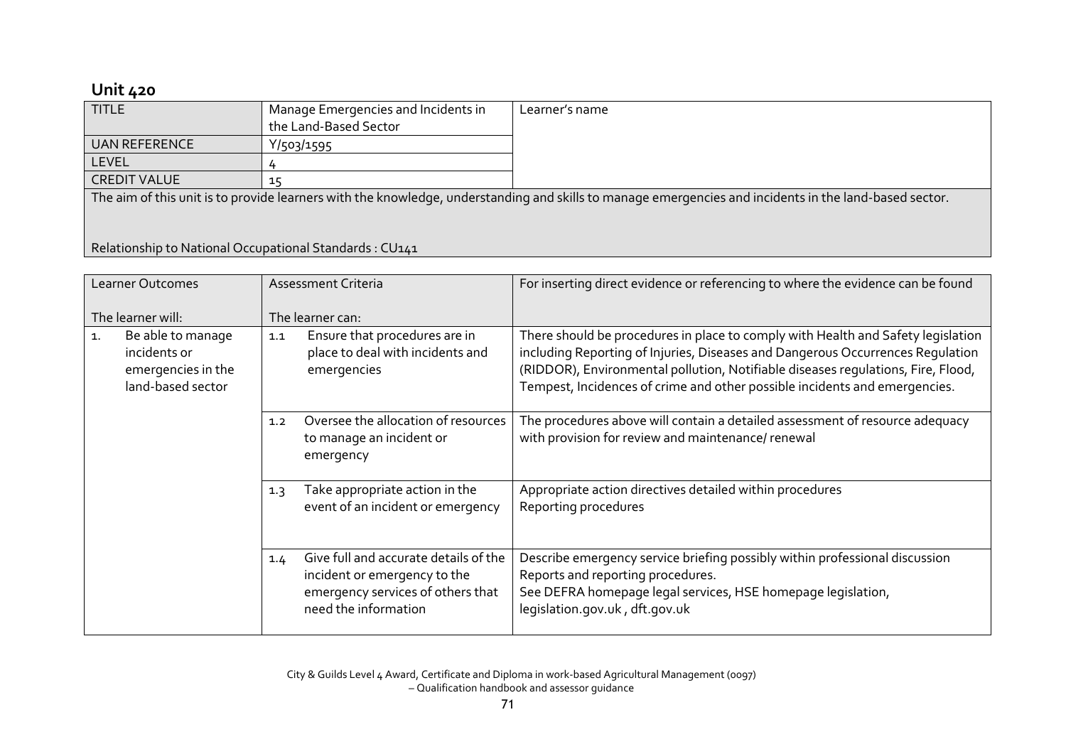## Unit 420

| TITLE | Manage Emergencies and Incidents in the Land-Based Sector | Learner's name |
|---|---|---|
| UAN REFERENCE | Y/503/1595 | |
| LEVEL | 4 | |
| CREDIT VALUE | 15 | |

The aim of this unit is to provide learners with the knowledge, understanding and skills to manage emergencies and incidents in the land-based sector.

Relationship to National Occupational Standards : CU141

| Learner Outcomes<br><br>The learner will: | Assessment Criteria<br><br>The learner can: | For inserting direct evidence or referencing to where the evidence can be found |
|---|---|---|
| 1. Be able to manage incidents or emergencies in the land-based sector | 1.1 Ensure that procedures are in place to deal with incidents and emergencies | There should be procedures in place to comply with Health and Safety legislation including Reporting of Injuries, Diseases and Dangerous Occurrences Regulation (RIDDOR), Environmental pollution, Notifiable diseases regulations, Fire, Flood, Tempest, Incidences of crime and other possible incidents and emergencies. |
| | 1.2 Oversee the allocation of resources to manage an incident or emergency | The procedures above will contain a detailed assessment of resource adequacy with provision for review and maintenance/ renewal |
| | 1.3 Take appropriate action in the event of an incident or emergency | Appropriate action directives detailed within procedures<br>Reporting procedures |
| | 1.4 Give full and accurate details of the incident or emergency to the emergency services of others that need the information | Describe emergency service briefing possibly within professional discussion<br>Reports and reporting procedures.<br>See DEFRA homepage legal services, HSE homepage legislation, legislation.gov.uk , dft.gov.uk |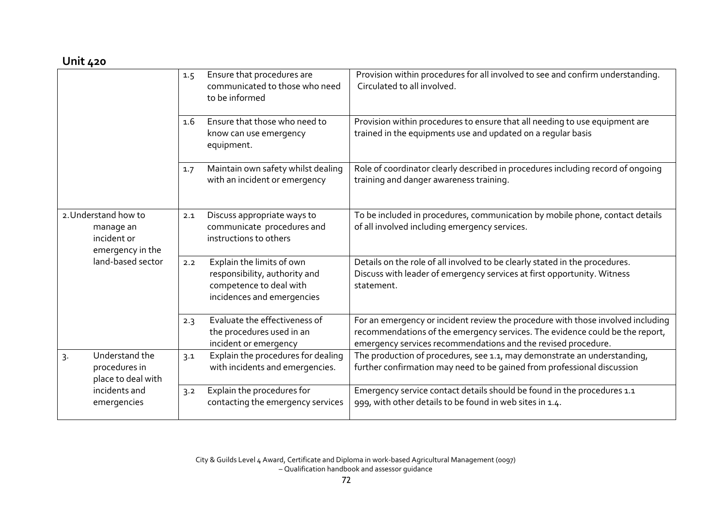## Unit 420

| | | |
|---|---|---|
| | 1.5 Ensure that procedures are communicated to those who need to be informed | Provision within procedures for all involved to see and confirm understanding. Circulated to all involved. |
| | 1.6 Ensure that those who need to know can use emergency equipment. | Provision within procedures to ensure that all needing to use equipment are trained in the equipments use and updated on a regular basis |
| | 1.7 Maintain own safety whilst dealing with an incident or emergency | Role of coordinator clearly described in procedures including record of ongoing training and danger awareness training. |
| 2. Understand how to manage an incident or emergency in the land-based sector | 2.1 Discuss appropriate ways to communicate procedures and instructions to others | To be included in procedures, communication by mobile phone, contact details of all involved including emergency services. |
| | 2.2 Explain the limits of own responsibility, authority and competence to deal with incidences and emergencies | Details on the role of all involved to be clearly stated in the procedures. Discuss with leader of emergency services at first opportunity. Witness statement. |
| | 2.3 Evaluate the effectiveness of the procedures used in an incident or emergency | For an emergency or incident review the procedure with those involved including recommendations of the emergency services. The evidence could be the report, emergency services recommendations and the revised procedure. |
| 3. Understand the procedures in place to deal with incidents and emergencies | 3.1 Explain the procedures for dealing with incidents and emergencies. | The production of procedures, see 1.1, may demonstrate an understanding, further confirmation may need to be gained from professional discussion |
| | 3.2 Explain the procedures for contacting the emergency services | Emergency service contact details should be found in the procedures 1.1 999, with other details to be found in web sites in 1.4. |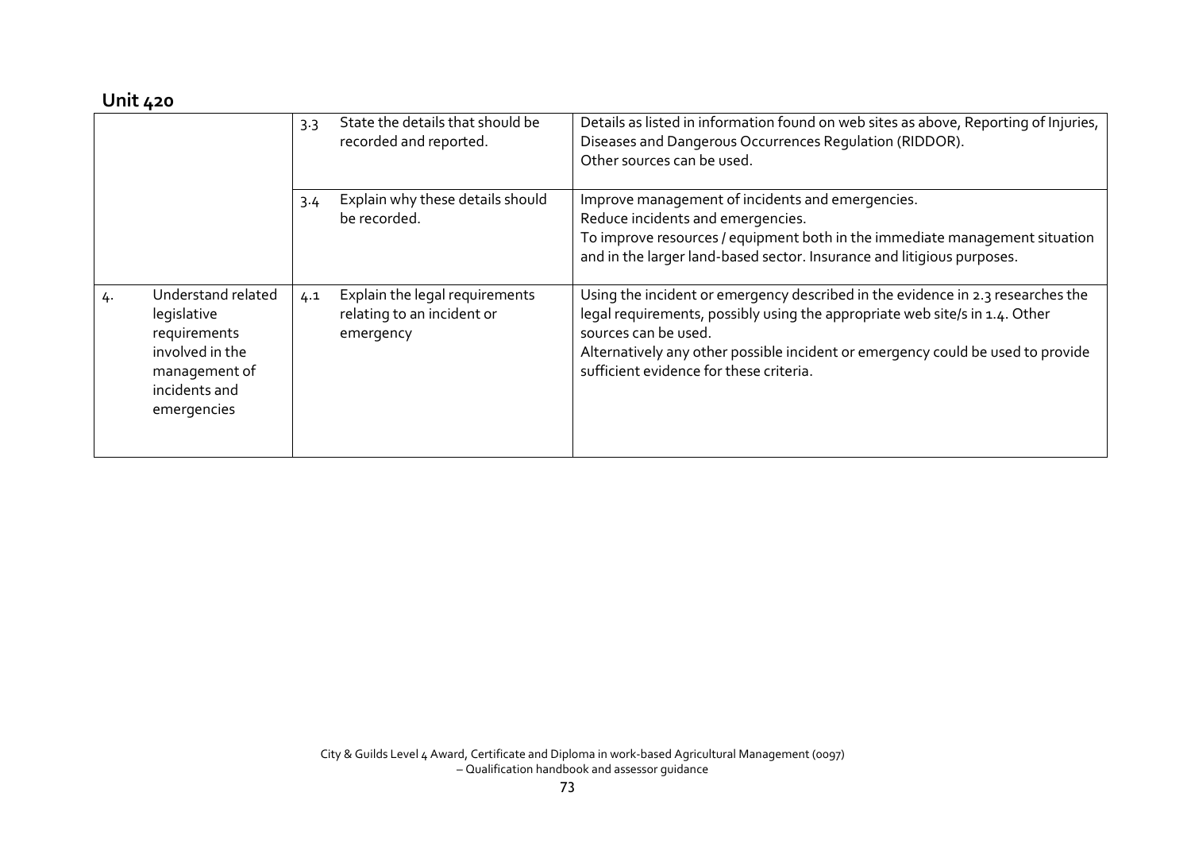## Unit 420

| | | |
|---|---|---|
| | 3.3 State the details that should be recorded and reported. | Details as listed in information found on web sites as above, Reporting of Injuries, Diseases and Dangerous Occurrences Regulation (RIDDOR).<br>Other sources can be used. |
| | 3.4 Explain why these details should be recorded. | Improve management of incidents and emergencies.<br>Reduce incidents and emergencies.<br>To improve resources / equipment both in the immediate management situation and in the larger land-based sector. Insurance and litigious purposes. |
| 4. Understand related legislative requirements involved in the management of incidents and emergencies | 4.1 Explain the legal requirements relating to an incident or emergency | Using the incident or emergency described in the evidence in 2.3 researches the legal requirements, possibly using the appropriate web site/s in 1.4. Other sources can be used.<br>Alternatively any other possible incident or emergency could be used to provide sufficient evidence for these criteria. |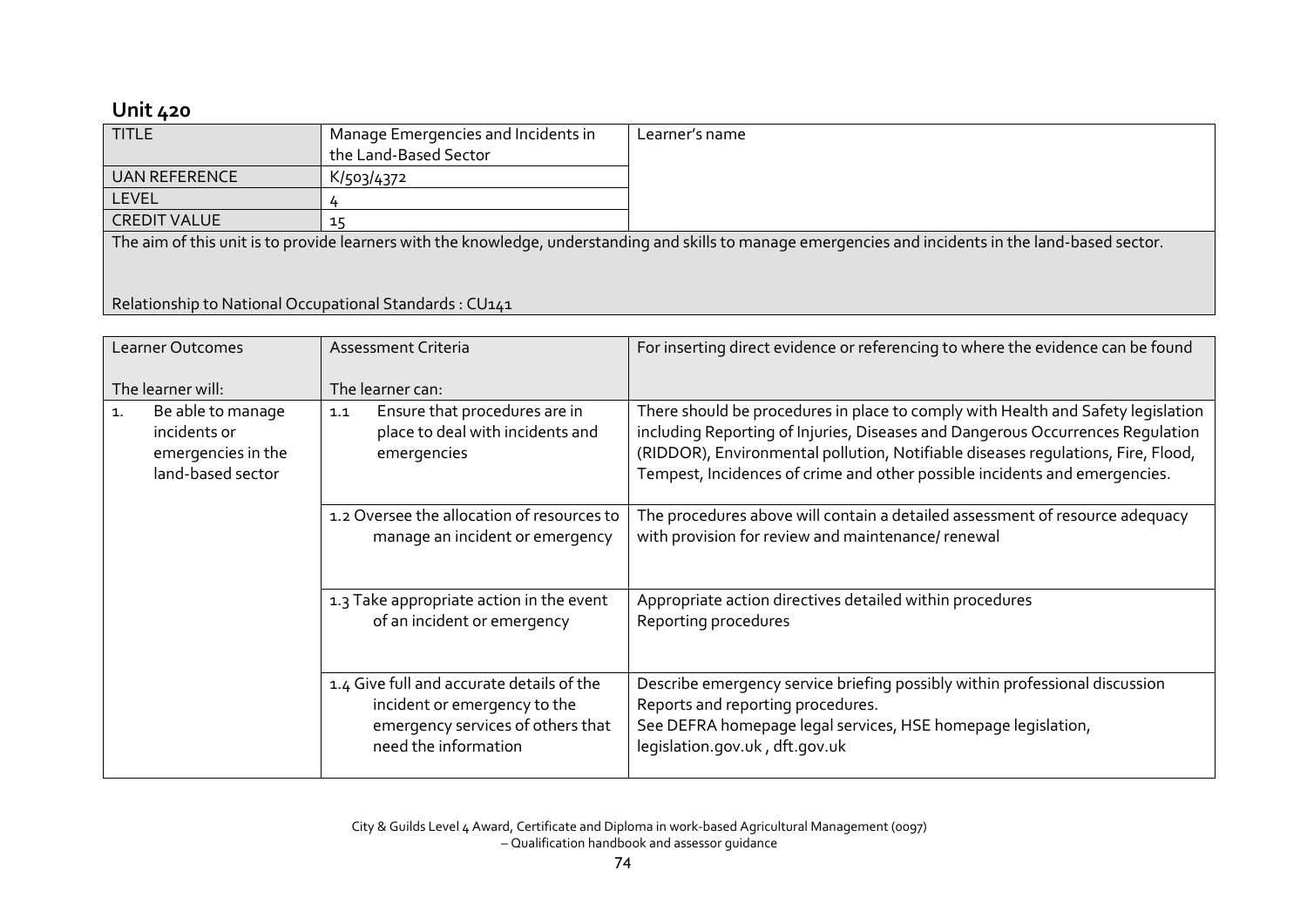## Unit 420

| TITLE | Manage Emergencies and Incidents in the Land-Based Sector | Learner's name |
|---|---|---|
| UAN REFERENCE | K/503/4372 | |
| LEVEL | 4 | |
| CREDIT VALUE | 15 | |
| The aim of this unit is to provide learners with the knowledge, understanding and skills to manage emergencies and incidents in the land-based sector. <br><br> Relationship to National Occupational Standards : CU141 | | |

| Learner Outcomes<br><br>The learner will: | Assessment Criteria<br><br>The learner can: | For inserting direct evidence or referencing to where the evidence can be found |
|---|---|---|
| 1. Be able to manage incidents or emergencies in the land-based sector | 1.1 Ensure that procedures are in place to deal with incidents and emergencies | There should be procedures in place to comply with Health and Safety legislation including Reporting of Injuries, Diseases and Dangerous Occurrences Regulation (RIDDOR), Environmental pollution, Notifiable diseases regulations, Fire, Flood, Tempest, Incidences of crime and other possible incidents and emergencies. |
| | 1.2 Oversee the allocation of resources to manage an incident or emergency | The procedures above will contain a detailed assessment of resource adequacy with provision for review and maintenance/ renewal |
| | 1.3 Take appropriate action in the event of an incident or emergency | Appropriate action directives detailed within procedures<br>Reporting procedures |
| | 1.4 Give full and accurate details of the incident or emergency to the emergency services of others that need the information | Describe emergency service briefing possibly within professional discussion<br>Reports and reporting procedures.<br>See DEFRA homepage legal services, HSE homepage legislation, legislation.gov.uk , dft.gov.uk |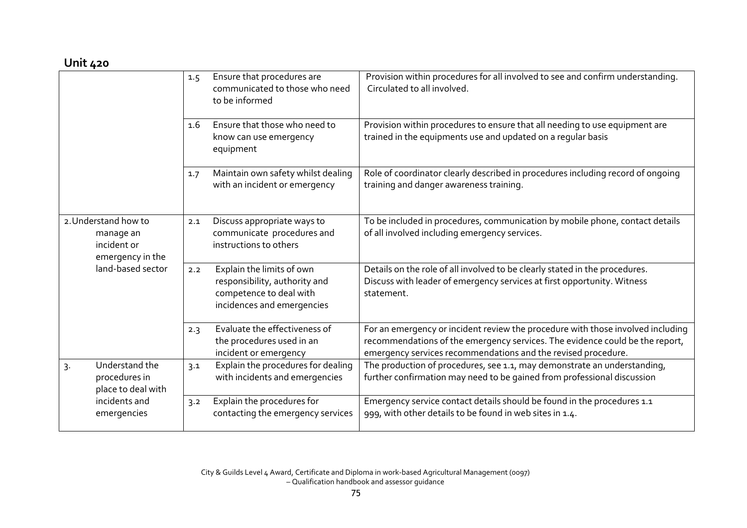## Unit 420

| | | |
|---|---|---|
| | 1.5 Ensure that procedures are communicated to those who need to be informed | Provision within procedures for all involved to see and confirm understanding. Circulated to all involved. |
| | 1.6 Ensure that those who need to know can use emergency equipment | Provision within procedures to ensure that all needing to use equipment are trained in the equipments use and updated on a regular basis |
| | 1.7 Maintain own safety whilst dealing with an incident or emergency | Role of coordinator clearly described in procedures including record of ongoing training and danger awareness training. |
| 2. Understand how to manage an incident or emergency in the land-based sector | 2.1 Discuss appropriate ways to communicate procedures and instructions to others | To be included in procedures, communication by mobile phone, contact details of all involved including emergency services. |
| | 2.2 Explain the limits of own responsibility, authority and competence to deal with incidences and emergencies | Details on the role of all involved to be clearly stated in the procedures. Discuss with leader of emergency services at first opportunity. Witness statement. |
| | 2.3 Evaluate the effectiveness of the procedures used in an incident or emergency | For an emergency or incident review the procedure with those involved including recommendations of the emergency services. The evidence could be the report, emergency services recommendations and the revised procedure. |
| 3. Understand the procedures in place to deal with incidents and emergencies | 3.1 Explain the procedures for dealing with incidents and emergencies | The production of procedures, see 1.1, may demonstrate an understanding, further confirmation may need to be gained from professional discussion |
| | 3.2 Explain the procedures for contacting the emergency services | Emergency service contact details should be found in the procedures 1.1 999, with other details to be found in web sites in 1.4. |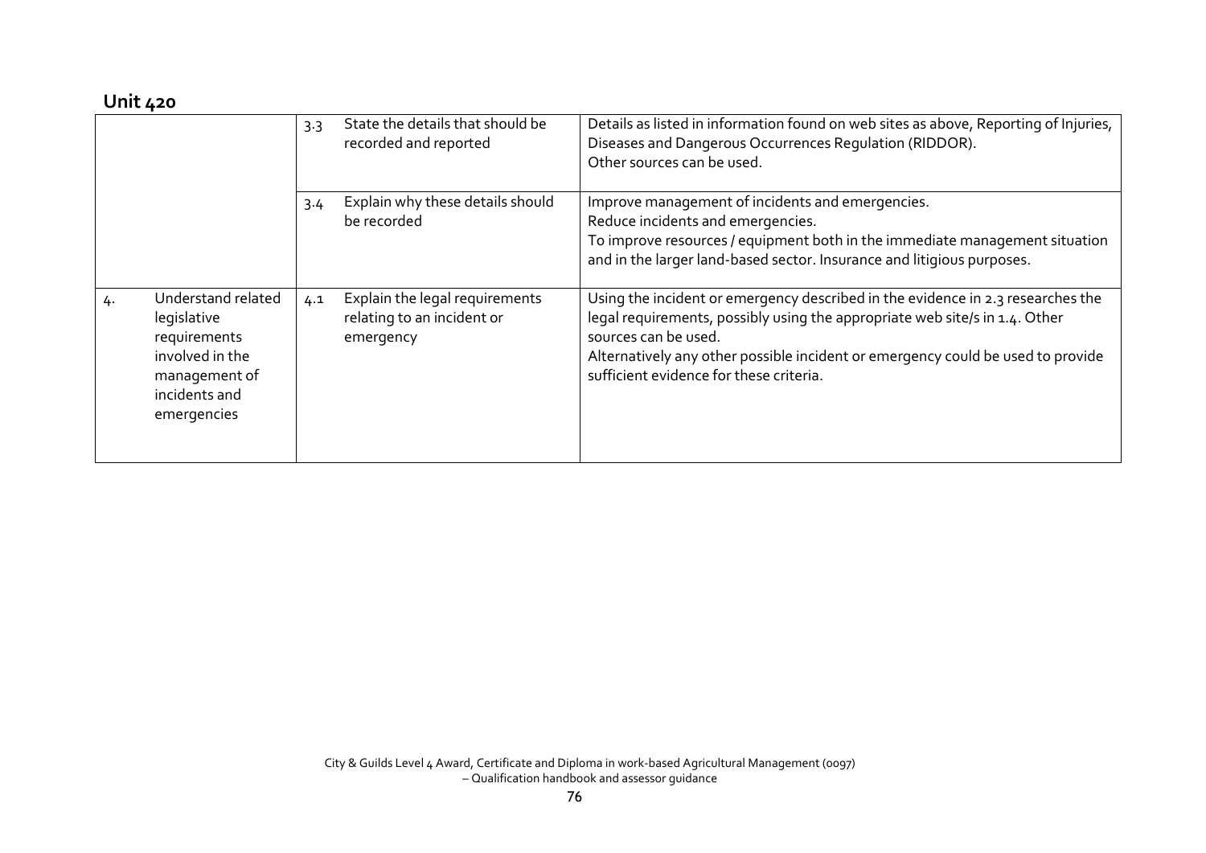## Unit 420

| | | |
|---|---|---|
| | 3.3 State the details that should be recorded and reported | Details as listed in information found on web sites as above, Reporting of Injuries, Diseases and Dangerous Occurrences Regulation (RIDDOR).<br>Other sources can be used. |
| | 3.4 Explain why these details should be recorded | Improve management of incidents and emergencies.<br>Reduce incidents and emergencies.<br>To improve resources / equipment both in the immediate management situation and in the larger land-based sector. Insurance and litigious purposes. |
| 4. Understand related legislative requirements involved in the management of incidents and emergencies | 4.1 Explain the legal requirements relating to an incident or emergency | Using the incident or emergency described in the evidence in 2.3 researches the legal requirements, possibly using the appropriate web site/s in 1.4. Other sources can be used.<br>Alternatively any other possible incident or emergency could be used to provide sufficient evidence for these criteria. |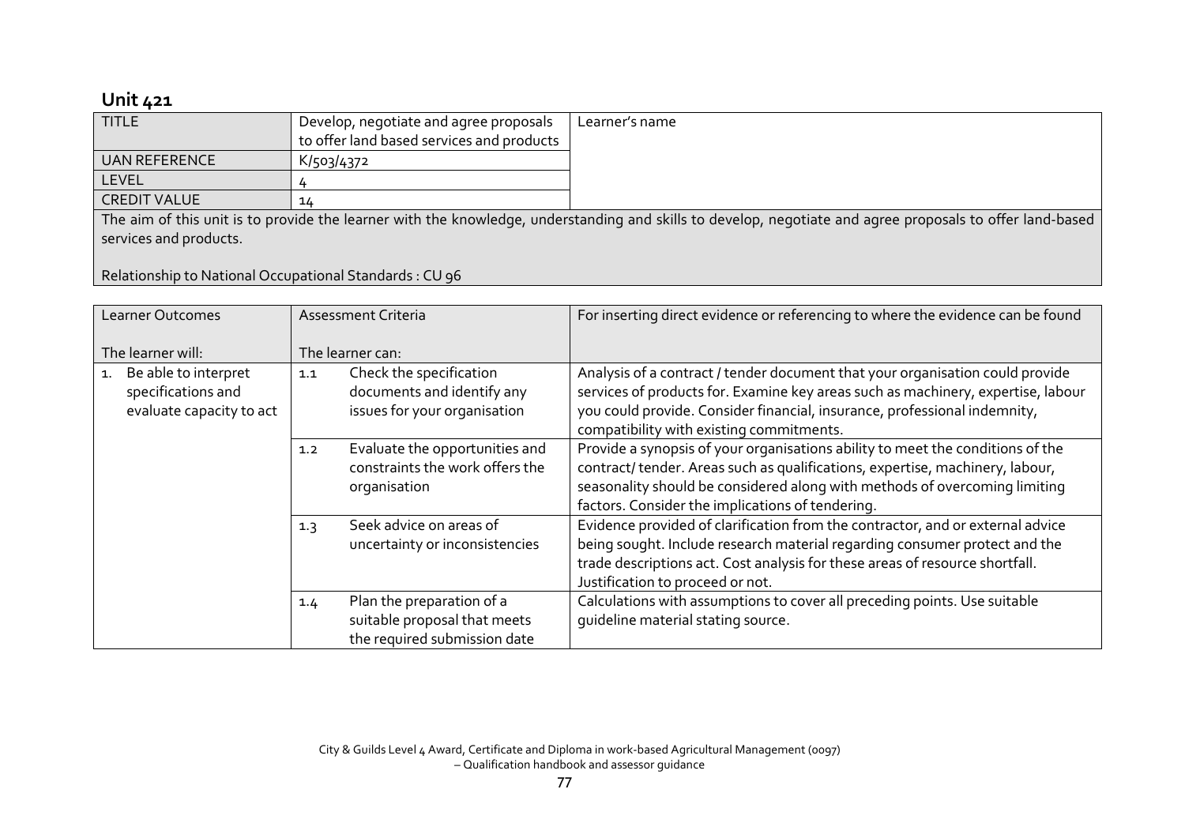## Unit 421

| TITLE | Develop, negotiate and agree proposals to offer land based services and products | Learner's name |
|---|---|---|
| UAN REFERENCE | K/503/4372 | |
| LEVEL | 4 | |
| CREDIT VALUE | 14 | |

The aim of this unit is to provide the learner with the knowledge, understanding and skills to develop, negotiate and agree proposals to offer land-based services and products.

Relationship to National Occupational Standards : CU 96

| Learner Outcomes<br><br>The learner will: | Assessment Criteria<br><br>The learner can: | For inserting direct evidence or referencing to where the evidence can be found |
|---|---|---|
| 1. Be able to interpret specifications and evaluate capacity to act | 1.1 Check the specification documents and identify any issues for your organisation | Analysis of a contract / tender document that your organisation could provide services of products for. Examine key areas such as machinery, expertise, labour you could provide. Consider financial, insurance, professional indemnity, compatibility with existing commitments. |
| | 1.2 Evaluate the opportunities and constraints the work offers the organisation | Provide a synopsis of your organisations ability to meet the conditions of the contract/ tender. Areas such as qualifications, expertise, machinery, labour, seasonality should be considered along with methods of overcoming limiting factors. Consider the implications of tendering. |
| | 1.3 Seek advice on areas of uncertainty or inconsistencies | Evidence provided of clarification from the contractor, and or external advice being sought. Include research material regarding consumer protect and the trade descriptions act. Cost analysis for these areas of resource shortfall. Justification to proceed or not. |
| | 1.4 Plan the preparation of a suitable proposal that meets the required submission date | Calculations with assumptions to cover all preceding points. Use suitable guideline material stating source. |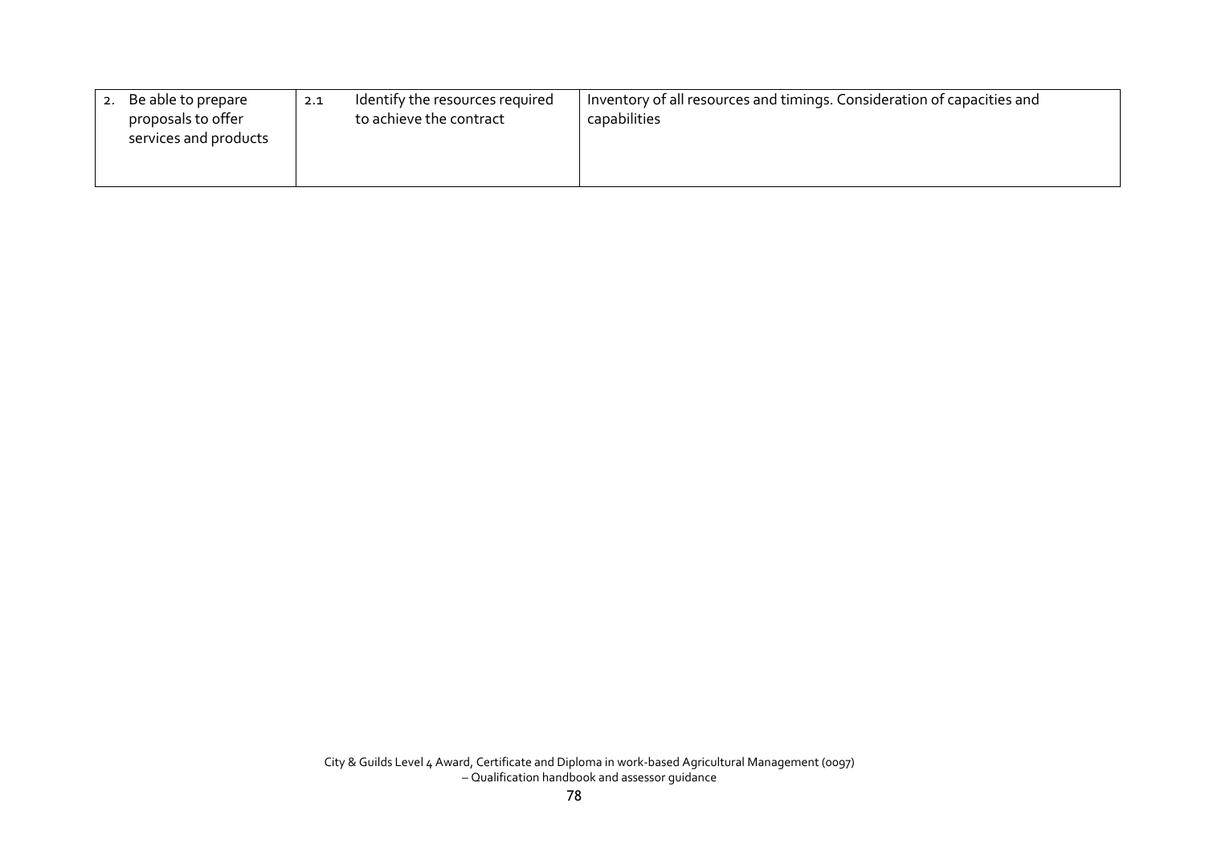| | | | |
|---|---|---|---|
| 2. Be able to prepare proposals to offer services and products | 2.1 | Identify the resources required to achieve the contract | Inventory of all resources and timings. Consideration of capacities and capabilities |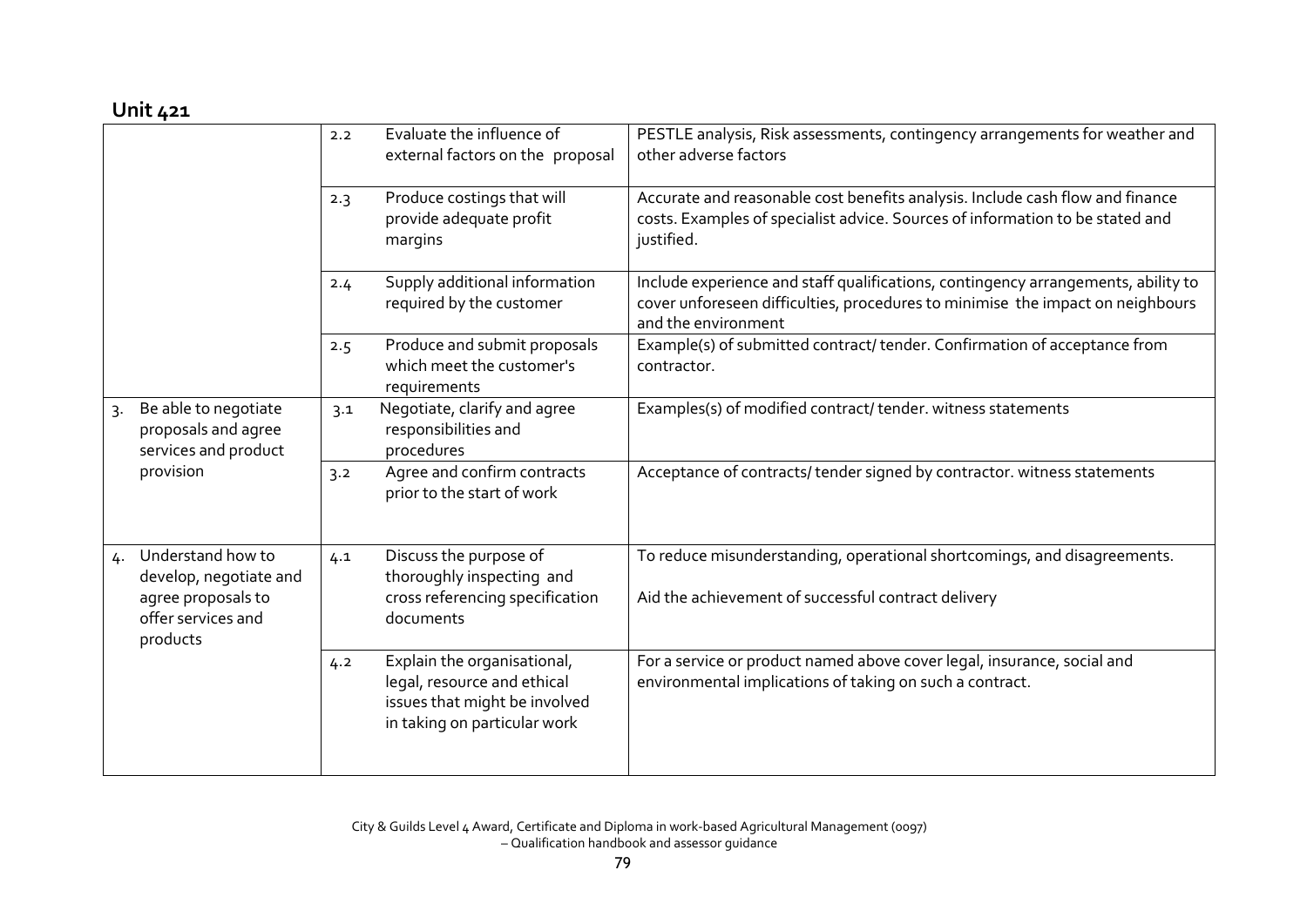## Unit 421

| | | |
|---|---|---|
| | 2.2 Evaluate the influence of external factors on the proposal | PESTLE analysis, Risk assessments, contingency arrangements for weather and other adverse factors |
| | 2.3 Produce costings that will provide adequate profit margins | Accurate and reasonable cost benefits analysis. Include cash flow and finance costs. Examples of specialist advice. Sources of information to be stated and justified. |
| | 2.4 Supply additional information required by the customer | Include experience and staff qualifications, contingency arrangements, ability to cover unforeseen difficulties, procedures to minimise the impact on neighbours and the environment |
| | 2.5 Produce and submit proposals which meet the customer's requirements | Example(s) of submitted contract/ tender. Confirmation of acceptance from contractor. |
| 3. Be able to negotiate proposals and agree services and product provision | 3.1 Negotiate, clarify and agree responsibilities and procedures | Examples(s) of modified contract/ tender. witness statements |
| | 3.2 Agree and confirm contracts prior to the start of work | Acceptance of contracts/ tender signed by contractor. witness statements |
| 4. Understand how to develop, negotiate and agree proposals to offer services and products | 4.1 Discuss the purpose of thoroughly inspecting and cross referencing specification documents | To reduce misunderstanding, operational shortcomings, and disagreements.<br><br>Aid the achievement of successful contract delivery |
| | 4.2 Explain the organisational, legal, resource and ethical issues that might be involved in taking on particular work | For a service or product named above cover legal, insurance, social and environmental implications of taking on such a contract. |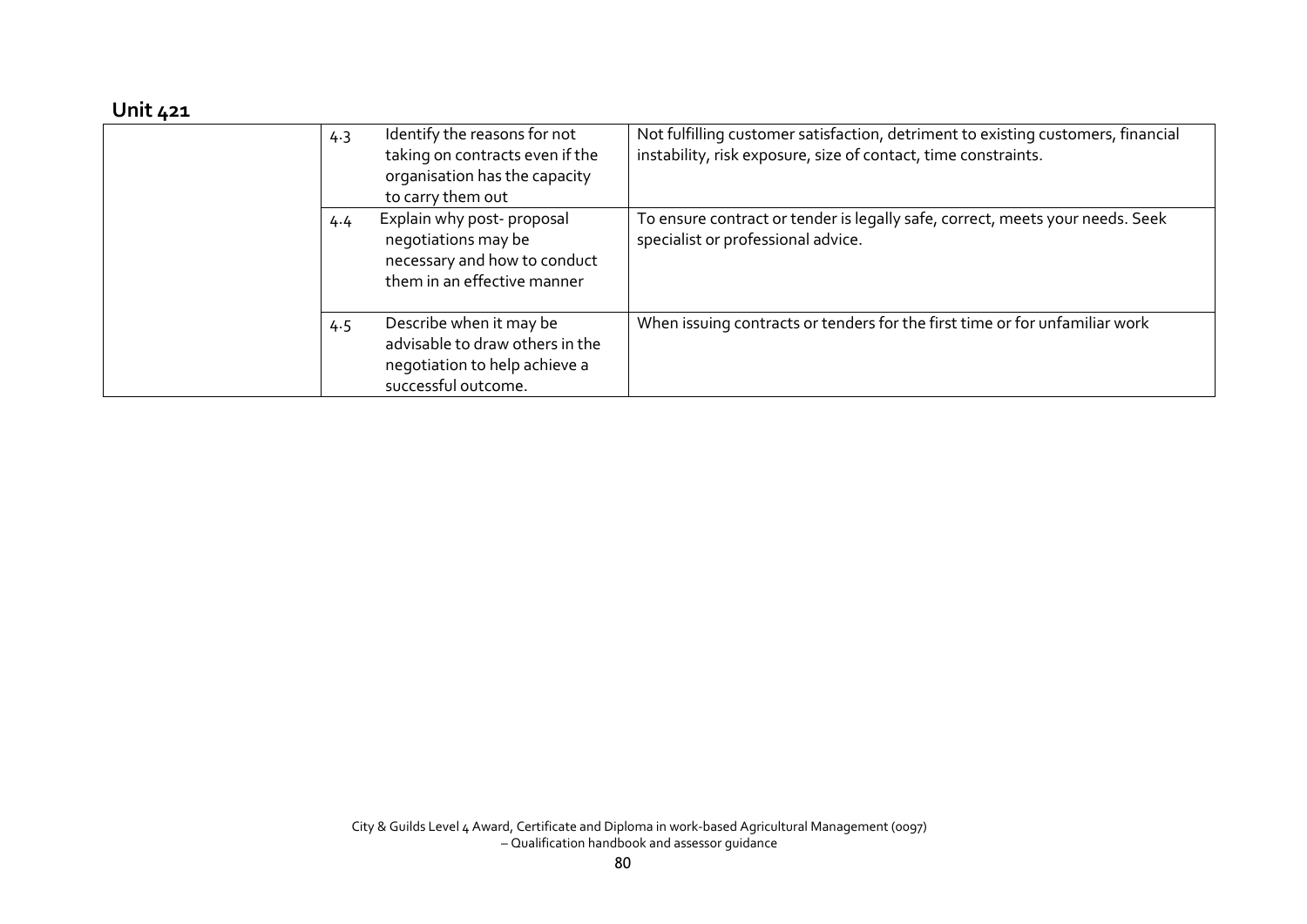## Unit 421

| | | | |
|---|---|---|---|
| | 4.3 | Identify the reasons for not taking on contracts even if the organisation has the capacity to carry them out | Not fulfilling customer satisfaction, detriment to existing customers, financial instability, risk exposure, size of contact, time constraints. |
| | 4.4 | Explain why post- proposal negotiations may be necessary and how to conduct them in an effective manner | To ensure contract or tender is legally safe, correct, meets your needs. Seek specialist or professional advice. |
| | 4.5 | Describe when it may be advisable to draw others in the negotiation to help achieve a successful outcome. | When issuing contracts or tenders for the first time or for unfamiliar work |

City & Guilds Level 4 Award, Certificate and Diploma in work-based Agricultural Management (0097) – Qualification handbook and assessor guidance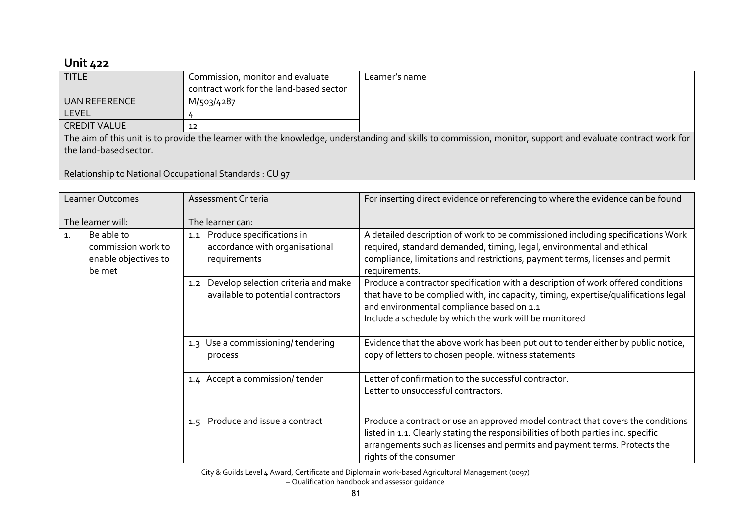## Unit 422

| TITLE | Commission, monitor and evaluate contract work for the land-based sector | Learner's name |
|---|---|---|
| UAN REFERENCE | M/503/4287 | |
| LEVEL | 4 | |
| CREDIT VALUE | 12 | |

The aim of this unit is to provide the learner with the knowledge, understanding and skills to commission, monitor, support and evaluate contract work for the land-based sector.

Relationship to National Occupational Standards : CU 97

| Learner Outcomes<br><br>The learner will: | Assessment Criteria<br><br>The learner can: | For inserting direct evidence or referencing to where the evidence can be found |
|---|---|---|
| 1. Be able to commission work to enable objectives to be met | 1.1 Produce specifications in accordance with organisational requirements | A detailed description of work to be commissioned including specifications Work required, standard demanded, timing, legal, environmental and ethical compliance, limitations and restrictions, payment terms, licenses and permit requirements. |
| | 1.2 Develop selection criteria and make available to potential contractors | Produce a contractor specification with a description of work offered conditions that have to be complied with, inc capacity, timing, expertise/qualifications legal and environmental compliance based on 1.1<br>Include a schedule by which the work will be monitored |
| | 1.3 Use a commissioning/ tendering process | Evidence that the above work has been put out to tender either by public notice, copy of letters to chosen people. witness statements |
| | 1.4 Accept a commission/ tender | Letter of confirmation to the successful contractor.<br>Letter to unsuccessful contractors. |
| | 1.5 Produce and issue a contract | Produce a contract or use an approved model contract that covers the conditions listed in 1.1. Clearly stating the responsibilities of both parties inc. specific arrangements such as licenses and permits and payment terms. Protects the rights of the consumer |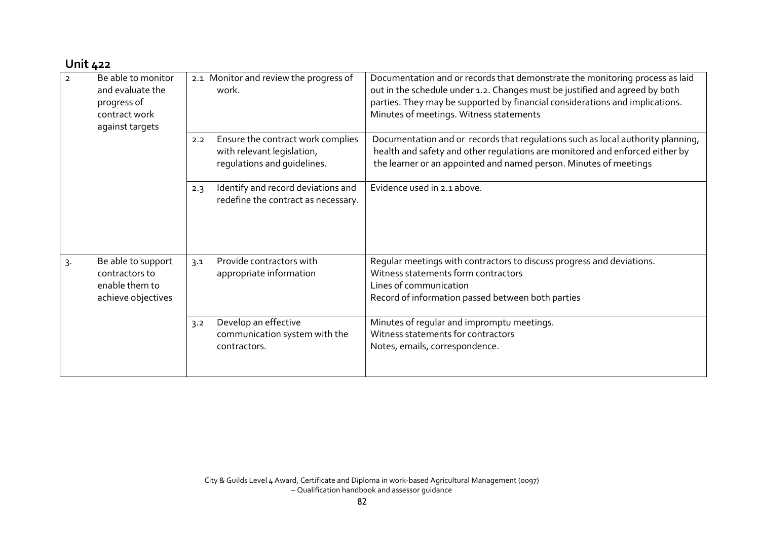## Unit 422

| | | | |
|---|---|---|---|
| 2 | Be able to monitor and evaluate the progress of contract work against targets | 2.1 Monitor and review the progress of work. | Documentation and or records that demonstrate the monitoring process as laid out in the schedule under 1.2. Changes must be justified and agreed by both parties. They may be supported by financial considerations and implications. Minutes of meetings. Witness statements |
| | | 2.2 Ensure the contract work complies with relevant legislation, regulations and guidelines. | Documentation and or records that regulations such as local authority planning, health and safety and other regulations are monitored and enforced either by the learner or an appointed and named person. Minutes of meetings |
| | | 2.3 Identify and record deviations and redefine the contract as necessary. | Evidence used in 2.1 above. |
| 3. | Be able to support contractors to enable them to achieve objectives | 3.1 Provide contractors with appropriate information | Regular meetings with contractors to discuss progress and deviations.<br>Witness statements form contractors<br>Lines of communication<br>Record of information passed between both parties |
| | | 3.2 Develop an effective communication system with the contractors. | Minutes of regular and impromptu meetings.<br>Witness statements for contractors<br>Notes, emails, correspondence. |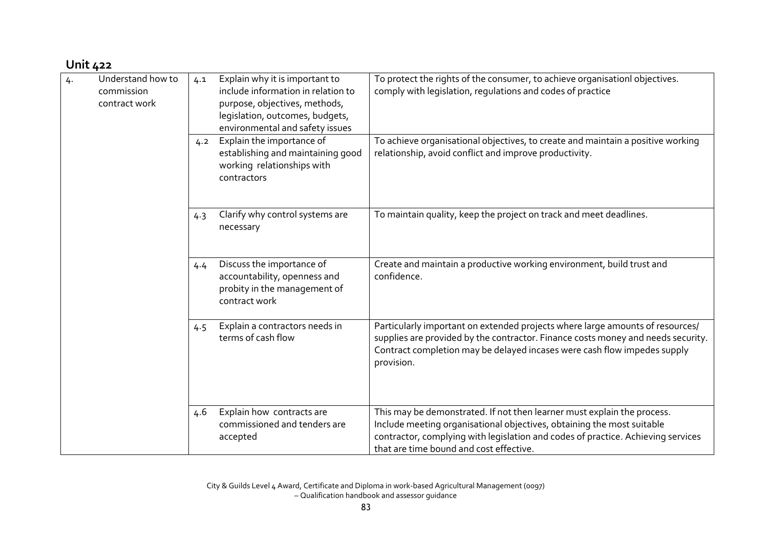## Unit 422

| | | | | |
|---|---|---|---|---|
| 4. | Understand how to commission contract work | 4.1 | Explain why it is important to include information in relation to purpose, objectives, methods, legislation, outcomes, budgets, environmental and safety issues | To protect the rights of the consumer, to achieve organisationl objectives. comply with legislation, regulations and codes of practice |
| | | 4.2 | Explain the importance of establishing and maintaining good working relationships with contractors | To achieve organisational objectives, to create and maintain a positive working relationship, avoid conflict and improve productivity. |
| | | 4.3 | Clarify why control systems are necessary | To maintain quality, keep the project on track and meet deadlines. |
| | | 4.4 | Discuss the importance of accountability, openness and probity in the management of contract work | Create and maintain a productive working environment, build trust and confidence. |
| | | 4.5 | Explain a contractors needs in terms of cash flow | Particularly important on extended projects where large amounts of resources/ supplies are provided by the contractor. Finance costs money and needs security. Contract completion may be delayed incases were cash flow impedes supply provision. |
| | | 4.6 | Explain how contracts are commissioned and tenders are accepted | This may be demonstrated. If not then learner must explain the process. Include meeting organisational objectives, obtaining the most suitable contractor, complying with legislation and codes of practice. Achieving services that are time bound and cost effective. |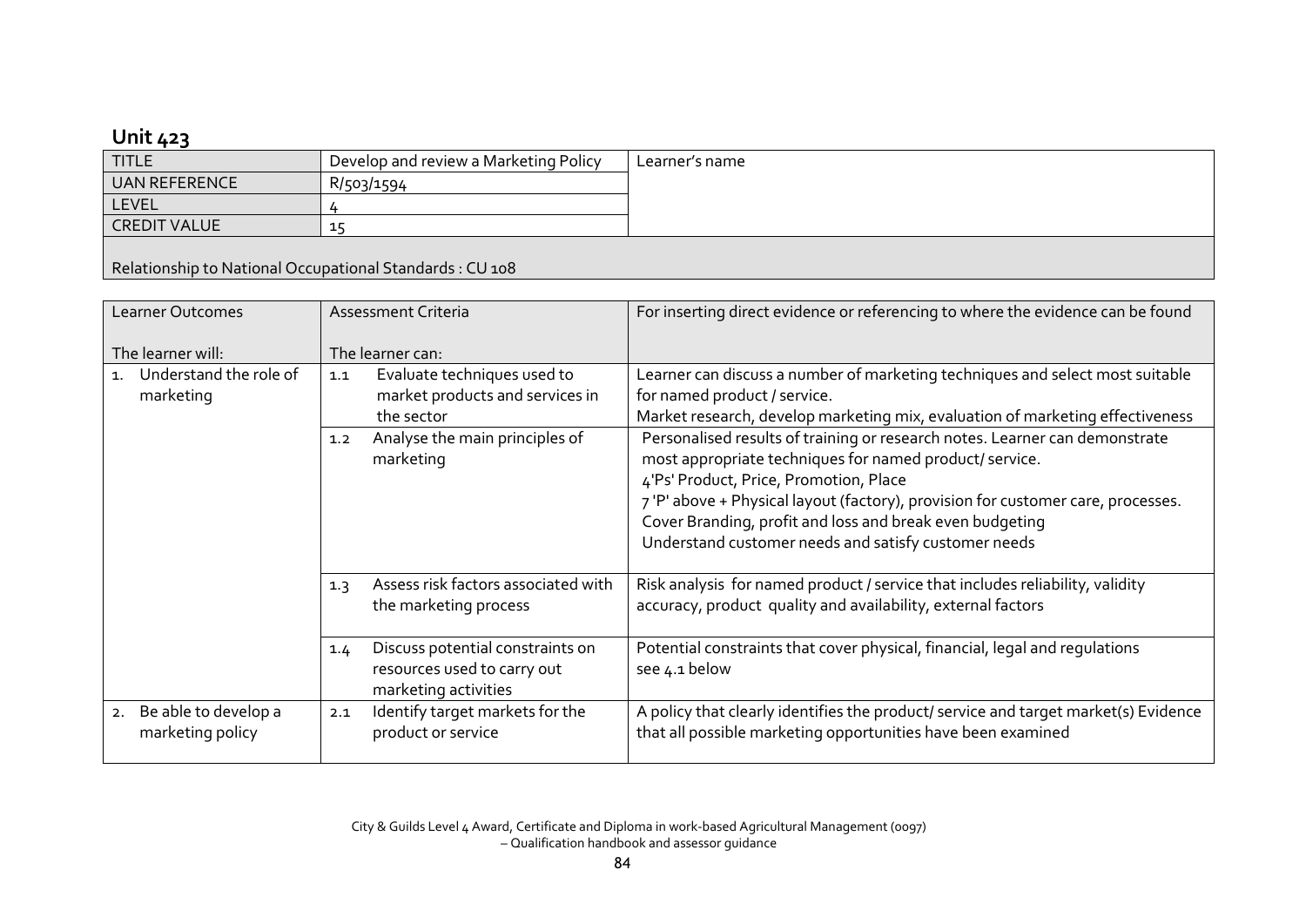## Unit 423

| TITLE | Develop and review a Marketing Policy | Learner's name |
|---|---|---|
| UAN REFERENCE | R/503/1594 | |
| LEVEL | 4 | |
| CREDIT VALUE | 15 | |

Relationship to National Occupational Standards : CU 108

| Learner Outcomes<br><br>The learner will: | Assessment Criteria<br><br>The learner can: | For inserting direct evidence or referencing to where the evidence can be found |
|---|---|---|
| 1. Understand the role of marketing | 1.1 Evaluate techniques used to market products and services in the sector | Learner can discuss a number of marketing techniques and select most suitable for named product / service.<br>Market research, develop marketing mix, evaluation of marketing effectiveness |
| | 1.2 Analyse the main principles of marketing | Personalised results of training or research notes. Learner can demonstrate most appropriate techniques for named product/ service.<br>4'Ps' Product, Price, Promotion, Place<br>7 'P' above + Physical layout (factory), provision for customer care, processes.<br>Cover Branding, profit and loss and break even budgeting<br>Understand customer needs and satisfy customer needs |
| | 1.3 Assess risk factors associated with the marketing process | Risk analysis for named product / service that includes reliability, validity accuracy, product quality and availability, external factors |
| | 1.4 Discuss potential constraints on resources used to carry out marketing activities | Potential constraints that cover physical, financial, legal and regulations see 4.1 below |
| 2. Be able to develop a marketing policy | 2.1 Identify target markets for the product or service | A policy that clearly identifies the product/ service and target market(s) Evidence that all possible marketing opportunities have been examined |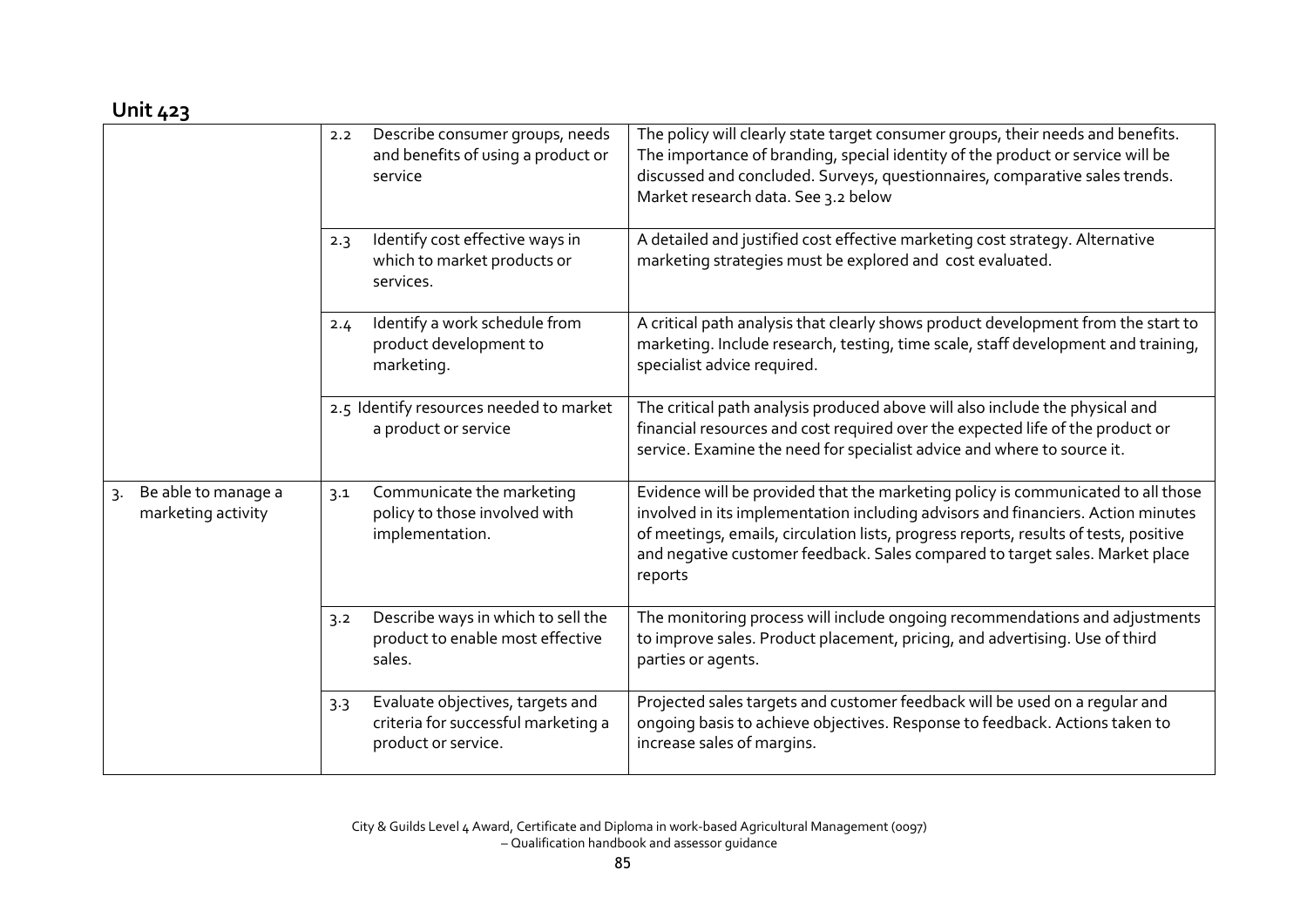## Unit 423

| | | |
|---|---|---|
| | 2.2 Describe consumer groups, needs and benefits of using a product or service | The policy will clearly state target consumer groups, their needs and benefits. The importance of branding, special identity of the product or service will be discussed and concluded. Surveys, questionnaires, comparative sales trends. Market research data. See 3.2 below |
| | 2.3 Identify cost effective ways in which to market products or services. | A detailed and justified cost effective marketing cost strategy. Alternative marketing strategies must be explored and cost evaluated. |
| | 2.4 Identify a work schedule from product development to marketing. | A critical path analysis that clearly shows product development from the start to marketing. Include research, testing, time scale, staff development and training, specialist advice required. |
| | 2.5 Identify resources needed to market a product or service | The critical path analysis produced above will also include the physical and financial resources and cost required over the expected life of the product or service. Examine the need for specialist advice and where to source it. |
| 3. Be able to manage a marketing activity | 3.1 Communicate the marketing policy to those involved with implementation. | Evidence will be provided that the marketing policy is communicated to all those involved in its implementation including advisors and financiers. Action minutes of meetings, emails, circulation lists, progress reports, results of tests, positive and negative customer feedback. Sales compared to target sales. Market place reports |
| | 3.2 Describe ways in which to sell the product to enable most effective sales. | The monitoring process will include ongoing recommendations and adjustments to improve sales. Product placement, pricing, and advertising. Use of third parties or agents. |
| | 3.3 Evaluate objectives, targets and criteria for successful marketing a product or service. | Projected sales targets and customer feedback will be used on a regular and ongoing basis to achieve objectives. Response to feedback. Actions taken to increase sales of margins. |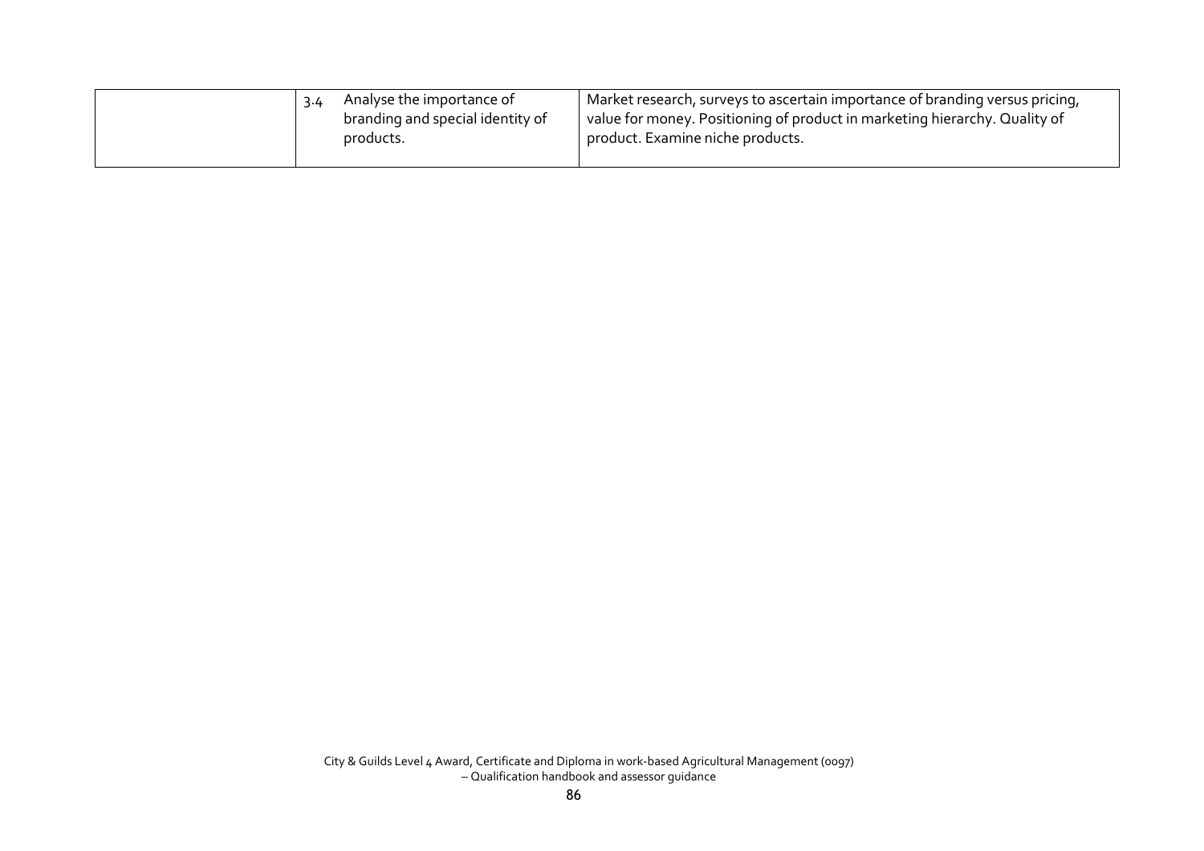| | | | |
|---|---|---|---|
| | 3.4 | Analyse the importance of branding and special identity of products. | Market research, surveys to ascertain importance of branding versus pricing, value for money. Positioning of product in marketing hierarchy. Quality of product. Examine niche products. |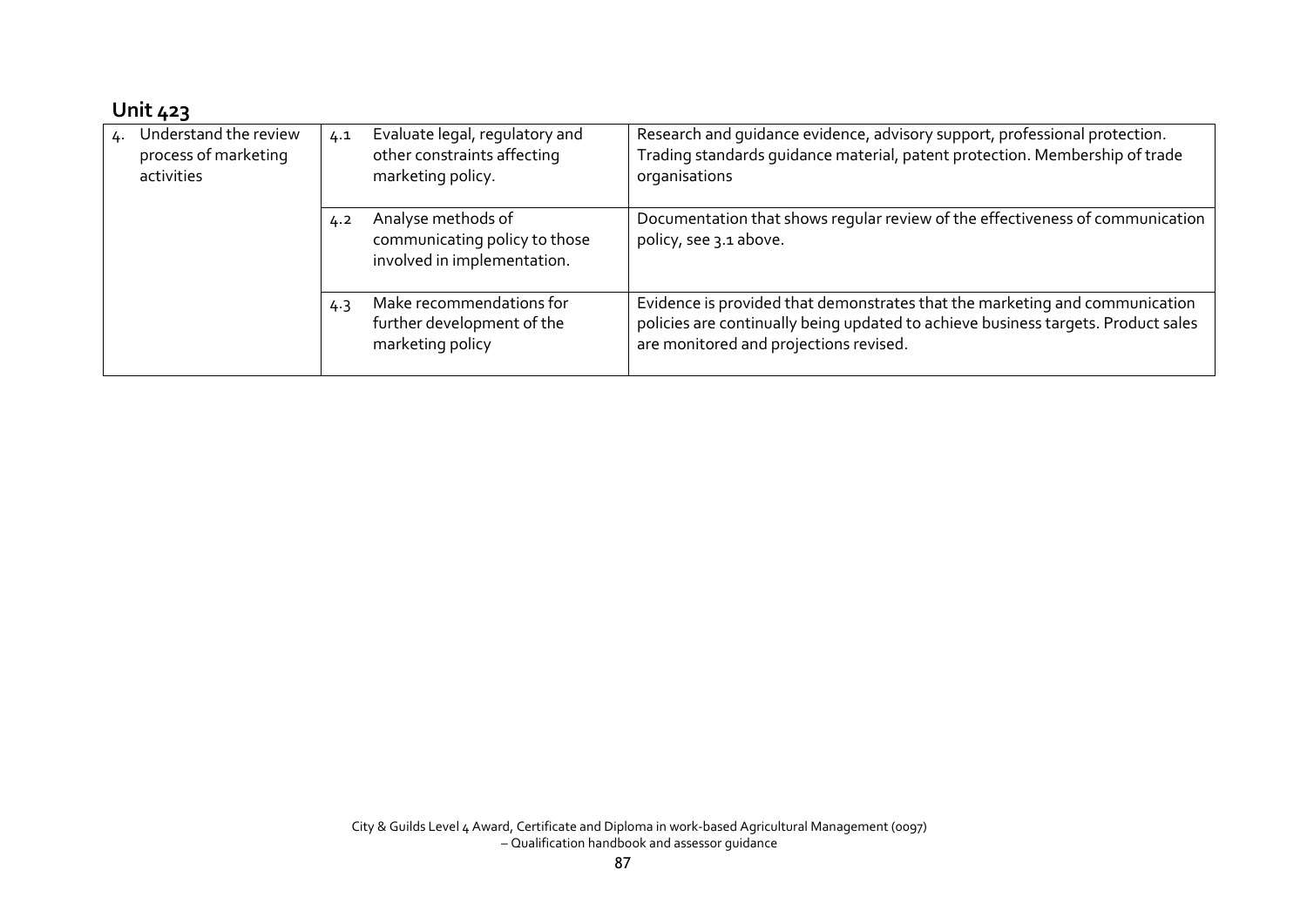## Unit 423

| | | |
|---|---|---|
| 4. Understand the review process of marketing activities | 4.1 Evaluate legal, regulatory and other constraints affecting marketing policy. | Research and guidance evidence, advisory support, professional protection. Trading standards guidance material, patent protection. Membership of trade organisations |
| | 4.2 Analyse methods of communicating policy to those involved in implementation. | Documentation that shows regular review of the effectiveness of communication policy, see 3.1 above. |
| | 4.3 Make recommendations for further development of the marketing policy | Evidence is provided that demonstrates that the marketing and communication policies are continually being updated to achieve business targets. Product sales are monitored and projections revised. |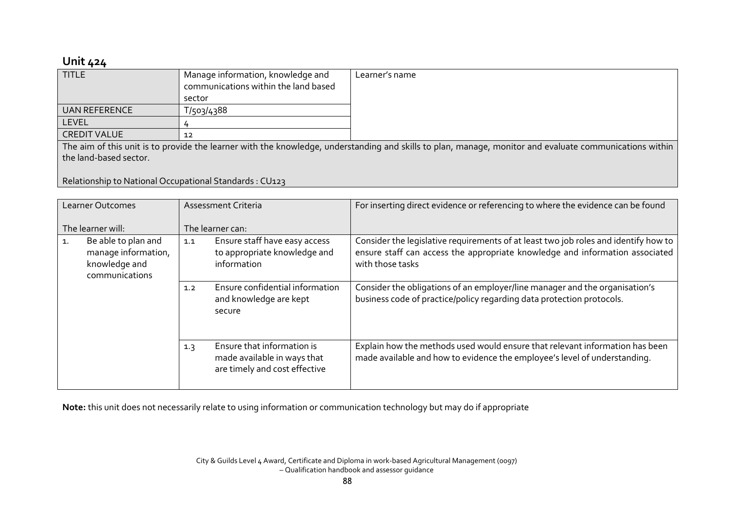## Unit 424

| TITLE | Manage information, knowledge and communications within the land based sector | Learner's name |
|---|---|---|
| UAN REFERENCE | T/503/4388 | |
| LEVEL | 4 | |
| CREDIT VALUE | 12 | |

The aim of this unit is to provide the learner with the knowledge, understanding and skills to plan, manage, monitor and evaluate communications within the land-based sector.

Relationship to National Occupational Standards : CU123

| Learner Outcomes<br><br>The learner will: | Assessment Criteria<br><br>The learner can: | For inserting direct evidence or referencing to where the evidence can be found |
|---|---|---|
| 1. Be able to plan and manage information, knowledge and communications | 1.1 Ensure staff have easy access to appropriate knowledge and information | Consider the legislative requirements of at least two job roles and identify how to ensure staff can access the appropriate knowledge and information associated with those tasks |
| | 1.2 Ensure confidential information and knowledge are kept secure | Consider the obligations of an employer/line manager and the organisation's business code of practice/policy regarding data protection protocols. |
| | 1.3 Ensure that information is made available in ways that are timely and cost effective | Explain how the methods used would ensure that relevant information has been made available and how to evidence the employee's level of understanding. |

**Note:** this unit does not necessarily relate to using information or communication technology but may do if appropriate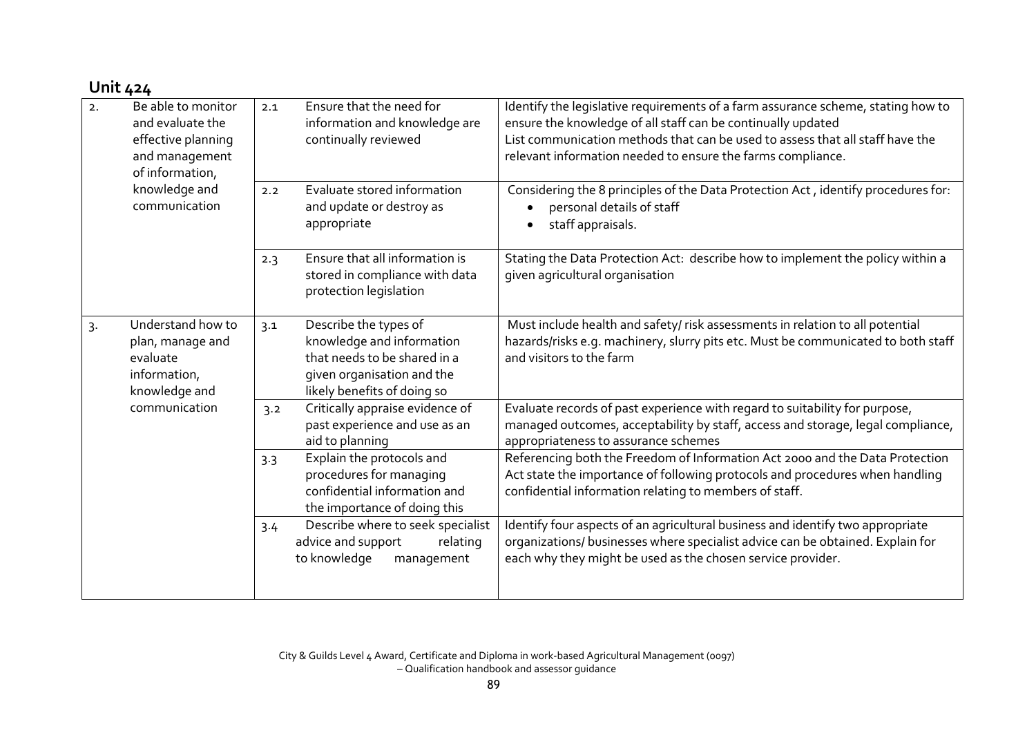## Unit 424

| | | | |
|---|---|---|---|
| 2. Be able to monitor and evaluate the effective planning and management of information, knowledge and communication | 2.1 | Ensure that the need for information and knowledge are continually reviewed | Identify the legislative requirements of a farm assurance scheme, stating how to ensure the knowledge of all staff can be continually updated<br>List communication methods that can be used to assess that all staff have the relevant information needed to ensure the farms compliance. |
| | 2.2 | Evaluate stored information and update or destroy as appropriate | Considering the 8 principles of the Data Protection Act , identify procedures for:<br>• personal details of staff<br>• staff appraisals. |
| | 2.3 | Ensure that all information is stored in compliance with data protection legislation | Stating the Data Protection Act: describe how to implement the policy within a given agricultural organisation |
| 3. Understand how to plan, manage and evaluate information, knowledge and communication | 3.1 | Describe the types of knowledge and information that needs to be shared in a given organisation and the likely benefits of doing so | Must include health and safety/ risk assessments in relation to all potential hazards/risks e.g. machinery, slurry pits etc. Must be communicated to both staff and visitors to the farm |
| | 3.2 | Critically appraise evidence of past experience and use as an aid to planning | Evaluate records of past experience with regard to suitability for purpose, managed outcomes, acceptability by staff, access and storage, legal compliance, appropriateness to assurance schemes |
| | 3.3 | Explain the protocols and procedures for managing confidential information and the importance of doing this | Referencing both the Freedom of Information Act 2000 and the Data Protection Act state the importance of following protocols and procedures when handling confidential information relating to members of staff. |
| | 3.4 | Describe where to seek specialist advice and support relating to knowledge management | Identify four aspects of an agricultural business and identify two appropriate organizations/ businesses where specialist advice can be obtained. Explain for each why they might be used as the chosen service provider. |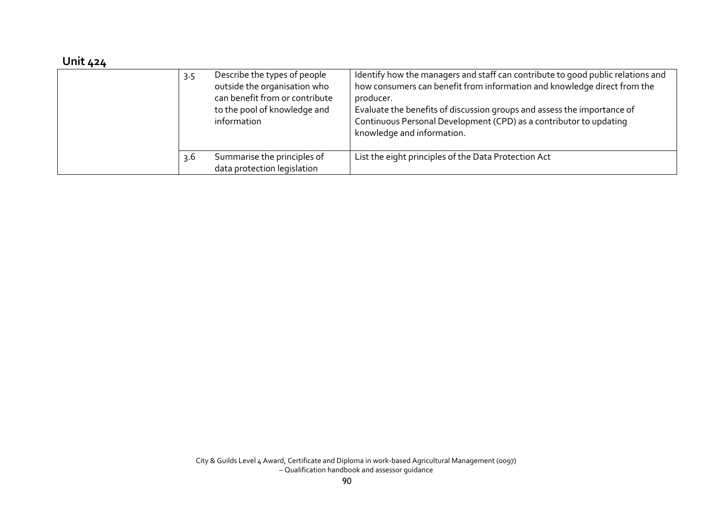## Unit 424

| | | | |
|---|---|---|---|
| | 3.5 | Describe the types of people outside the organisation who can benefit from or contribute to the pool of knowledge and information | Identify how the managers and staff can contribute to good public relations and how consumers can benefit from information and knowledge direct from the producer.<br>Evaluate the benefits of discussion groups and assess the importance of Continuous Personal Development (CPD) as a contributor to updating knowledge and information. |
| | 3.6 | Summarise the principles of data protection legislation | List the eight principles of the Data Protection Act |

City & Guilds Level 4 Award, Certificate and Diploma in work-based Agricultural Management (0097) – Qualification handbook and assessor guidance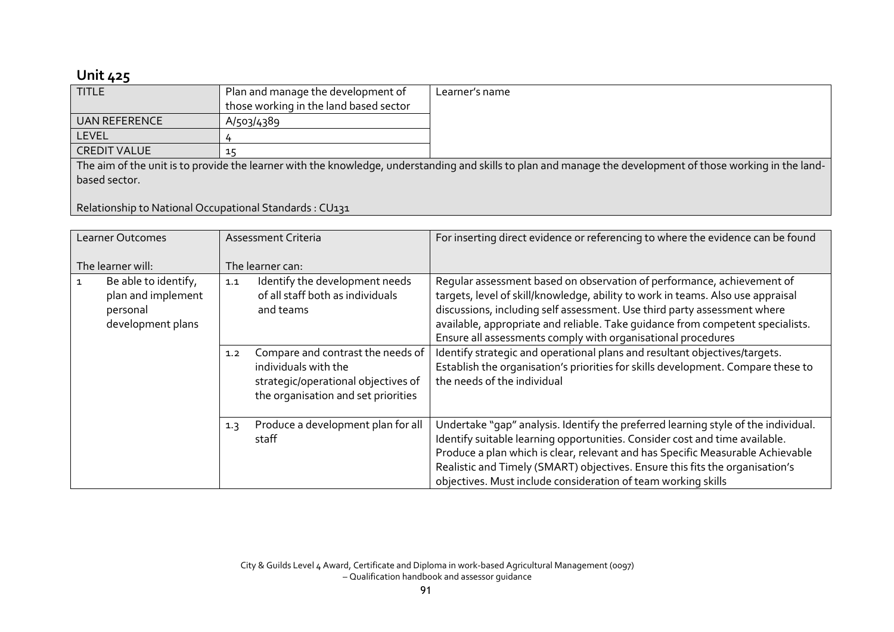## Unit 425

| TITLE | Plan and manage the development of those working in the land based sector | Learner's name |
|---|---|---|
| UAN REFERENCE | A/503/4389 | |
| LEVEL | 4 | |
| CREDIT VALUE | 15 | |

The aim of the unit is to provide the learner with the knowledge, understanding and skills to plan and manage the development of those working in the land-based sector.

Relationship to National Occupational Standards : CU131

| Learner Outcomes<br><br>The learner will: | Assessment Criteria<br><br>The learner can: | For inserting direct evidence or referencing to where the evidence can be found |
|---|---|---|
| 1 Be able to identify, plan and implement personal development plans | 1.1 Identify the development needs of all staff both as individuals and teams | Regular assessment based on observation of performance, achievement of targets, level of skill/knowledge, ability to work in teams. Also use appraisal discussions, including self assessment. Use third party assessment where available, appropriate and reliable. Take guidance from competent specialists. Ensure all assessments comply with organisational procedures |
| | 1.2 Compare and contrast the needs of individuals with the strategic/operational objectives of the organisation and set priorities | Identify strategic and operational plans and resultant objectives/targets. Establish the organisation's priorities for skills development. Compare these to the needs of the individual |
| | 1.3 Produce a development plan for all staff | Undertake "gap" analysis. Identify the preferred learning style of the individual. Identify suitable learning opportunities. Consider cost and time available. Produce a plan which is clear, relevant and has Specific Measurable Achievable Realistic and Timely (SMART) objectives. Ensure this fits the organisation's objectives. Must include consideration of team working skills |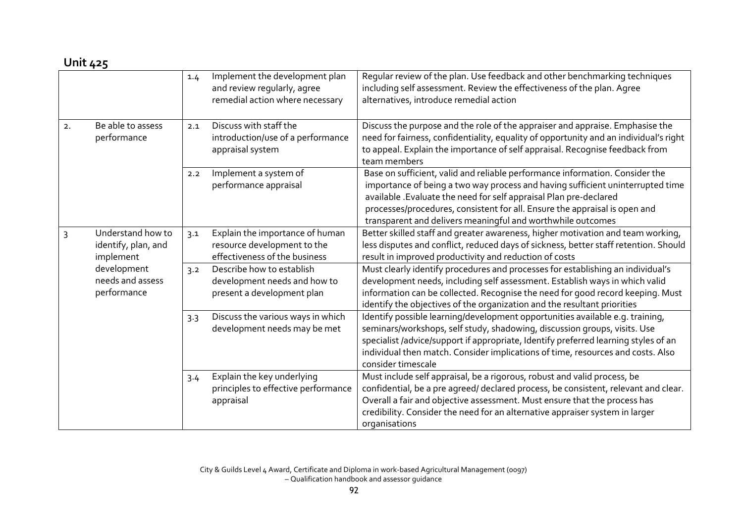## Unit 425

| | | | | |
|---|---|---|---|---|
| | | 1.4 | Implement the development plan and review regularly, agree remedial action where necessary | Regular review of the plan. Use feedback and other benchmarking techniques including self assessment. Review the effectiveness of the plan. Agree alternatives, introduce remedial action |
| 2. | Be able to assess performance | 2.1 | Discuss with staff the introduction/use of a performance appraisal system | Discuss the purpose and the role of the appraiser and appraise. Emphasise the need for fairness, confidentiality, equality of opportunity and an individual's right to appeal. Explain the importance of self appraisal. Recognise feedback from team members |
| | | 2.2 | Implement a system of performance appraisal | Base on sufficient, valid and reliable performance information. Consider the importance of being a two way process and having sufficient uninterrupted time available .Evaluate the need for self appraisal Plan pre-declared processes/procedures, consistent for all. Ensure the appraisal is open and transparent and delivers meaningful and worthwhile outcomes |
| 3 | Understand how to identify, plan, and implement development needs and assess performance | 3.1 | Explain the importance of human resource development to the effectiveness of the business | Better skilled staff and greater awareness, higher motivation and team working, less disputes and conflict, reduced days of sickness, better staff retention. Should result in improved productivity and reduction of costs |
| | | 3.2 | Describe how to establish development needs and how to present a development plan | Must clearly identify procedures and processes for establishing an individual's development needs, including self assessment. Establish ways in which valid information can be collected. Recognise the need for good record keeping. Must identify the objectives of the organization and the resultant priorities |
| | | 3.3 | Discuss the various ways in which development needs may be met | Identify possible learning/development opportunities available e.g. training, seminars/workshops, self study, shadowing, discussion groups, visits. Use specialist /advice/support if appropriate, Identify preferred learning styles of an individual then match. Consider implications of time, resources and costs. Also consider timescale |
| | | 3.4 | Explain the key underlying principles to effective performance appraisal | Must include self appraisal, be a rigorous, robust and valid process, be confidential, be a pre agreed/ declared process, be consistent, relevant and clear. Overall a fair and objective assessment. Must ensure that the process has credibility. Consider the need for an alternative appraiser system in larger organisations |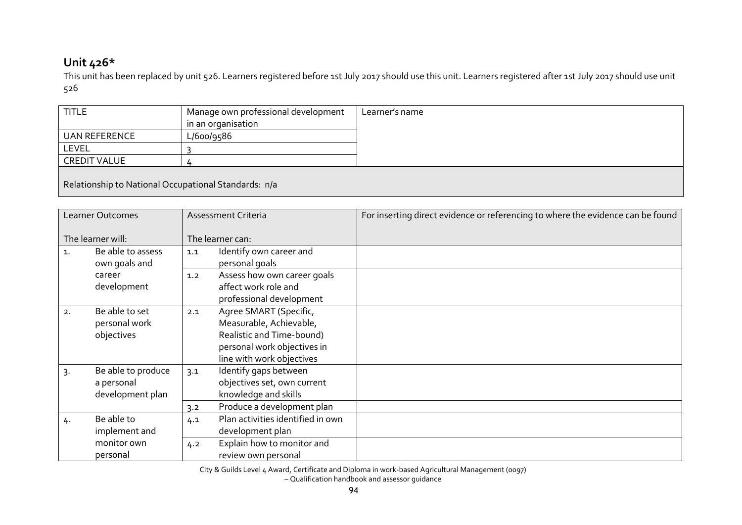## Unit 426*

This unit has been replaced by unit 526. Learners registered before 1st July 2017 should use this unit. Learners registered after 1st July 2017 should use unit 526

| TITLE | Manage own professional development in an organisation | Learner's name |
|---|---|---|
| UAN REFERENCE | L/600/9586 | |
| LEVEL | 3 | |
| CREDIT VALUE | 4 | |
| Relationship to National Occupational Standards: n/a | | |

| Learner Outcomes<br><br>The learner will: | Assessment Criteria<br><br>The learner can: | For inserting direct evidence or referencing to where the evidence can be found |
|---|---|---|
| 1. Be able to assess own goals and career development | 1.1 Identify own career and personal goals | |
| | 1.2 Assess how own career goals affect work role and professional development | |
| 2. Be able to set personal work objectives | 2.1 Agree SMART (Specific, Measurable, Achievable, Realistic and Time-bound) personal work objectives in line with work objectives | |
| 3. Be able to produce a personal development plan | 3.1 Identify gaps between objectives set, own current knowledge and skills | |
| | 3.2 Produce a development plan | |
| 4. Be able to implement and monitor own personal | 4.1 Plan activities identified in own development plan | |
| | 4.2 Explain how to monitor and review own personal | |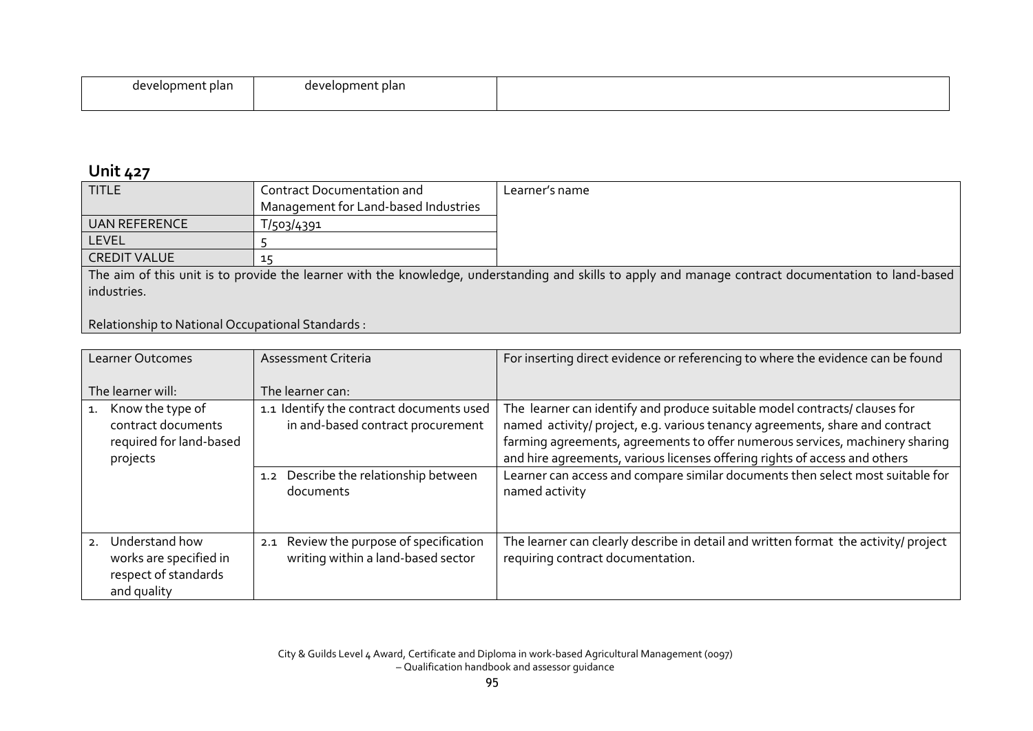| development plan | development plan | |
|---|---|---|

## Unit 427

| TITLE | Contract Documentation and Management for Land-based Industries | Learner's name |
|---|---|---|
| UAN REFERENCE | T/503/4391 | |
| LEVEL | 5 | |
| CREDIT VALUE | 15 | |

The aim of this unit is to provide the learner with the knowledge, understanding and skills to apply and manage contract documentation to land-based industries.

Relationship to National Occupational Standards :

| Learner Outcomes<br><br>The learner will: | Assessment Criteria<br><br>The learner can: | For inserting direct evidence or referencing to where the evidence can be found |
|---|---|---|
| 1. Know the type of contract documents required for land-based projects | 1.1 Identify the contract documents used in and-based contract procurement | The learner can identify and produce suitable model contracts/ clauses for named activity/ project, e.g. various tenancy agreements, share and contract farming agreements, agreements to offer numerous services, machinery sharing and hire agreements, various licenses offering rights of access and others |
| | 1.2 Describe the relationship between documents | Learner can access and compare similar documents then select most suitable for named activity |
| 2. Understand how works are specified in respect of standards and quality | 2.1 Review the purpose of specification writing within a land-based sector | The learner can clearly describe in detail and written format the activity/ project requiring contract documentation. |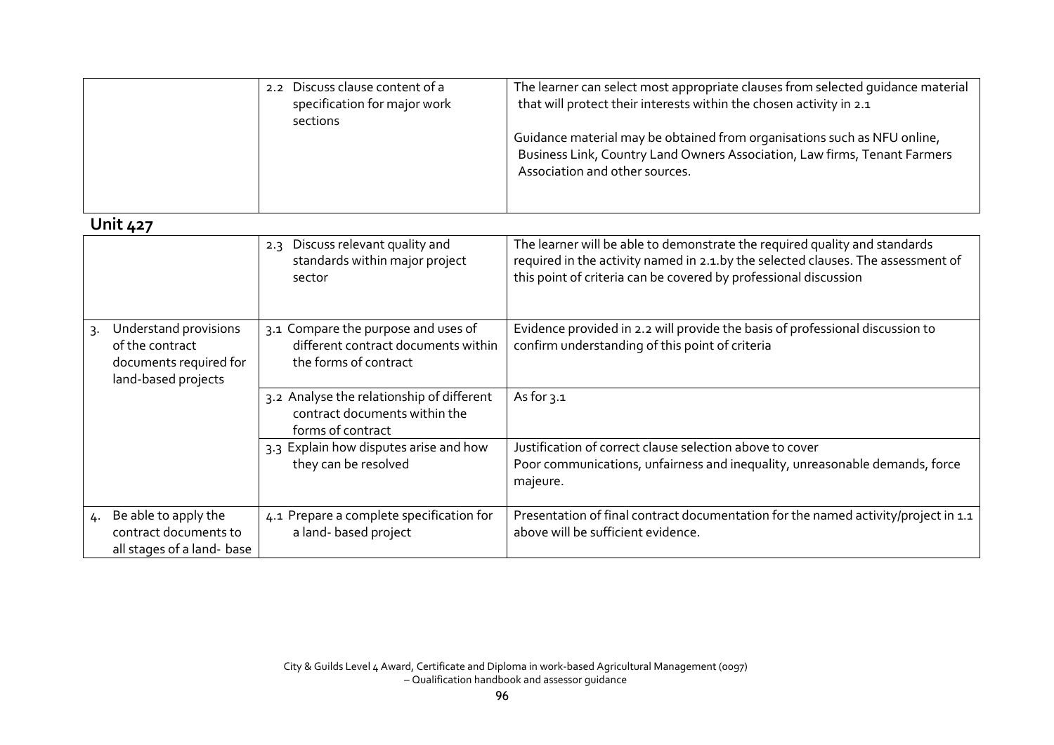| | | |
|---|---|---|
| | 2.2 Discuss clause content of a specification for major work sections | The learner can select most appropriate clauses from selected guidance material that will protect their interests within the chosen activity in 2.1<br><br>Guidance material may be obtained from organisations such as NFU online, Business Link, Country Land Owners Association, Law firms, Tenant Farmers Association and other sources. |

## Unit 427

| | | |
|---|---|---|
| | 2.3 Discuss relevant quality and standards within major project sector | The learner will be able to demonstrate the required quality and standards required in the activity named in 2.1.by the selected clauses. The assessment of this point of criteria can be covered by professional discussion |
| 3. Understand provisions of the contract documents required for land-based projects | 3.1 Compare the purpose and uses of different contract documents within the forms of contract | Evidence provided in 2.2 will provide the basis of professional discussion to confirm understanding of this point of criteria |
| | 3.2 Analyse the relationship of different contract documents within the forms of contract | As for 3.1 |
| | 3.3 Explain how disputes arise and how they can be resolved | Justification of correct clause selection above to cover<br>Poor communications, unfairness and inequality, unreasonable demands, force majeure. |
| 4. Be able to apply the contract documents to all stages of a land- base | 4.1 Prepare a complete specification for a land- based project | Presentation of final contract documentation for the named activity/project in 1.1 above will be sufficient evidence. |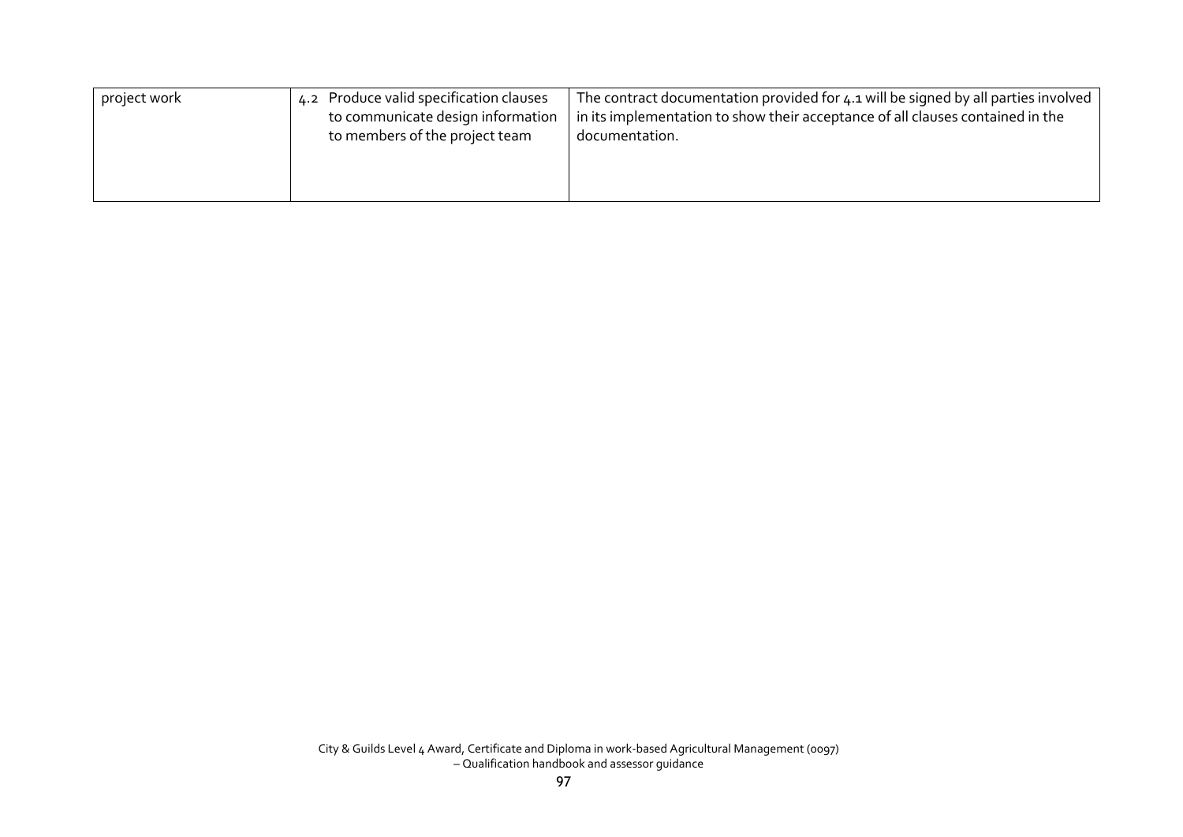| | | |
|---|---|---|
| project work | 4.2 Produce valid specification clauses to communicate design information to members of the project team | The contract documentation provided for 4.1 will be signed by all parties involved in its implementation to show their acceptance of all clauses contained in the documentation. |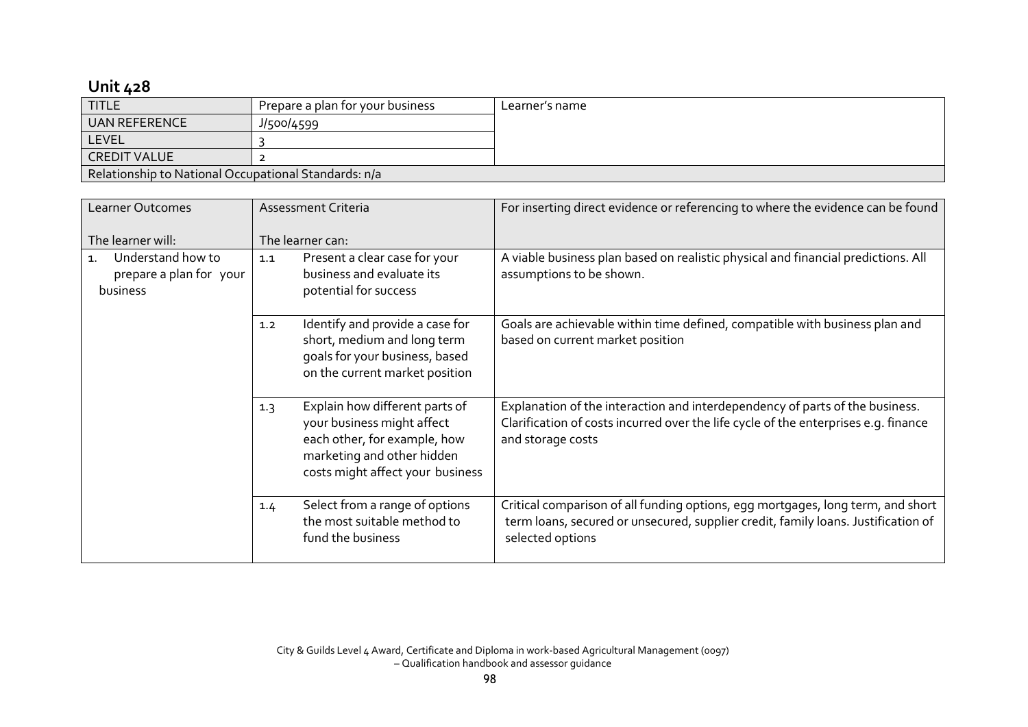## Unit 428

| TITLE | Prepare a plan for your business | Learner's name |
|---|---|---|
| UAN REFERENCE | J/500/4599 | |
| LEVEL | 3 | |
| CREDIT VALUE | 2 | |
| Relationship to National Occupational Standards: n/a | | |

| Learner Outcomes<br><br>The learner will: | Assessment Criteria<br><br>The learner can: | For inserting direct evidence or referencing to where the evidence can be found |
|---|---|---|
| 1. Understand how to prepare a plan for your business | 1.1 Present a clear case for your business and evaluate its potential for success | A viable business plan based on realistic physical and financial predictions. All assumptions to be shown. |
| | 1.2 Identify and provide a case for short, medium and long term goals for your business, based on the current market position | Goals are achievable within time defined, compatible with business plan and based on current market position |
| | 1.3 Explain how different parts of your business might affect each other, for example, how marketing and other hidden costs might affect your business | Explanation of the interaction and interdependency of parts of the business. Clarification of costs incurred over the life cycle of the enterprises e.g. finance and storage costs |
| | 1.4 Select from a range of options the most suitable method to fund the business | Critical comparison of all funding options, egg mortgages, long term, and short term loans, secured or unsecured, supplier credit, family loans. Justification of selected options |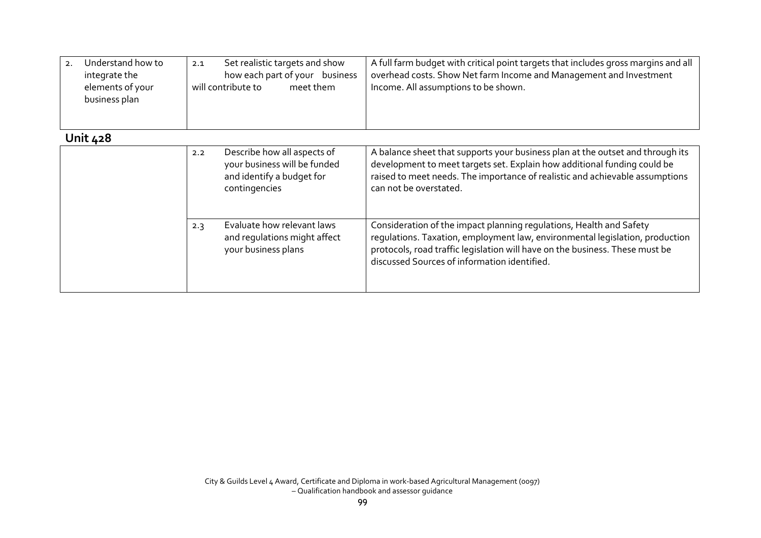| | | |
|---|---|---|
| 2. Understand how to integrate the elements of your business plan | 2.1 Set realistic targets and show how each part of your business will contribute to meet them | A full farm budget with critical point targets that includes gross margins and all overhead costs. Show Net farm Income and Management and Investment Income. All assumptions to be shown. |

## Unit 428

| | | |
|---|---|---|
| | 2.2 Describe how all aspects of your business will be funded and identify a budget for contingencies | A balance sheet that supports your business plan at the outset and through its development to meet targets set. Explain how additional funding could be raised to meet needs. The importance of realistic and achievable assumptions can not be overstated. |
| | 2.3 Evaluate how relevant laws and regulations might affect your business plans | Consideration of the impact planning regulations, Health and Safety regulations. Taxation, employment law, environmental legislation, production protocols, road traffic legislation will have on the business. These must be discussed Sources of information identified. |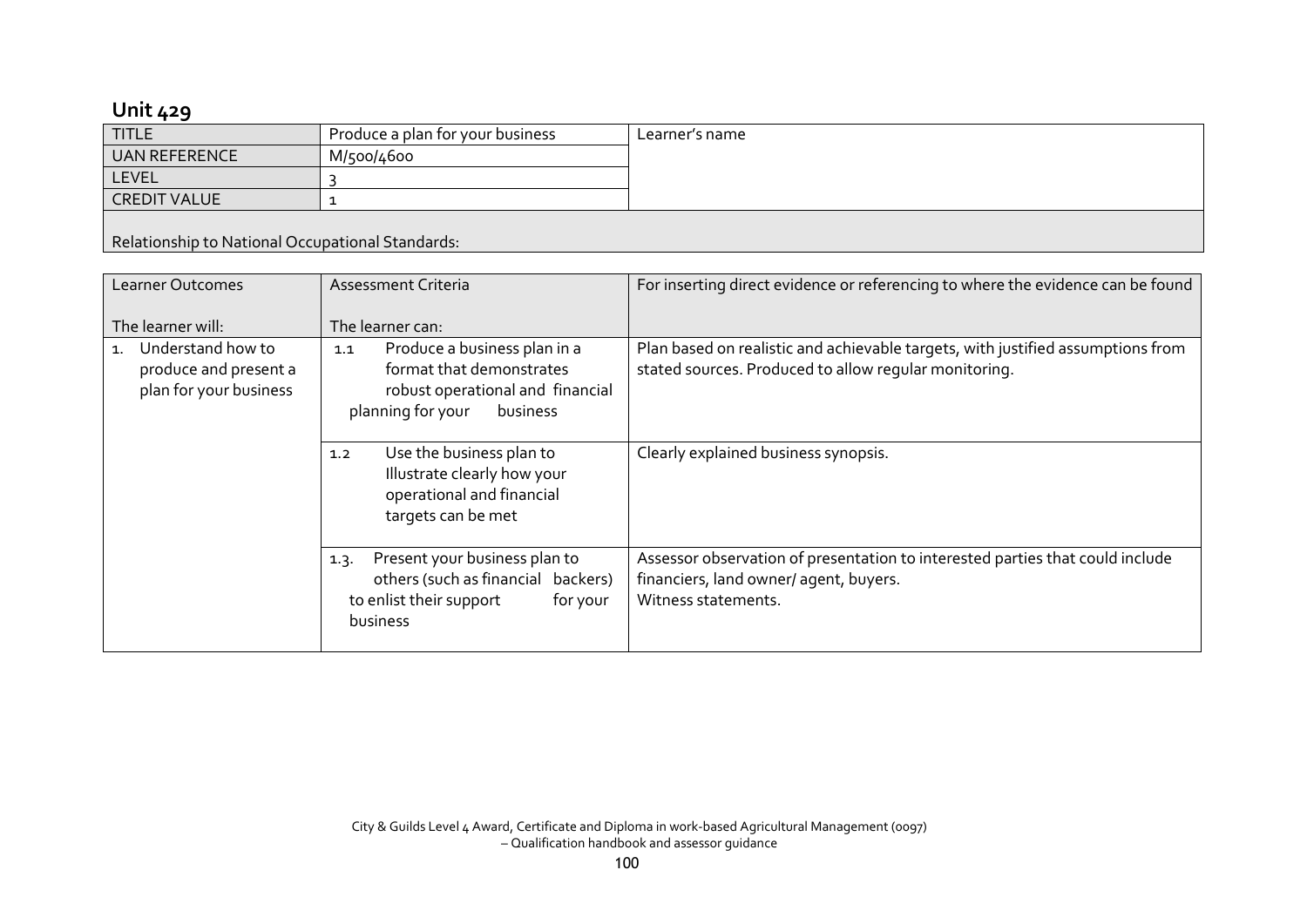## Unit 429

| TITLE | Produce a plan for your business | Learner's name |
|---|---|---|
| UAN REFERENCE | M/500/4600 | |
| LEVEL | 3 | |
| CREDIT VALUE | 1 | |
| Relationship to National Occupational Standards: | | |

| Learner Outcomes<br><br>The learner will: | Assessment Criteria<br><br>The learner can: | For inserting direct evidence or referencing to where the evidence can be found |
|---|---|---|
| 1. Understand how to produce and present a plan for your business | 1.1 Produce a business plan in a format that demonstrates robust operational and financial planning for your business | Plan based on realistic and achievable targets, with justified assumptions from stated sources. Produced to allow regular monitoring. |
| | 1.2 Use the business plan to Illustrate clearly how your operational and financial targets can be met | Clearly explained business synopsis. |
| | 1.3. Present your business plan to others (such as financial backers) to enlist their support for your business | Assessor observation of presentation to interested parties that could include financiers, land owner/ agent, buyers.<br>Witness statements. |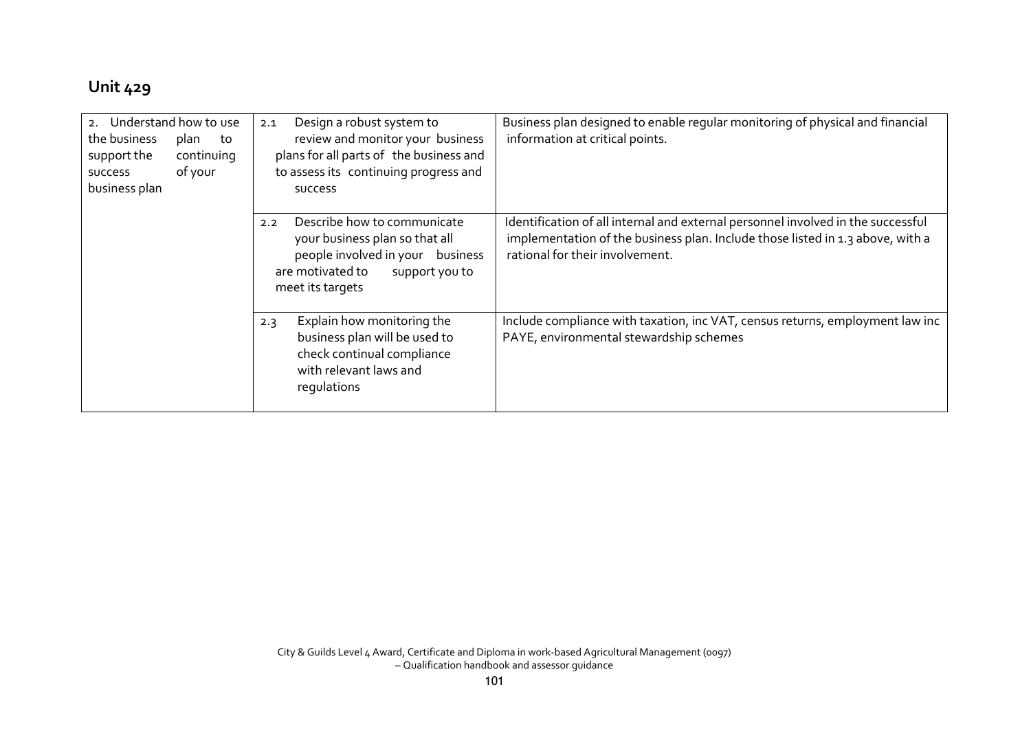## Unit 429

| | | |
|---|---|---|
| 2. Understand how to use the business plan to support the continuing success of your business plan | 2.1 Design a robust system to review and monitor your business plans for all parts of the business and to assess its continuing progress and success | Business plan designed to enable regular monitoring of physical and financial information at critical points. |
| | 2.2 Describe how to communicate your business plan so that all people involved in your business are motivated to support you to meet its targets | Identification of all internal and external personnel involved in the successful implementation of the business plan. Include those listed in 1.3 above, with a rational for their involvement. |
| | 2.3 Explain how monitoring the business plan will be used to check continual compliance with relevant laws and regulations | Include compliance with taxation, inc VAT, census returns, employment law inc PAYE, environmental stewardship schemes |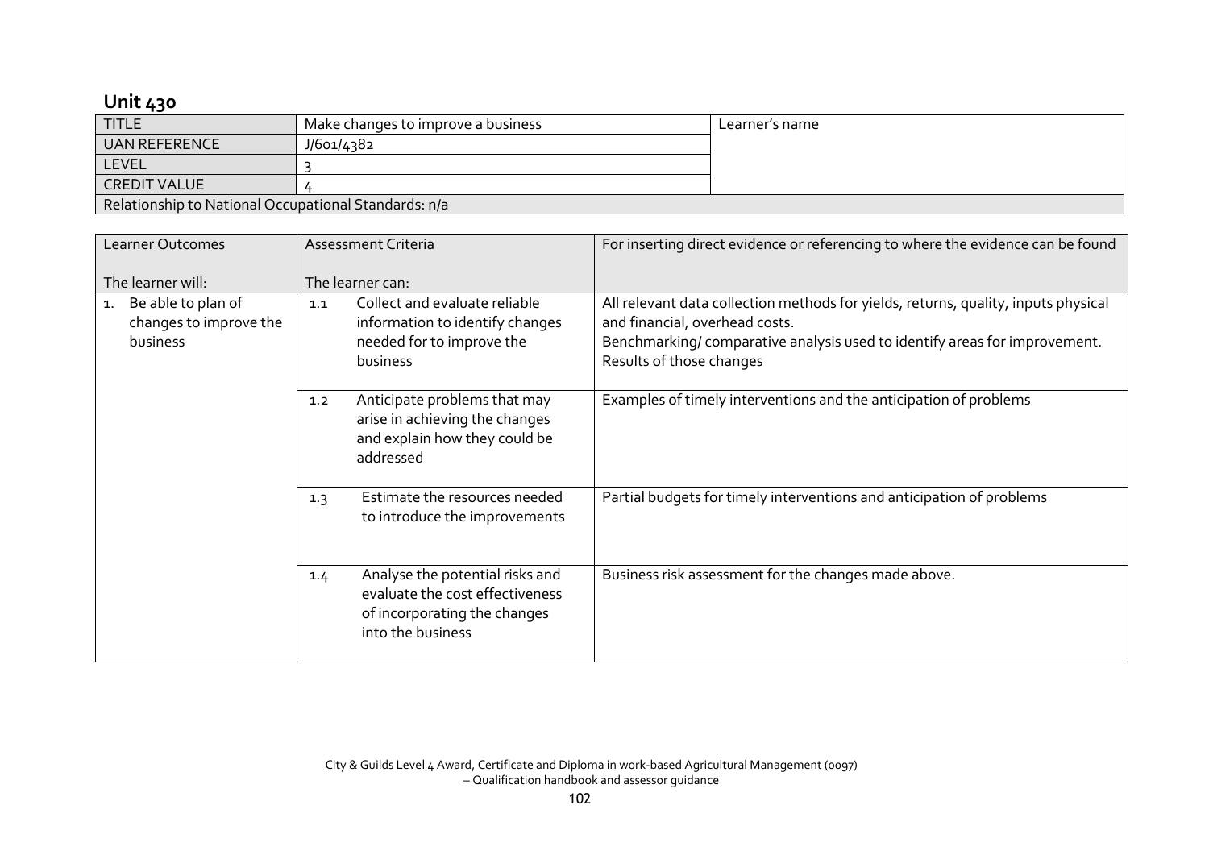## Unit 430

| TITLE | Make changes to improve a business | Learner's name |
|---|---|---|
| UAN REFERENCE | J/601/4382 | |
| LEVEL | 3 | |
| CREDIT VALUE | 4 | |
| Relationship to National Occupational Standards: n/a | | |

| Learner Outcomes<br><br>The learner will: | Assessment Criteria<br><br>The learner can: | For inserting direct evidence or referencing to where the evidence can be found |
|---|---|---|
| 1. Be able to plan of changes to improve the business | 1.1 Collect and evaluate reliable information to identify changes needed for to improve the business | All relevant data collection methods for yields, returns, quality, inputs physical and financial, overhead costs.<br>Benchmarking/ comparative analysis used to identify areas for improvement.<br>Results of those changes |
| | 1.2 Anticipate problems that may arise in achieving the changes and explain how they could be addressed | Examples of timely interventions and the anticipation of problems |
| | 1.3 Estimate the resources needed to introduce the improvements | Partial budgets for timely interventions and anticipation of problems |
| | 1.4 Analyse the potential risks and evaluate the cost effectiveness of incorporating the changes into the business | Business risk assessment for the changes made above. |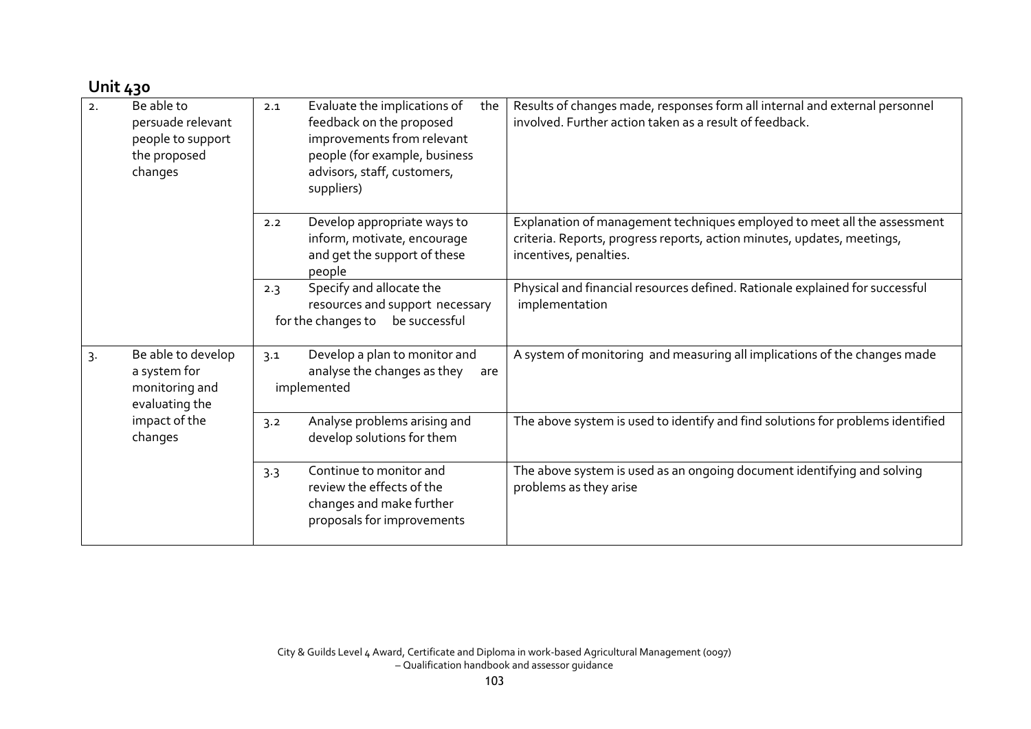## Unit 430

| | | |
|---|---|---|
| 2. Be able to persuade relevant people to support the proposed changes | 2.1 Evaluate the implications of the feedback on the proposed improvements from relevant people (for example, business advisors, staff, customers, suppliers) | Results of changes made, responses form all internal and external personnel involved. Further action taken as a result of feedback. |
| | 2.2 Develop appropriate ways to inform, motivate, encourage and get the support of these people | Explanation of management techniques employed to meet all the assessment criteria. Reports, progress reports, action minutes, updates, meetings, incentives, penalties. |
| | 2.3 Specify and allocate the resources and support necessary for the changes to be successful | Physical and financial resources defined. Rationale explained for successful implementation |
| 3. Be able to develop a system for monitoring and evaluating the impact of the changes | 3.1 Develop a plan to monitor and analyse the changes as they are implemented | A system of monitoring and measuring all implications of the changes made |
| | 3.2 Analyse problems arising and develop solutions for them | The above system is used to identify and find solutions for problems identified |
| | 3.3 Continue to monitor and review the effects of the changes and make further proposals for improvements | The above system is used as an ongoing document identifying and solving problems as they arise |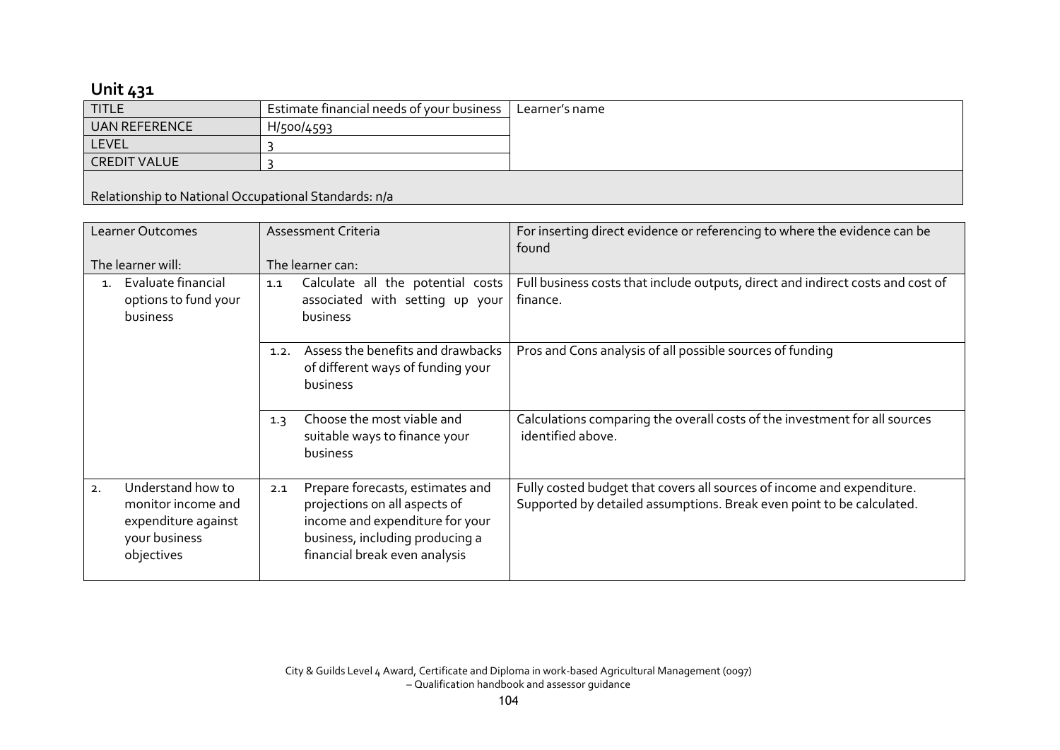## Unit 431

| TITLE | Estimate financial needs of your business | Learner's name |
|---|---|---|
| UAN REFERENCE | H/500/4593 | |
| LEVEL | 3 | |
| CREDIT VALUE | 3 | |
| Relationship to National Occupational Standards: n/a | | |

| Learner Outcomes<br><br>The learner will: | Assessment Criteria<br><br>The learner can: | For inserting direct evidence or referencing to where the evidence can be found |
|---|---|---|
| 1. Evaluate financial options to fund your business | 1.1 Calculate all the potential costs associated with setting up your business | Full business costs that include outputs, direct and indirect costs and cost of finance. |
| | 1.2. Assess the benefits and drawbacks of different ways of funding your business | Pros and Cons analysis of all possible sources of funding |
| | 1.3 Choose the most viable and suitable ways to finance your business | Calculations comparing the overall costs of the investment for all sources identified above. |
| 2. Understand how to monitor income and expenditure against your business objectives | 2.1 Prepare forecasts, estimates and projections on all aspects of income and expenditure for your business, including producing a financial break even analysis | Fully costed budget that covers all sources of income and expenditure. Supported by detailed assumptions. Break even point to be calculated. |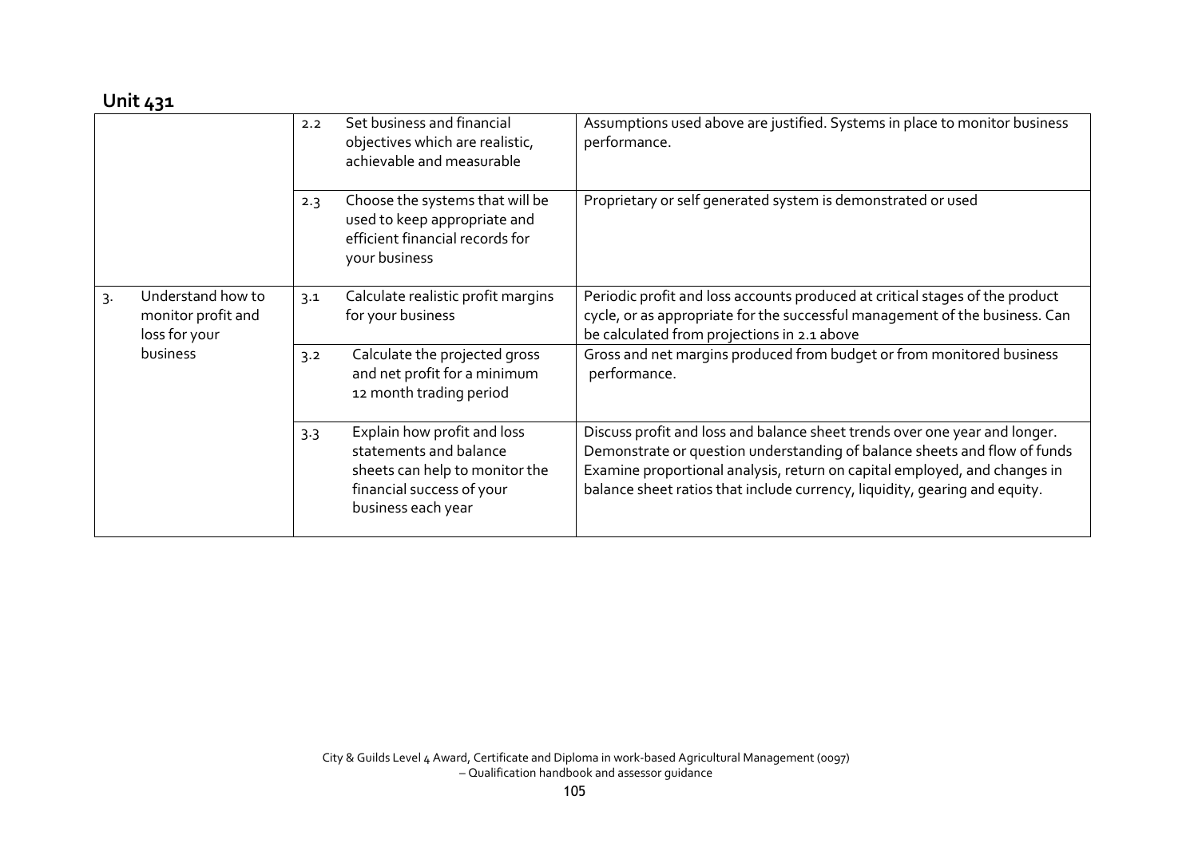## Unit 431

| | | |
|---|---|---|
| | 2.2 Set business and financial objectives which are realistic, achievable and measurable | Assumptions used above are justified. Systems in place to monitor business performance. |
| | 2.3 Choose the systems that will be used to keep appropriate and efficient financial records for your business | Proprietary or self generated system is demonstrated or used |
| 3. Understand how to monitor profit and loss for your business | 3.1 Calculate realistic profit margins for your business | Periodic profit and loss accounts produced at critical stages of the product cycle, or as appropriate for the successful management of the business. Can be calculated from projections in 2.1 above |
| | 3.2 Calculate the projected gross and net profit for a minimum 12 month trading period | Gross and net margins produced from budget or from monitored business performance. |
| | 3.3 Explain how profit and loss statements and balance sheets can help to monitor the financial success of your business each year | Discuss profit and loss and balance sheet trends over one year and longer. Demonstrate or question understanding of balance sheets and flow of funds Examine proportional analysis, return on capital employed, and changes in balance sheet ratios that include currency, liquidity, gearing and equity. |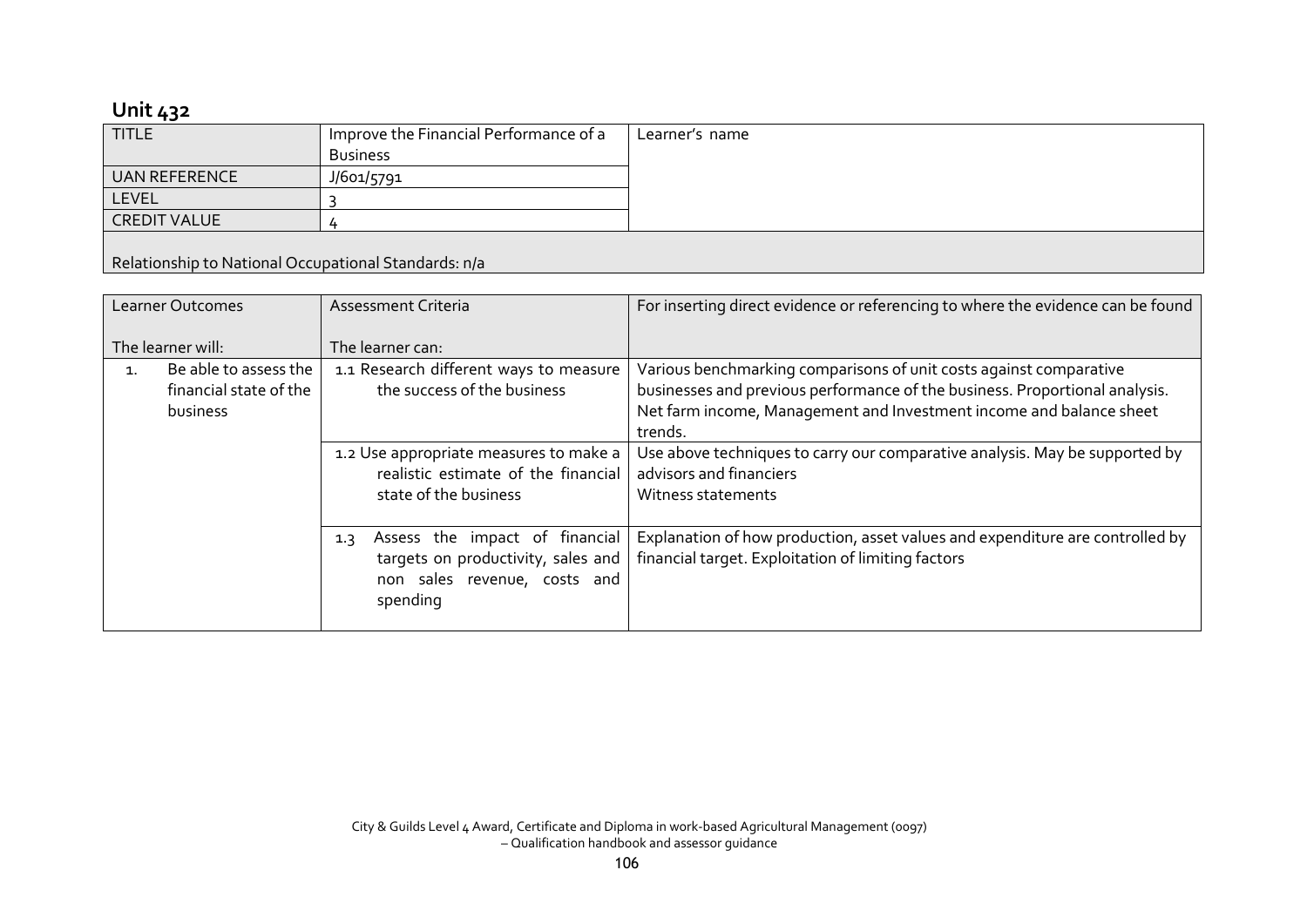## Unit 432

| TITLE | Improve the Financial Performance of a Business | Learner's name |
|---|---|---|
| UAN REFERENCE | J/601/5791 | |
| LEVEL | 3 | |
| CREDIT VALUE | 4 | |
| Relationship to National Occupational Standards: n/a | | |

| Learner Outcomes<br><br>The learner will: | Assessment Criteria<br><br>The learner can: | For inserting direct evidence or referencing to where the evidence can be found |
|---|---|---|
| 1. Be able to assess the financial state of the business | 1.1 Research different ways to measure the success of the business | Various benchmarking comparisons of unit costs against comparative businesses and previous performance of the business. Proportional analysis. Net farm income, Management and Investment income and balance sheet trends. |
| | 1.2 Use appropriate measures to make a realistic estimate of the financial state of the business | Use above techniques to carry our comparative analysis. May be supported by advisors and financiers<br>Witness statements |
| | 1.3 Assess the impact of financial targets on productivity, sales and non sales revenue, costs and spending | Explanation of how production, asset values and expenditure are controlled by financial target. Exploitation of limiting factors |

City & Guilds Level 4 Award, Certificate and Diploma in work-based Agricultural Management (0097) – Qualification handbook and assessor guidance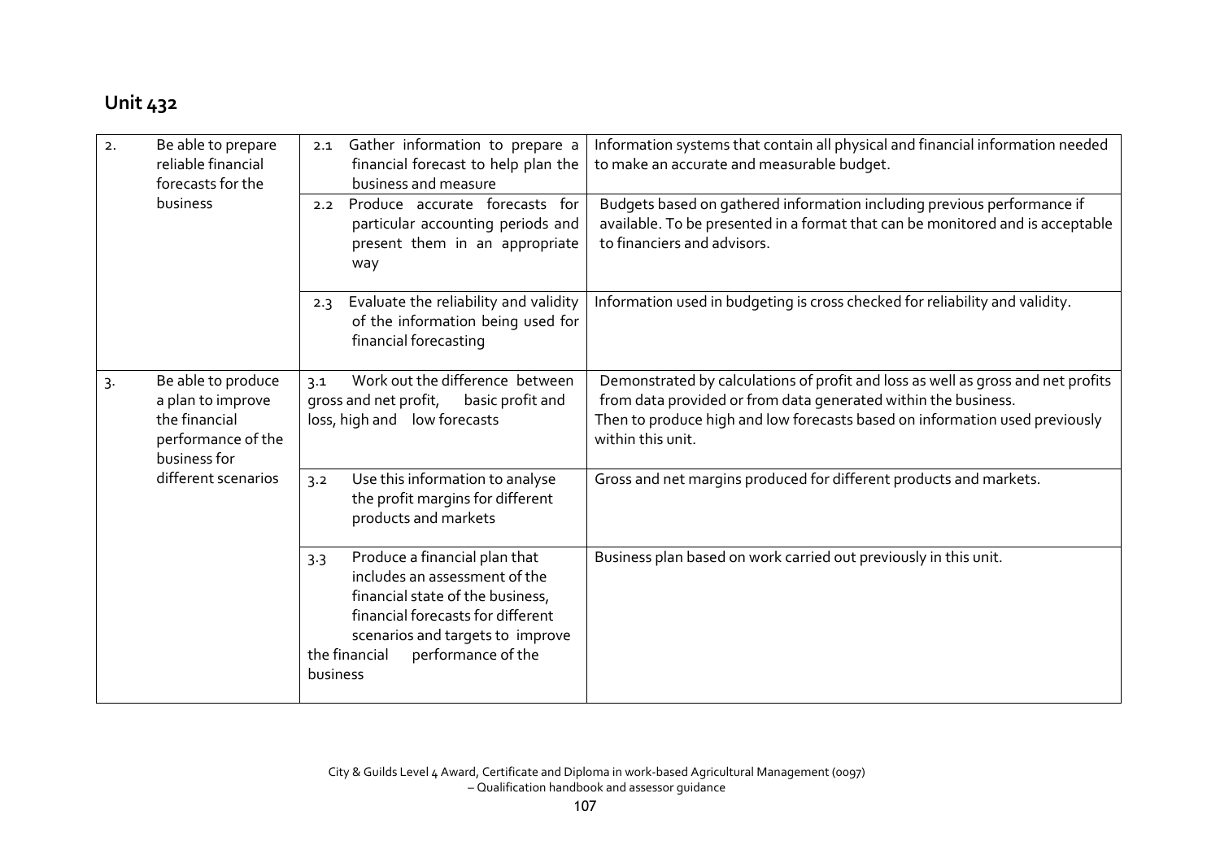## Unit 432

| | | | |
|---|---|---|---|
| 2. | Be able to prepare reliable financial forecasts for the business | 2.1 Gather information to prepare a financial forecast to help plan the business and measure | Information systems that contain all physical and financial information needed to make an accurate and measurable budget. |
| | | 2.2 Produce accurate forecasts for particular accounting periods and present them in an appropriate way | Budgets based on gathered information including previous performance if available. To be presented in a format that can be monitored and is acceptable to financiers and advisors. |
| | | 2.3 Evaluate the reliability and validity of the information being used for financial forecasting | Information used in budgeting is cross checked for reliability and validity. |
| 3. | Be able to produce a plan to improve the financial performance of the business for different scenarios | 3.1 Work out the difference between gross and net profit, basic profit and loss, high and low forecasts | Demonstrated by calculations of profit and loss as well as gross and net profits from data provided or from data generated within the business. Then to produce high and low forecasts based on information used previously within this unit. |
| | | 3.2 Use this information to analyse the profit margins for different products and markets | Gross and net margins produced for different products and markets. |
| | | 3.3 Produce a financial plan that includes an assessment of the financial state of the business, financial forecasts for different scenarios and targets to improve the financial performance of the business | Business plan based on work carried out previously in this unit. |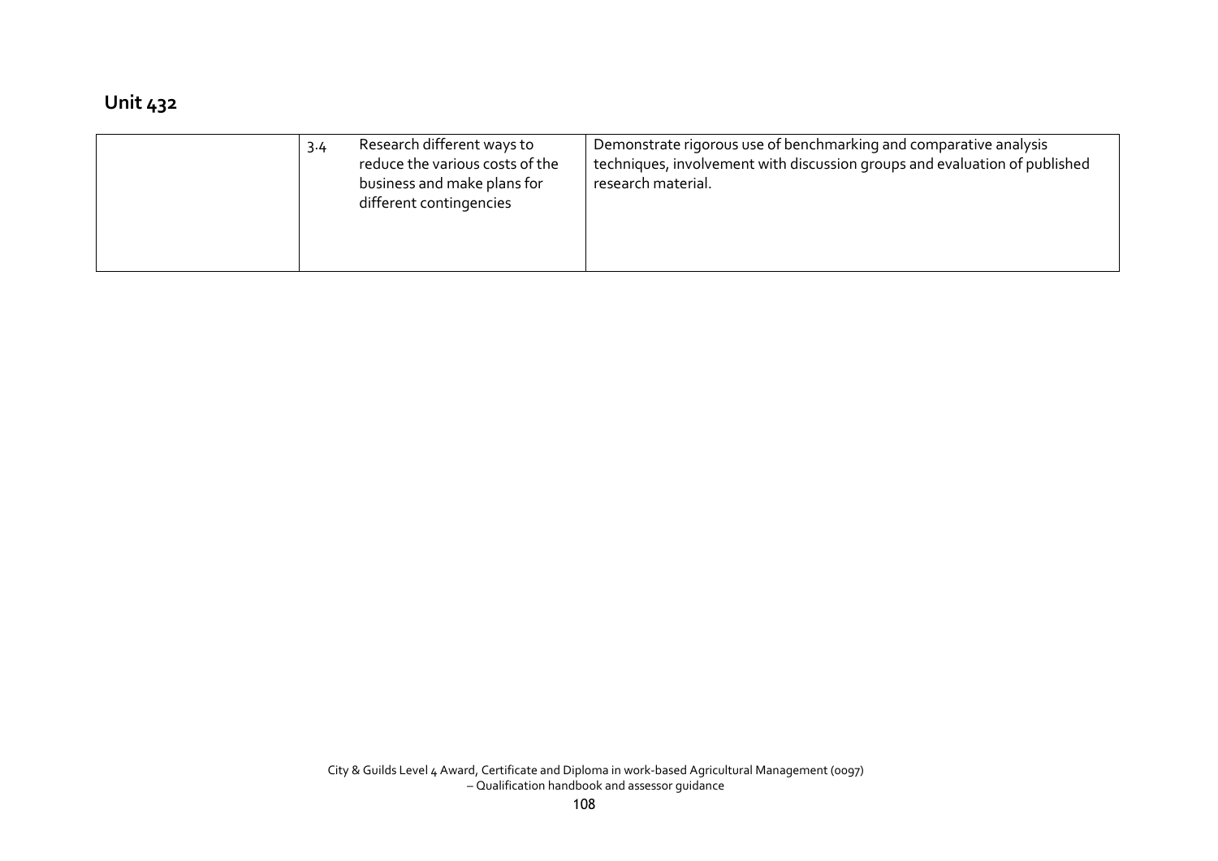## Unit 432

| | | | |
|---|---|---|---|
| | 3.4 | Research different ways to reduce the various costs of the business and make plans for different contingencies | Demonstrate rigorous use of benchmarking and comparative analysis techniques, involvement with discussion groups and evaluation of published research material. |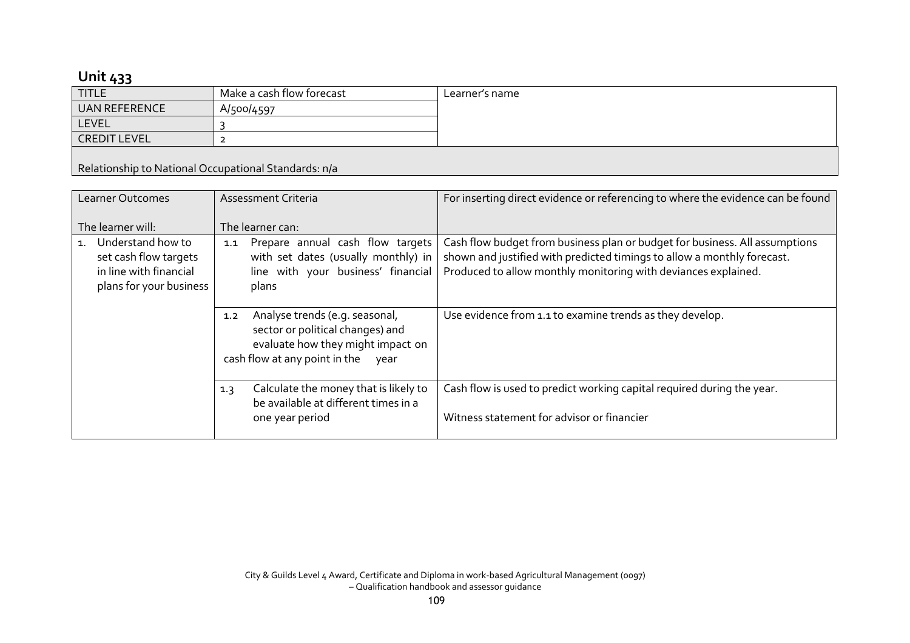## Unit 433

| TITLE | Make a cash flow forecast | Learner's name |
|---|---|---|
| UAN REFERENCE | A/500/4597 | |
| LEVEL | 3 | |
| CREDIT LEVEL | 2 | |

Relationship to National Occupational Standards: n/a

| Learner Outcomes<br><br>The learner will: | Assessment Criteria<br><br>The learner can: | For inserting direct evidence or referencing to where the evidence can be found |
|---|---|---|
| 1. Understand how to set cash flow targets in line with financial plans for your business | 1.1 Prepare annual cash flow targets with set dates (usually monthly) in line with your business' financial plans | Cash flow budget from business plan or budget for business. All assumptions shown and justified with predicted timings to allow a monthly forecast. Produced to allow monthly monitoring with deviances explained. |
| | 1.2 Analyse trends (e.g. seasonal, sector or political changes) and evaluate how they might impact on cash flow at any point in the year | Use evidence from 1.1 to examine trends as they develop. |
| | 1.3 Calculate the money that is likely to be available at different times in a one year period | Cash flow is used to predict working capital required during the year.<br><br>Witness statement for advisor or financier |

City & Guilds Level 4 Award, Certificate and Diploma in work-based Agricultural Management (0097) – Qualification handbook and assessor guidance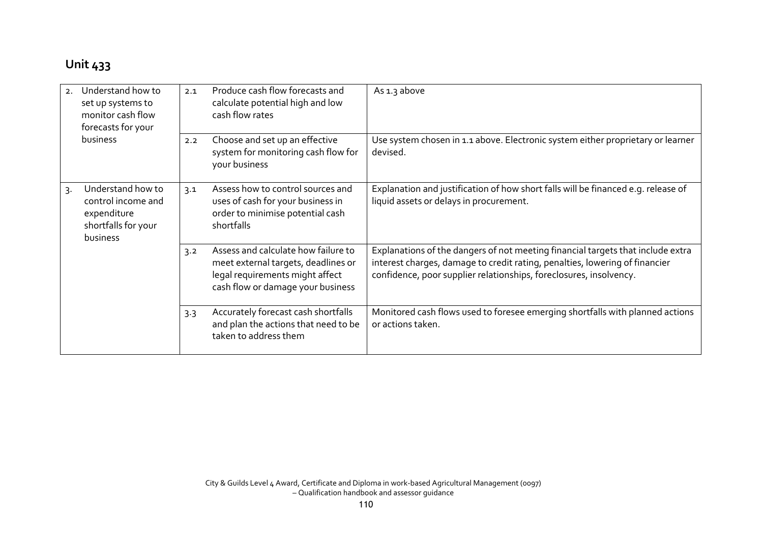## Unit 433

| | | | | |
|---|---|---|---|---|
| 2. | Understand how to set up systems to monitor cash flow forecasts for your business | 2.1 | Produce cash flow forecasts and calculate potential high and low cash flow rates | As 1.3 above |
| | | 2.2 | Choose and set up an effective system for monitoring cash flow for your business | Use system chosen in 1.1 above. Electronic system either proprietary or learner devised. |
| 3. | Understand how to control income and expenditure shortfalls for your business | 3.1 | Assess how to control sources and uses of cash for your business in order to minimise potential cash shortfalls | Explanation and justification of how short falls will be financed e.g. release of liquid assets or delays in procurement. |
| | | 3.2 | Assess and calculate how failure to meet external targets, deadlines or legal requirements might affect cash flow or damage your business | Explanations of the dangers of not meeting financial targets that include extra interest charges, damage to credit rating, penalties, lowering of financier confidence, poor supplier relationships, foreclosures, insolvency. |
| | | 3.3 | Accurately forecast cash shortfalls and plan the actions that need to be taken to address them | Monitored cash flows used to foresee emerging shortfalls with planned actions or actions taken. |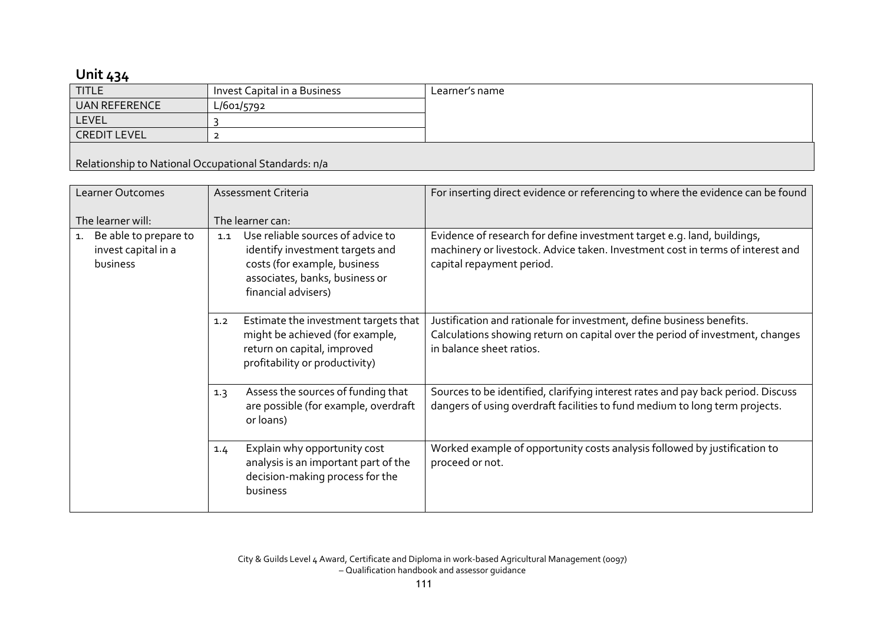## Unit 434

| TITLE | Invest Capital in a Business | Learner's name |
|---|---|---|
| UAN REFERENCE | L/601/5792 | |
| LEVEL | 3 | |
| CREDIT LEVEL | 2 | |
| Relationship to National Occupational Standards: n/a | | |

| Learner Outcomes<br><br>The learner will: | Assessment Criteria<br><br>The learner can: | For inserting direct evidence or referencing to where the evidence can be found |
|---|---|---|
| 1. Be able to prepare to invest capital in a business | 1.1 Use reliable sources of advice to identify investment targets and costs (for example, business associates, banks, business or financial advisers) | Evidence of research for define investment target e.g. land, buildings, machinery or livestock. Advice taken. Investment cost in terms of interest and capital repayment period. |
| | 1.2 Estimate the investment targets that might be achieved (for example, return on capital, improved profitability or productivity) | Justification and rationale for investment, define business benefits. Calculations showing return on capital over the period of investment, changes in balance sheet ratios. |
| | 1.3 Assess the sources of funding that are possible (for example, overdraft or loans) | Sources to be identified, clarifying interest rates and pay back period. Discuss dangers of using overdraft facilities to fund medium to long term projects. |
| | 1.4 Explain why opportunity cost analysis is an important part of the decision-making process for the business | Worked example of opportunity costs analysis followed by justification to proceed or not. |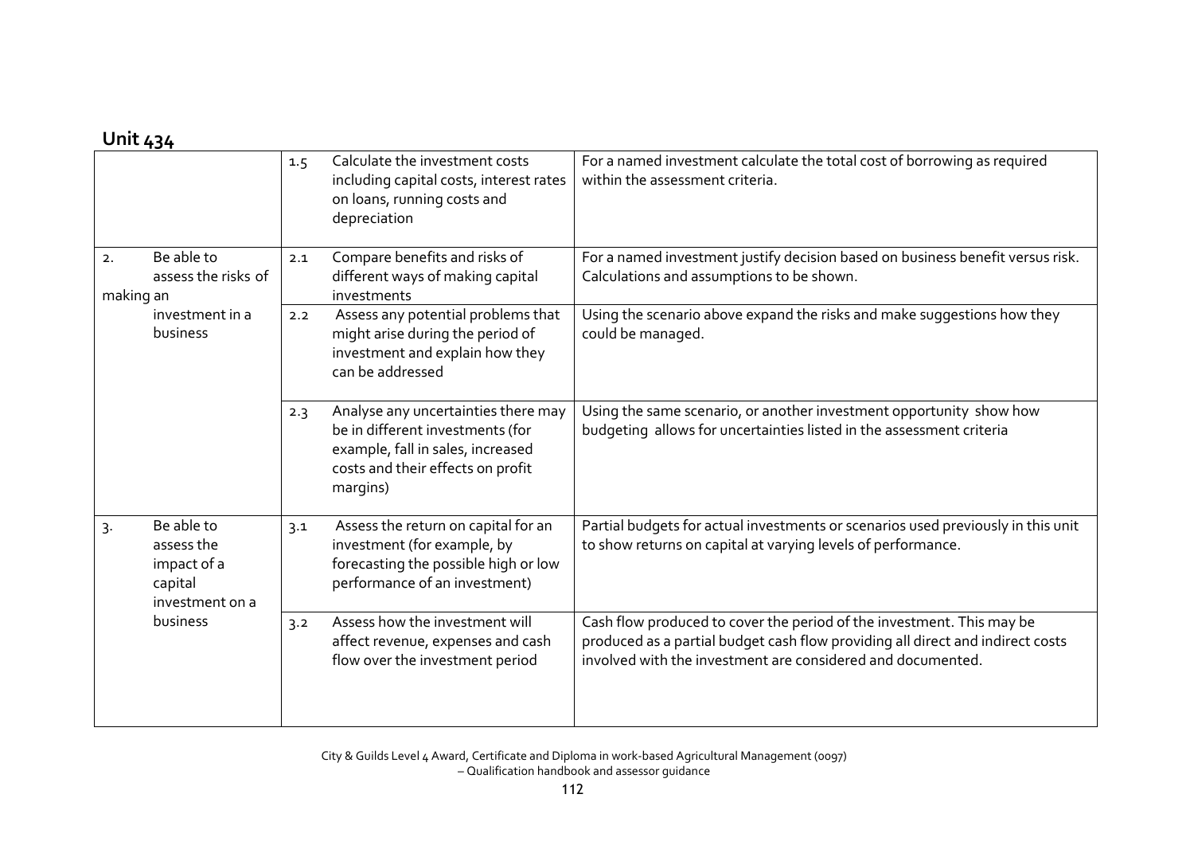## Unit 434

| | | | |
|---|---|---|---|
| | 1.5 | Calculate the investment costs including capital costs, interest rates on loans, running costs and depreciation | For a named investment calculate the total cost of borrowing as required within the assessment criteria. |
| 2. Be able to assess the risks of making an investment in a business | 2.1 | Compare benefits and risks of different ways of making capital investments | For a named investment justify decision based on business benefit versus risk. Calculations and assumptions to be shown. |
| | 2.2 | Assess any potential problems that might arise during the period of investment and explain how they can be addressed | Using the scenario above expand the risks and make suggestions how they could be managed. |
| | 2.3 | Analyse any uncertainties there may be in different investments (for example, fall in sales, increased costs and their effects on profit margins) | Using the same scenario, or another investment opportunity show how budgeting allows for uncertainties listed in the assessment criteria |
| 3. Be able to assess the impact of a capital investment on a business | 3.1 | Assess the return on capital for an investment (for example, by forecasting the possible high or low performance of an investment) | Partial budgets for actual investments or scenarios used previously in this unit to show returns on capital at varying levels of performance. |
| | 3.2 | Assess how the investment will affect revenue, expenses and cash flow over the investment period | Cash flow produced to cover the period of the investment. This may be produced as a partial budget cash flow providing all direct and indirect costs involved with the investment are considered and documented. |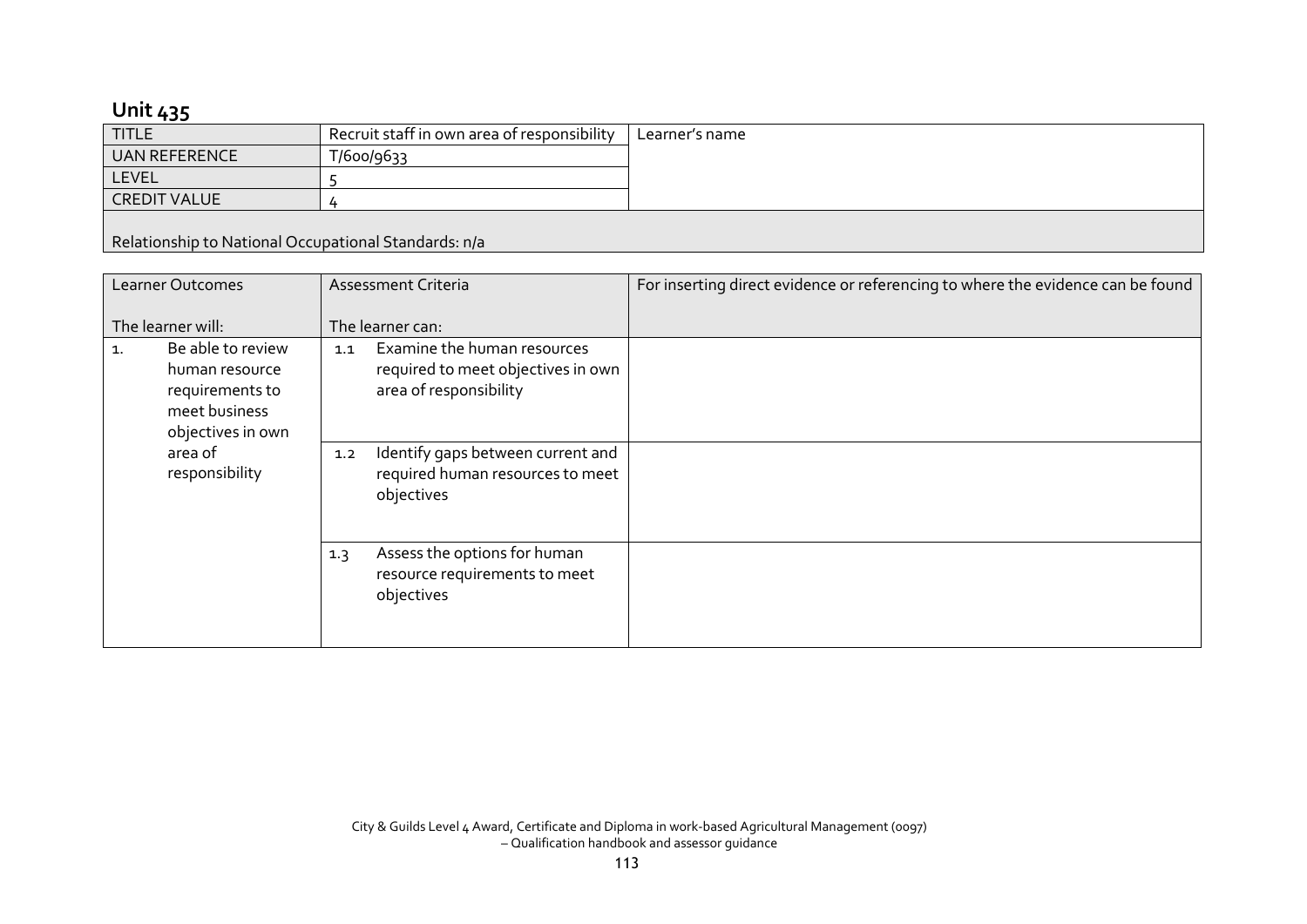## Unit 435

| TITLE | Recruit staff in own area of responsibility | Learner's name |
|---|---|---|
| UAN REFERENCE | T/600/9633 | |
| LEVEL | 5 | |
| CREDIT VALUE | 4 | |
| Relationship to National Occupational Standards: n/a | | |

| Learner Outcomes<br><br>The learner will: | Assessment Criteria<br><br>The learner can: | For inserting direct evidence or referencing to where the evidence can be found |
|---|---|---|
| 1. Be able to review human resource requirements to meet business objectives in own area of responsibility | 1.1 Examine the human resources required to meet objectives in own area of responsibility | |
| | 1.2 Identify gaps between current and required human resources to meet objectives | |
| | 1.3 Assess the options for human resource requirements to meet objectives | |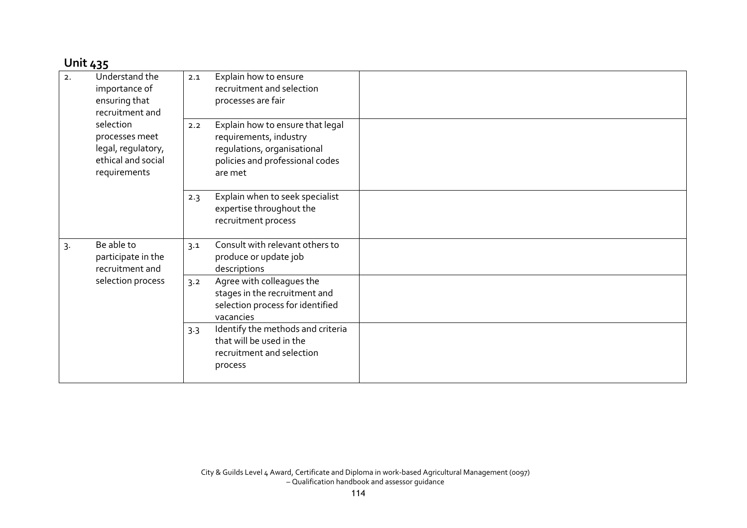## Unit 435

| | | | |
|---|---|---|---|
| 2. | Understand the importance of ensuring that recruitment and selection processes meet legal, regulatory, ethical and social requirements | 2.1 Explain how to ensure recruitment and selection processes are fair | |
| | | 2.2 Explain how to ensure that legal requirements, industry regulations, organisational policies and professional codes are met | |
| | | 2.3 Explain when to seek specialist expertise throughout the recruitment process | |
| 3. | Be able to participate in the recruitment and selection process | 3.1 Consult with relevant others to produce or update job descriptions | |
| | | 3.2 Agree with colleagues the stages in the recruitment and selection process for identified vacancies | |
| | | 3.3 Identify the methods and criteria that will be used in the recruitment and selection process | |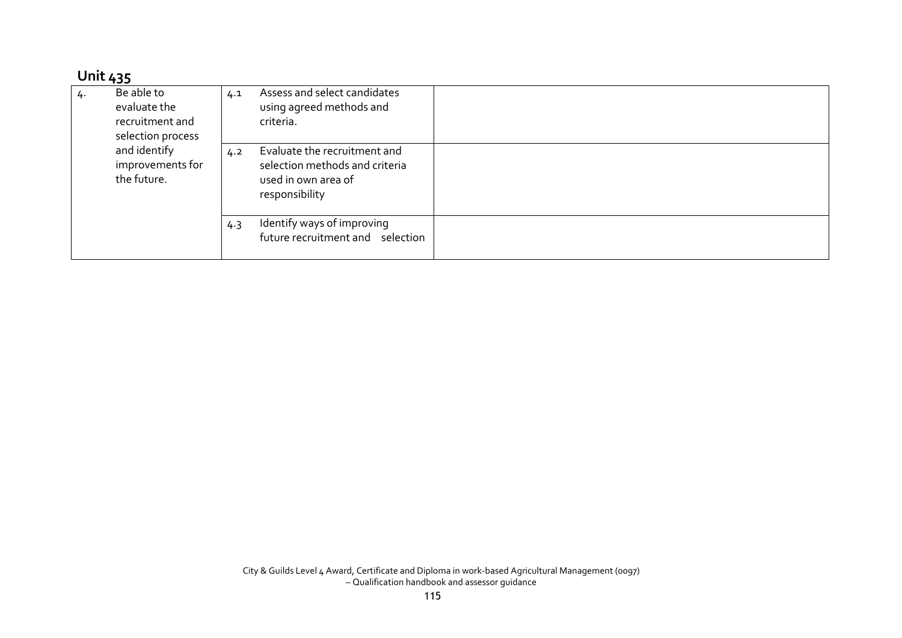## Unit 435

| | | | |
|---|---|---|---|
| 4. Be able to evaluate the recruitment and selection process and identify improvements for the future. | 4.1 | Assess and select candidates using agreed methods and criteria. | |
| | 4.2 | Evaluate the recruitment and selection methods and criteria used in own area of responsibility | |
| | 4.3 | Identify ways of improving future recruitment and selection | |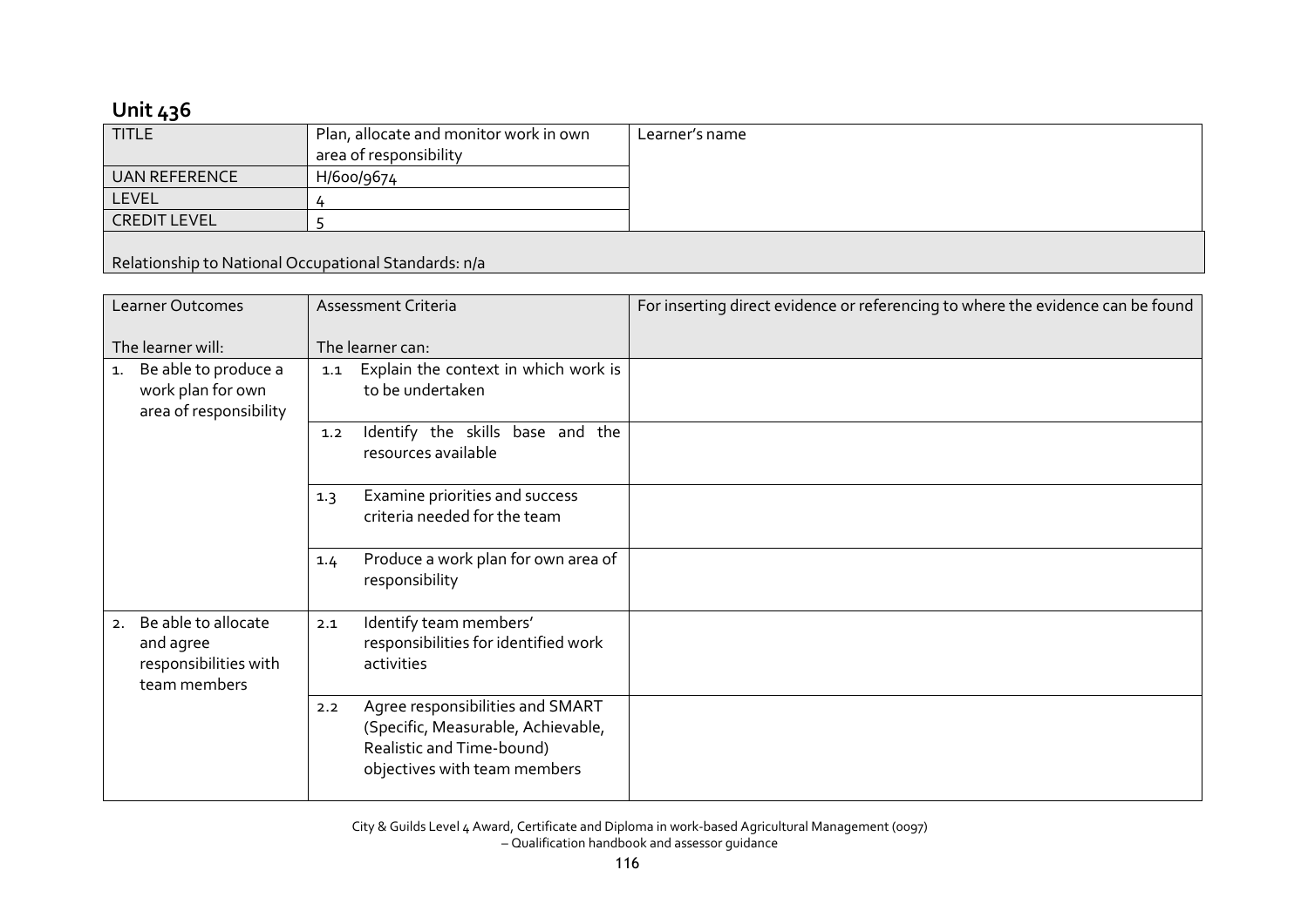## Unit 436

| TITLE | Plan, allocate and monitor work in own area of responsibility | Learner's name |
|---|---|---|
| UAN REFERENCE | H/600/9674 | |
| LEVEL | 4 | |
| CREDIT LEVEL | 5 | |

Relationship to National Occupational Standards: n/a

| Learner Outcomes<br><br>The learner will: | Assessment Criteria<br><br>The learner can: | For inserting direct evidence or referencing to where the evidence can be found |
|---|---|---|
| 1. Be able to produce a work plan for own area of responsibility | 1.1 Explain the context in which work is to be undertaken | |
| | 1.2 Identify the skills base and the resources available | |
| | 1.3 Examine priorities and success criteria needed for the team | |
| | 1.4 Produce a work plan for own area of responsibility | |
| 2. Be able to allocate and agree responsibilities with team members | 2.1 Identify team members' responsibilities for identified work activities | |
| | 2.2 Agree responsibilities and SMART (Specific, Measurable, Achievable, Realistic and Time-bound) objectives with team members | |

City & Guilds Level 4 Award, Certificate and Diploma in work-based Agricultural Management (0097) – Qualification handbook and assessor guidance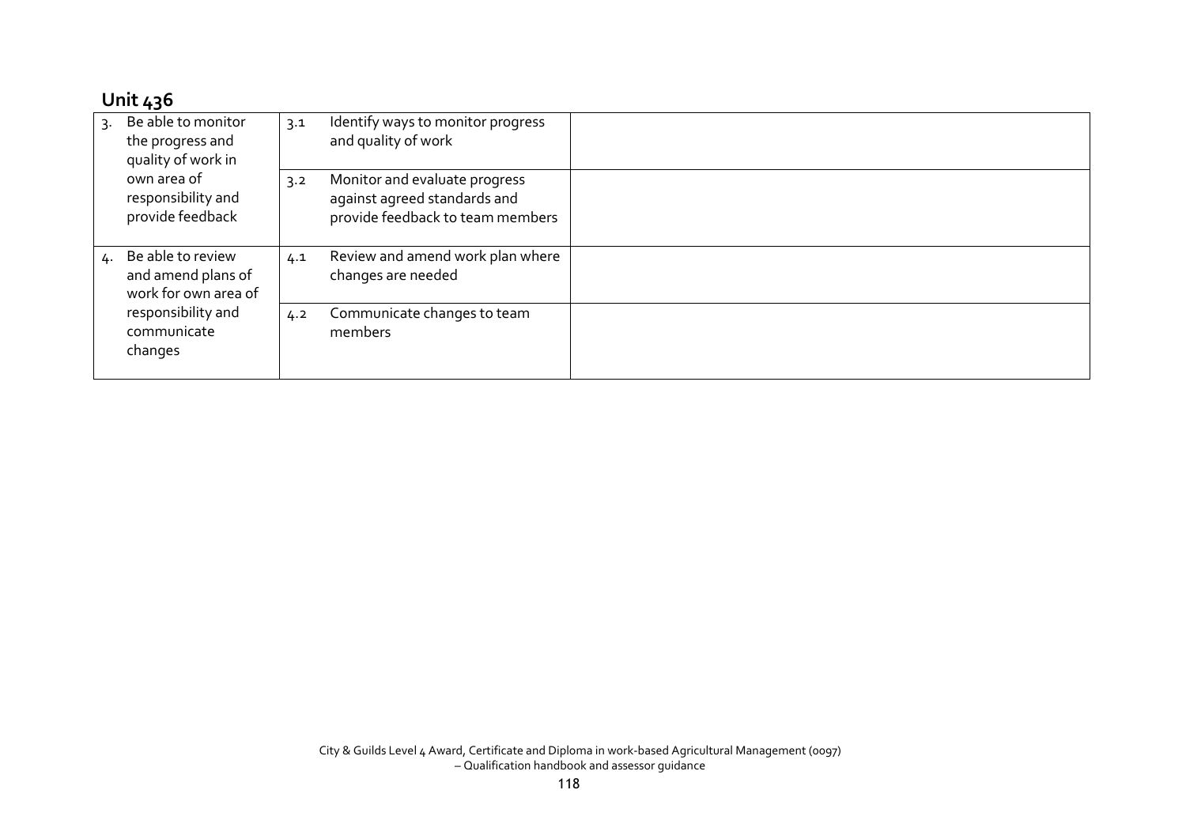## Unit 436

| | | |
|---|---|---|
| 3. Be able to monitor the progress and quality of work in own area of responsibility and provide feedback | 3.1 Identify ways to monitor progress and quality of work | |
| | 3.2 Monitor and evaluate progress against agreed standards and provide feedback to team members | |
| 4. Be able to review and amend plans of work for own area of responsibility and communicate changes | 4.1 Review and amend work plan where changes are needed | |
| | 4.2 Communicate changes to team members | |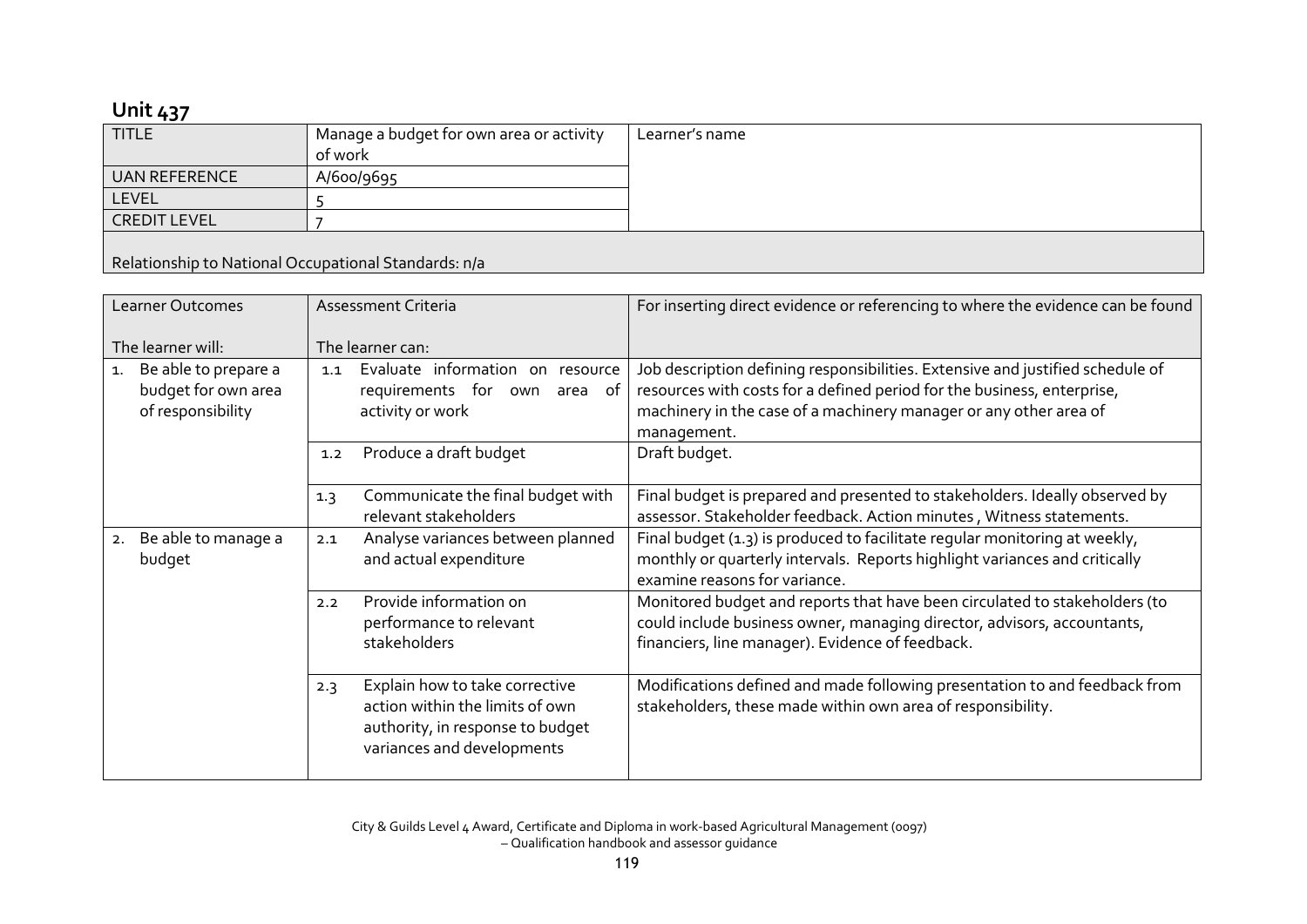## Unit 437

| TITLE | Manage a budget for own area or activity of work | Learner's name |
|---|---|---|
| UAN REFERENCE | A/600/9695 | |
| LEVEL | 5 | |
| CREDIT LEVEL | 7 | |

Relationship to National Occupational Standards: n/a

| Learner Outcomes<br><br>The learner will: | Assessment Criteria<br><br>The learner can: | For inserting direct evidence or referencing to where the evidence can be found |
|---|---|---|
| 1. Be able to prepare a budget for own area of responsibility | 1.1 Evaluate information on resource requirements for own area of activity or work | Job description defining responsibilities. Extensive and justified schedule of resources with costs for a defined period for the business, enterprise, machinery in the case of a machinery manager or any other area of management. |
| | 1.2 Produce a draft budget | Draft budget. |
| | 1.3 Communicate the final budget with relevant stakeholders | Final budget is prepared and presented to stakeholders. Ideally observed by assessor. Stakeholder feedback. Action minutes , Witness statements. |
| 2. Be able to manage a budget | 2.1 Analyse variances between planned and actual expenditure | Final budget (1.3) is produced to facilitate regular monitoring at weekly, monthly or quarterly intervals. Reports highlight variances and critically examine reasons for variance. |
| | 2.2 Provide information on performance to relevant stakeholders | Monitored budget and reports that have been circulated to stakeholders (to could include business owner, managing director, advisors, accountants, financiers, line manager). Evidence of feedback. |
| | 2.3 Explain how to take corrective action within the limits of own authority, in response to budget variances and developments | Modifications defined and made following presentation to and feedback from stakeholders, these made within own area of responsibility. |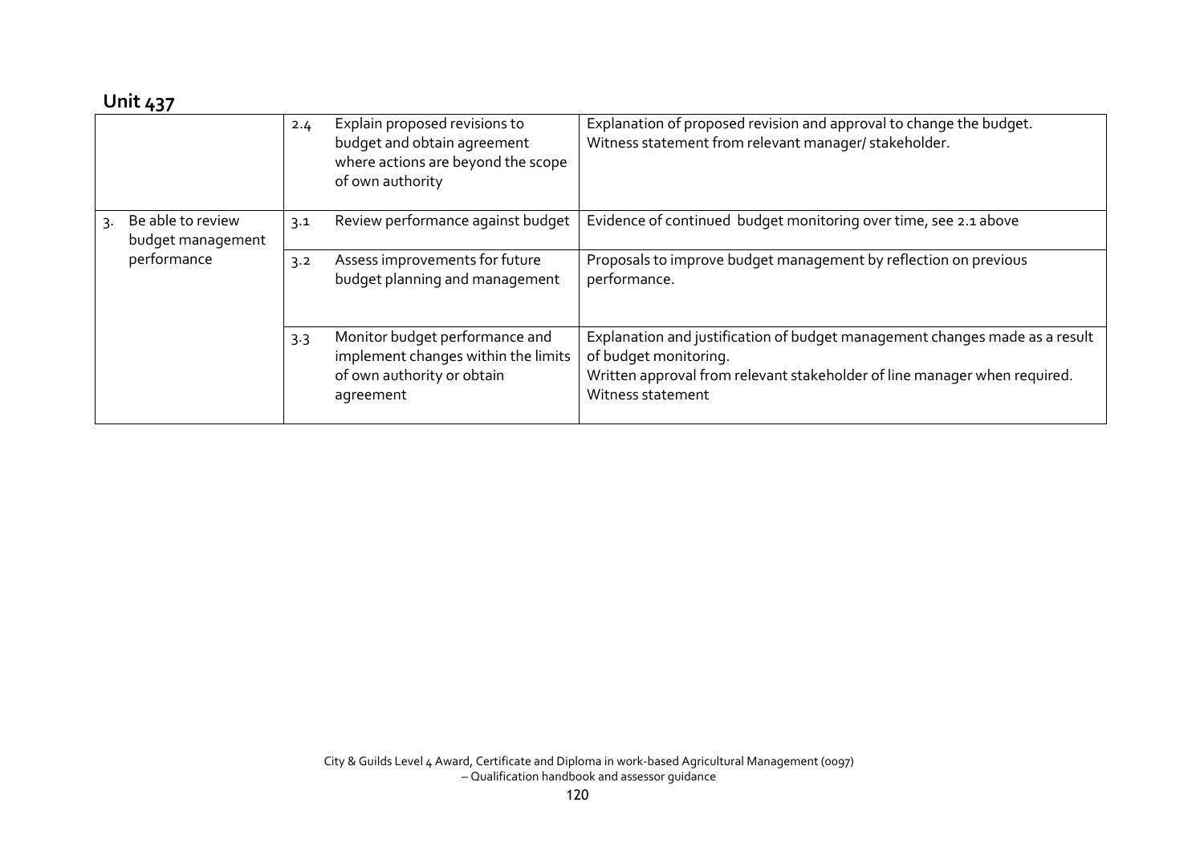## Unit 437

| | | | |
|---|---|---|---|
| | 2.4 | Explain proposed revisions to budget and obtain agreement where actions are beyond the scope of own authority | Explanation of proposed revision and approval to change the budget. Witness statement from relevant manager/ stakeholder. |
| 3. Be able to review budget management performance | 3.1 | Review performance against budget | Evidence of continued budget monitoring over time, see 2.1 above |
| | 3.2 | Assess improvements for future budget planning and management | Proposals to improve budget management by reflection on previous performance. |
| | 3.3 | Monitor budget performance and implement changes within the limits of own authority or obtain agreement | Explanation and justification of budget management changes made as a result of budget monitoring. Written approval from relevant stakeholder of line manager when required. Witness statement |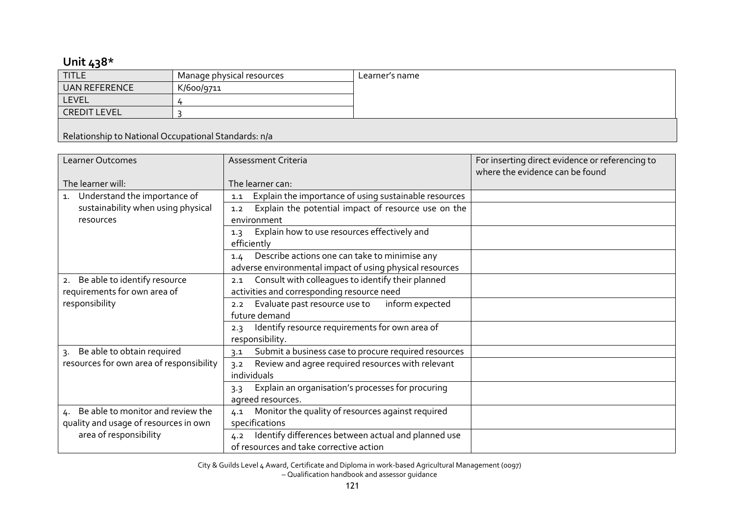## Unit 438*

| TITLE | Manage physical resources | Learner's name |
|---|---|---|
| UAN REFERENCE | K/600/9711 | |
| LEVEL | 4 | |
| CREDIT LEVEL | 3 | |

Relationship to National Occupational Standards: n/a

| Learner Outcomes<br><br>The learner will: | Assessment Criteria<br><br>The learner can: | For inserting direct evidence or referencing to where the evidence can be found |
|---|---|---|
| 1. Understand the importance of sustainability when using physical resources | 1.1 Explain the importance of using sustainable resources | |
| | 1.2 Explain the potential impact of resource use on the environment | |
| | 1.3 Explain how to use resources effectively and efficiently | |
| | 1.4 Describe actions one can take to minimise any adverse environmental impact of using physical resources | |
| 2. Be able to identify resource requirements for own area of responsibility | 2.1 Consult with colleagues to identify their planned activities and corresponding resource need | |
| | 2.2 Evaluate past resource use to inform expected future demand | |
| | 2.3 Identify resource requirements for own area of responsibility. | |
| 3. Be able to obtain required resources for own area of responsibility | 3.1 Submit a business case to procure required resources | |
| | 3.2 Review and agree required resources with relevant individuals | |
| | 3.3 Explain an organisation's processes for procuring agreed resources. | |
| 4. Be able to monitor and review the quality and usage of resources in own area of responsibility | 4.1 Monitor the quality of resources against required specifications | |
| | 4.2 Identify differences between actual and planned use of resources and take corrective action | |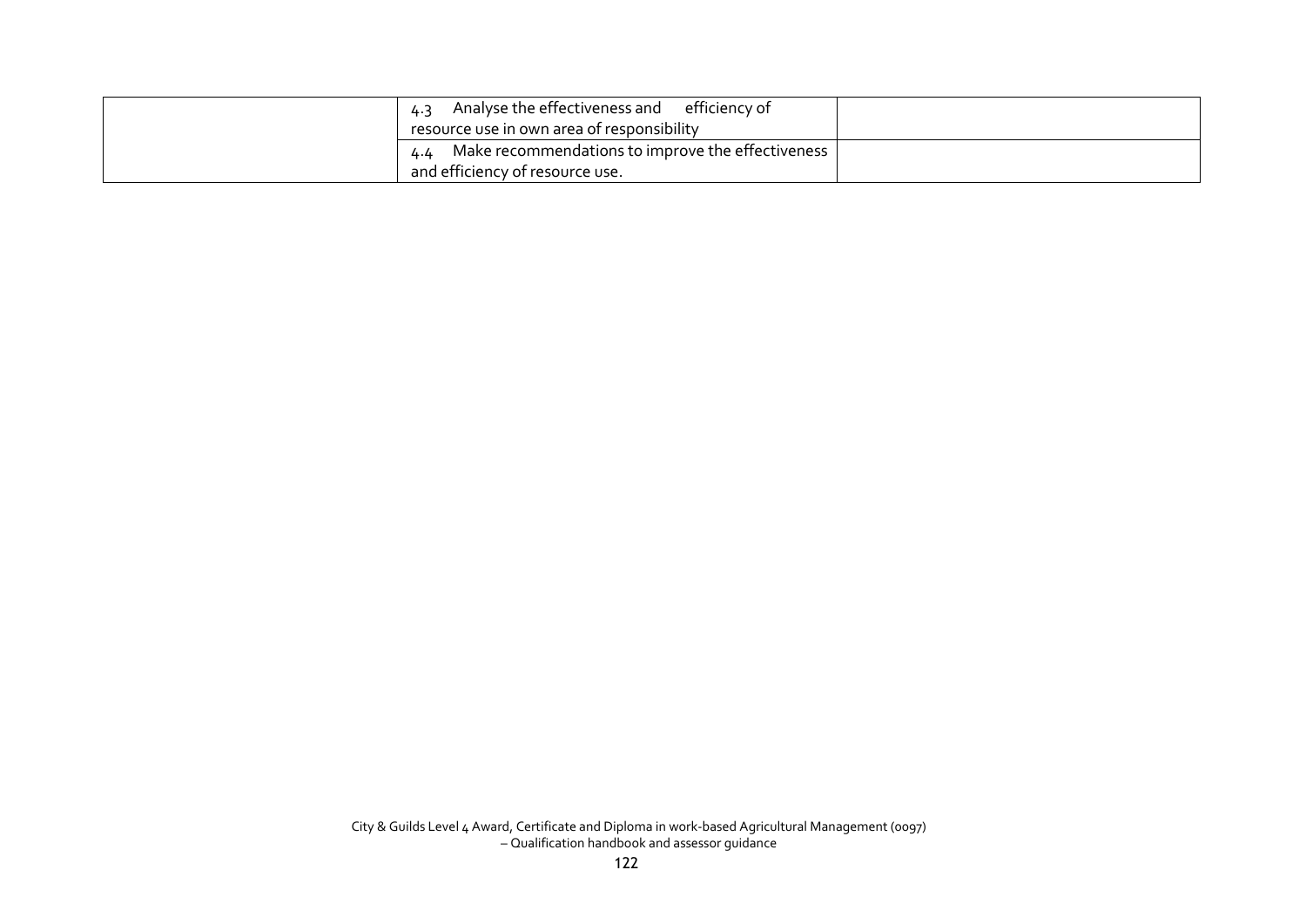| | | |
|---|---|---|
| | 4.3 Analyse the effectiveness and efficiency of resource use in own area of responsibility | |
| | 4.4 Make recommendations to improve the effectiveness and efficiency of resource use. | |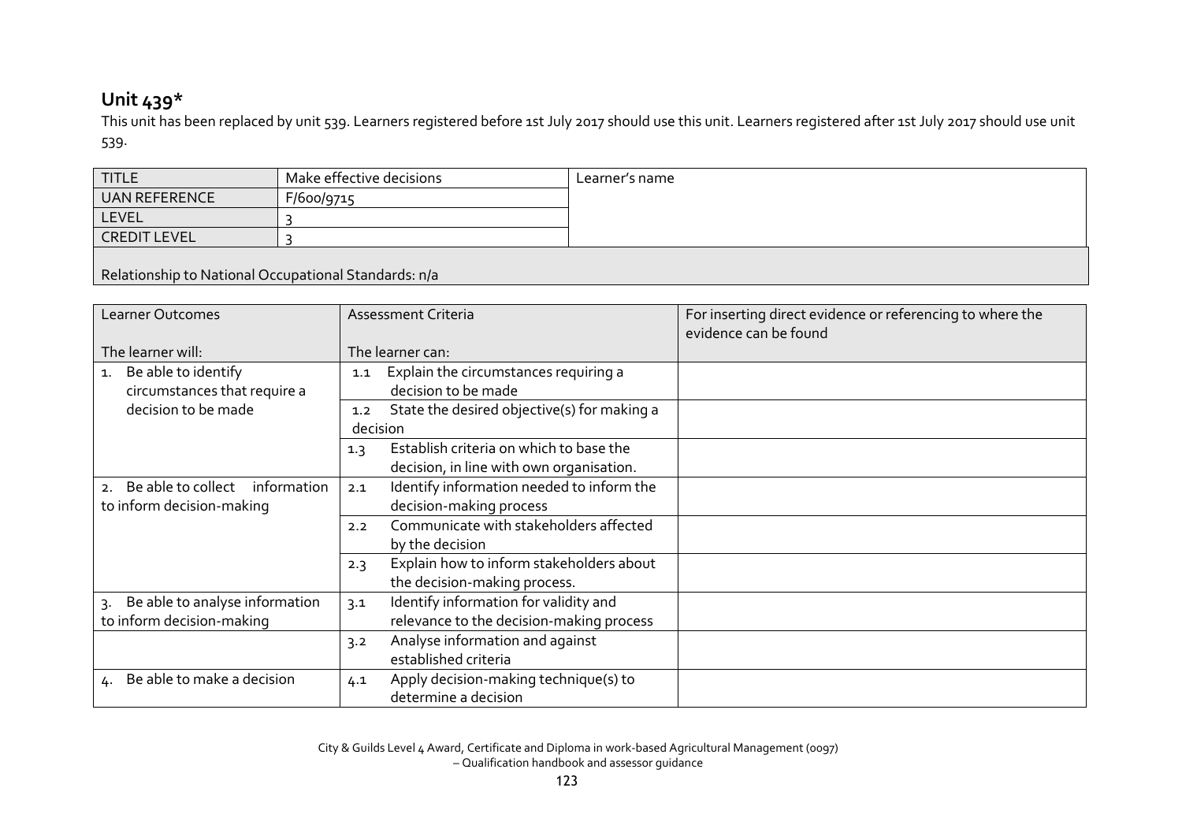## Unit 439*

This unit has been replaced by unit 539. Learners registered before 1st July 2017 should use this unit. Learners registered after 1st July 2017 should use unit 539.

| TITLE | Make effective decisions | Learner's name |
|---|---|---|
| UAN REFERENCE | F/600/9715 | |
| LEVEL | 3 | |
| CREDIT LEVEL | 3 | |
| Relationship to National Occupational Standards: n/a | | |

| Learner Outcomes<br><br>The learner will: | Assessment Criteria<br><br>The learner can: | For inserting direct evidence or referencing to where the evidence can be found |
|---|---|---|
| 1. Be able to identify circumstances that require a decision to be made | 1.1 Explain the circumstances requiring a decision to be made | |
| | 1.2 State the desired objective(s) for making a decision | |
| | 1.3 Establish criteria on which to base the decision, in line with own organisation. | |
| 2. Be able to collect information to inform decision-making | 2.1 Identify information needed to inform the decision-making process | |
| | 2.2 Communicate with stakeholders affected by the decision | |
| | 2.3 Explain how to inform stakeholders about the decision-making process. | |
| 3. Be able to analyse information to inform decision-making | 3.1 Identify information for validity and relevance to the decision-making process | |
| | 3.2 Analyse information and against established criteria | |
| 4. Be able to make a decision | 4.1 Apply decision-making technique(s) to determine a decision | |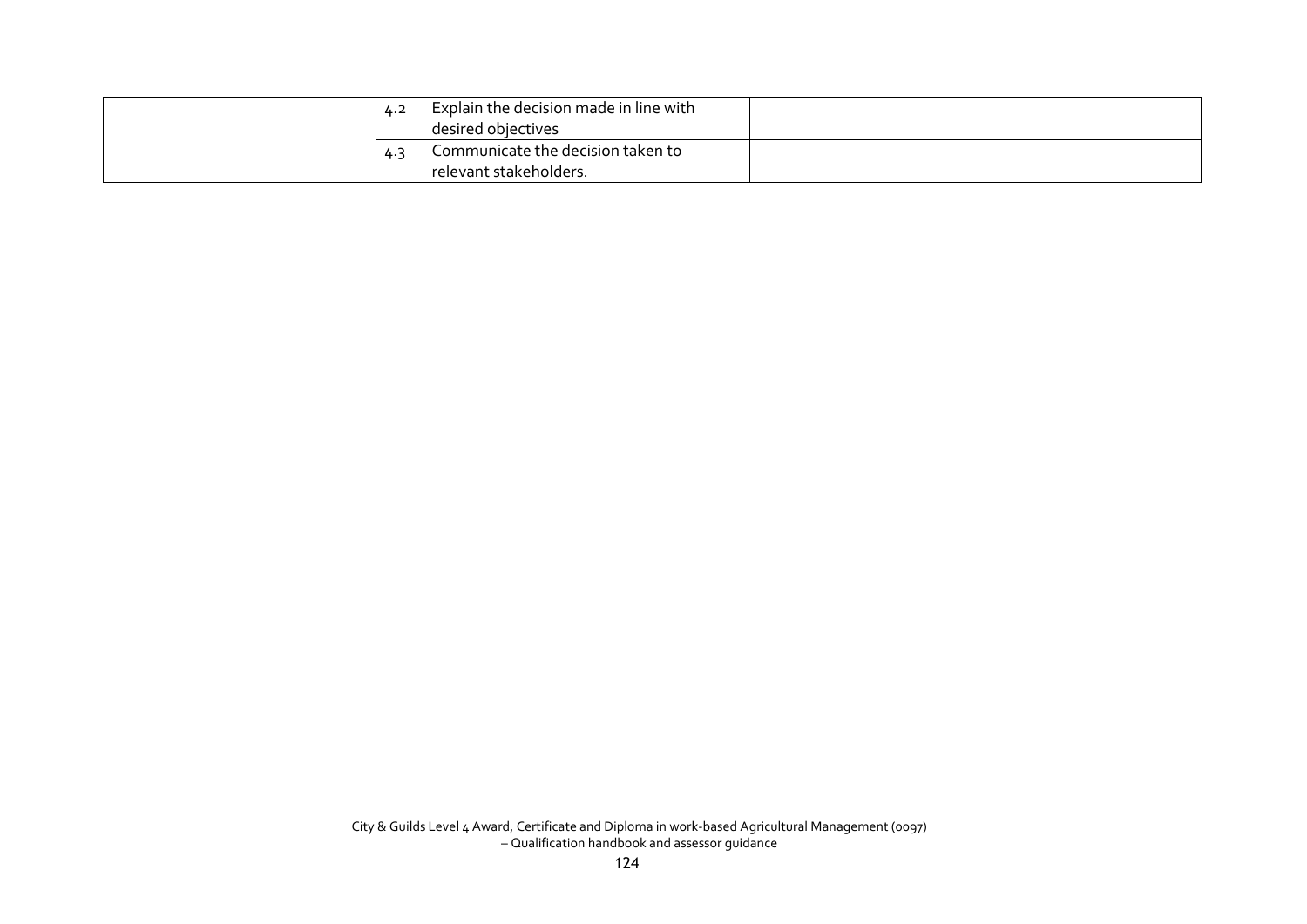| | | | |
|---|---|---|---|
| | 4.2 | Explain the decision made in line with desired objectives | |
| | 4.3 | Communicate the decision taken to relevant stakeholders. | |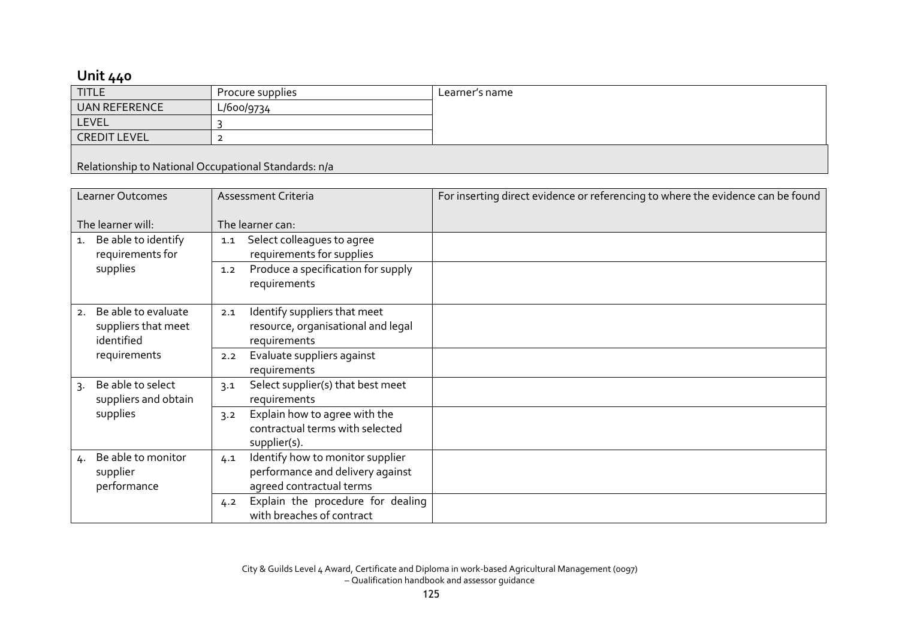## Unit 440

| TITLE | Procure supplies | Learner's name |
|---|---|---|
| UAN REFERENCE | L/600/9734 | |
| LEVEL | 3 | |
| CREDIT LEVEL | 2 | |
| Relationship to National Occupational Standards: n/a | | |

| Learner Outcomes<br><br>The learner will: | Assessment Criteria<br><br>The learner can: | For inserting direct evidence or referencing to where the evidence can be found |
|---|---|---|
| 1. Be able to identify requirements for supplies | 1.1 Select colleagues to agree requirements for supplies | |
| | 1.2 Produce a specification for supply requirements | |
| 2. Be able to evaluate suppliers that meet identified requirements | 2.1 Identify suppliers that meet resource, organisational and legal requirements | |
| | 2.2 Evaluate suppliers against requirements | |
| 3. Be able to select suppliers and obtain supplies | 3.1 Select supplier(s) that best meet requirements | |
| | 3.2 Explain how to agree with the contractual terms with selected supplier(s). | |
| 4. Be able to monitor supplier performance | 4.1 Identify how to monitor supplier performance and delivery against agreed contractual terms | |
| | 4.2 Explain the procedure for dealing with breaches of contract | |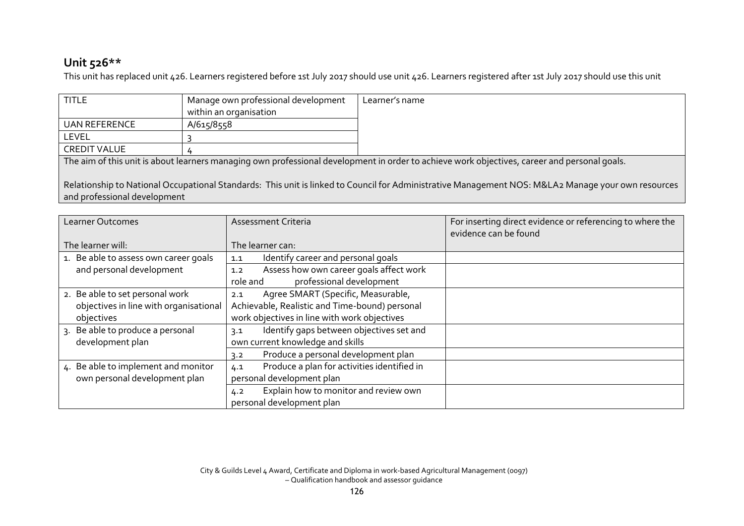## Unit 526**

This unit has replaced unit 426. Learners registered before 1st July 2017 should use unit 426. Learners registered after 1st July 2017 should use this unit

| TITLE | Manage own professional development within an organisation | Learner's name |
|---|---|---|
| UAN REFERENCE | A/615/8558 | |
| LEVEL | 3 | |
| CREDIT VALUE | 4 | |

The aim of this unit is about learners managing own professional development in order to achieve work objectives, career and personal goals.

Relationship to National Occupational Standards: This unit is linked to Council for Administrative Management NOS: M&LA2 Manage your own resources and professional development

| Learner Outcomes<br><br>The learner will: | Assessment Criteria<br><br>The learner can: | For inserting direct evidence or referencing to where the evidence can be found |
|---|---|---|
| 1. Be able to assess own career goals and personal development | 1.1 Identify career and personal goals | |
| | 1.2 Assess how own career goals affect work role and professional development | |
| 2. Be able to set personal work objectives in line with organisational objectives | 2.1 Agree SMART (Specific, Measurable, Achievable, Realistic and Time-bound) personal work objectives in line with work objectives | |
| 3. Be able to produce a personal development plan | 3.1 Identify gaps between objectives set and own current knowledge and skills | |
| | 3.2 Produce a personal development plan | |
| 4. Be able to implement and monitor own personal development plan | 4.1 Produce a plan for activities identified in personal development plan | |
| | 4.2 Explain how to monitor and review own personal development plan | |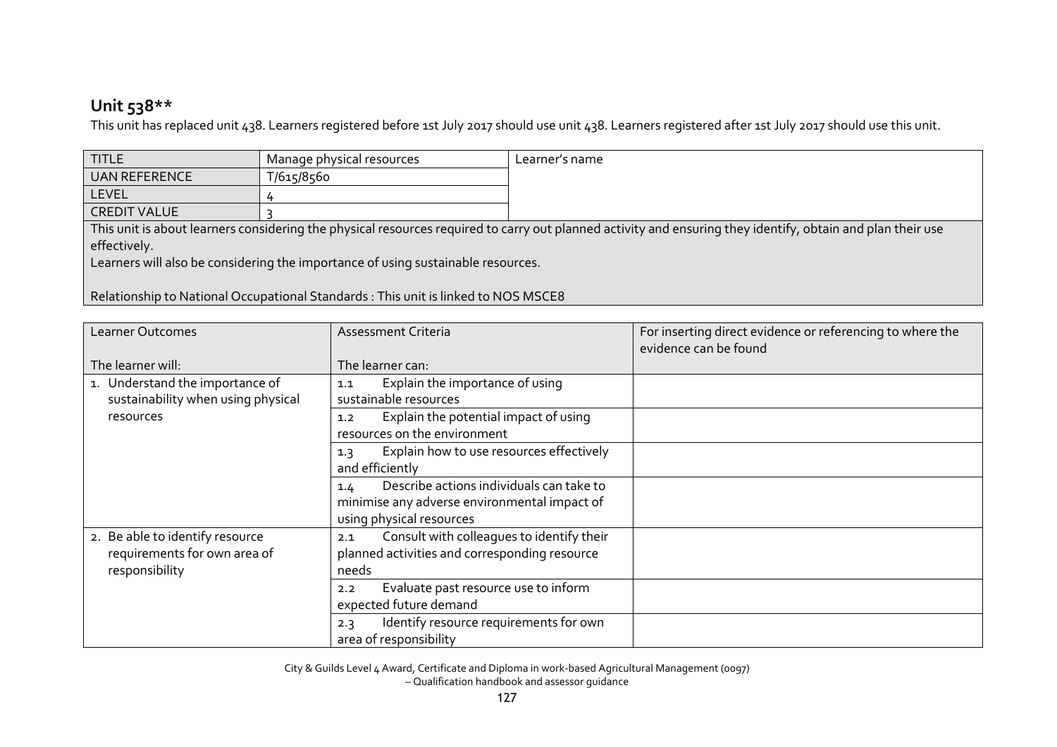## Unit 538**

This unit has replaced unit 438. Learners registered before 1st July 2017 should use unit 438. Learners registered after 1st July 2017 should use this unit.

| TITLE | Manage physical resources | Learner's name |
|---|---|---|
| UAN REFERENCE | T/615/8560 | |
| LEVEL | 4 | |
| CREDIT VALUE | 3 | |

This unit is about learners considering the physical resources required to carry out planned activity and ensuring they identify, obtain and plan their use effectively.

Learners will also be considering the importance of using sustainable resources.

Relationship to National Occupational Standards : This unit is linked to NOS MSCE8

| Learner Outcomes<br><br>The learner will: | Assessment Criteria<br><br>The learner can: | For inserting direct evidence or referencing to where the evidence can be found |
|---|---|---|
| 1. Understand the importance of sustainability when using physical resources | 1.1 Explain the importance of using sustainable resources | |
| | 1.2 Explain the potential impact of using resources on the environment | |
| | 1.3 Explain how to use resources effectively and efficiently | |
| | 1.4 Describe actions individuals can take to minimise any adverse environmental impact of using physical resources | |
| 2. Be able to identify resource requirements for own area of responsibility | 2.1 Consult with colleagues to identify their planned activities and corresponding resource needs | |
| | 2.2 Evaluate past resource use to inform expected future demand | |
| | 2.3 Identify resource requirements for own area of responsibility | |

City & Guilds Level 4 Award, Certificate and Diploma in work-based Agricultural Management (0097) – Qualification handbook and assessor guidance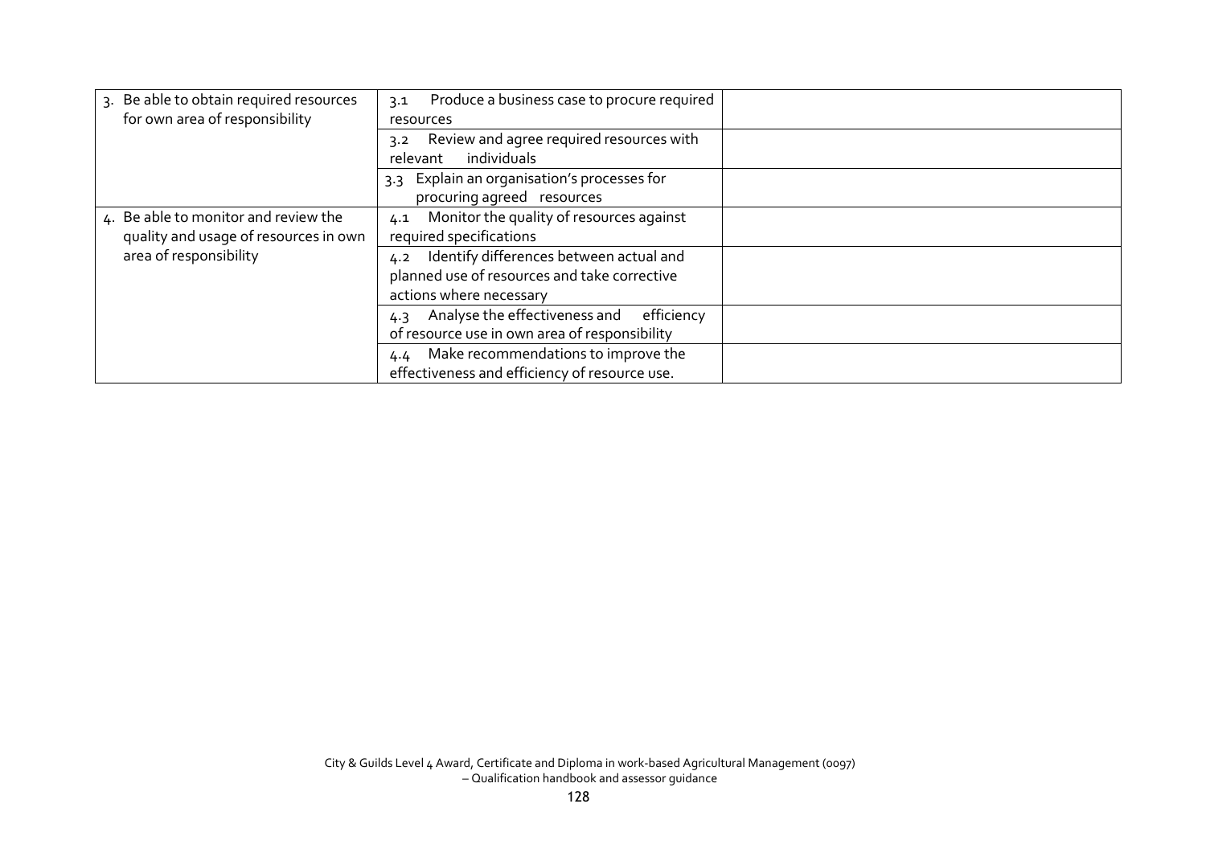| | | |
|---|---|---|
| 3. Be able to obtain required resources for own area of responsibility | 3.1 Produce a business case to procure required resources | |
| | 3.2 Review and agree required resources with relevant individuals | |
| | 3.3 Explain an organisation's processes for procuring agreed resources | |
| 4. Be able to monitor and review the quality and usage of resources in own area of responsibility | 4.1 Monitor the quality of resources against required specifications | |
| | 4.2 Identify differences between actual and planned use of resources and take corrective actions where necessary | |
| | 4.3 Analyse the effectiveness and efficiency of resource use in own area of responsibility | |
| | 4.4 Make recommendations to improve the effectiveness and efficiency of resource use. | |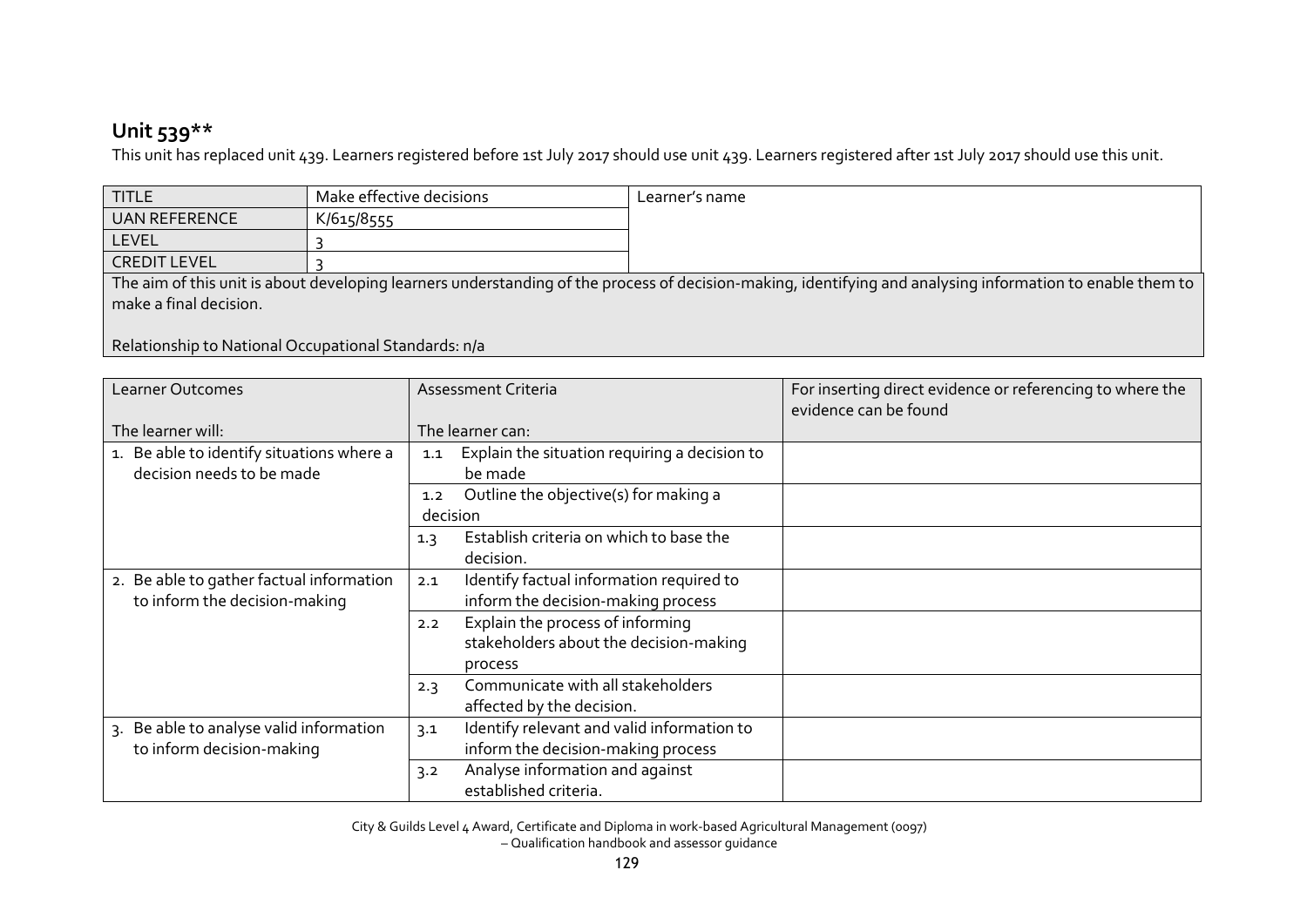## Unit 539**

This unit has replaced unit 439. Learners registered before 1st July 2017 should use unit 439. Learners registered after 1st July 2017 should use this unit.

| TITLE | Make effective decisions | Learner's name |
|---|---|---|
| UAN REFERENCE | K/615/8555 | |
| LEVEL | 3 | |
| CREDIT LEVEL | 3 | |
| The aim of this unit is about developing learners understanding of the process of decision-making, identifying and analysing information to enable them to make a final decision.<br><br>Relationship to National Occupational Standards: n/a | | |

| Learner Outcomes<br><br>The learner will: | Assessment Criteria<br><br>The learner can: | For inserting direct evidence or referencing to where the evidence can be found |
|---|---|---|
| 1. Be able to identify situations where a decision needs to be made | 1.1 Explain the situation requiring a decision to be made | |
| | 1.2 Outline the objective(s) for making a decision | |
| | 1.3 Establish criteria on which to base the decision. | |
| 2. Be able to gather factual information to inform the decision-making | 2.1 Identify factual information required to inform the decision-making process | |
| | 2.2 Explain the process of informing stakeholders about the decision-making process | |
| | 2.3 Communicate with all stakeholders affected by the decision. | |
| 3. Be able to analyse valid information to inform decision-making | 3.1 Identify relevant and valid information to inform the decision-making process | |
| | 3.2 Analyse information and against established criteria. | |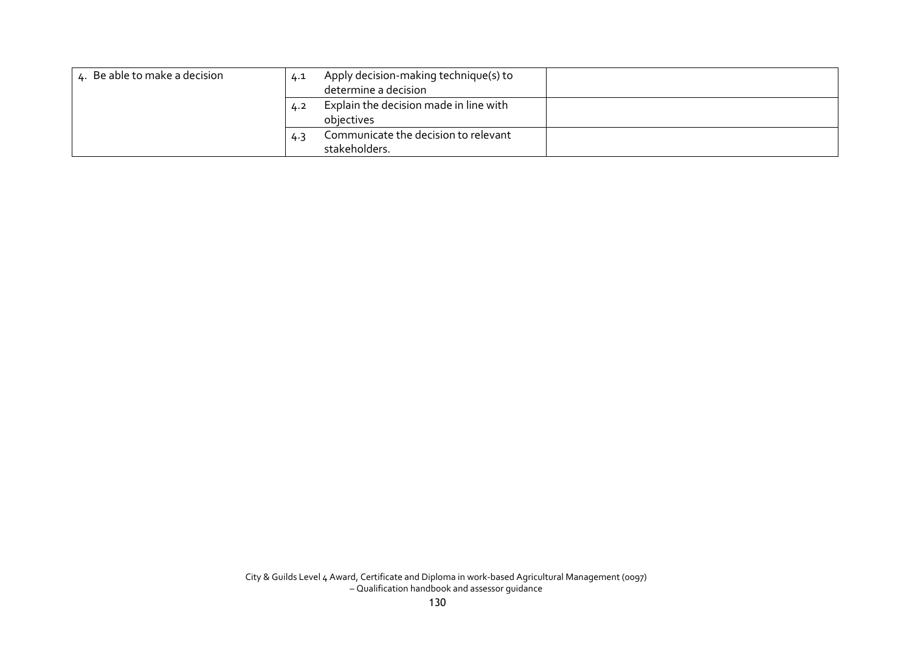| | | |
|---|---|---|
| 4. Be able to make a decision | 4.1 Apply decision-making technique(s) to determine a decision | |
| | 4.2 Explain the decision made in line with objectives | |
| | 4.3 Communicate the decision to relevant stakeholders. | |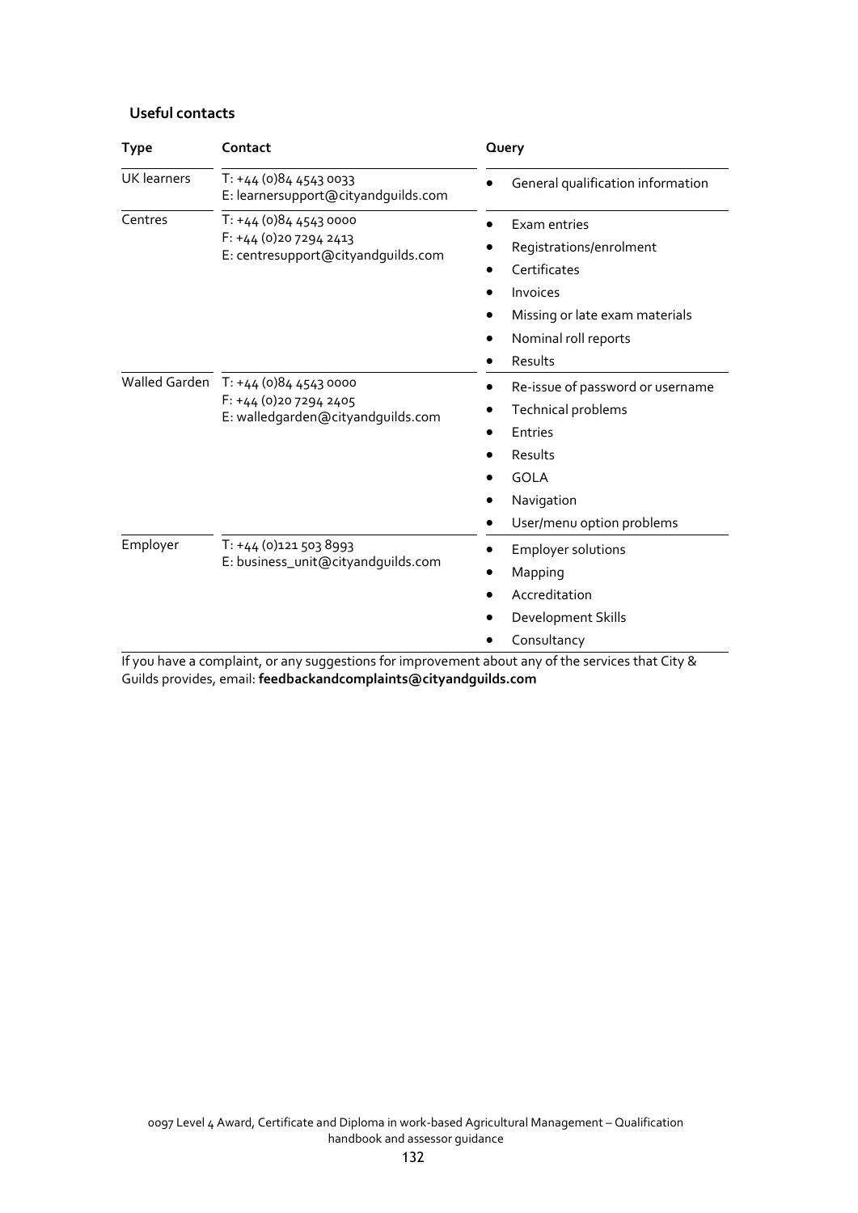## Useful contacts

| Type | Contact | Query |
|---|---|---|
| UK learners | T: +44 (0)84 4543 0033<br>E: learnersupport@cityandguilds.com | • General qualification information |
| Centres | T: +44 (0)84 4543 0000<br>F: +44 (0)20 7294 2413<br>E: centresupport@cityandguilds.com | • Exam entries<br>• Registrations/enrolment<br>• Certificates<br>• Invoices<br>• Missing or late exam materials<br>• Nominal roll reports<br>• Results |
| Walled Garden | T: +44 (0)84 4543 0000<br>F: +44 (0)20 7294 2405<br>E: walledgarden@cityandguilds.com | • Re-issue of password or username<br>• Technical problems<br>• Entries<br>• Results<br>• GOLA<br>• Navigation<br>• User/menu option problems |
| Employer | T: +44 (0)121 503 8993<br>E: business_unit@cityandguilds.com | • Employer solutions<br>• Mapping<br>• Accreditation<br>• Development Skills<br>• Consultancy |

If you have a complaint, or any suggestions for improvement about any of the services that City & Guilds provides, email: **feedbackandcomplaints@cityandguilds.com**